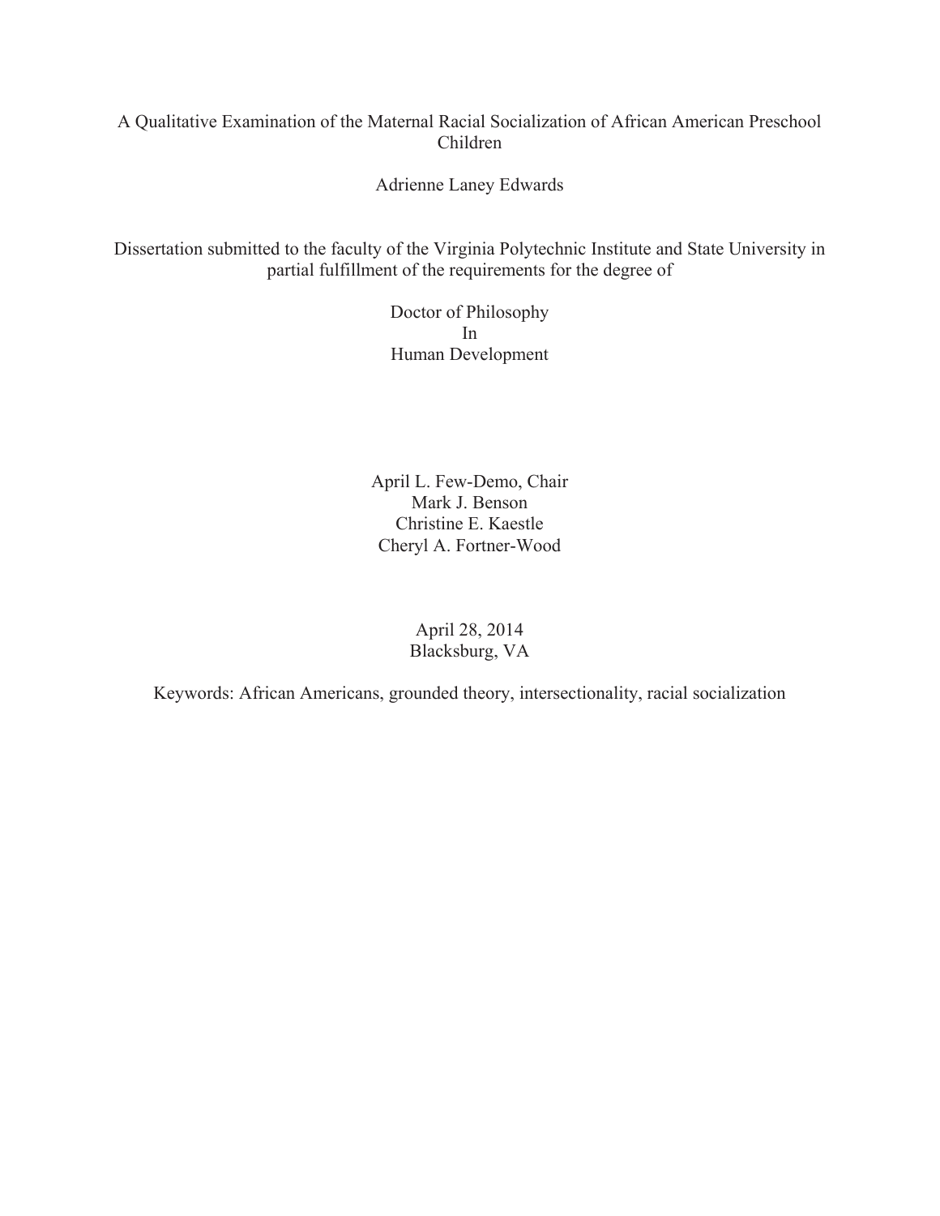# A Qualitative Examination of the Maternal Racial Socialization of African American Preschool Children

Adrienne Laney Edwards

Dissertation submitted to the faculty of the Virginia Polytechnic Institute and State University in partial fulfillment of the requirements for the degree of

Doctor of Philosophy
In
Human Development

April L. Few-Demo, Chair
Mark J. Benson
Christine E. Kaestle
Cheryl A. Fortner-Wood

April 28, 2014
Blacksburg, VA

Keywords: African Americans, grounded theory, intersectionality, racial socialization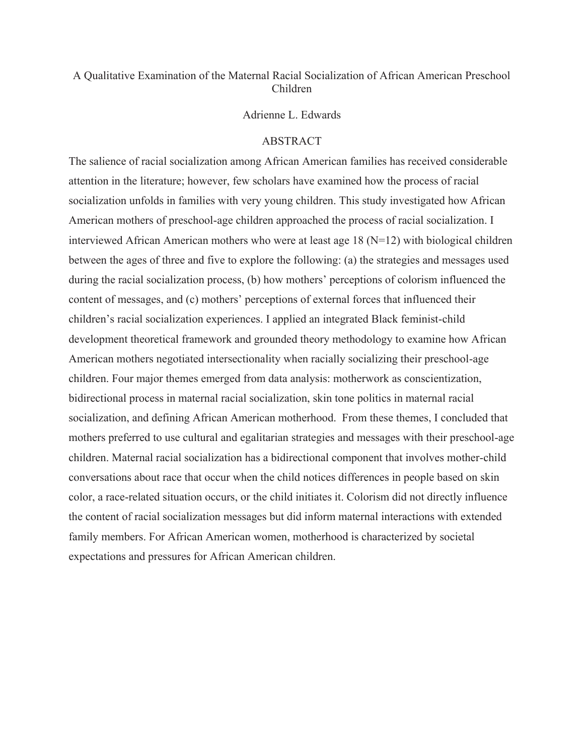# A Qualitative Examination of the Maternal Racial Socialization of African American Preschool Children

Adrienne L. Edwards

## ABSTRACT

The salience of racial socialization among African American families has received considerable attention in the literature; however, few scholars have examined how the process of racial socialization unfolds in families with very young children. This study investigated how African American mothers of preschool-age children approached the process of racial socialization. I interviewed African American mothers who were at least age 18 (N=12) with biological children between the ages of three and five to explore the following: (a) the strategies and messages used during the racial socialization process, (b) how mothers' perceptions of colorism influenced the content of messages, and (c) mothers' perceptions of external forces that influenced their children's racial socialization experiences. I applied an integrated Black feminist-child development theoretical framework and grounded theory methodology to examine how African American mothers negotiated intersectionality when racially socializing their preschool-age children. Four major themes emerged from data analysis: motherwork as conscientization, bidirectional process in maternal racial socialization, skin tone politics in maternal racial socialization, and defining African American motherhood. From these themes, I concluded that mothers preferred to use cultural and egalitarian strategies and messages with their preschool-age children. Maternal racial socialization has a bidirectional component that involves mother-child conversations about race that occur when the child notices differences in people based on skin color, a race-related situation occurs, or the child initiates it. Colorism did not directly influence the content of racial socialization messages but did inform maternal interactions with extended family members. For African American women, motherhood is characterized by societal expectations and pressures for African American children.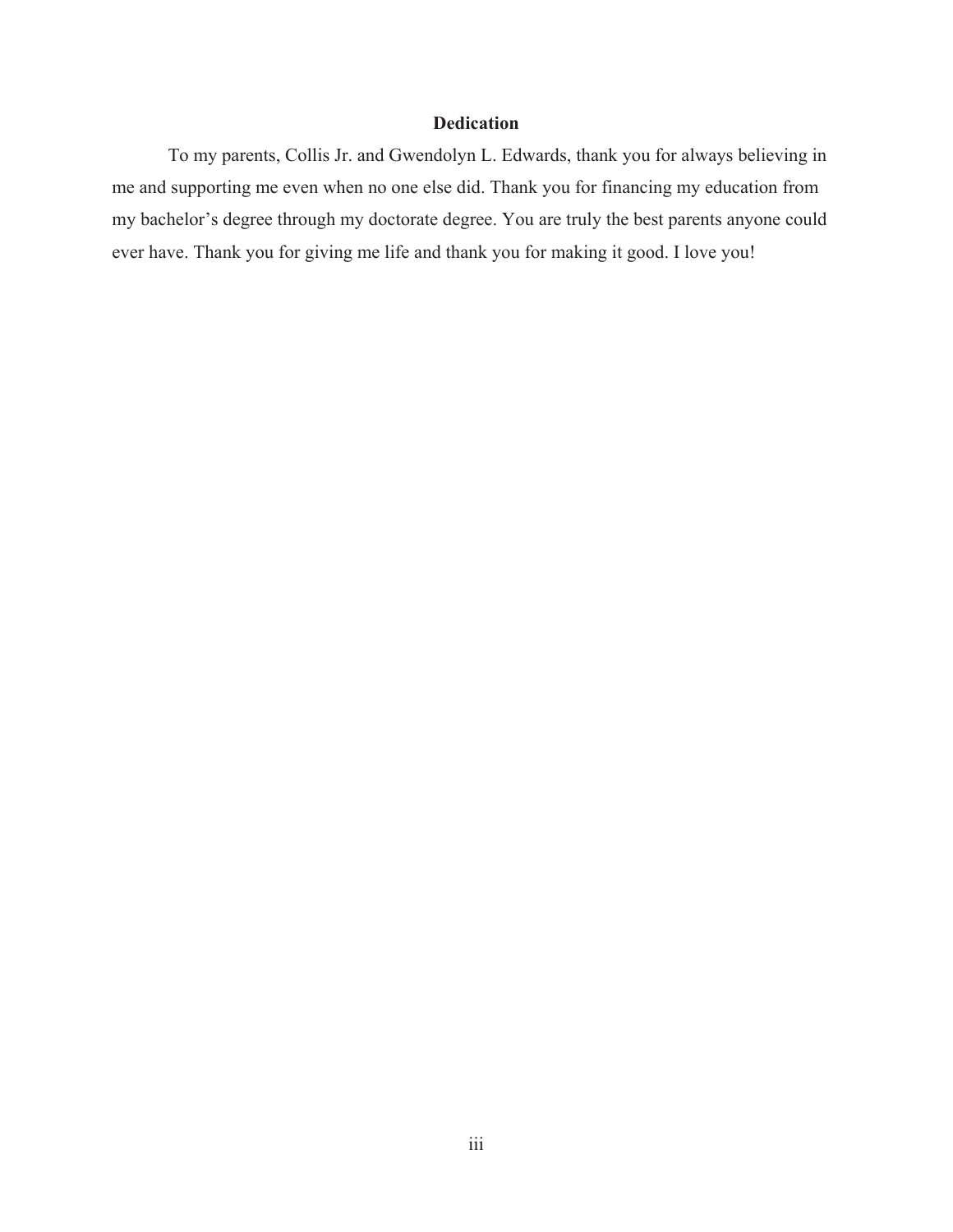## Dedication

To my parents, Collis Jr. and Gwendolyn L. Edwards, thank you for always believing in me and supporting me even when no one else did. Thank you for financing my education from my bachelor's degree through my doctorate degree. You are truly the best parents anyone could ever have. Thank you for giving me life and thank you for making it good. I love you!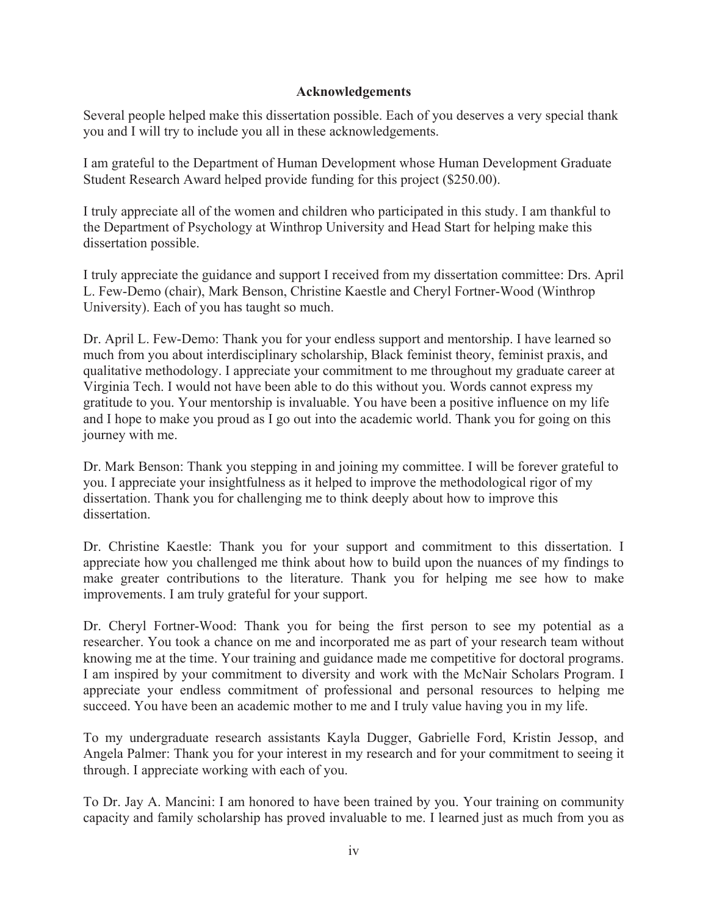## Acknowledgements

Several people helped make this dissertation possible. Each of you deserves a very special thank you and I will try to include you all in these acknowledgements.

I am grateful to the Department of Human Development whose Human Development Graduate Student Research Award helped provide funding for this project ($250.00).

I truly appreciate all of the women and children who participated in this study. I am thankful to the Department of Psychology at Winthrop University and Head Start for helping make this dissertation possible.

I truly appreciate the guidance and support I received from my dissertation committee: Drs. April L. Few-Demo (chair), Mark Benson, Christine Kaestle and Cheryl Fortner-Wood (Winthrop University). Each of you has taught so much.

Dr. April L. Few-Demo: Thank you for your endless support and mentorship. I have learned so much from you about interdisciplinary scholarship, Black feminist theory, feminist praxis, and qualitative methodology. I appreciate your commitment to me throughout my graduate career at Virginia Tech. I would not have been able to do this without you. Words cannot express my gratitude to you. Your mentorship is invaluable. You have been a positive influence on my life and I hope to make you proud as I go out into the academic world. Thank you for going on this journey with me.

Dr. Mark Benson: Thank you stepping in and joining my committee. I will be forever grateful to you. I appreciate your insightfulness as it helped to improve the methodological rigor of my dissertation. Thank you for challenging me to think deeply about how to improve this dissertation.

Dr. Christine Kaestle: Thank you for your support and commitment to this dissertation. I appreciate how you challenged me think about how to build upon the nuances of my findings to make greater contributions to the literature. Thank you for helping me see how to make improvements. I am truly grateful for your support.

Dr. Cheryl Fortner-Wood: Thank you for being the first person to see my potential as a researcher. You took a chance on me and incorporated me as part of your research team without knowing me at the time. Your training and guidance made me competitive for doctoral programs. I am inspired by your commitment to diversity and work with the McNair Scholars Program. I appreciate your endless commitment of professional and personal resources to helping me succeed. You have been an academic mother to me and I truly value having you in my life.

To my undergraduate research assistants Kayla Dugger, Gabrielle Ford, Kristin Jessop, and Angela Palmer: Thank you for your interest in my research and for your commitment to seeing it through. I appreciate working with each of you.

To Dr. Jay A. Mancini: I am honored to have been trained by you. Your training on community capacity and family scholarship has proved invaluable to me. I learned just as much from you as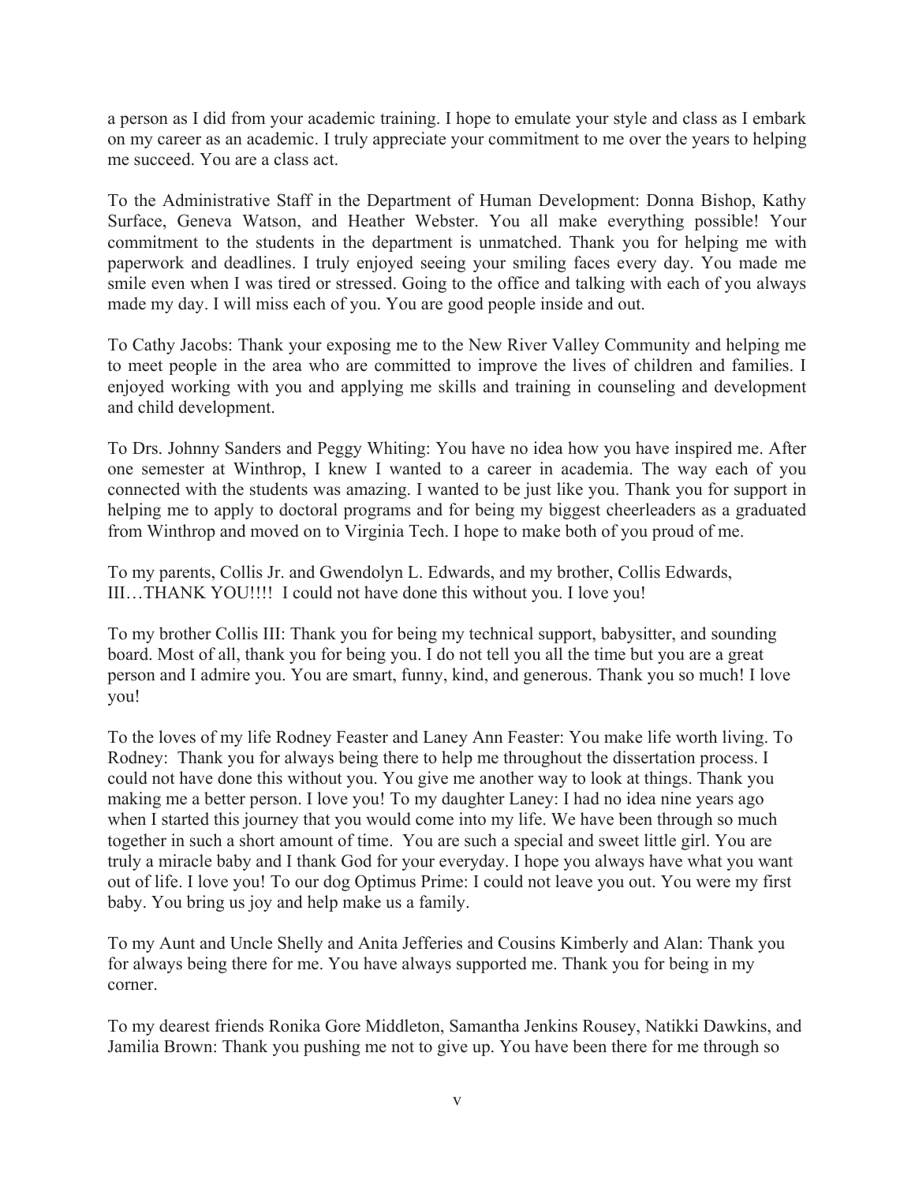a person as I did from your academic training. I hope to emulate your style and class as I embark on my career as an academic. I truly appreciate your commitment to me over the years to helping me succeed. You are a class act.

To the Administrative Staff in the Department of Human Development: Donna Bishop, Kathy Surface, Geneva Watson, and Heather Webster. You all make everything possible! Your commitment to the students in the department is unmatched. Thank you for helping me with paperwork and deadlines. I truly enjoyed seeing your smiling faces every day. You made me smile even when I was tired or stressed. Going to the office and talking with each of you always made my day. I will miss each of you. You are good people inside and out.

To Cathy Jacobs: Thank your exposing me to the New River Valley Community and helping me to meet people in the area who are committed to improve the lives of children and families. I enjoyed working with you and applying me skills and training in counseling and development and child development.

To Drs. Johnny Sanders and Peggy Whiting: You have no idea how you have inspired me. After one semester at Winthrop, I knew I wanted to a career in academia. The way each of you connected with the students was amazing. I wanted to be just like you. Thank you for support in helping me to apply to doctoral programs and for being my biggest cheerleaders as a graduated from Winthrop and moved on to Virginia Tech. I hope to make both of you proud of me.

To my parents, Collis Jr. and Gwendolyn L. Edwards, and my brother, Collis Edwards, III…THANK YOU!!!! I could not have done this without you. I love you!

To my brother Collis III: Thank you for being my technical support, babysitter, and sounding board. Most of all, thank you for being you. I do not tell you all the time but you are a great person and I admire you. You are smart, funny, kind, and generous. Thank you so much! I love you!

To the loves of my life Rodney Feaster and Laney Ann Feaster: You make life worth living. To Rodney: Thank you for always being there to help me throughout the dissertation process. I could not have done this without you. You give me another way to look at things. Thank you making me a better person. I love you! To my daughter Laney: I had no idea nine years ago when I started this journey that you would come into my life. We have been through so much together in such a short amount of time. You are such a special and sweet little girl. You are truly a miracle baby and I thank God for your everyday. I hope you always have what you want out of life. I love you! To our dog Optimus Prime: I could not leave you out. You were my first baby. You bring us joy and help make us a family.

To my Aunt and Uncle Shelly and Anita Jefferies and Cousins Kimberly and Alan: Thank you for always being there for me. You have always supported me. Thank you for being in my corner.

To my dearest friends Ronika Gore Middleton, Samantha Jenkins Rousey, Natikki Dawkins, and Jamilia Brown: Thank you pushing me not to give up. You have been there for me through so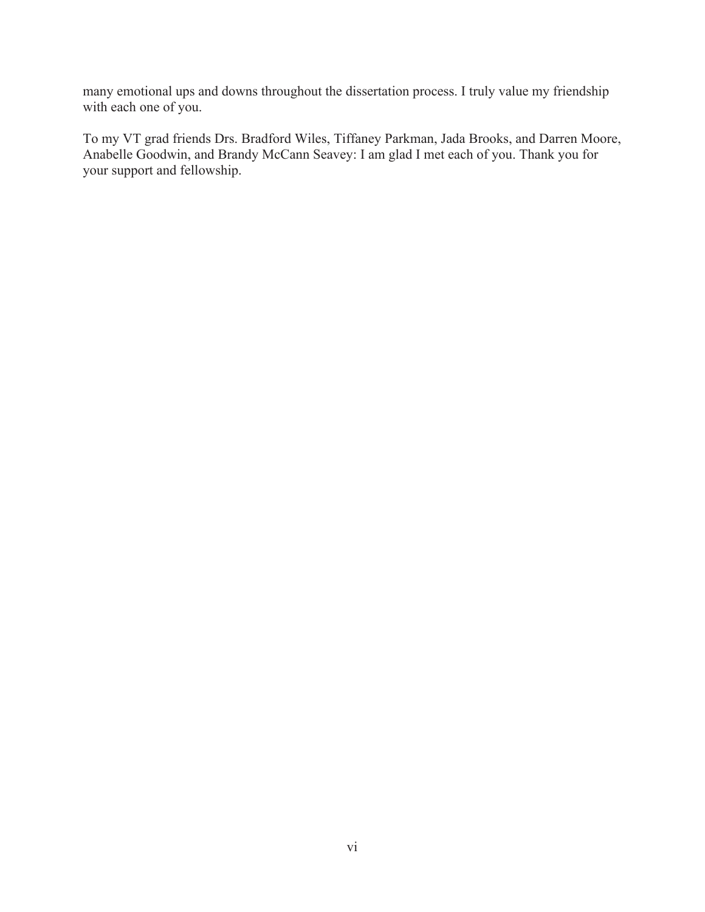many emotional ups and downs throughout the dissertation process. I truly value my friendship with each one of you.

To my VT grad friends Drs. Bradford Wiles, Tiffaney Parkman, Jada Brooks, and Darren Moore, Anabelle Goodwin, and Brandy McCann Seavey: I am glad I met each of you. Thank you for your support and fellowship.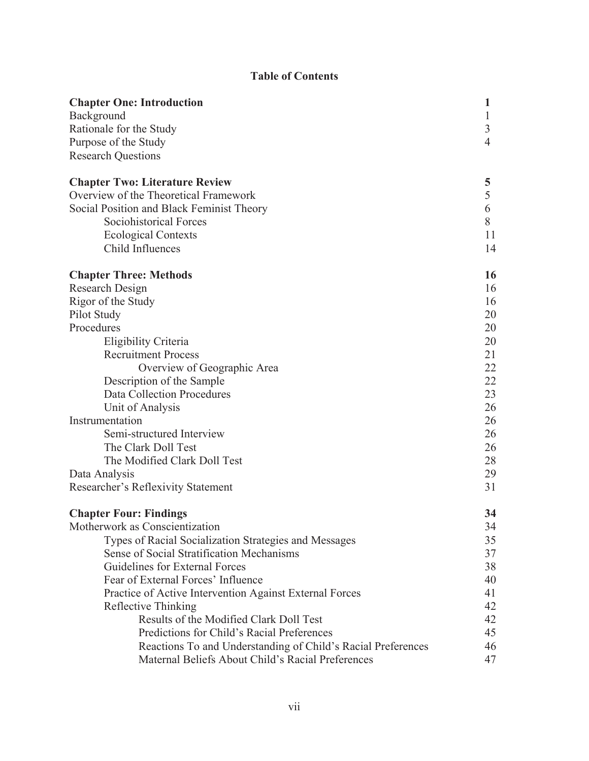## Table of Contents

| | |
|---|---|
| **Chapter One: Introduction** | **1** |
| Background | 1 |
| Rationale for the Study | 3 |
| Purpose of the Study | 4 |
| Research Questions | |
| **Chapter Two: Literature Review** | **5** |
| Overview of the Theoretical Framework | 5 |
| Social Position and Black Feminist Theory | 6 |
| Sociohistorical Forces | 8 |
| Ecological Contexts | 11 |
| Child Influences | 14 |
| **Chapter Three: Methods** | **16** |
| Research Design | 16 |
| Rigor of the Study | 16 |
| Pilot Study | 20 |
| Procedures | 20 |
| Eligibility Criteria | 20 |
| Recruitment Process | 21 |
| Overview of Geographic Area | 22 |
| Description of the Sample | 22 |
| Data Collection Procedures | 23 |
| Unit of Analysis | 26 |
| Instrumentation | 26 |
| Semi-structured Interview | 26 |
| The Clark Doll Test | 26 |
| The Modified Clark Doll Test | 28 |
| Data Analysis | 29 |
| Researcher's Reflexivity Statement | 31 |
| **Chapter Four: Findings** | **34** |
| Motherwork as Conscientization | 34 |
| Types of Racial Socialization Strategies and Messages | 35 |
| Sense of Social Stratification Mechanisms | 37 |
| Guidelines for External Forces | 38 |
| Fear of External Forces' Influence | 40 |
| Practice of Active Intervention Against External Forces | 41 |
| Reflective Thinking | 42 |
| Results of the Modified Clark Doll Test | 42 |
| Predictions for Child's Racial Preferences | 45 |
| Reactions To and Understanding of Child's Racial Preferences | 46 |
| Maternal Beliefs About Child's Racial Preferences | 47 |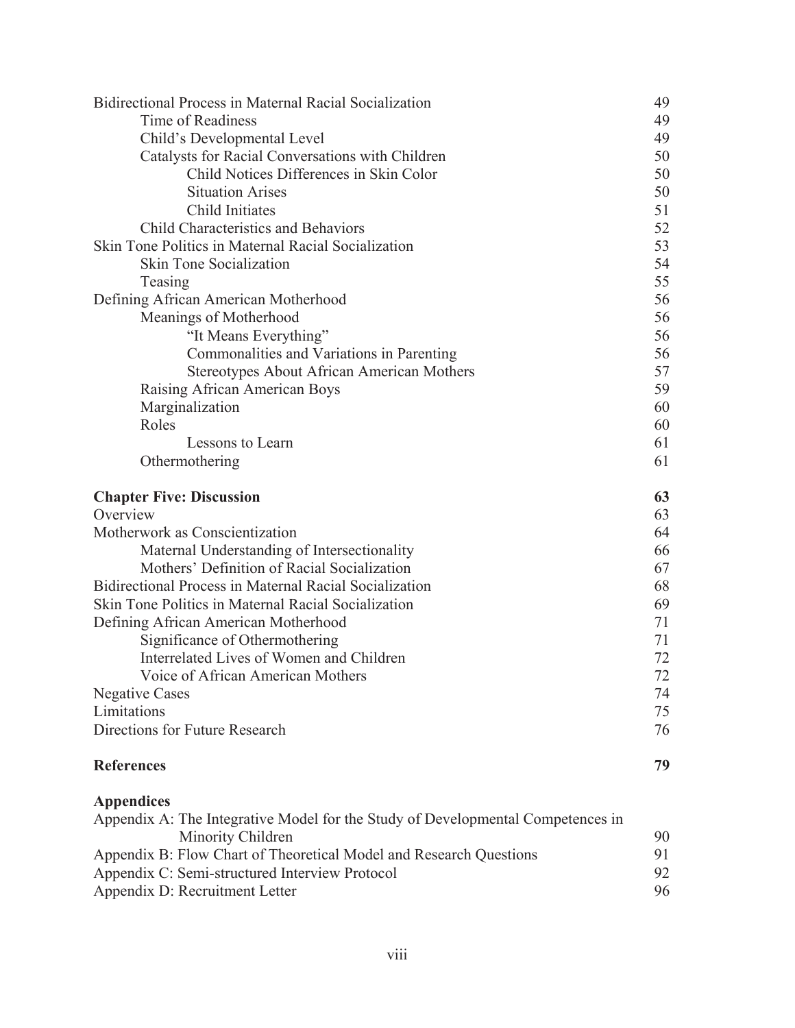| | |
|---|---|
| Bidirectional Process in Maternal Racial Socialization | 49 |
| Time of Readiness | 49 |
| Child's Developmental Level | 49 |
| Catalysts for Racial Conversations with Children | 50 |
| Child Notices Differences in Skin Color | 50 |
| Situation Arises | 50 |
| Child Initiates | 51 |
| Child Characteristics and Behaviors | 52 |
| Skin Tone Politics in Maternal Racial Socialization | 53 |
| Skin Tone Socialization | 54 |
| Teasing | 55 |
| Defining African American Motherhood | 56 |
| Meanings of Motherhood | 56 |
| "It Means Everything" | 56 |
| Commonalities and Variations in Parenting | 56 |
| Stereotypes About African American Mothers | 57 |
| Raising African American Boys | 59 |
| Marginalization | 60 |
| Roles | 60 |
| Lessons to Learn | 61 |
| Othermothering | 61 |
| **Chapter Five: Discussion** | **63** |
| Overview | 63 |
| Motherwork as Conscientization | 64 |
| Maternal Understanding of Intersectionality | 66 |
| Mothers' Definition of Racial Socialization | 67 |
| Bidirectional Process in Maternal Racial Socialization | 68 |
| Skin Tone Politics in Maternal Racial Socialization | 69 |
| Defining African American Motherhood | 71 |
| Significance of Othermothering | 71 |
| Interrelated Lives of Women and Children | 72 |
| Voice of African American Mothers | 72 |
| Negative Cases | 74 |
| Limitations | 75 |
| Directions for Future Research | 76 |
| **References** | **79** |
| **Appendices** | |
| Appendix A: The Integrative Model for the Study of Developmental Competences in Minority Children | 90 |
| Appendix B: Flow Chart of Theoretical Model and Research Questions | 91 |
| Appendix C: Semi-structured Interview Protocol | 92 |
| Appendix D: Recruitment Letter | 96 |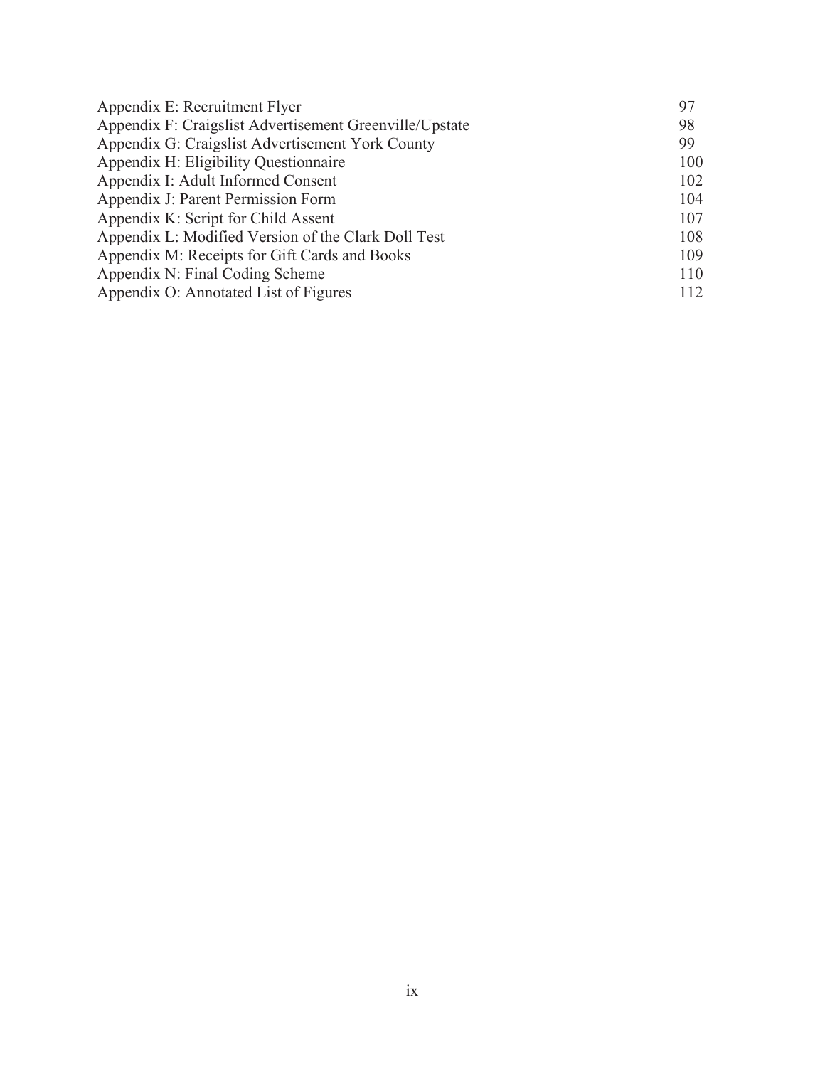| | |
|---|---|
| Appendix E: Recruitment Flyer | 97 |
| Appendix F: Craigslist Advertisement Greenville/Upstate | 98 |
| Appendix G: Craigslist Advertisement York County | 99 |
| Appendix H: Eligibility Questionnaire | 100 |
| Appendix I: Adult Informed Consent | 102 |
| Appendix J: Parent Permission Form | 104 |
| Appendix K: Script for Child Assent | 107 |
| Appendix L: Modified Version of the Clark Doll Test | 108 |
| Appendix M: Receipts for Gift Cards and Books | 109 |
| Appendix N: Final Coding Scheme | 110 |
| Appendix O: Annotated List of Figures | 112 |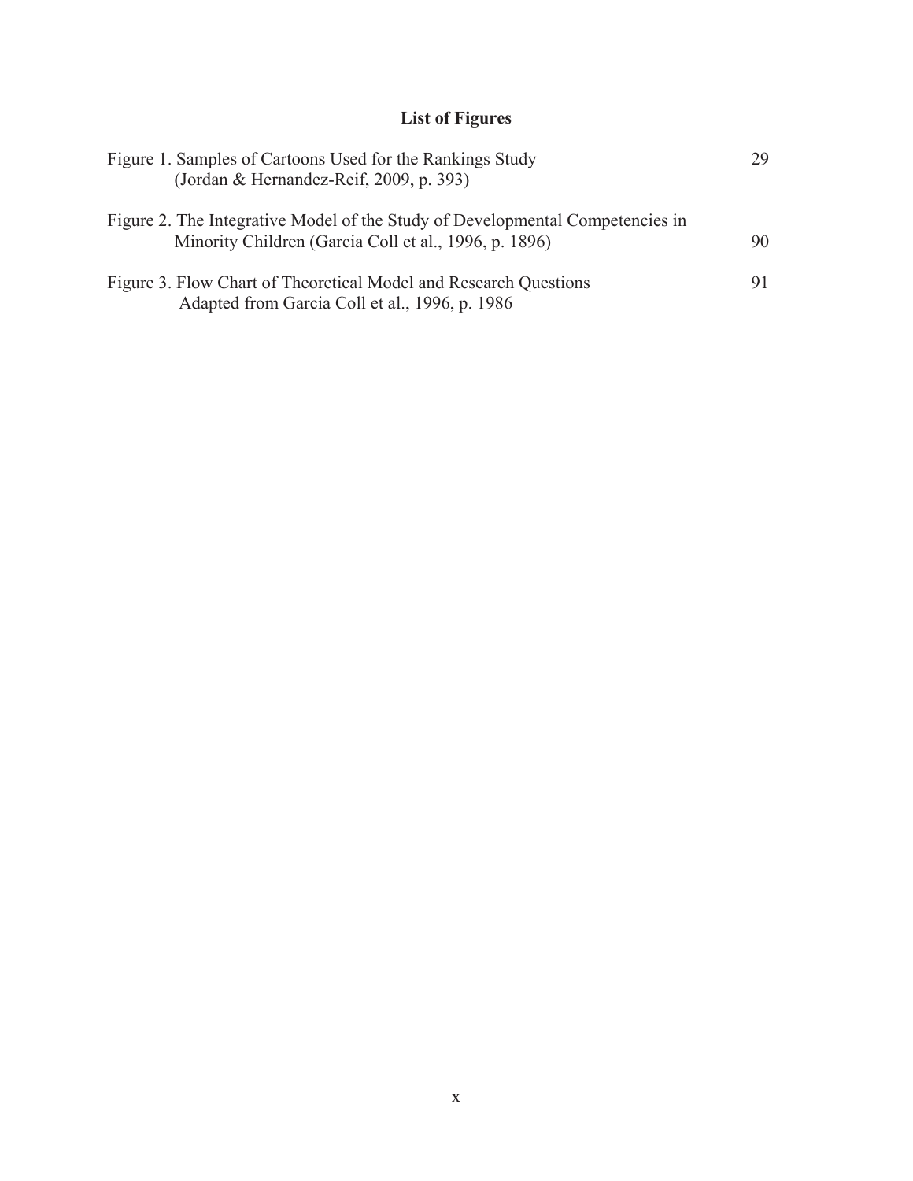# List of Figures

Figure 1. Samples of Cartoons Used for the Rankings Study (Jordan & Hernandez-Reif, 2009, p. 393) 29

Figure 2. The Integrative Model of the Study of Developmental Competencies in Minority Children (Garcia Coll et al., 1996, p. 1896) 90

Figure 3. Flow Chart of Theoretical Model and Research Questions Adapted from Garcia Coll et al., 1996, p. 1986 91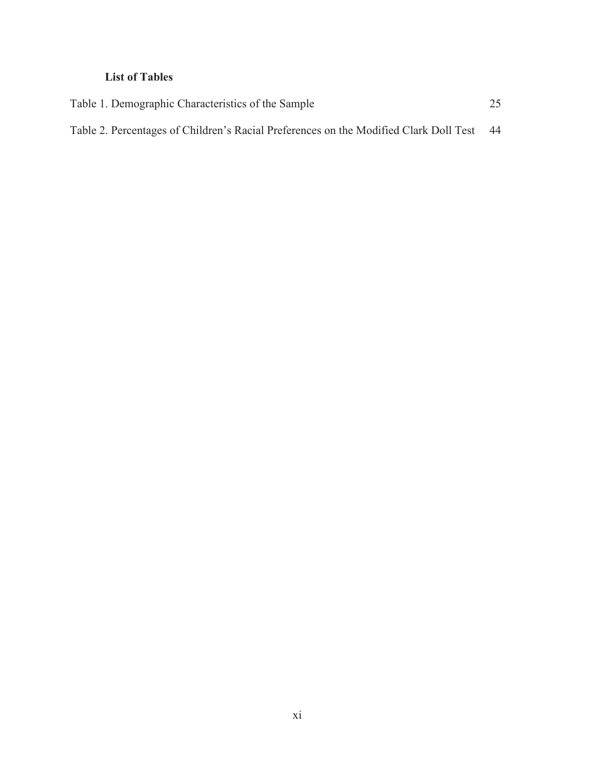## List of Tables

Table 1. Demographic Characteristics of the Sample 25

Table 2. Percentages of Children's Racial Preferences on the Modified Clark Doll Test 44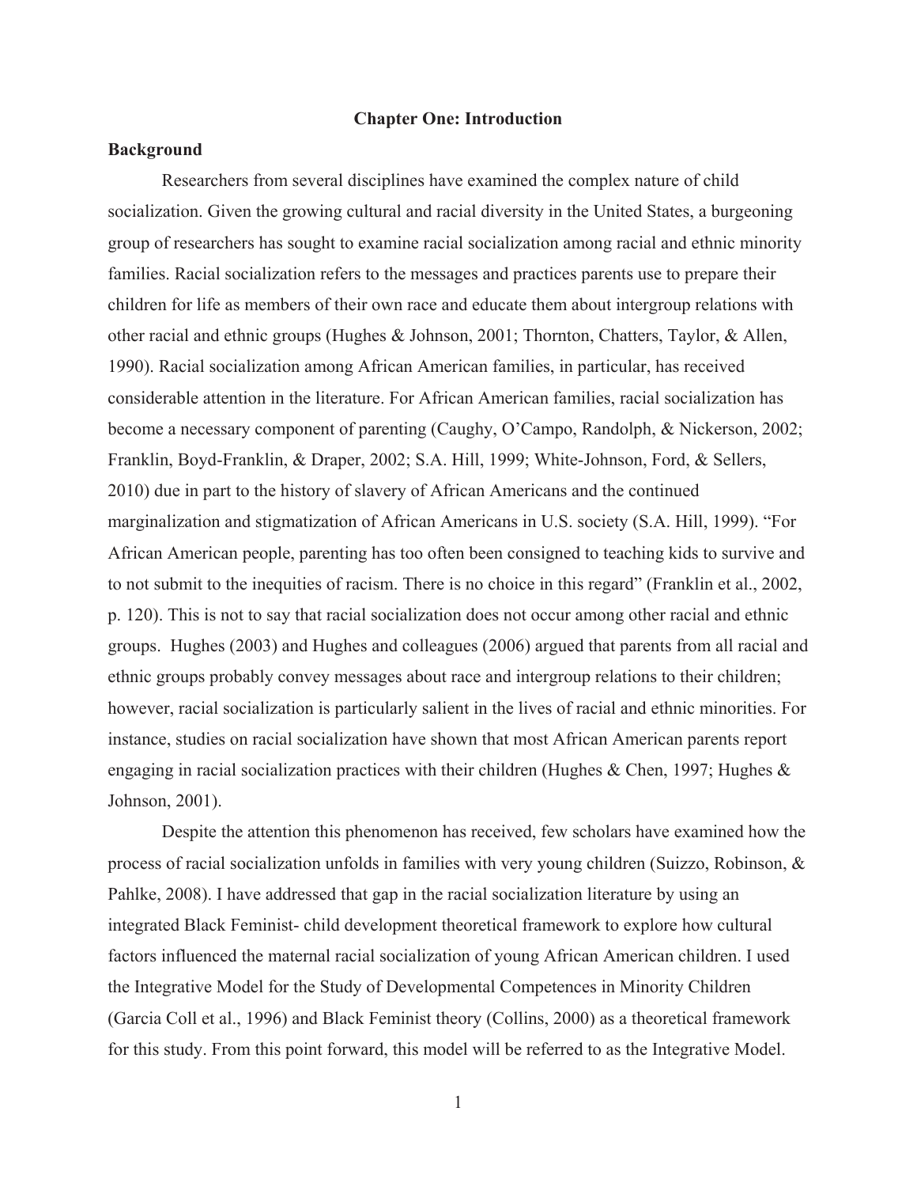# Chapter One: Introduction

## Background

Researchers from several disciplines have examined the complex nature of child socialization. Given the growing cultural and racial diversity in the United States, a burgeoning group of researchers has sought to examine racial socialization among racial and ethnic minority families. Racial socialization refers to the messages and practices parents use to prepare their children for life as members of their own race and educate them about intergroup relations with other racial and ethnic groups (Hughes & Johnson, 2001; Thornton, Chatters, Taylor, & Allen, 1990). Racial socialization among African American families, in particular, has received considerable attention in the literature. For African American families, racial socialization has become a necessary component of parenting (Caughy, O'Campo, Randolph, & Nickerson, 2002; Franklin, Boyd-Franklin, & Draper, 2002; S.A. Hill, 1999; White-Johnson, Ford, & Sellers, 2010) due in part to the history of slavery of African Americans and the continued marginalization and stigmatization of African Americans in U.S. society (S.A. Hill, 1999). "For African American people, parenting has too often been consigned to teaching kids to survive and to not submit to the inequities of racism. There is no choice in this regard" (Franklin et al., 2002, p. 120). This is not to say that racial socialization does not occur among other racial and ethnic groups. Hughes (2003) and Hughes and colleagues (2006) argued that parents from all racial and ethnic groups probably convey messages about race and intergroup relations to their children; however, racial socialization is particularly salient in the lives of racial and ethnic minorities. For instance, studies on racial socialization have shown that most African American parents report engaging in racial socialization practices with their children (Hughes & Chen, 1997; Hughes & Johnson, 2001).

Despite the attention this phenomenon has received, few scholars have examined how the process of racial socialization unfolds in families with very young children (Suizzo, Robinson, & Pahlke, 2008). I have addressed that gap in the racial socialization literature by using an integrated Black Feminist- child development theoretical framework to explore how cultural factors influenced the maternal racial socialization of young African American children. I used the Integrative Model for the Study of Developmental Competences in Minority Children (Garcia Coll et al., 1996) and Black Feminist theory (Collins, 2000) as a theoretical framework for this study. From this point forward, this model will be referred to as the Integrative Model.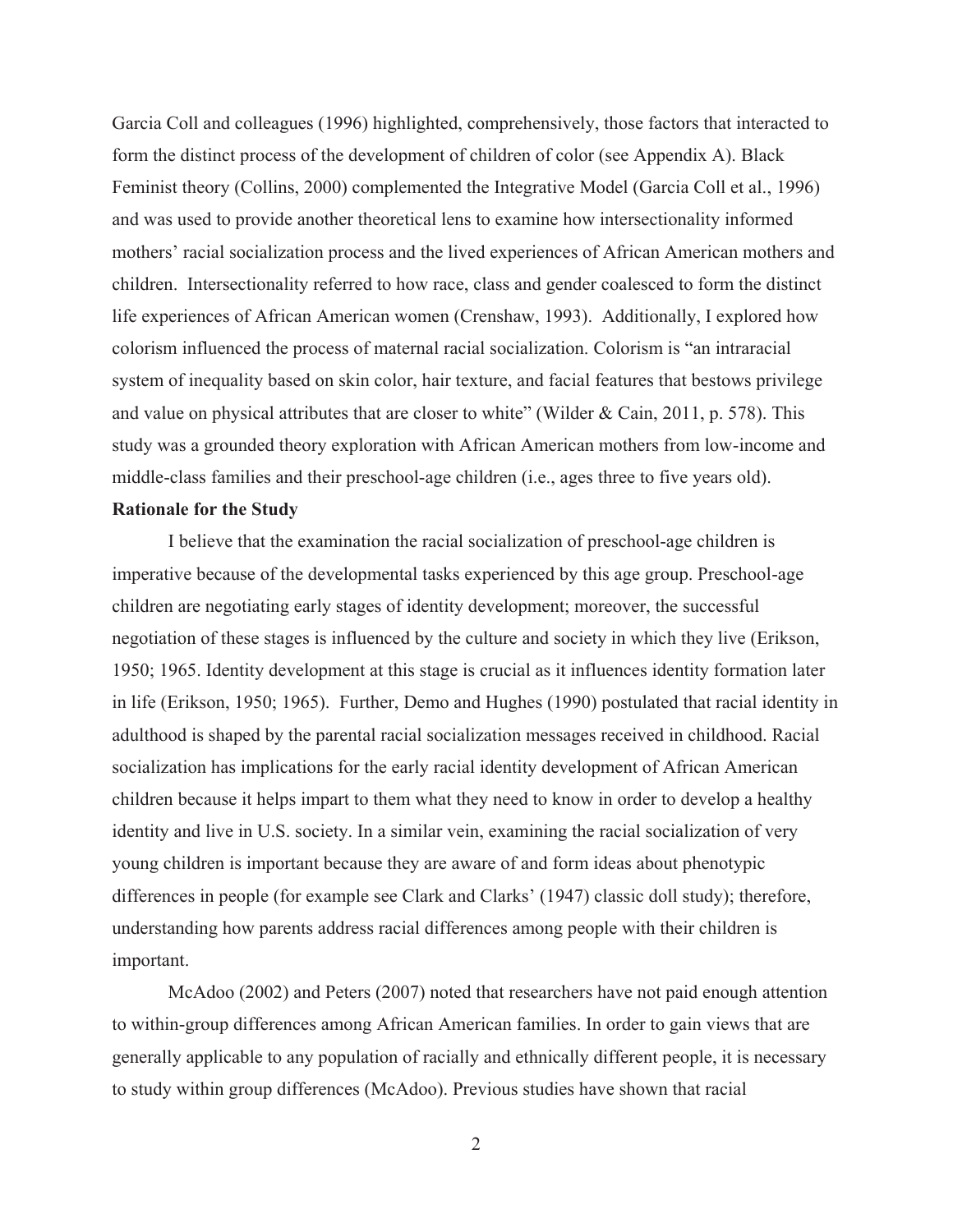Garcia Coll and colleagues (1996) highlighted, comprehensively, those factors that interacted to form the distinct process of the development of children of color (see Appendix A). Black Feminist theory (Collins, 2000) complemented the Integrative Model (Garcia Coll et al., 1996) and was used to provide another theoretical lens to examine how intersectionality informed mothers' racial socialization process and the lived experiences of African American mothers and children. Intersectionality referred to how race, class and gender coalesced to form the distinct life experiences of African American women (Crenshaw, 1993). Additionally, I explored how colorism influenced the process of maternal racial socialization. Colorism is "an intraracial system of inequality based on skin color, hair texture, and facial features that bestows privilege and value on physical attributes that are closer to white" (Wilder & Cain, 2011, p. 578). This study was a grounded theory exploration with African American mothers from low-income and middle-class families and their preschool-age children (i.e., ages three to five years old).

**Rationale for the Study**

I believe that the examination the racial socialization of preschool-age children is imperative because of the developmental tasks experienced by this age group. Preschool-age children are negotiating early stages of identity development; moreover, the successful negotiation of these stages is influenced by the culture and society in which they live (Erikson, 1950; 1965. Identity development at this stage is crucial as it influences identity formation later in life (Erikson, 1950; 1965). Further, Demo and Hughes (1990) postulated that racial identity in adulthood is shaped by the parental racial socialization messages received in childhood. Racial socialization has implications for the early racial identity development of African American children because it helps impart to them what they need to know in order to develop a healthy identity and live in U.S. society. In a similar vein, examining the racial socialization of very young children is important because they are aware of and form ideas about phenotypic differences in people (for example see Clark and Clarks' (1947) classic doll study); therefore, understanding how parents address racial differences among people with their children is important.

McAdoo (2002) and Peters (2007) noted that researchers have not paid enough attention to within-group differences among African American families. In order to gain views that are generally applicable to any population of racially and ethnically different people, it is necessary to study within group differences (McAdoo). Previous studies have shown that racial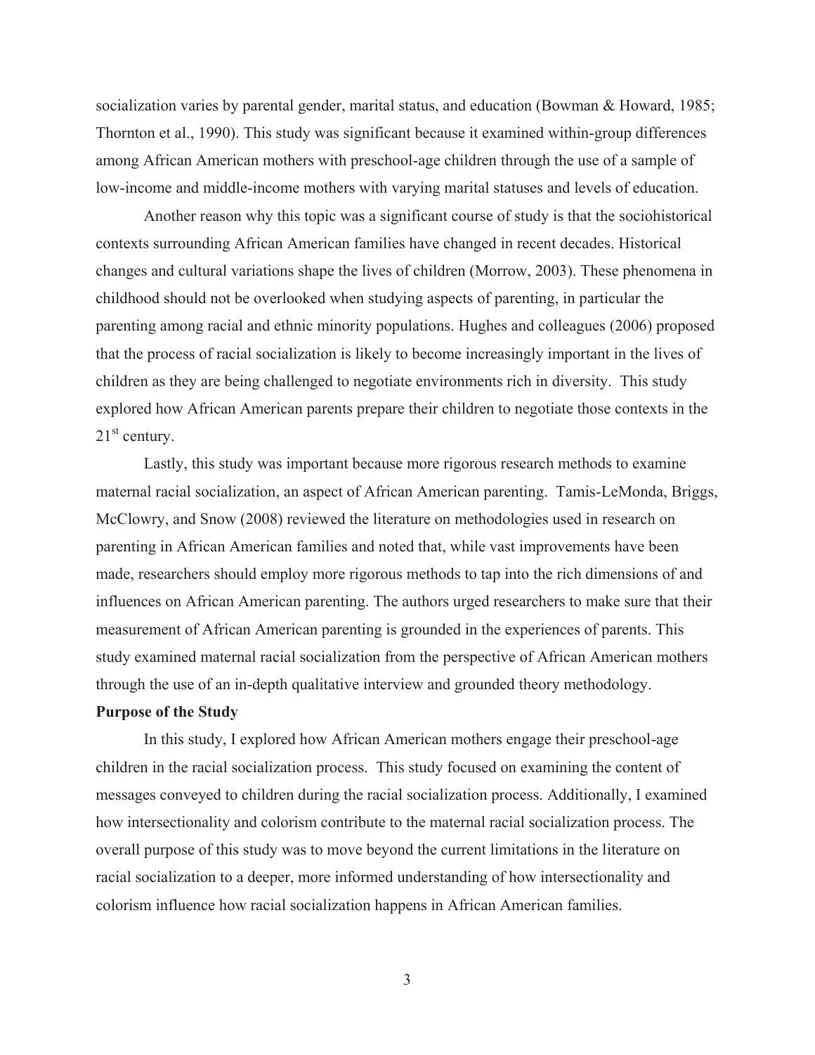socialization varies by parental gender, marital status, and education (Bowman & Howard, 1985; Thornton et al., 1990). This study was significant because it examined within-group differences among African American mothers with preschool-age children through the use of a sample of low-income and middle-income mothers with varying marital statuses and levels of education.

Another reason why this topic was a significant course of study is that the sociohistorical contexts surrounding African American families have changed in recent decades. Historical changes and cultural variations shape the lives of children (Morrow, 2003). These phenomena in childhood should not be overlooked when studying aspects of parenting, in particular the parenting among racial and ethnic minority populations. Hughes and colleagues (2006) proposed that the process of racial socialization is likely to become increasingly important in the lives of children as they are being challenged to negotiate environments rich in diversity. This study explored how African American parents prepare their children to negotiate those contexts in the 21st century.

Lastly, this study was important because more rigorous research methods to examine maternal racial socialization, an aspect of African American parenting. Tamis-LeMonda, Briggs, McClowry, and Snow (2008) reviewed the literature on methodologies used in research on parenting in African American families and noted that, while vast improvements have been made, researchers should employ more rigorous methods to tap into the rich dimensions of and influences on African American parenting. The authors urged researchers to make sure that their measurement of African American parenting is grounded in the experiences of parents. This study examined maternal racial socialization from the perspective of African American mothers through the use of an in-depth qualitative interview and grounded theory methodology.

**Purpose of the Study**

In this study, I explored how African American mothers engage their preschool-age children in the racial socialization process. This study focused on examining the content of messages conveyed to children during the racial socialization process. Additionally, I examined how intersectionality and colorism contribute to the maternal racial socialization process. The overall purpose of this study was to move beyond the current limitations in the literature on racial socialization to a deeper, more informed understanding of how intersectionality and colorism influence how racial socialization happens in African American families.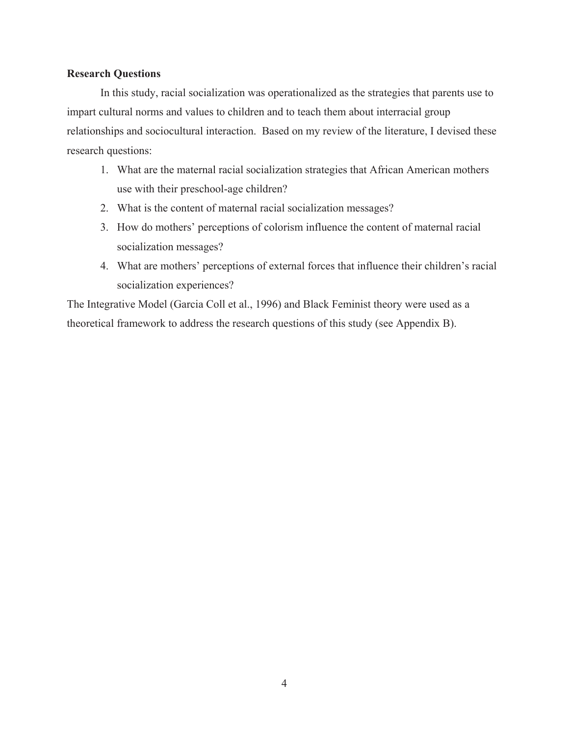**Research Questions**

In this study, racial socialization was operationalized as the strategies that parents use to impart cultural norms and values to children and to teach them about interracial group relationships and sociocultural interaction. Based on my review of the literature, I devised these research questions:

1. What are the maternal racial socialization strategies that African American mothers use with their preschool-age children?
2. What is the content of maternal racial socialization messages?
3. How do mothers' perceptions of colorism influence the content of maternal racial socialization messages?
4. What are mothers' perceptions of external forces that influence their children's racial socialization experiences?

The Integrative Model (Garcia Coll et al., 1996) and Black Feminist theory were used as a theoretical framework to address the research questions of this study (see Appendix B).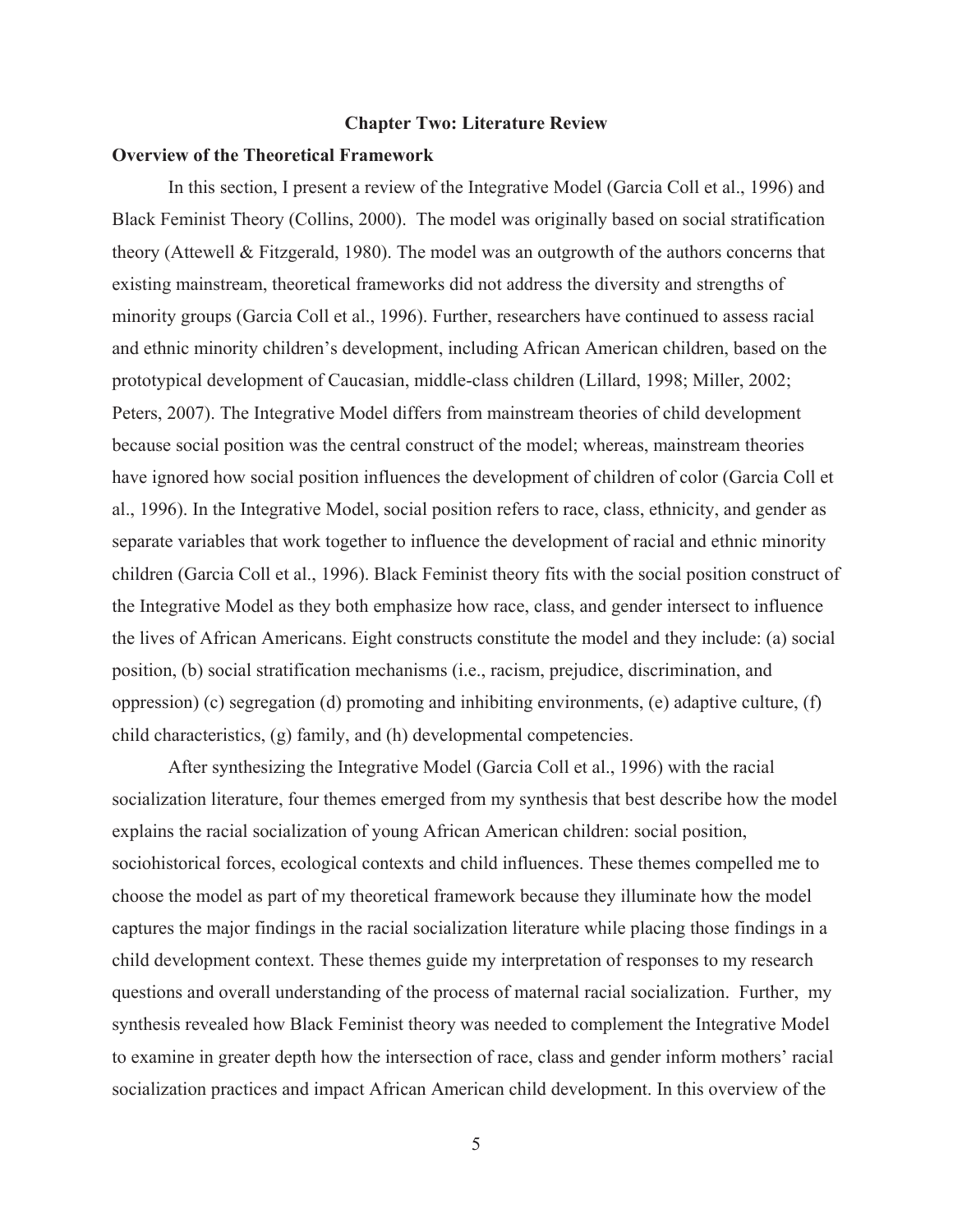# Chapter Two: Literature Review

## Overview of the Theoretical Framework

In this section, I present a review of the Integrative Model (Garcia Coll et al., 1996) and Black Feminist Theory (Collins, 2000). The model was originally based on social stratification theory (Attewell & Fitzgerald, 1980). The model was an outgrowth of the authors concerns that existing mainstream, theoretical frameworks did not address the diversity and strengths of minority groups (Garcia Coll et al., 1996). Further, researchers have continued to assess racial and ethnic minority children's development, including African American children, based on the prototypical development of Caucasian, middle-class children (Lillard, 1998; Miller, 2002; Peters, 2007). The Integrative Model differs from mainstream theories of child development because social position was the central construct of the model; whereas, mainstream theories have ignored how social position influences the development of children of color (Garcia Coll et al., 1996). In the Integrative Model, social position refers to race, class, ethnicity, and gender as separate variables that work together to influence the development of racial and ethnic minority children (Garcia Coll et al., 1996). Black Feminist theory fits with the social position construct of the Integrative Model as they both emphasize how race, class, and gender intersect to influence the lives of African Americans. Eight constructs constitute the model and they include: (a) social position, (b) social stratification mechanisms (i.e., racism, prejudice, discrimination, and oppression) (c) segregation (d) promoting and inhibiting environments, (e) adaptive culture, (f) child characteristics, (g) family, and (h) developmental competencies.

After synthesizing the Integrative Model (Garcia Coll et al., 1996) with the racial socialization literature, four themes emerged from my synthesis that best describe how the model explains the racial socialization of young African American children: social position, sociohistorical forces, ecological contexts and child influences. These themes compelled me to choose the model as part of my theoretical framework because they illuminate how the model captures the major findings in the racial socialization literature while placing those findings in a child development context. These themes guide my interpretation of responses to my research questions and overall understanding of the process of maternal racial socialization. Further, my synthesis revealed how Black Feminist theory was needed to complement the Integrative Model to examine in greater depth how the intersection of race, class and gender inform mothers' racial socialization practices and impact African American child development. In this overview of the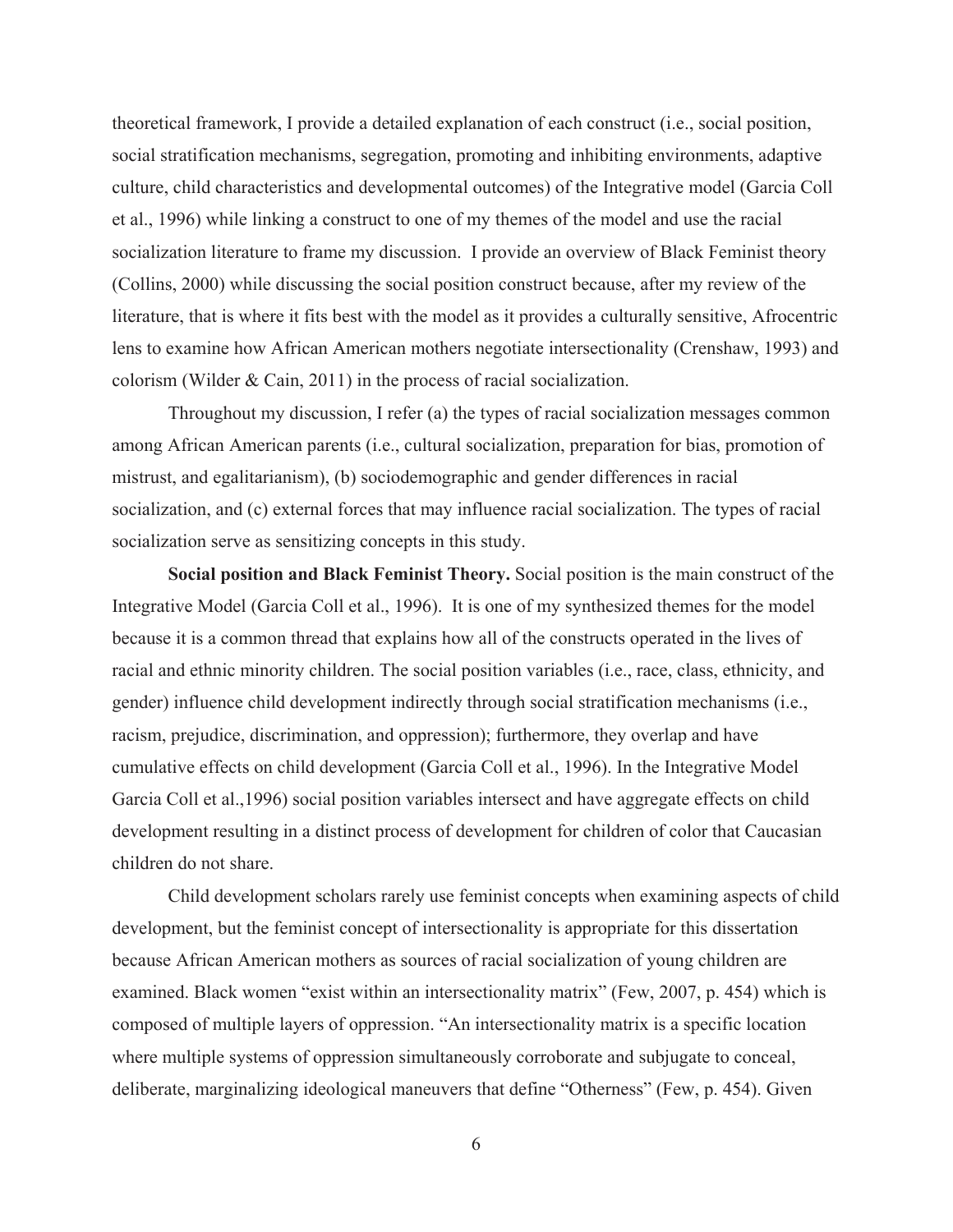theoretical framework, I provide a detailed explanation of each construct (i.e., social position, social stratification mechanisms, segregation, promoting and inhibiting environments, adaptive culture, child characteristics and developmental outcomes) of the Integrative model (Garcia Coll et al., 1996) while linking a construct to one of my themes of the model and use the racial socialization literature to frame my discussion. I provide an overview of Black Feminist theory (Collins, 2000) while discussing the social position construct because, after my review of the literature, that is where it fits best with the model as it provides a culturally sensitive, Afrocentric lens to examine how African American mothers negotiate intersectionality (Crenshaw, 1993) and colorism (Wilder & Cain, 2011) in the process of racial socialization.

Throughout my discussion, I refer (a) the types of racial socialization messages common among African American parents (i.e., cultural socialization, preparation for bias, promotion of mistrust, and egalitarianism), (b) sociodemographic and gender differences in racial socialization, and (c) external forces that may influence racial socialization. The types of racial socialization serve as sensitizing concepts in this study.

**Social position and Black Feminist Theory.** Social position is the main construct of the Integrative Model (Garcia Coll et al., 1996). It is one of my synthesized themes for the model because it is a common thread that explains how all of the constructs operated in the lives of racial and ethnic minority children. The social position variables (i.e., race, class, ethnicity, and gender) influence child development indirectly through social stratification mechanisms (i.e., racism, prejudice, discrimination, and oppression); furthermore, they overlap and have cumulative effects on child development (Garcia Coll et al., 1996). In the Integrative Model Garcia Coll et al.,1996) social position variables intersect and have aggregate effects on child development resulting in a distinct process of development for children of color that Caucasian children do not share.

Child development scholars rarely use feminist concepts when examining aspects of child development, but the feminist concept of intersectionality is appropriate for this dissertation because African American mothers as sources of racial socialization of young children are examined. Black women "exist within an intersectionality matrix" (Few, 2007, p. 454) which is composed of multiple layers of oppression. "An intersectionality matrix is a specific location where multiple systems of oppression simultaneously corroborate and subjugate to conceal, deliberate, marginalizing ideological maneuvers that define "Otherness" (Few, p. 454). Given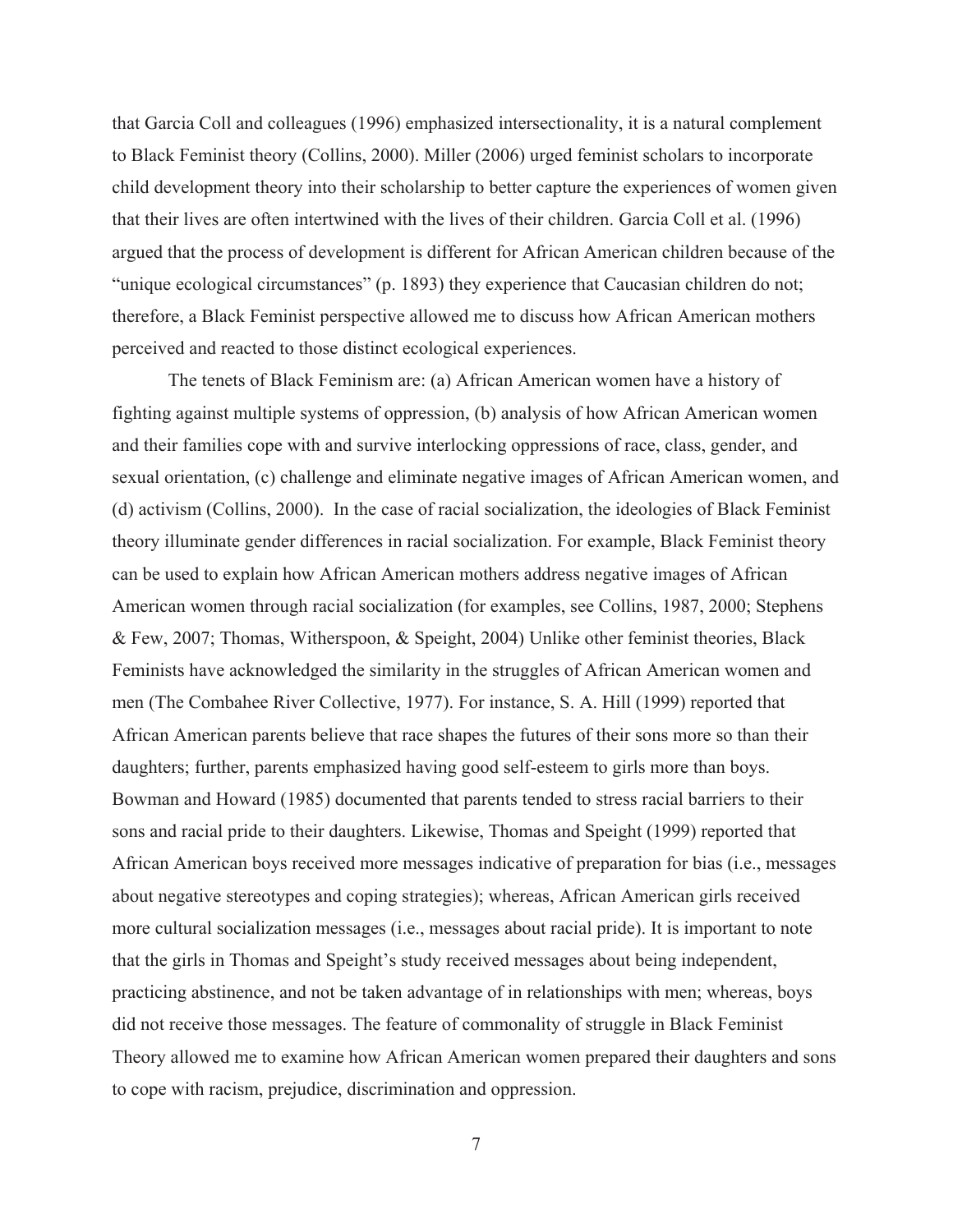that Garcia Coll and colleagues (1996) emphasized intersectionality, it is a natural complement to Black Feminist theory (Collins, 2000). Miller (2006) urged feminist scholars to incorporate child development theory into their scholarship to better capture the experiences of women given that their lives are often intertwined with the lives of their children. Garcia Coll et al. (1996) argued that the process of development is different for African American children because of the "unique ecological circumstances" (p. 1893) they experience that Caucasian children do not; therefore, a Black Feminist perspective allowed me to discuss how African American mothers perceived and reacted to those distinct ecological experiences.

The tenets of Black Feminism are: (a) African American women have a history of fighting against multiple systems of oppression, (b) analysis of how African American women and their families cope with and survive interlocking oppressions of race, class, gender, and sexual orientation, (c) challenge and eliminate negative images of African American women, and (d) activism (Collins, 2000). In the case of racial socialization, the ideologies of Black Feminist theory illuminate gender differences in racial socialization. For example, Black Feminist theory can be used to explain how African American mothers address negative images of African American women through racial socialization (for examples, see Collins, 1987, 2000; Stephens & Few, 2007; Thomas, Witherspoon, & Speight, 2004) Unlike other feminist theories, Black Feminists have acknowledged the similarity in the struggles of African American women and men (The Combahee River Collective, 1977). For instance, S. A. Hill (1999) reported that African American parents believe that race shapes the futures of their sons more so than their daughters; further, parents emphasized having good self-esteem to girls more than boys. Bowman and Howard (1985) documented that parents tended to stress racial barriers to their sons and racial pride to their daughters. Likewise, Thomas and Speight (1999) reported that African American boys received more messages indicative of preparation for bias (i.e., messages about negative stereotypes and coping strategies); whereas, African American girls received more cultural socialization messages (i.e., messages about racial pride). It is important to note that the girls in Thomas and Speight's study received messages about being independent, practicing abstinence, and not be taken advantage of in relationships with men; whereas, boys did not receive those messages. The feature of commonality of struggle in Black Feminist Theory allowed me to examine how African American women prepared their daughters and sons to cope with racism, prejudice, discrimination and oppression.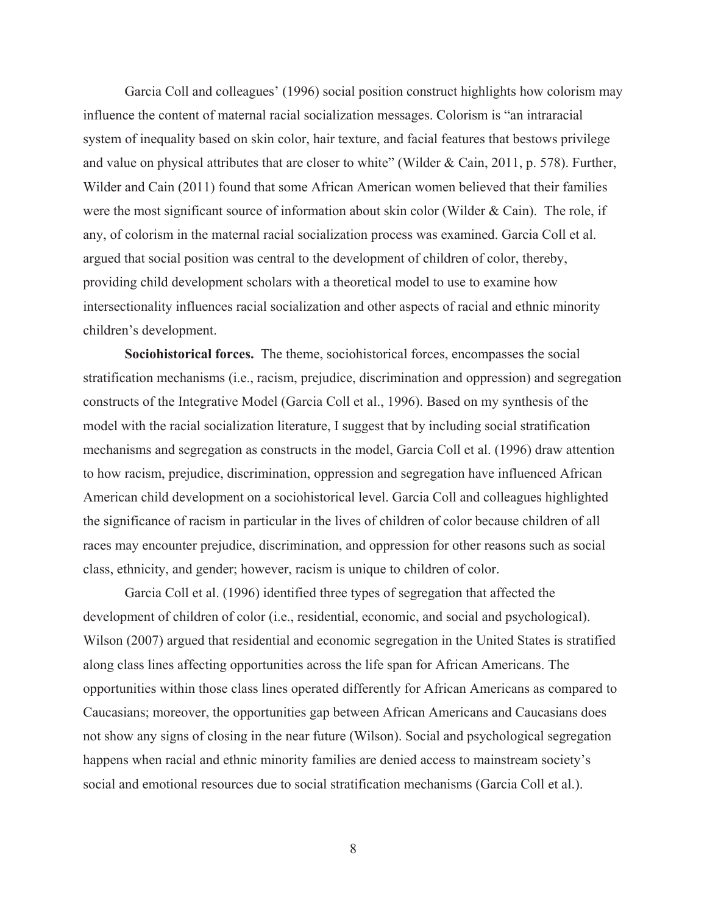Garcia Coll and colleagues' (1996) social position construct highlights how colorism may influence the content of maternal racial socialization messages. Colorism is "an intraracial system of inequality based on skin color, hair texture, and facial features that bestows privilege and value on physical attributes that are closer to white" (Wilder & Cain, 2011, p. 578). Further, Wilder and Cain (2011) found that some African American women believed that their families were the most significant source of information about skin color (Wilder & Cain). The role, if any, of colorism in the maternal racial socialization process was examined. Garcia Coll et al. argued that social position was central to the development of children of color, thereby, providing child development scholars with a theoretical model to use to examine how intersectionality influences racial socialization and other aspects of racial and ethnic minority children's development.

**Sociohistorical forces.** The theme, sociohistorical forces, encompasses the social stratification mechanisms (i.e., racism, prejudice, discrimination and oppression) and segregation constructs of the Integrative Model (Garcia Coll et al., 1996). Based on my synthesis of the model with the racial socialization literature, I suggest that by including social stratification mechanisms and segregation as constructs in the model, Garcia Coll et al. (1996) draw attention to how racism, prejudice, discrimination, oppression and segregation have influenced African American child development on a sociohistorical level. Garcia Coll and colleagues highlighted the significance of racism in particular in the lives of children of color because children of all races may encounter prejudice, discrimination, and oppression for other reasons such as social class, ethnicity, and gender; however, racism is unique to children of color.

Garcia Coll et al. (1996) identified three types of segregation that affected the development of children of color (i.e., residential, economic, and social and psychological). Wilson (2007) argued that residential and economic segregation in the United States is stratified along class lines affecting opportunities across the life span for African Americans. The opportunities within those class lines operated differently for African Americans as compared to Caucasians; moreover, the opportunities gap between African Americans and Caucasians does not show any signs of closing in the near future (Wilson). Social and psychological segregation happens when racial and ethnic minority families are denied access to mainstream society's social and emotional resources due to social stratification mechanisms (Garcia Coll et al.).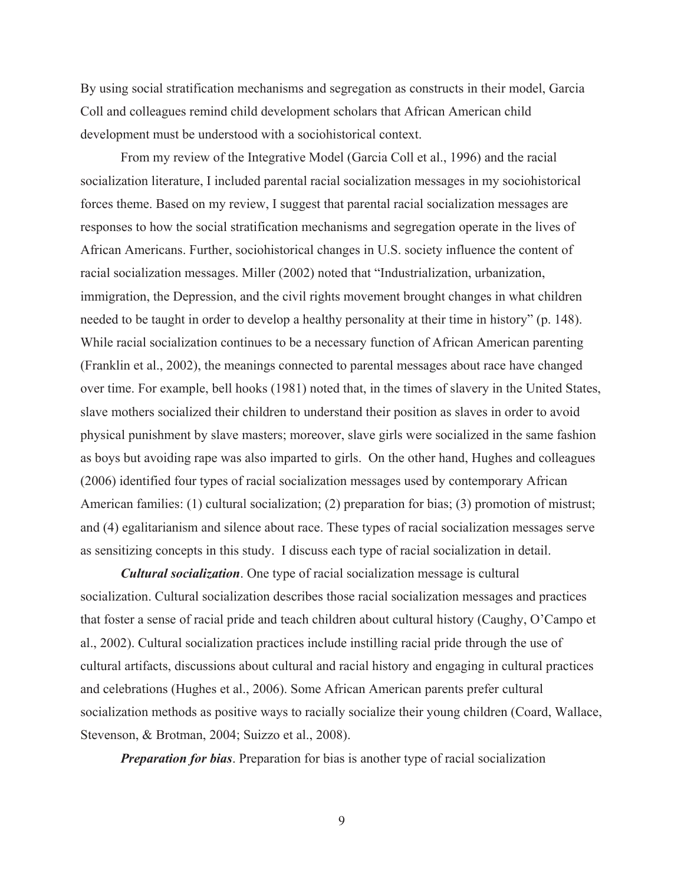By using social stratification mechanisms and segregation as constructs in their model, Garcia Coll and colleagues remind child development scholars that African American child development must be understood with a sociohistorical context.

From my review of the Integrative Model (Garcia Coll et al., 1996) and the racial socialization literature, I included parental racial socialization messages in my sociohistorical forces theme. Based on my review, I suggest that parental racial socialization messages are responses to how the social stratification mechanisms and segregation operate in the lives of African Americans. Further, sociohistorical changes in U.S. society influence the content of racial socialization messages. Miller (2002) noted that "Industrialization, urbanization, immigration, the Depression, and the civil rights movement brought changes in what children needed to be taught in order to develop a healthy personality at their time in history" (p. 148). While racial socialization continues to be a necessary function of African American parenting (Franklin et al., 2002), the meanings connected to parental messages about race have changed over time. For example, bell hooks (1981) noted that, in the times of slavery in the United States, slave mothers socialized their children to understand their position as slaves in order to avoid physical punishment by slave masters; moreover, slave girls were socialized in the same fashion as boys but avoiding rape was also imparted to girls. On the other hand, Hughes and colleagues (2006) identified four types of racial socialization messages used by contemporary African American families: (1) cultural socialization; (2) preparation for bias; (3) promotion of mistrust; and (4) egalitarianism and silence about race. These types of racial socialization messages serve as sensitizing concepts in this study. I discuss each type of racial socialization in detail.

***Cultural socialization***. One type of racial socialization message is cultural socialization. Cultural socialization describes those racial socialization messages and practices that foster a sense of racial pride and teach children about cultural history (Caughy, O'Campo et al., 2002). Cultural socialization practices include instilling racial pride through the use of cultural artifacts, discussions about cultural and racial history and engaging in cultural practices and celebrations (Hughes et al., 2006). Some African American parents prefer cultural socialization methods as positive ways to racially socialize their young children (Coard, Wallace, Stevenson, & Brotman, 2004; Suizzo et al., 2008).

***Preparation for bias***. Preparation for bias is another type of racial socialization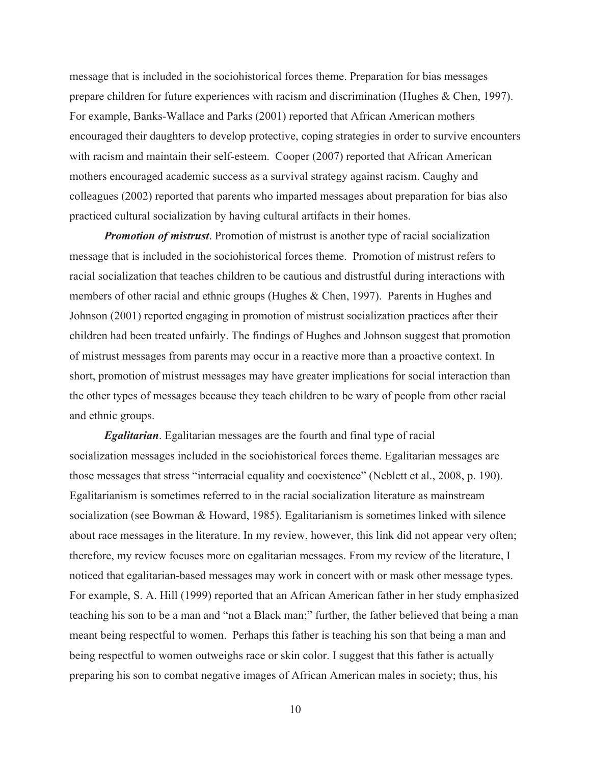message that is included in the sociohistorical forces theme. Preparation for bias messages prepare children for future experiences with racism and discrimination (Hughes & Chen, 1997). For example, Banks-Wallace and Parks (2001) reported that African American mothers encouraged their daughters to develop protective, coping strategies in order to survive encounters with racism and maintain their self-esteem. Cooper (2007) reported that African American mothers encouraged academic success as a survival strategy against racism. Caughy and colleagues (2002) reported that parents who imparted messages about preparation for bias also practiced cultural socialization by having cultural artifacts in their homes.

***Promotion of mistrust***. Promotion of mistrust is another type of racial socialization message that is included in the sociohistorical forces theme. Promotion of mistrust refers to racial socialization that teaches children to be cautious and distrustful during interactions with members of other racial and ethnic groups (Hughes & Chen, 1997). Parents in Hughes and Johnson (2001) reported engaging in promotion of mistrust socialization practices after their children had been treated unfairly. The findings of Hughes and Johnson suggest that promotion of mistrust messages from parents may occur in a reactive more than a proactive context. In short, promotion of mistrust messages may have greater implications for social interaction than the other types of messages because they teach children to be wary of people from other racial and ethnic groups.

***Egalitarian***. Egalitarian messages are the fourth and final type of racial socialization messages included in the sociohistorical forces theme. Egalitarian messages are those messages that stress "interracial equality and coexistence" (Neblett et al., 2008, p. 190). Egalitarianism is sometimes referred to in the racial socialization literature as mainstream socialization (see Bowman & Howard, 1985). Egalitarianism is sometimes linked with silence about race messages in the literature. In my review, however, this link did not appear very often; therefore, my review focuses more on egalitarian messages. From my review of the literature, I noticed that egalitarian-based messages may work in concert with or mask other message types. For example, S. A. Hill (1999) reported that an African American father in her study emphasized teaching his son to be a man and "not a Black man;" further, the father believed that being a man meant being respectful to women. Perhaps this father is teaching his son that being a man and being respectful to women outweighs race or skin color. I suggest that this father is actually preparing his son to combat negative images of African American males in society; thus, his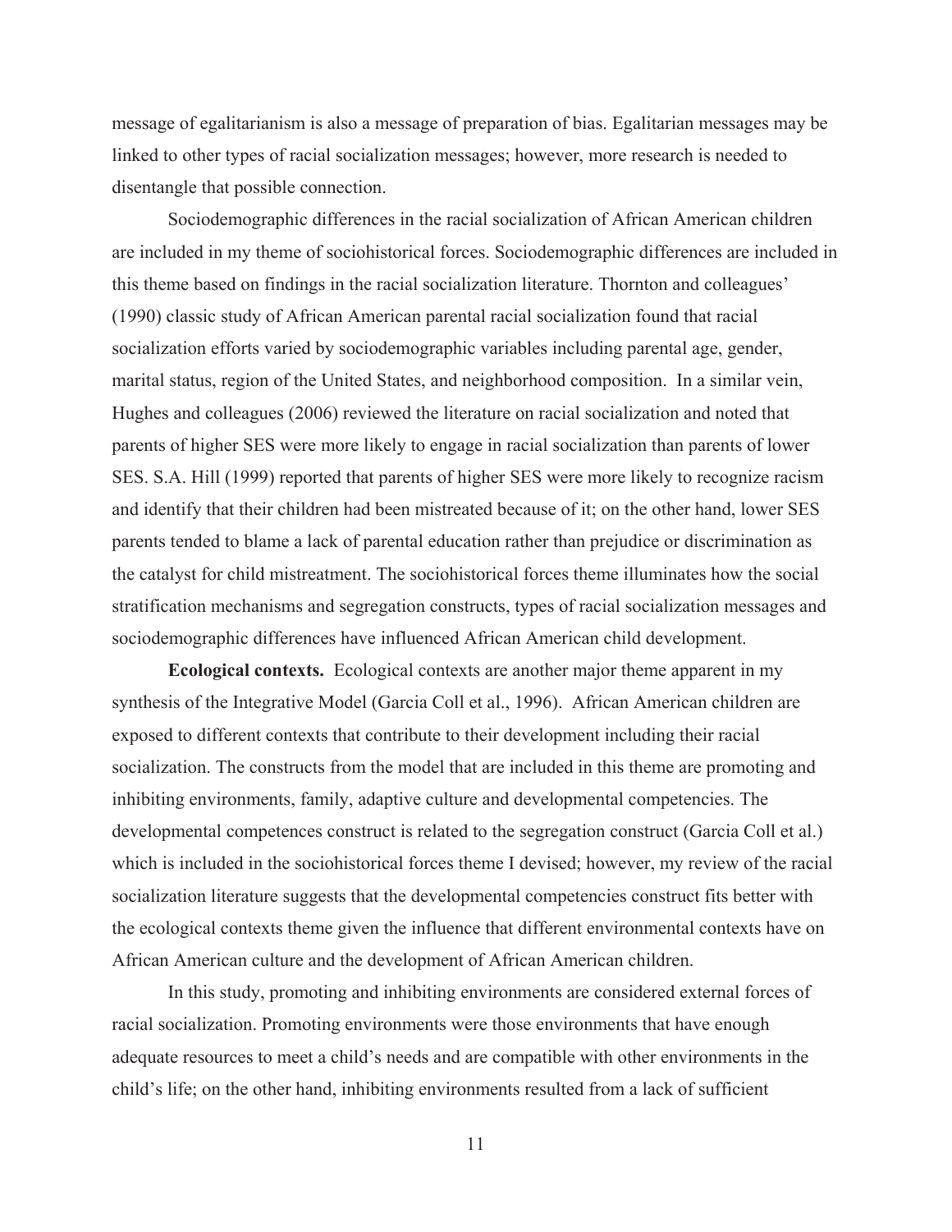message of egalitarianism is also a message of preparation of bias. Egalitarian messages may be linked to other types of racial socialization messages; however, more research is needed to disentangle that possible connection.

Sociodemographic differences in the racial socialization of African American children are included in my theme of sociohistorical forces. Sociodemographic differences are included in this theme based on findings in the racial socialization literature. Thornton and colleagues' (1990) classic study of African American parental racial socialization found that racial socialization efforts varied by sociodemographic variables including parental age, gender, marital status, region of the United States, and neighborhood composition. In a similar vein, Hughes and colleagues (2006) reviewed the literature on racial socialization and noted that parents of higher SES were more likely to engage in racial socialization than parents of lower SES. S.A. Hill (1999) reported that parents of higher SES were more likely to recognize racism and identify that their children had been mistreated because of it; on the other hand, lower SES parents tended to blame a lack of parental education rather than prejudice or discrimination as the catalyst for child mistreatment. The sociohistorical forces theme illuminates how the social stratification mechanisms and segregation constructs, types of racial socialization messages and sociodemographic differences have influenced African American child development.

**Ecological contexts.** Ecological contexts are another major theme apparent in my synthesis of the Integrative Model (Garcia Coll et al., 1996). African American children are exposed to different contexts that contribute to their development including their racial socialization. The constructs from the model that are included in this theme are promoting and inhibiting environments, family, adaptive culture and developmental competencies. The developmental competences construct is related to the segregation construct (Garcia Coll et al.) which is included in the sociohistorical forces theme I devised; however, my review of the racial socialization literature suggests that the developmental competencies construct fits better with the ecological contexts theme given the influence that different environmental contexts have on African American culture and the development of African American children.

In this study, promoting and inhibiting environments are considered external forces of racial socialization. Promoting environments were those environments that have enough adequate resources to meet a child's needs and are compatible with other environments in the child's life; on the other hand, inhibiting environments resulted from a lack of sufficient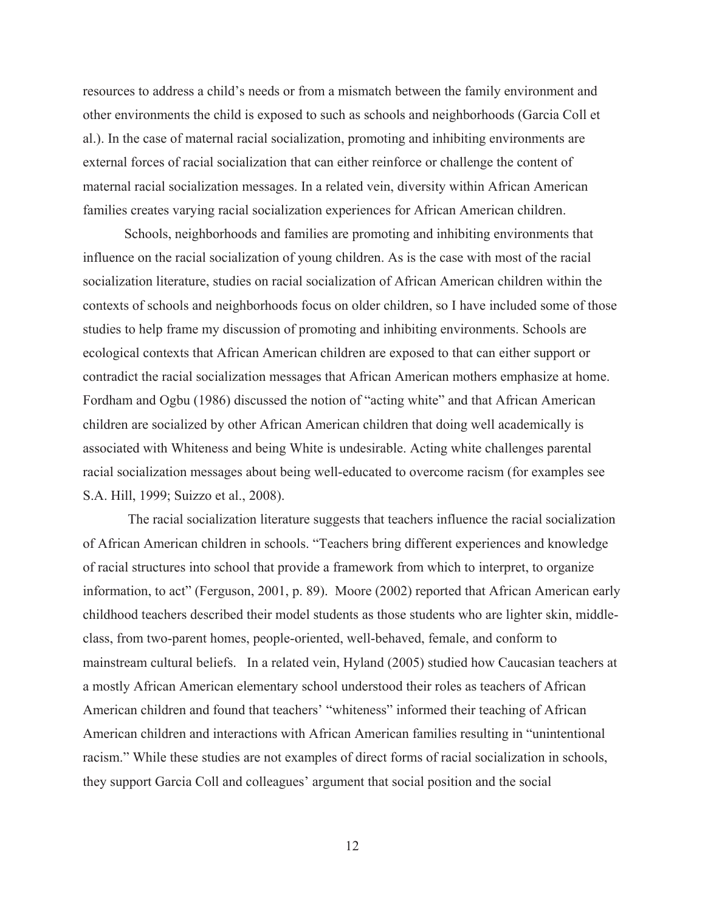resources to address a child's needs or from a mismatch between the family environment and other environments the child is exposed to such as schools and neighborhoods (Garcia Coll et al.). In the case of maternal racial socialization, promoting and inhibiting environments are external forces of racial socialization that can either reinforce or challenge the content of maternal racial socialization messages. In a related vein, diversity within African American families creates varying racial socialization experiences for African American children.

Schools, neighborhoods and families are promoting and inhibiting environments that influence on the racial socialization of young children. As is the case with most of the racial socialization literature, studies on racial socialization of African American children within the contexts of schools and neighborhoods focus on older children, so I have included some of those studies to help frame my discussion of promoting and inhibiting environments. Schools are ecological contexts that African American children are exposed to that can either support or contradict the racial socialization messages that African American mothers emphasize at home. Fordham and Ogbu (1986) discussed the notion of "acting white" and that African American children are socialized by other African American children that doing well academically is associated with Whiteness and being White is undesirable. Acting white challenges parental racial socialization messages about being well-educated to overcome racism (for examples see S.A. Hill, 1999; Suizzo et al., 2008).

The racial socialization literature suggests that teachers influence the racial socialization of African American children in schools. "Teachers bring different experiences and knowledge of racial structures into school that provide a framework from which to interpret, to organize information, to act" (Ferguson, 2001, p. 89). Moore (2002) reported that African American early childhood teachers described their model students as those students who are lighter skin, middle-class, from two-parent homes, people-oriented, well-behaved, female, and conform to mainstream cultural beliefs. In a related vein, Hyland (2005) studied how Caucasian teachers at a mostly African American elementary school understood their roles as teachers of African American children and found that teachers' "whiteness" informed their teaching of African American children and interactions with African American families resulting in "unintentional racism." While these studies are not examples of direct forms of racial socialization in schools, they support Garcia Coll and colleagues' argument that social position and the social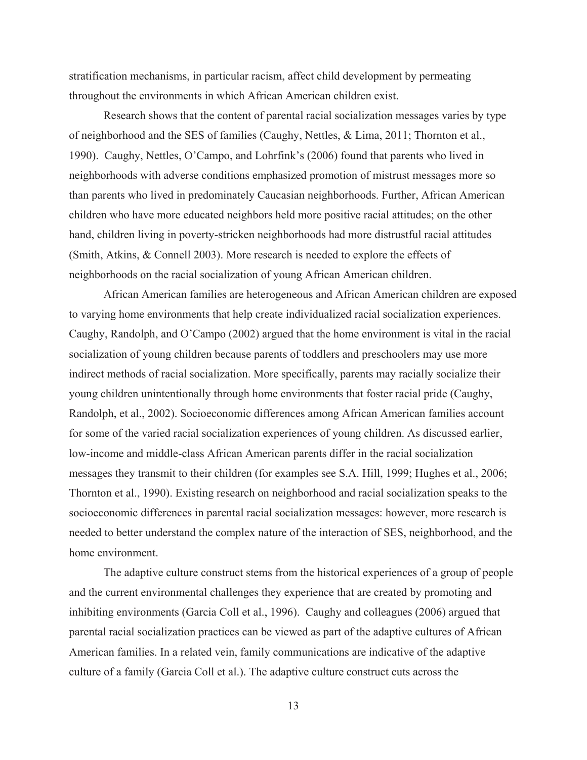stratification mechanisms, in particular racism, affect child development by permeating throughout the environments in which African American children exist.

Research shows that the content of parental racial socialization messages varies by type of neighborhood and the SES of families (Caughy, Nettles, & Lima, 2011; Thornton et al., 1990). Caughy, Nettles, O'Campo, and Lohrfink's (2006) found that parents who lived in neighborhoods with adverse conditions emphasized promotion of mistrust messages more so than parents who lived in predominately Caucasian neighborhoods. Further, African American children who have more educated neighbors held more positive racial attitudes; on the other hand, children living in poverty-stricken neighborhoods had more distrustful racial attitudes (Smith, Atkins, & Connell 2003). More research is needed to explore the effects of neighborhoods on the racial socialization of young African American children.

African American families are heterogeneous and African American children are exposed to varying home environments that help create individualized racial socialization experiences. Caughy, Randolph, and O'Campo (2002) argued that the home environment is vital in the racial socialization of young children because parents of toddlers and preschoolers may use more indirect methods of racial socialization. More specifically, parents may racially socialize their young children unintentionally through home environments that foster racial pride (Caughy, Randolph, et al., 2002). Socioeconomic differences among African American families account for some of the varied racial socialization experiences of young children. As discussed earlier, low-income and middle-class African American parents differ in the racial socialization messages they transmit to their children (for examples see S.A. Hill, 1999; Hughes et al., 2006; Thornton et al., 1990). Existing research on neighborhood and racial socialization speaks to the socioeconomic differences in parental racial socialization messages: however, more research is needed to better understand the complex nature of the interaction of SES, neighborhood, and the home environment.

The adaptive culture construct stems from the historical experiences of a group of people and the current environmental challenges they experience that are created by promoting and inhibiting environments (Garcia Coll et al., 1996). Caughy and colleagues (2006) argued that parental racial socialization practices can be viewed as part of the adaptive cultures of African American families. In a related vein, family communications are indicative of the adaptive culture of a family (Garcia Coll et al.). The adaptive culture construct cuts across the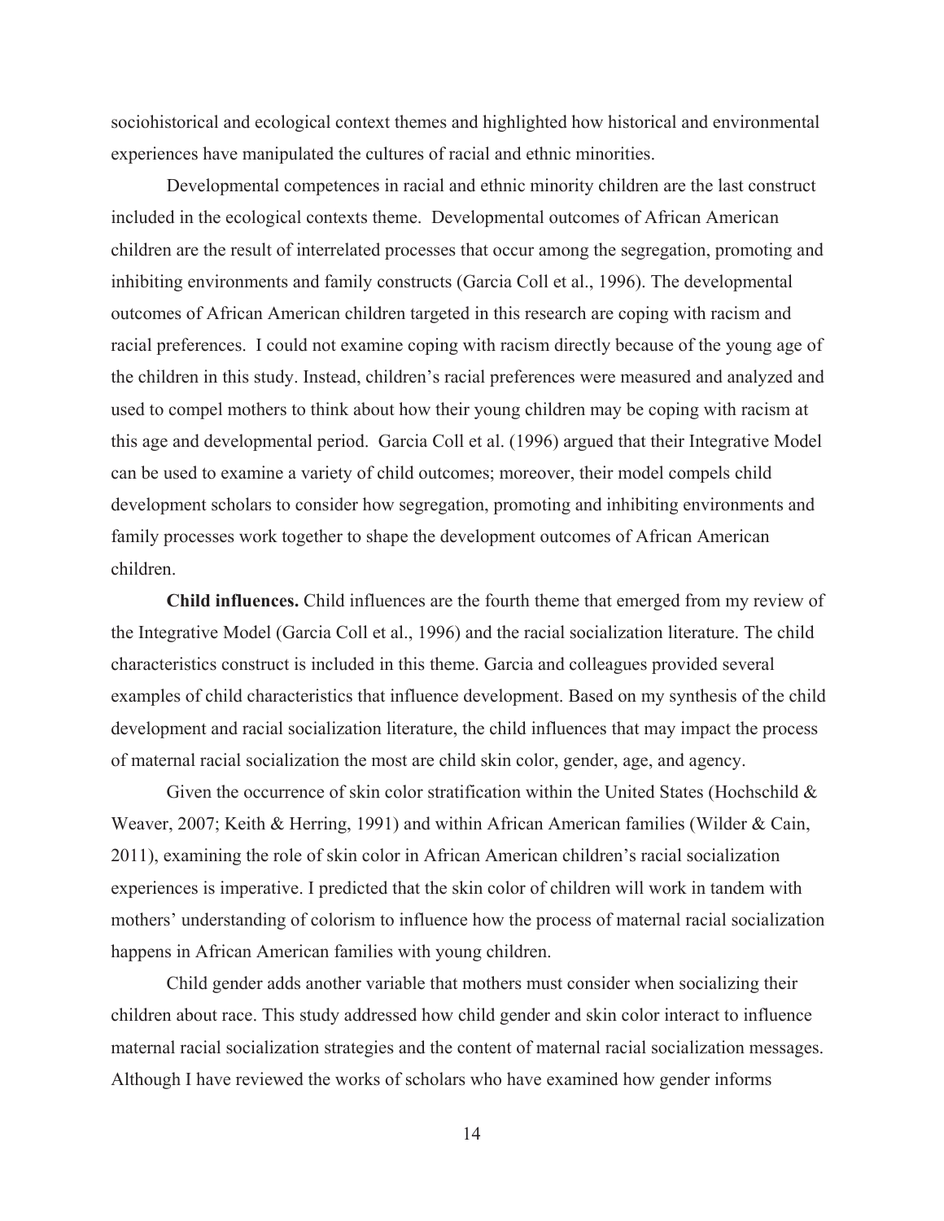sociohistorical and ecological context themes and highlighted how historical and environmental experiences have manipulated the cultures of racial and ethnic minorities.

Developmental competences in racial and ethnic minority children are the last construct included in the ecological contexts theme. Developmental outcomes of African American children are the result of interrelated processes that occur among the segregation, promoting and inhibiting environments and family constructs (Garcia Coll et al., 1996). The developmental outcomes of African American children targeted in this research are coping with racism and racial preferences. I could not examine coping with racism directly because of the young age of the children in this study. Instead, children's racial preferences were measured and analyzed and used to compel mothers to think about how their young children may be coping with racism at this age and developmental period. Garcia Coll et al. (1996) argued that their Integrative Model can be used to examine a variety of child outcomes; moreover, their model compels child development scholars to consider how segregation, promoting and inhibiting environments and family processes work together to shape the development outcomes of African American children.

**Child influences.** Child influences are the fourth theme that emerged from my review of the Integrative Model (Garcia Coll et al., 1996) and the racial socialization literature. The child characteristics construct is included in this theme. Garcia and colleagues provided several examples of child characteristics that influence development. Based on my synthesis of the child development and racial socialization literature, the child influences that may impact the process of maternal racial socialization the most are child skin color, gender, age, and agency.

Given the occurrence of skin color stratification within the United States (Hochschild & Weaver, 2007; Keith & Herring, 1991) and within African American families (Wilder & Cain, 2011), examining the role of skin color in African American children's racial socialization experiences is imperative. I predicted that the skin color of children will work in tandem with mothers' understanding of colorism to influence how the process of maternal racial socialization happens in African American families with young children.

Child gender adds another variable that mothers must consider when socializing their children about race. This study addressed how child gender and skin color interact to influence maternal racial socialization strategies and the content of maternal racial socialization messages. Although I have reviewed the works of scholars who have examined how gender informs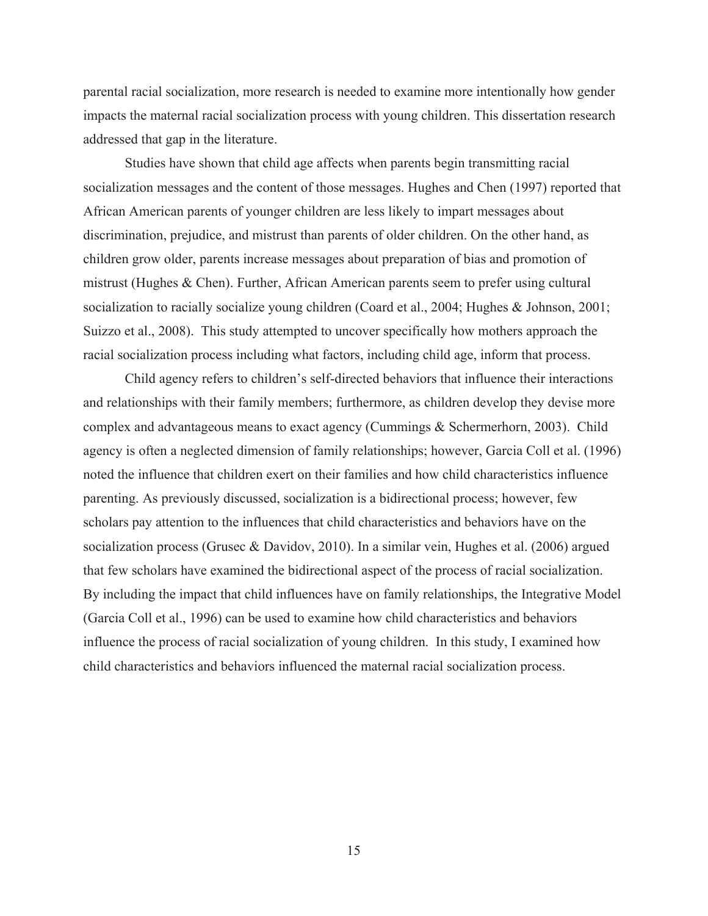parental racial socialization, more research is needed to examine more intentionally how gender impacts the maternal racial socialization process with young children. This dissertation research addressed that gap in the literature.

Studies have shown that child age affects when parents begin transmitting racial socialization messages and the content of those messages. Hughes and Chen (1997) reported that African American parents of younger children are less likely to impart messages about discrimination, prejudice, and mistrust than parents of older children. On the other hand, as children grow older, parents increase messages about preparation of bias and promotion of mistrust (Hughes & Chen). Further, African American parents seem to prefer using cultural socialization to racially socialize young children (Coard et al., 2004; Hughes & Johnson, 2001; Suizzo et al., 2008). This study attempted to uncover specifically how mothers approach the racial socialization process including what factors, including child age, inform that process.

Child agency refers to children's self-directed behaviors that influence their interactions and relationships with their family members; furthermore, as children develop they devise more complex and advantageous means to exact agency (Cummings & Schermerhorn, 2003). Child agency is often a neglected dimension of family relationships; however, Garcia Coll et al. (1996) noted the influence that children exert on their families and how child characteristics influence parenting. As previously discussed, socialization is a bidirectional process; however, few scholars pay attention to the influences that child characteristics and behaviors have on the socialization process (Grusec & Davidov, 2010). In a similar vein, Hughes et al. (2006) argued that few scholars have examined the bidirectional aspect of the process of racial socialization. By including the impact that child influences have on family relationships, the Integrative Model (Garcia Coll et al., 1996) can be used to examine how child characteristics and behaviors influence the process of racial socialization of young children. In this study, I examined how child characteristics and behaviors influenced the maternal racial socialization process.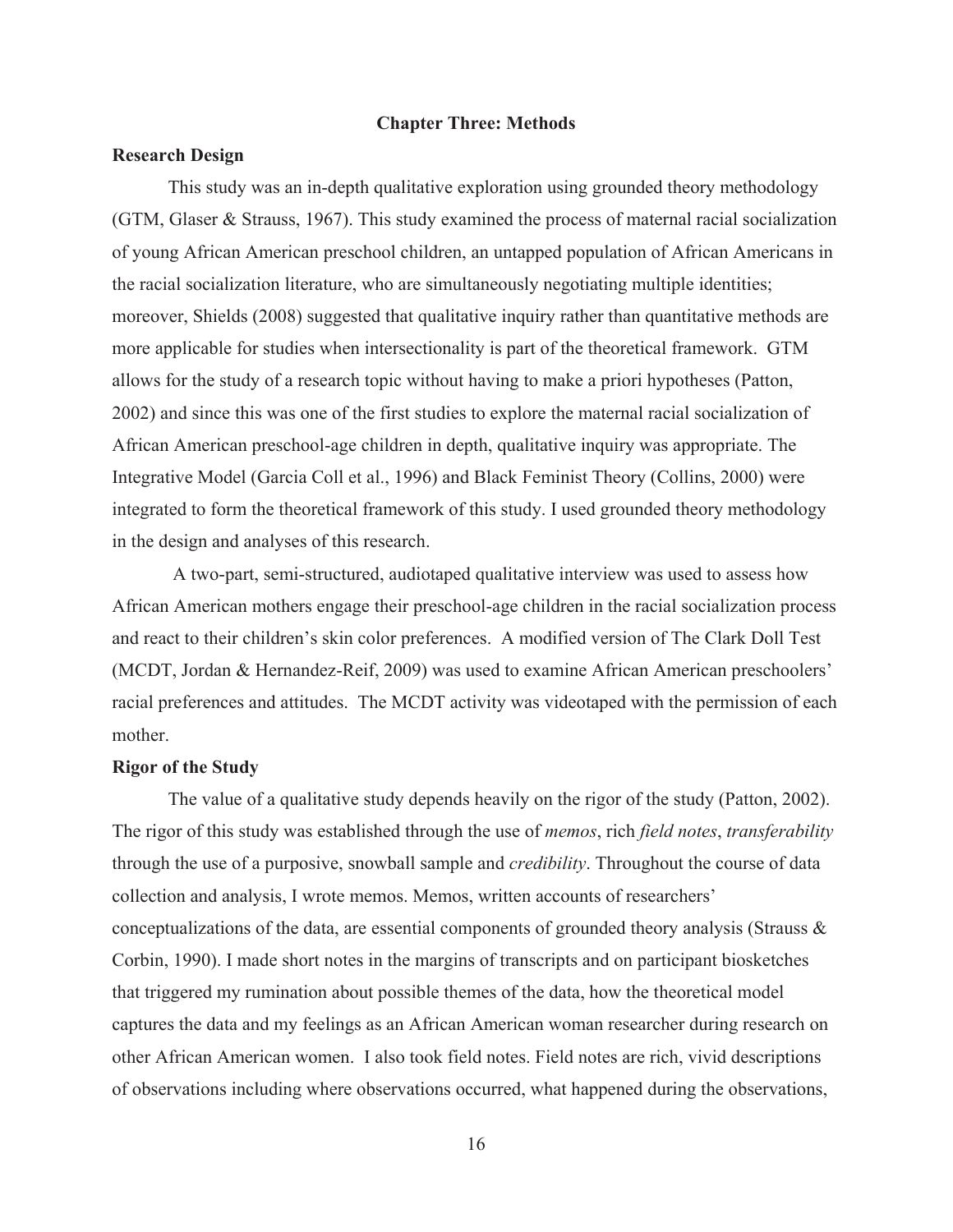# Chapter Three: Methods

## Research Design

This study was an in-depth qualitative exploration using grounded theory methodology (GTM, Glaser & Strauss, 1967). This study examined the process of maternal racial socialization of young African American preschool children, an untapped population of African Americans in the racial socialization literature, who are simultaneously negotiating multiple identities; moreover, Shields (2008) suggested that qualitative inquiry rather than quantitative methods are more applicable for studies when intersectionality is part of the theoretical framework. GTM allows for the study of a research topic without having to make a priori hypotheses (Patton, 2002) and since this was one of the first studies to explore the maternal racial socialization of African American preschool-age children in depth, qualitative inquiry was appropriate. The Integrative Model (Garcia Coll et al., 1996) and Black Feminist Theory (Collins, 2000) were integrated to form the theoretical framework of this study. I used grounded theory methodology in the design and analyses of this research.

A two-part, semi-structured, audiotaped qualitative interview was used to assess how African American mothers engage their preschool-age children in the racial socialization process and react to their children's skin color preferences. A modified version of The Clark Doll Test (MCDT, Jordan & Hernandez-Reif, 2009) was used to examine African American preschoolers' racial preferences and attitudes. The MCDT activity was videotaped with the permission of each mother.

## Rigor of the Study

The value of a qualitative study depends heavily on the rigor of the study (Patton, 2002). The rigor of this study was established through the use of *memos*, rich *field notes*, *transferability* through the use of a purposive, snowball sample and *credibility*. Throughout the course of data collection and analysis, I wrote memos. Memos, written accounts of researchers' conceptualizations of the data, are essential components of grounded theory analysis (Strauss & Corbin, 1990). I made short notes in the margins of transcripts and on participant biosketches that triggered my rumination about possible themes of the data, how the theoretical model captures the data and my feelings as an African American woman researcher during research on other African American women. I also took field notes. Field notes are rich, vivid descriptions of observations including where observations occurred, what happened during the observations,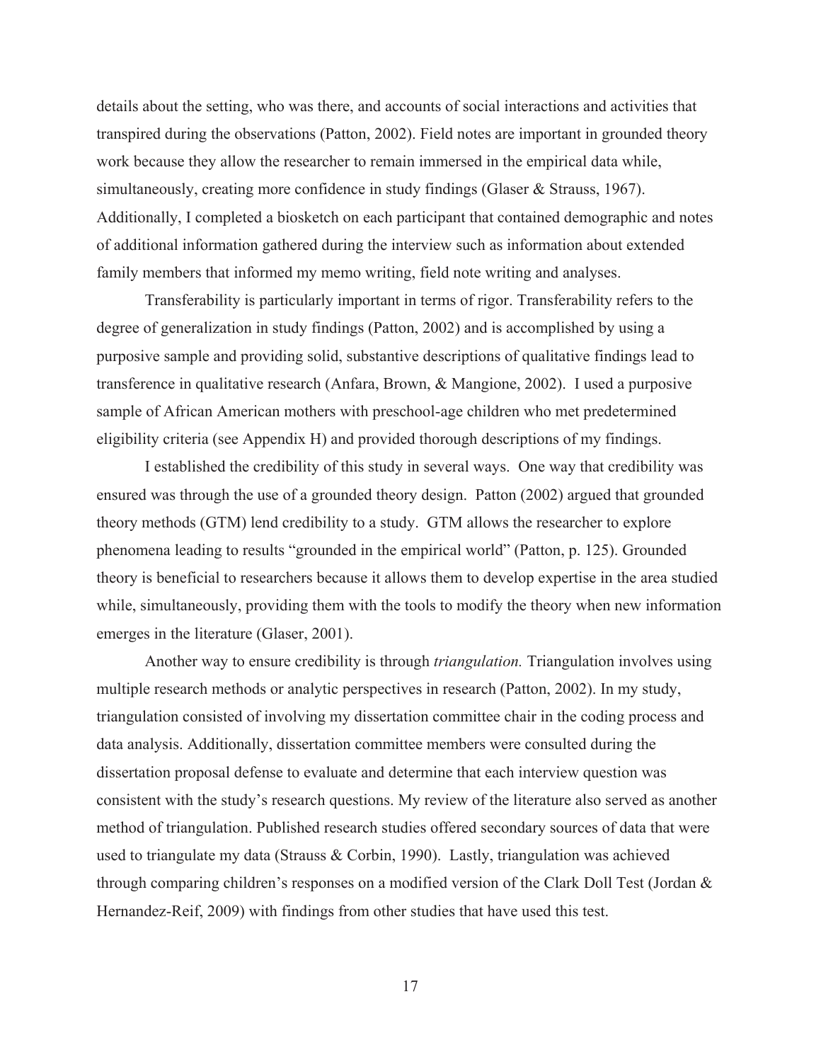details about the setting, who was there, and accounts of social interactions and activities that transpired during the observations (Patton, 2002). Field notes are important in grounded theory work because they allow the researcher to remain immersed in the empirical data while, simultaneously, creating more confidence in study findings (Glaser & Strauss, 1967). Additionally, I completed a biosketch on each participant that contained demographic and notes of additional information gathered during the interview such as information about extended family members that informed my memo writing, field note writing and analyses.

Transferability is particularly important in terms of rigor. Transferability refers to the degree of generalization in study findings (Patton, 2002) and is accomplished by using a purposive sample and providing solid, substantive descriptions of qualitative findings lead to transference in qualitative research (Anfara, Brown, & Mangione, 2002). I used a purposive sample of African American mothers with preschool-age children who met predetermined eligibility criteria (see Appendix H) and provided thorough descriptions of my findings.

I established the credibility of this study in several ways. One way that credibility was ensured was through the use of a grounded theory design. Patton (2002) argued that grounded theory methods (GTM) lend credibility to a study. GTM allows the researcher to explore phenomena leading to results "grounded in the empirical world" (Patton, p. 125). Grounded theory is beneficial to researchers because it allows them to develop expertise in the area studied while, simultaneously, providing them with the tools to modify the theory when new information emerges in the literature (Glaser, 2001).

Another way to ensure credibility is through *triangulation.* Triangulation involves using multiple research methods or analytic perspectives in research (Patton, 2002). In my study, triangulation consisted of involving my dissertation committee chair in the coding process and data analysis. Additionally, dissertation committee members were consulted during the dissertation proposal defense to evaluate and determine that each interview question was consistent with the study's research questions. My review of the literature also served as another method of triangulation. Published research studies offered secondary sources of data that were used to triangulate my data (Strauss & Corbin, 1990). Lastly, triangulation was achieved through comparing children's responses on a modified version of the Clark Doll Test (Jordan & Hernandez-Reif, 2009) with findings from other studies that have used this test.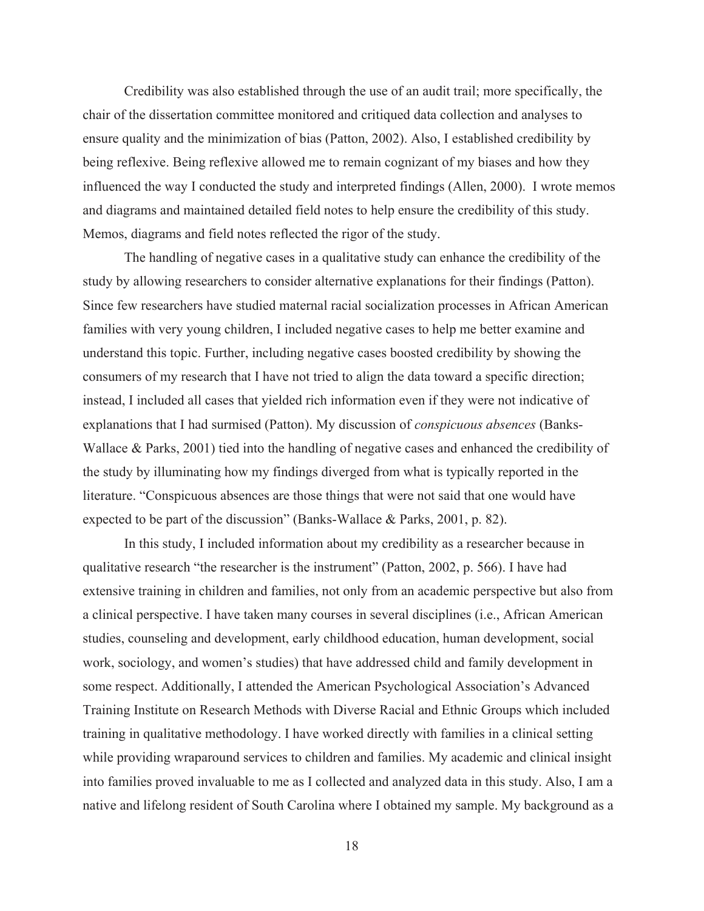Credibility was also established through the use of an audit trail; more specifically, the chair of the dissertation committee monitored and critiqued data collection and analyses to ensure quality and the minimization of bias (Patton, 2002). Also, I established credibility by being reflexive. Being reflexive allowed me to remain cognizant of my biases and how they influenced the way I conducted the study and interpreted findings (Allen, 2000). I wrote memos and diagrams and maintained detailed field notes to help ensure the credibility of this study. Memos, diagrams and field notes reflected the rigor of the study.

The handling of negative cases in a qualitative study can enhance the credibility of the study by allowing researchers to consider alternative explanations for their findings (Patton). Since few researchers have studied maternal racial socialization processes in African American families with very young children, I included negative cases to help me better examine and understand this topic. Further, including negative cases boosted credibility by showing the consumers of my research that I have not tried to align the data toward a specific direction; instead, I included all cases that yielded rich information even if they were not indicative of explanations that I had surmised (Patton). My discussion of *conspicuous absences* (Banks-Wallace & Parks, 2001) tied into the handling of negative cases and enhanced the credibility of the study by illuminating how my findings diverged from what is typically reported in the literature. "Conspicuous absences are those things that were not said that one would have expected to be part of the discussion" (Banks-Wallace & Parks, 2001, p. 82).

In this study, I included information about my credibility as a researcher because in qualitative research "the researcher is the instrument" (Patton, 2002, p. 566). I have had extensive training in children and families, not only from an academic perspective but also from a clinical perspective. I have taken many courses in several disciplines (i.e., African American studies, counseling and development, early childhood education, human development, social work, sociology, and women's studies) that have addressed child and family development in some respect. Additionally, I attended the American Psychological Association's Advanced Training Institute on Research Methods with Diverse Racial and Ethnic Groups which included training in qualitative methodology. I have worked directly with families in a clinical setting while providing wraparound services to children and families. My academic and clinical insight into families proved invaluable to me as I collected and analyzed data in this study. Also, I am a native and lifelong resident of South Carolina where I obtained my sample. My background as a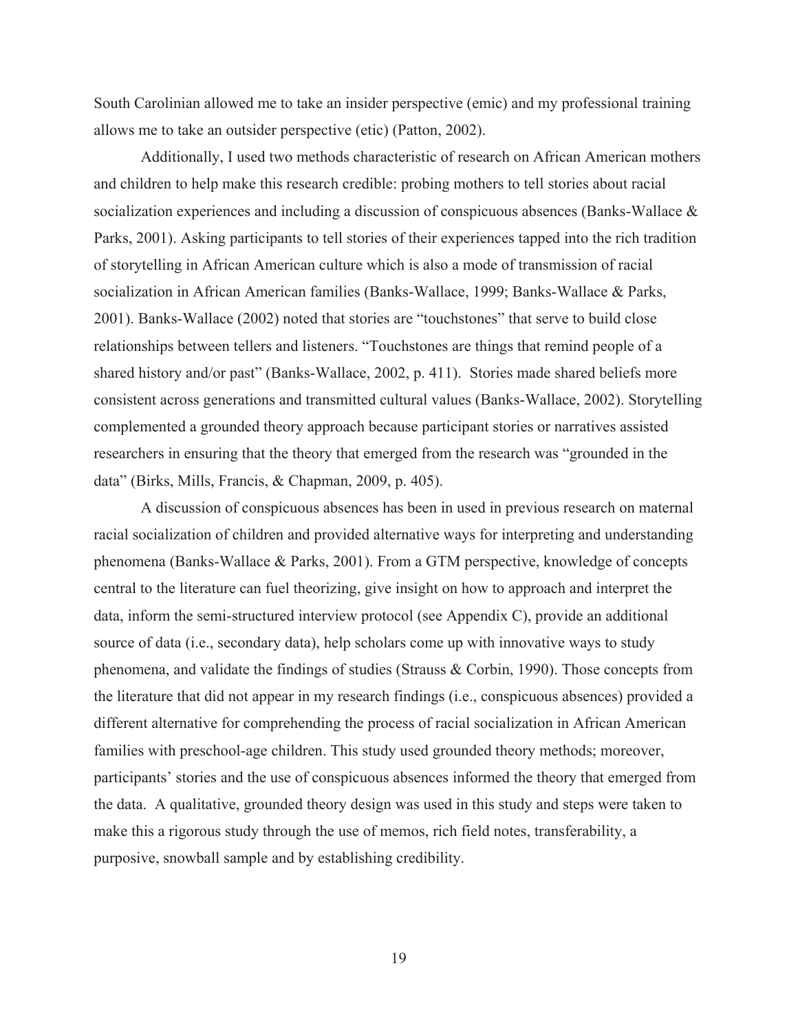South Carolinian allowed me to take an insider perspective (emic) and my professional training allows me to take an outsider perspective (etic) (Patton, 2002).

Additionally, I used two methods characteristic of research on African American mothers and children to help make this research credible: probing mothers to tell stories about racial socialization experiences and including a discussion of conspicuous absences (Banks-Wallace & Parks, 2001). Asking participants to tell stories of their experiences tapped into the rich tradition of storytelling in African American culture which is also a mode of transmission of racial socialization in African American families (Banks-Wallace, 1999; Banks-Wallace & Parks, 2001). Banks-Wallace (2002) noted that stories are "touchstones" that serve to build close relationships between tellers and listeners. "Touchstones are things that remind people of a shared history and/or past" (Banks-Wallace, 2002, p. 411). Stories made shared beliefs more consistent across generations and transmitted cultural values (Banks-Wallace, 2002). Storytelling complemented a grounded theory approach because participant stories or narratives assisted researchers in ensuring that the theory that emerged from the research was "grounded in the data" (Birks, Mills, Francis, & Chapman, 2009, p. 405).

A discussion of conspicuous absences has been in used in previous research on maternal racial socialization of children and provided alternative ways for interpreting and understanding phenomena (Banks-Wallace & Parks, 2001). From a GTM perspective, knowledge of concepts central to the literature can fuel theorizing, give insight on how to approach and interpret the data, inform the semi-structured interview protocol (see Appendix C), provide an additional source of data (i.e., secondary data), help scholars come up with innovative ways to study phenomena, and validate the findings of studies (Strauss & Corbin, 1990). Those concepts from the literature that did not appear in my research findings (i.e., conspicuous absences) provided a different alternative for comprehending the process of racial socialization in African American families with preschool-age children. This study used grounded theory methods; moreover, participants' stories and the use of conspicuous absences informed the theory that emerged from the data. A qualitative, grounded theory design was used in this study and steps were taken to make this a rigorous study through the use of memos, rich field notes, transferability, a purposive, snowball sample and by establishing credibility.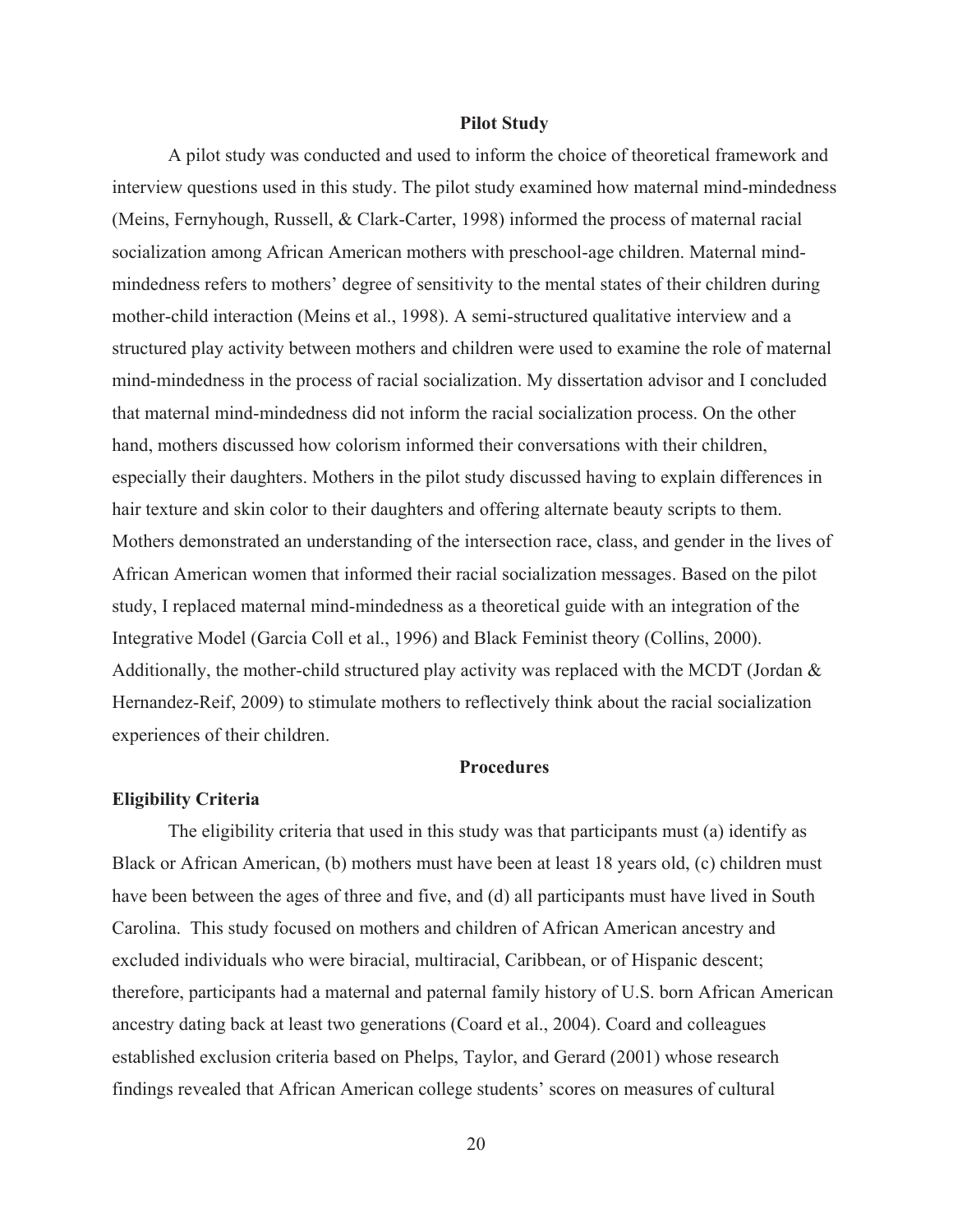## Pilot Study

A pilot study was conducted and used to inform the choice of theoretical framework and interview questions used in this study. The pilot study examined how maternal mind-mindedness (Meins, Fernyhough, Russell, & Clark-Carter, 1998) informed the process of maternal racial socialization among African American mothers with preschool-age children. Maternal mind-mindedness refers to mothers' degree of sensitivity to the mental states of their children during mother-child interaction (Meins et al., 1998). A semi-structured qualitative interview and a structured play activity between mothers and children were used to examine the role of maternal mind-mindedness in the process of racial socialization. My dissertation advisor and I concluded that maternal mind-mindedness did not inform the racial socialization process. On the other hand, mothers discussed how colorism informed their conversations with their children, especially their daughters. Mothers in the pilot study discussed having to explain differences in hair texture and skin color to their daughters and offering alternate beauty scripts to them. Mothers demonstrated an understanding of the intersection race, class, and gender in the lives of African American women that informed their racial socialization messages. Based on the pilot study, I replaced maternal mind-mindedness as a theoretical guide with an integration of the Integrative Model (Garcia Coll et al., 1996) and Black Feminist theory (Collins, 2000). Additionally, the mother-child structured play activity was replaced with the MCDT (Jordan & Hernandez-Reif, 2009) to stimulate mothers to reflectively think about the racial socialization experiences of their children.

## Procedures

### Eligibility Criteria

The eligibility criteria that used in this study was that participants must (a) identify as Black or African American, (b) mothers must have been at least 18 years old, (c) children must have been between the ages of three and five, and (d) all participants must have lived in South Carolina. This study focused on mothers and children of African American ancestry and excluded individuals who were biracial, multiracial, Caribbean, or of Hispanic descent; therefore, participants had a maternal and paternal family history of U.S. born African American ancestry dating back at least two generations (Coard et al., 2004). Coard and colleagues established exclusion criteria based on Phelps, Taylor, and Gerard (2001) whose research findings revealed that African American college students' scores on measures of cultural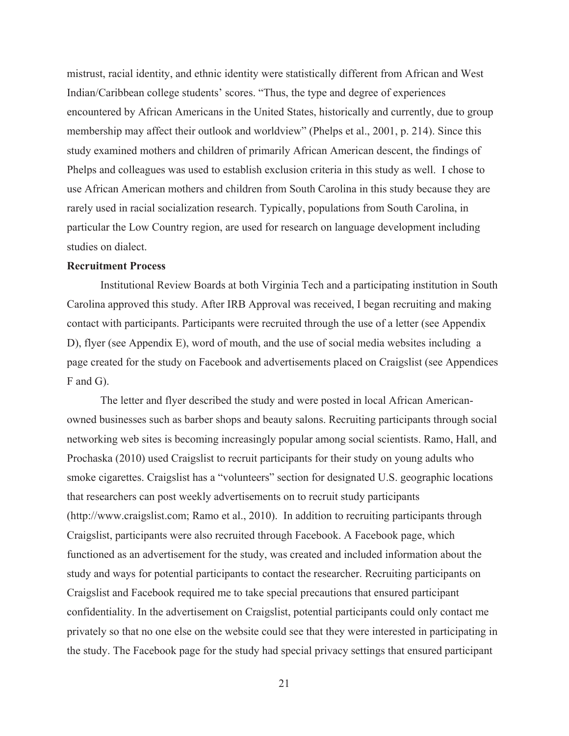mistrust, racial identity, and ethnic identity were statistically different from African and West Indian/Caribbean college students' scores. "Thus, the type and degree of experiences encountered by African Americans in the United States, historically and currently, due to group membership may affect their outlook and worldview" (Phelps et al., 2001, p. 214). Since this study examined mothers and children of primarily African American descent, the findings of Phelps and colleagues was used to establish exclusion criteria in this study as well. I chose to use African American mothers and children from South Carolina in this study because they are rarely used in racial socialization research. Typically, populations from South Carolina, in particular the Low Country region, are used for research on language development including studies on dialect.

**Recruitment Process**

Institutional Review Boards at both Virginia Tech and a participating institution in South Carolina approved this study. After IRB Approval was received, I began recruiting and making contact with participants. Participants were recruited through the use of a letter (see Appendix D), flyer (see Appendix E), word of mouth, and the use of social media websites including a page created for the study on Facebook and advertisements placed on Craigslist (see Appendices F and G).

The letter and flyer described the study and were posted in local African American-owned businesses such as barber shops and beauty salons. Recruiting participants through social networking web sites is becoming increasingly popular among social scientists. Ramo, Hall, and Prochaska (2010) used Craigslist to recruit participants for their study on young adults who smoke cigarettes. Craigslist has a "volunteers" section for designated U.S. geographic locations that researchers can post weekly advertisements on to recruit study participants (http://www.craigslist.com; Ramo et al., 2010). In addition to recruiting participants through Craigslist, participants were also recruited through Facebook. A Facebook page, which functioned as an advertisement for the study, was created and included information about the study and ways for potential participants to contact the researcher. Recruiting participants on Craigslist and Facebook required me to take special precautions that ensured participant confidentiality. In the advertisement on Craigslist, potential participants could only contact me privately so that no one else on the website could see that they were interested in participating in the study. The Facebook page for the study had special privacy settings that ensured participant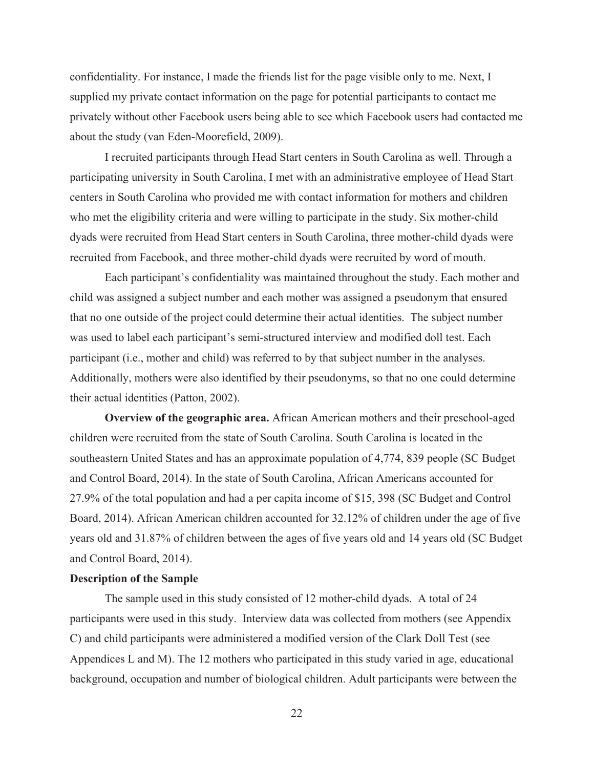confidentiality. For instance, I made the friends list for the page visible only to me. Next, I supplied my private contact information on the page for potential participants to contact me privately without other Facebook users being able to see which Facebook users had contacted me about the study (van Eden-Moorefield, 2009).

I recruited participants through Head Start centers in South Carolina as well. Through a participating university in South Carolina, I met with an administrative employee of Head Start centers in South Carolina who provided me with contact information for mothers and children who met the eligibility criteria and were willing to participate in the study. Six mother-child dyads were recruited from Head Start centers in South Carolina, three mother-child dyads were recruited from Facebook, and three mother-child dyads were recruited by word of mouth.

Each participant's confidentiality was maintained throughout the study. Each mother and child was assigned a subject number and each mother was assigned a pseudonym that ensured that no one outside of the project could determine their actual identities. The subject number was used to label each participant's semi-structured interview and modified doll test. Each participant (i.e., mother and child) was referred to by that subject number in the analyses. Additionally, mothers were also identified by their pseudonyms, so that no one could determine their actual identities (Patton, 2002).

**Overview of the geographic area.** African American mothers and their preschool-aged children were recruited from the state of South Carolina. South Carolina is located in the southeastern United States and has an approximate population of 4,774, 839 people (SC Budget and Control Board, 2014). In the state of South Carolina, African Americans accounted for 27.9% of the total population and had a per capita income of $15, 398 (SC Budget and Control Board, 2014). African American children accounted for 32.12% of children under the age of five years old and 31.87% of children between the ages of five years old and 14 years old (SC Budget and Control Board, 2014).

### Description of the Sample

The sample used in this study consisted of 12 mother-child dyads. A total of 24 participants were used in this study. Interview data was collected from mothers (see Appendix C) and child participants were administered a modified version of the Clark Doll Test (see Appendices L and M). The 12 mothers who participated in this study varied in age, educational background, occupation and number of biological children. Adult participants were between the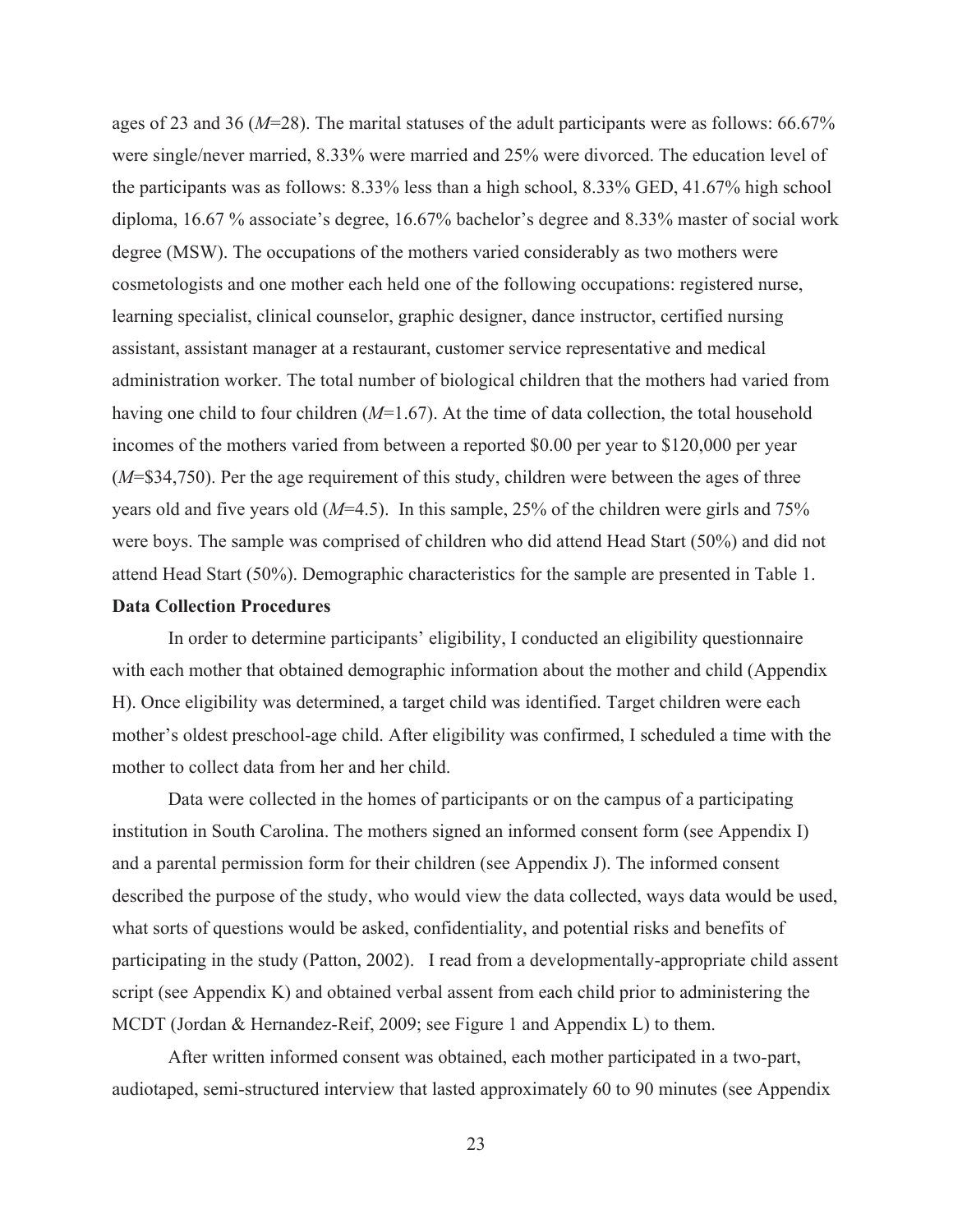ages of 23 and 36 (*M*=28). The marital statuses of the adult participants were as follows: 66.67% were single/never married, 8.33% were married and 25% were divorced. The education level of the participants was as follows: 8.33% less than a high school, 8.33% GED, 41.67% high school diploma, 16.67 % associate's degree, 16.67% bachelor's degree and 8.33% master of social work degree (MSW). The occupations of the mothers varied considerably as two mothers were cosmetologists and one mother each held one of the following occupations: registered nurse, learning specialist, clinical counselor, graphic designer, dance instructor, certified nursing assistant, assistant manager at a restaurant, customer service representative and medical administration worker. The total number of biological children that the mothers had varied from having one child to four children (*M*=1.67). At the time of data collection, the total household incomes of the mothers varied from between a reported $0.00 per year to $120,000 per year (*M*=$34,750). Per the age requirement of this study, children were between the ages of three years old and five years old (*M*=4.5). In this sample, 25% of the children were girls and 75% were boys. The sample was comprised of children who did attend Head Start (50%) and did not attend Head Start (50%). Demographic characteristics for the sample are presented in Table 1.

**Data Collection Procedures**

In order to determine participants' eligibility, I conducted an eligibility questionnaire with each mother that obtained demographic information about the mother and child (Appendix H). Once eligibility was determined, a target child was identified. Target children were each mother's oldest preschool-age child. After eligibility was confirmed, I scheduled a time with the mother to collect data from her and her child.

Data were collected in the homes of participants or on the campus of a participating institution in South Carolina. The mothers signed an informed consent form (see Appendix I) and a parental permission form for their children (see Appendix J). The informed consent described the purpose of the study, who would view the data collected, ways data would be used, what sorts of questions would be asked, confidentiality, and potential risks and benefits of participating in the study (Patton, 2002). I read from a developmentally-appropriate child assent script (see Appendix K) and obtained verbal assent from each child prior to administering the MCDT (Jordan & Hernandez-Reif, 2009; see Figure 1 and Appendix L) to them.

After written informed consent was obtained, each mother participated in a two-part, audiotaped, semi-structured interview that lasted approximately 60 to 90 minutes (see Appendix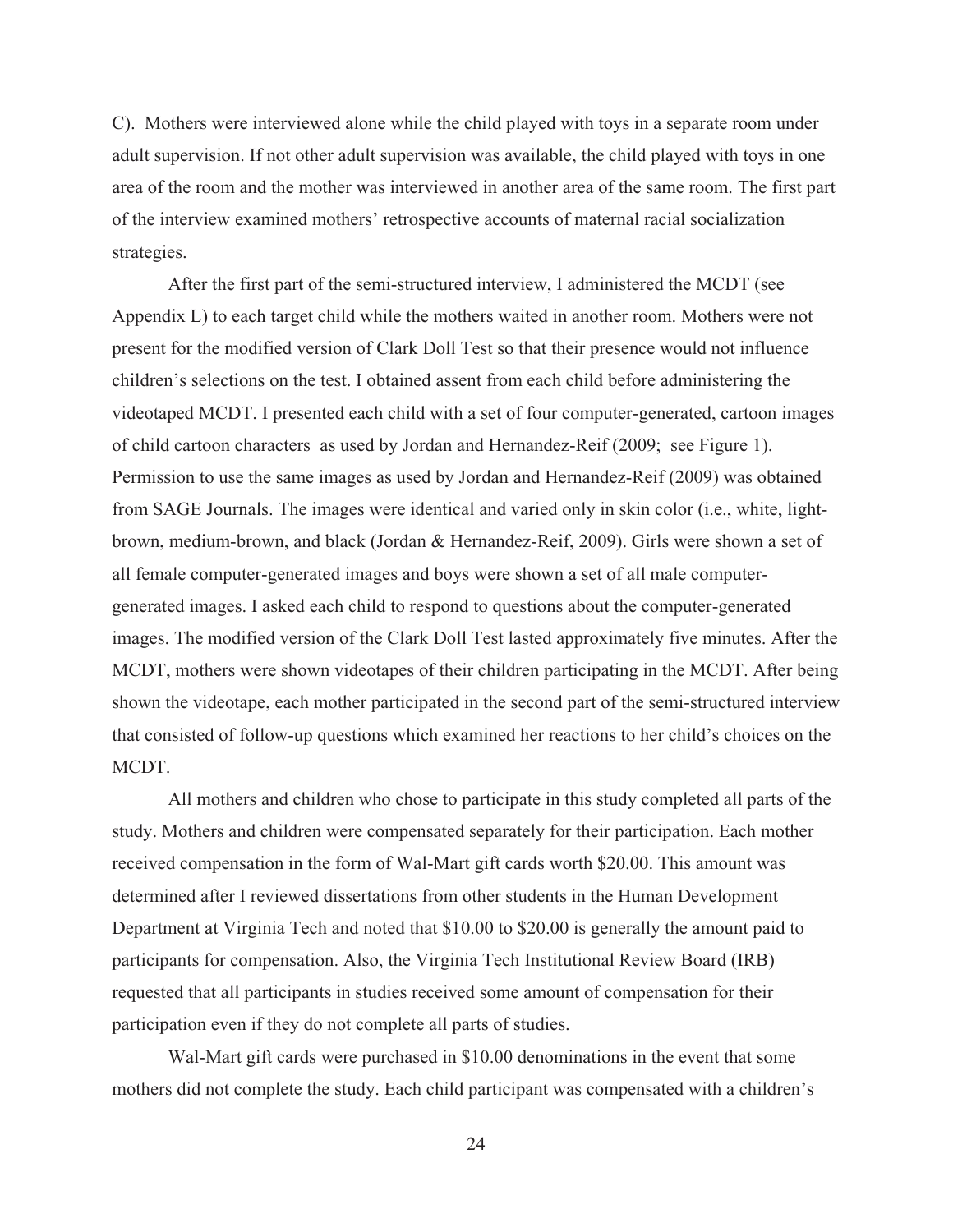C). Mothers were interviewed alone while the child played with toys in a separate room under adult supervision. If not other adult supervision was available, the child played with toys in one area of the room and the mother was interviewed in another area of the same room. The first part of the interview examined mothers' retrospective accounts of maternal racial socialization strategies.

After the first part of the semi-structured interview, I administered the MCDT (see Appendix L) to each target child while the mothers waited in another room. Mothers were not present for the modified version of Clark Doll Test so that their presence would not influence children's selections on the test. I obtained assent from each child before administering the videotaped MCDT. I presented each child with a set of four computer-generated, cartoon images of child cartoon characters as used by Jordan and Hernandez-Reif (2009; see Figure 1). Permission to use the same images as used by Jordan and Hernandez-Reif (2009) was obtained from SAGE Journals. The images were identical and varied only in skin color (i.e., white, light-brown, medium-brown, and black (Jordan & Hernandez-Reif, 2009). Girls were shown a set of all female computer-generated images and boys were shown a set of all male computer-generated images. I asked each child to respond to questions about the computer-generated images. The modified version of the Clark Doll Test lasted approximately five minutes. After the MCDT, mothers were shown videotapes of their children participating in the MCDT. After being shown the videotape, each mother participated in the second part of the semi-structured interview that consisted of follow-up questions which examined her reactions to her child's choices on the MCDT.

All mothers and children who chose to participate in this study completed all parts of the study. Mothers and children were compensated separately for their participation. Each mother received compensation in the form of Wal-Mart gift cards worth $20.00. This amount was determined after I reviewed dissertations from other students in the Human Development Department at Virginia Tech and noted that $10.00 to $20.00 is generally the amount paid to participants for compensation. Also, the Virginia Tech Institutional Review Board (IRB) requested that all participants in studies received some amount of compensation for their participation even if they do not complete all parts of studies.

Wal-Mart gift cards were purchased in $10.00 denominations in the event that some mothers did not complete the study. Each child participant was compensated with a children's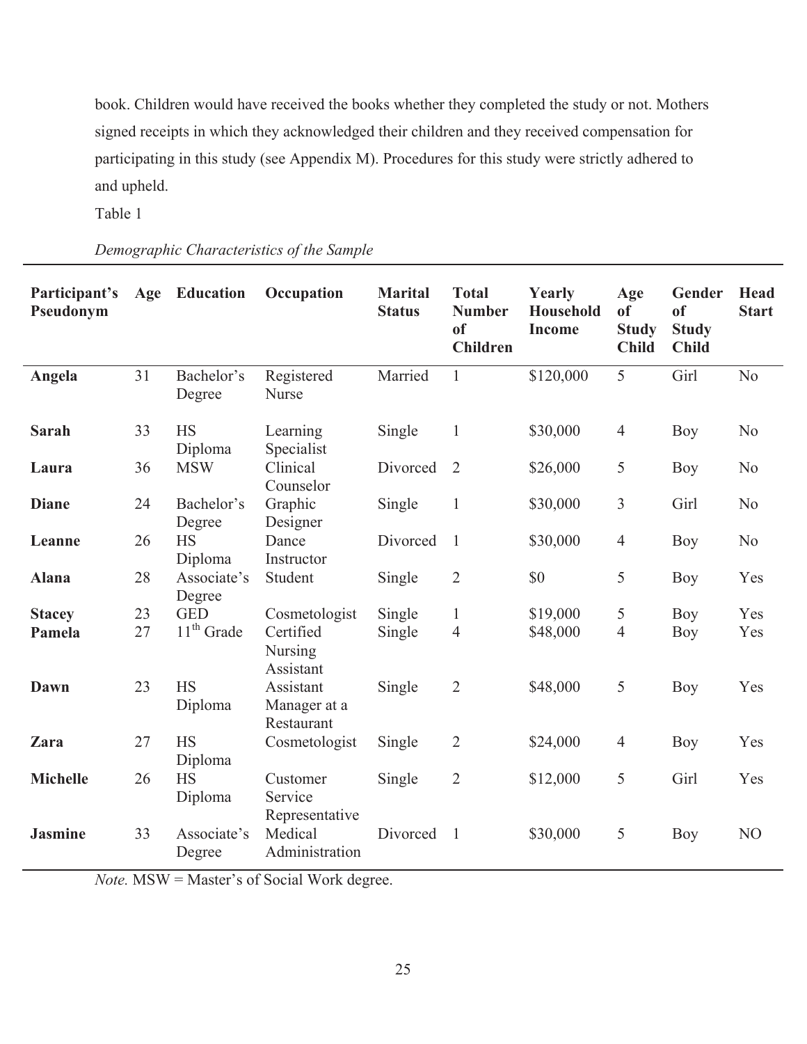book. Children would have received the books whether they completed the study or not. Mothers signed receipts in which they acknowledged their children and they received compensation for participating in this study (see Appendix M). Procedures for this study were strictly adhered to and upheld.

Table 1

*Demographic Characteristics of the Sample*

| Participant's Pseudonym | Age | Education | Occupation | Marital Status | Total Number of Children | Yearly Household Income | Age of Study Child | Gender of Study Child | Head Start |
|---|---|---|---|---|---|---|---|---|---|
| **Angela** | 31 | Bachelor's Degree | Registered Nurse | Married | 1 | \$120,000 | 5 | Girl | No |
| **Sarah** | 33 | HS Diploma | Learning Specialist | Single | 1 | \$30,000 | 4 | Boy | No |
| **Laura** | 36 | MSW | Clinical Counselor | Divorced | 2 | \$26,000 | 5 | Boy | No |
| **Diane** | 24 | Bachelor's Degree | Graphic Designer | Single | 1 | \$30,000 | 3 | Girl | No |
| **Leanne** | 26 | HS Diploma | Dance Instructor | Divorced | 1 | \$30,000 | 4 | Boy | No |
| **Alana** | 28 | Associate's Degree | Student | Single | 2 | \$0 | 5 | Boy | Yes |
| **Stacey** | 23 | GED | Cosmetologist | Single | 1 | \$19,000 | 5 | Boy | Yes |
| **Pamela** | 27 | 11th Grade | Certified Nursing Assistant | Single | 4 | \$48,000 | 4 | Boy | Yes |
| **Dawn** | 23 | HS Diploma | Assistant Manager at a Restaurant | Single | 2 | \$48,000 | 5 | Boy | Yes |
| **Zara** | 27 | HS Diploma | Cosmetologist | Single | 2 | \$24,000 | 4 | Boy | Yes |
| **Michelle** | 26 | HS Diploma | Customer Service Representative | Single | 2 | \$12,000 | 5 | Girl | Yes |
| **Jasmine** | 33 | Associate's Degree | Medical Administration | Divorced | 1 | \$30,000 | 5 | Boy | NO |

*Note.* MSW = Master's of Social Work degree.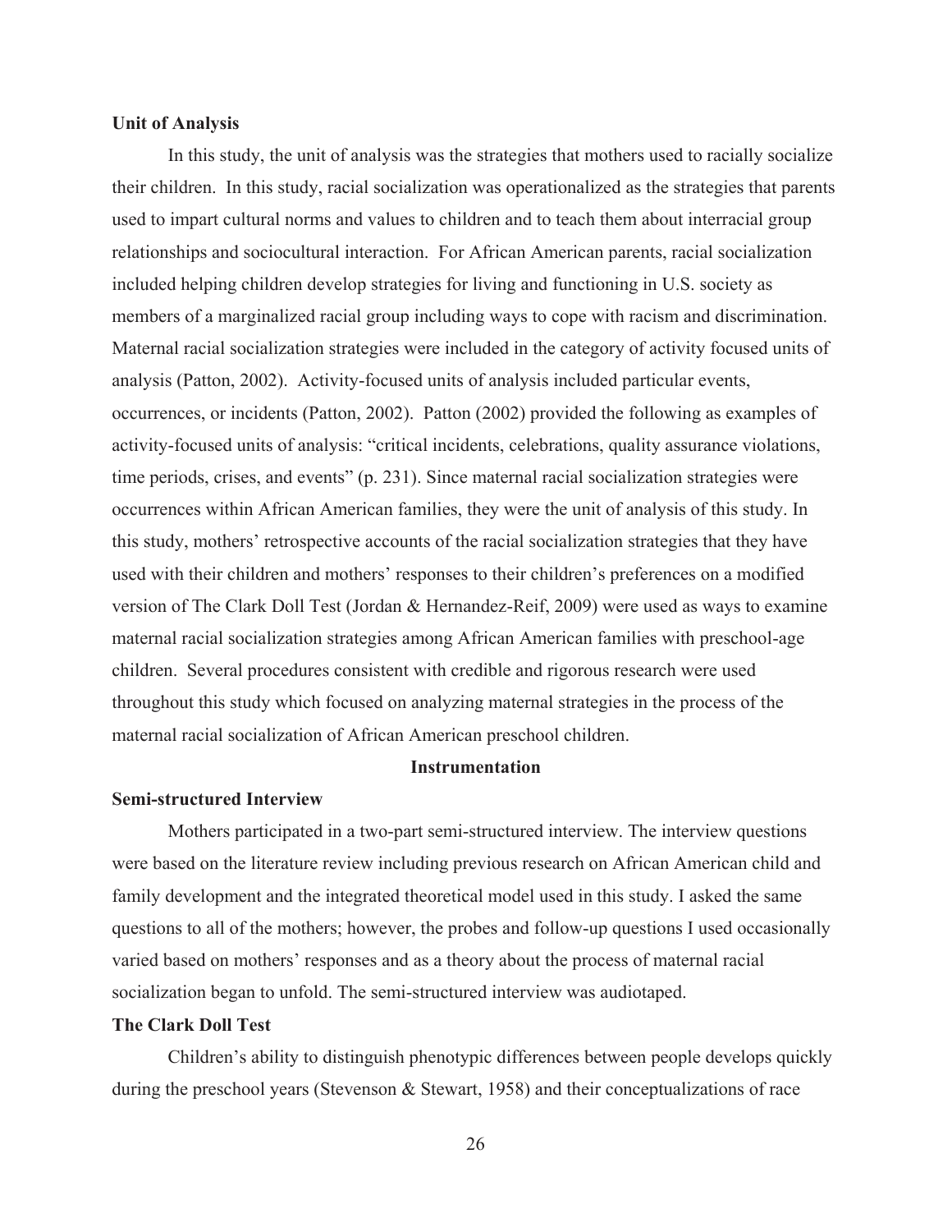### Unit of Analysis

In this study, the unit of analysis was the strategies that mothers used to racially socialize their children. In this study, racial socialization was operationalized as the strategies that parents used to impart cultural norms and values to children and to teach them about interracial group relationships and sociocultural interaction. For African American parents, racial socialization included helping children develop strategies for living and functioning in U.S. society as members of a marginalized racial group including ways to cope with racism and discrimination. Maternal racial socialization strategies were included in the category of activity focused units of analysis (Patton, 2002). Activity-focused units of analysis included particular events, occurrences, or incidents (Patton, 2002). Patton (2002) provided the following as examples of activity-focused units of analysis: "critical incidents, celebrations, quality assurance violations, time periods, crises, and events" (p. 231). Since maternal racial socialization strategies were occurrences within African American families, they were the unit of analysis of this study. In this study, mothers' retrospective accounts of the racial socialization strategies that they have used with their children and mothers' responses to their children's preferences on a modified version of The Clark Doll Test (Jordan & Hernandez-Reif, 2009) were used as ways to examine maternal racial socialization strategies among African American families with preschool-age children. Several procedures consistent with credible and rigorous research were used throughout this study which focused on analyzing maternal strategies in the process of the maternal racial socialization of African American preschool children.

## Instrumentation

### Semi-structured Interview

Mothers participated in a two-part semi-structured interview. The interview questions were based on the literature review including previous research on African American child and family development and the integrated theoretical model used in this study. I asked the same questions to all of the mothers; however, the probes and follow-up questions I used occasionally varied based on mothers' responses and as a theory about the process of maternal racial socialization began to unfold. The semi-structured interview was audiotaped.

### The Clark Doll Test

Children's ability to distinguish phenotypic differences between people develops quickly during the preschool years (Stevenson & Stewart, 1958) and their conceptualizations of race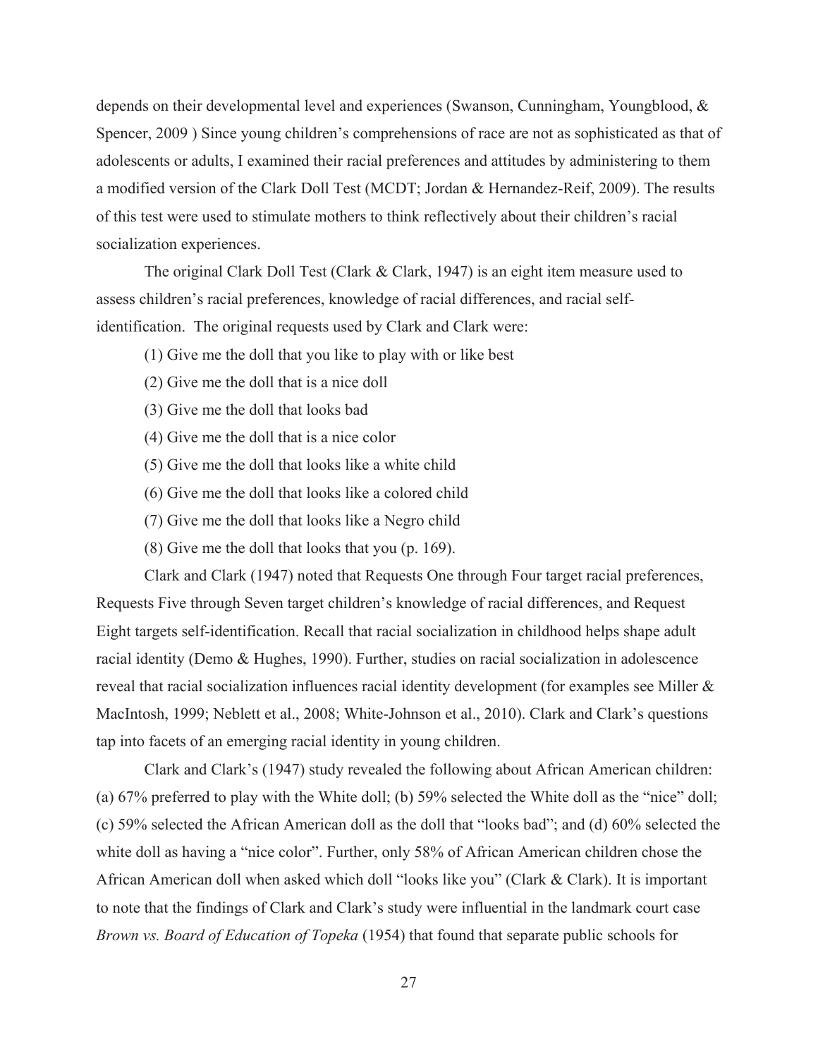depends on their developmental level and experiences (Swanson, Cunningham, Youngblood, & Spencer, 2009 ) Since young children's comprehensions of race are not as sophisticated as that of adolescents or adults, I examined their racial preferences and attitudes by administering to them a modified version of the Clark Doll Test (MCDT; Jordan & Hernandez-Reif, 2009). The results of this test were used to stimulate mothers to think reflectively about their children's racial socialization experiences.

The original Clark Doll Test (Clark & Clark, 1947) is an eight item measure used to assess children's racial preferences, knowledge of racial differences, and racial self-identification. The original requests used by Clark and Clark were:

(1) Give me the doll that you like to play with or like best

(2) Give me the doll that is a nice doll

(3) Give me the doll that looks bad

(4) Give me the doll that is a nice color

(5) Give me the doll that looks like a white child

(6) Give me the doll that looks like a colored child

(7) Give me the doll that looks like a Negro child

(8) Give me the doll that looks that you (p. 169).

Clark and Clark (1947) noted that Requests One through Four target racial preferences, Requests Five through Seven target children's knowledge of racial differences, and Request Eight targets self-identification. Recall that racial socialization in childhood helps shape adult racial identity (Demo & Hughes, 1990). Further, studies on racial socialization in adolescence reveal that racial socialization influences racial identity development (for examples see Miller & MacIntosh, 1999; Neblett et al., 2008; White-Johnson et al., 2010). Clark and Clark's questions tap into facets of an emerging racial identity in young children.

Clark and Clark's (1947) study revealed the following about African American children: (a) 67% preferred to play with the White doll; (b) 59% selected the White doll as the "nice" doll; (c) 59% selected the African American doll as the doll that "looks bad"; and (d) 60% selected the white doll as having a "nice color". Further, only 58% of African American children chose the African American doll when asked which doll "looks like you" (Clark & Clark). It is important to note that the findings of Clark and Clark's study were influential in the landmark court case *Brown vs. Board of Education of Topeka* (1954) that found that separate public schools for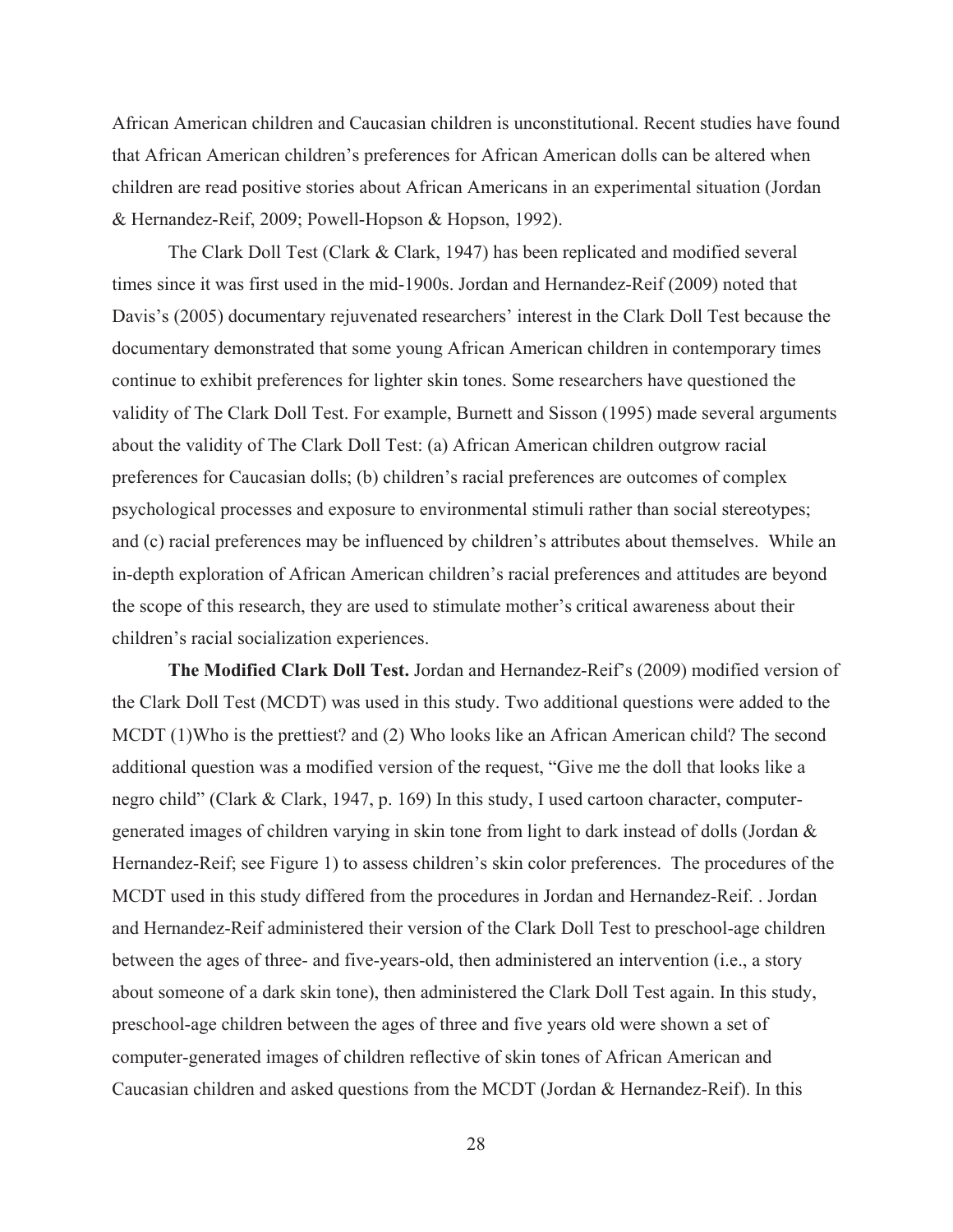African American children and Caucasian children is unconstitutional. Recent studies have found that African American children's preferences for African American dolls can be altered when children are read positive stories about African Americans in an experimental situation (Jordan & Hernandez-Reif, 2009; Powell-Hopson & Hopson, 1992).

The Clark Doll Test (Clark & Clark, 1947) has been replicated and modified several times since it was first used in the mid-1900s. Jordan and Hernandez-Reif (2009) noted that Davis's (2005) documentary rejuvenated researchers' interest in the Clark Doll Test because the documentary demonstrated that some young African American children in contemporary times continue to exhibit preferences for lighter skin tones. Some researchers have questioned the validity of The Clark Doll Test. For example, Burnett and Sisson (1995) made several arguments about the validity of The Clark Doll Test: (a) African American children outgrow racial preferences for Caucasian dolls; (b) children's racial preferences are outcomes of complex psychological processes and exposure to environmental stimuli rather than social stereotypes; and (c) racial preferences may be influenced by children's attributes about themselves. While an in-depth exploration of African American children's racial preferences and attitudes are beyond the scope of this research, they are used to stimulate mother's critical awareness about their children's racial socialization experiences.

**The Modified Clark Doll Test.** Jordan and Hernandez-Reif's (2009) modified version of the Clark Doll Test (MCDT) was used in this study. Two additional questions were added to the MCDT (1)Who is the prettiest? and (2) Who looks like an African American child? The second additional question was a modified version of the request, "Give me the doll that looks like a negro child" (Clark & Clark, 1947, p. 169) In this study, I used cartoon character, computer-generated images of children varying in skin tone from light to dark instead of dolls (Jordan & Hernandez-Reif; see Figure 1) to assess children's skin color preferences. The procedures of the MCDT used in this study differed from the procedures in Jordan and Hernandez-Reif. . Jordan and Hernandez-Reif administered their version of the Clark Doll Test to preschool-age children between the ages of three- and five-years-old, then administered an intervention (i.e., a story about someone of a dark skin tone), then administered the Clark Doll Test again. In this study, preschool-age children between the ages of three and five years old were shown a set of computer-generated images of children reflective of skin tones of African American and Caucasian children and asked questions from the MCDT (Jordan & Hernandez-Reif). In this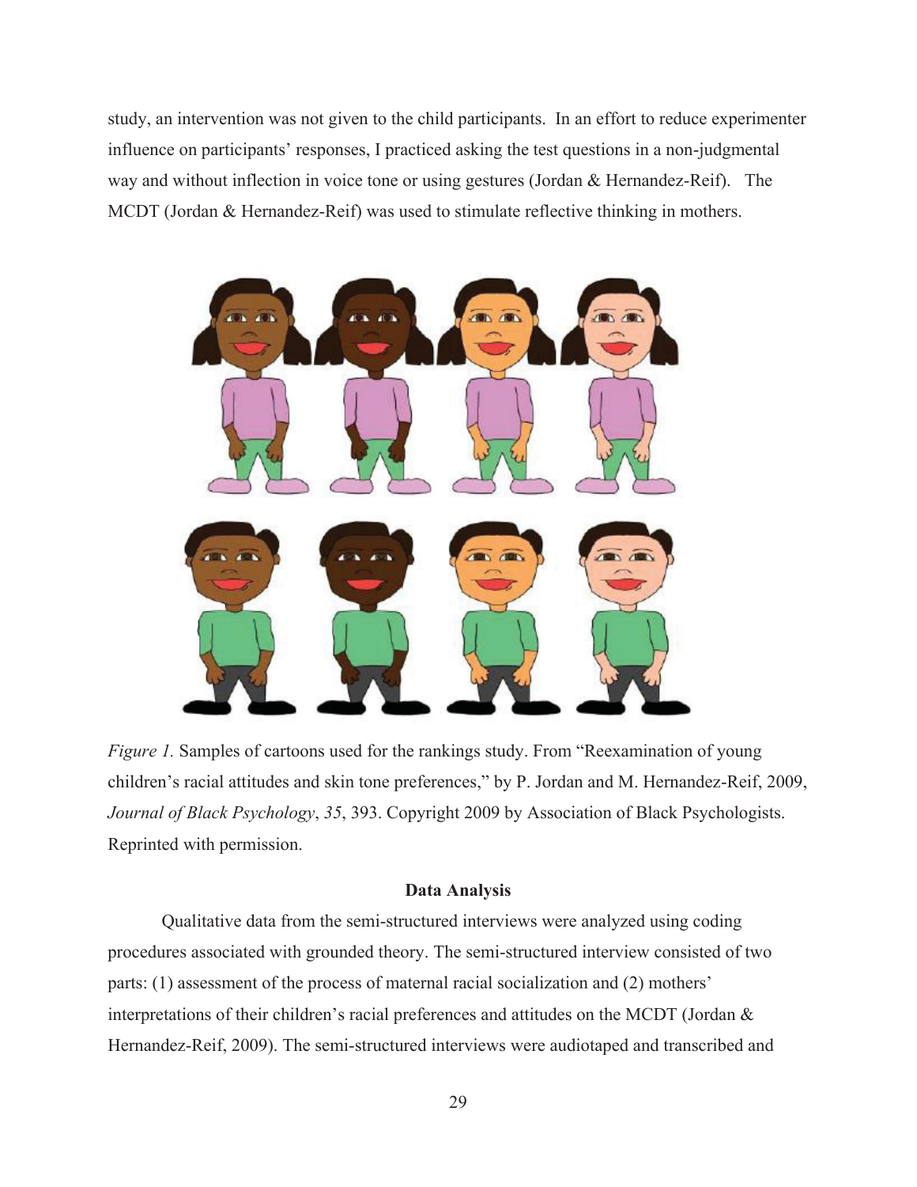study, an intervention was not given to the child participants. In an effort to reduce experimenter influence on participants' responses, I practiced asking the test questions in a non-judgmental way and without inflection in voice tone or using gestures (Jordan & Hernandez-Reif). The MCDT (Jordan & Hernandez-Reif) was used to stimulate reflective thinking in mothers.

*Figure 1.* Samples of cartoons used for the rankings study. From "Reexamination of young children's racial attitudes and skin tone preferences," by P. Jordan and M. Hernandez-Reif, 2009, *Journal of Black Psychology*, *35*, 393. Copyright 2009 by Association of Black Psychologists. Reprinted with permission.

**Data Analysis**

Qualitative data from the semi-structured interviews were analyzed using coding procedures associated with grounded theory. The semi-structured interview consisted of two parts: (1) assessment of the process of maternal racial socialization and (2) mothers' interpretations of their children's racial preferences and attitudes on the MCDT (Jordan & Hernandez-Reif, 2009). The semi-structured interviews were audiotaped and transcribed and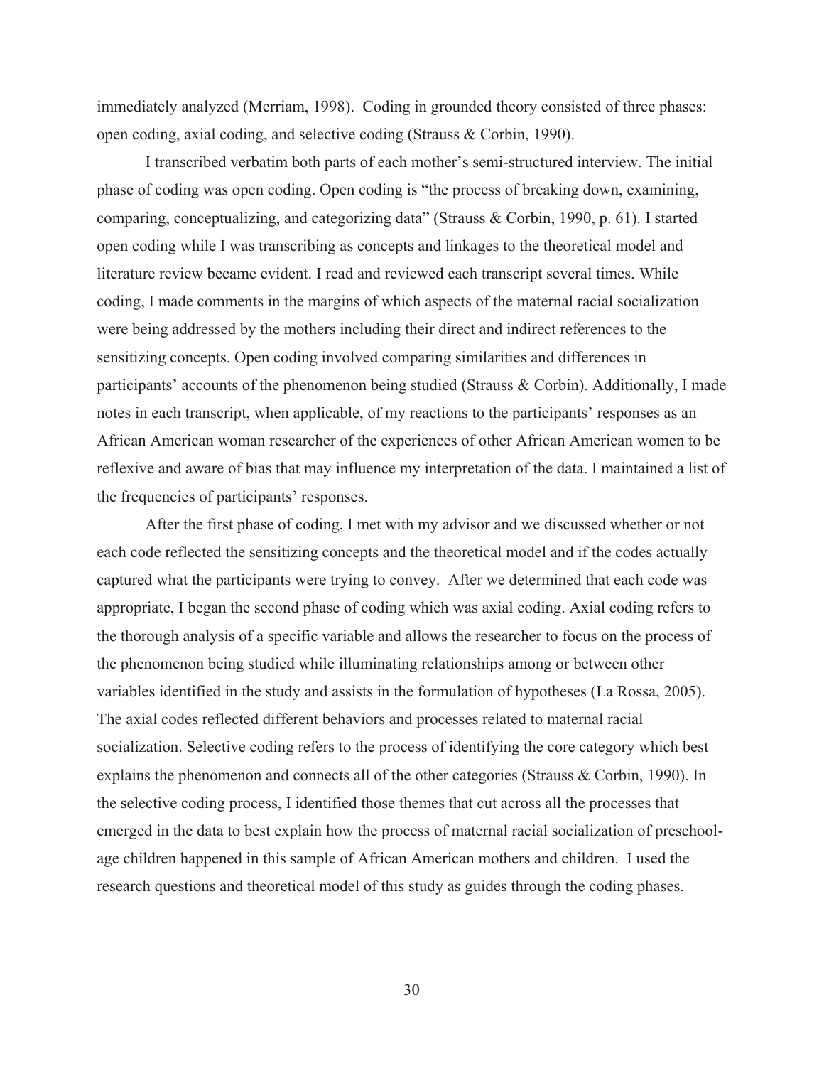immediately analyzed (Merriam, 1998). Coding in grounded theory consisted of three phases: open coding, axial coding, and selective coding (Strauss & Corbin, 1990).

I transcribed verbatim both parts of each mother's semi-structured interview. The initial phase of coding was open coding. Open coding is "the process of breaking down, examining, comparing, conceptualizing, and categorizing data" (Strauss & Corbin, 1990, p. 61). I started open coding while I was transcribing as concepts and linkages to the theoretical model and literature review became evident. I read and reviewed each transcript several times. While coding, I made comments in the margins of which aspects of the maternal racial socialization were being addressed by the mothers including their direct and indirect references to the sensitizing concepts. Open coding involved comparing similarities and differences in participants' accounts of the phenomenon being studied (Strauss & Corbin). Additionally, I made notes in each transcript, when applicable, of my reactions to the participants' responses as an African American woman researcher of the experiences of other African American women to be reflexive and aware of bias that may influence my interpretation of the data. I maintained a list of the frequencies of participants' responses.

After the first phase of coding, I met with my advisor and we discussed whether or not each code reflected the sensitizing concepts and the theoretical model and if the codes actually captured what the participants were trying to convey. After we determined that each code was appropriate, I began the second phase of coding which was axial coding. Axial coding refers to the thorough analysis of a specific variable and allows the researcher to focus on the process of the phenomenon being studied while illuminating relationships among or between other variables identified in the study and assists in the formulation of hypotheses (La Rossa, 2005). The axial codes reflected different behaviors and processes related to maternal racial socialization. Selective coding refers to the process of identifying the core category which best explains the phenomenon and connects all of the other categories (Strauss & Corbin, 1990). In the selective coding process, I identified those themes that cut across all the processes that emerged in the data to best explain how the process of maternal racial socialization of preschool-age children happened in this sample of African American mothers and children. I used the research questions and theoretical model of this study as guides through the coding phases.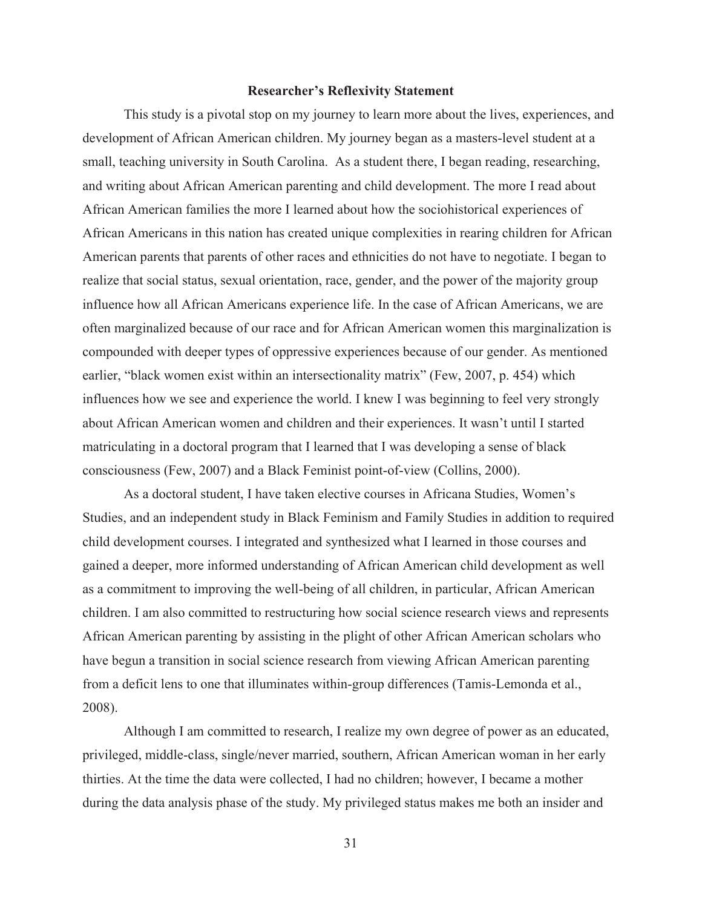## Researcher's Reflexivity Statement

This study is a pivotal stop on my journey to learn more about the lives, experiences, and development of African American children. My journey began as a masters-level student at a small, teaching university in South Carolina. As a student there, I began reading, researching, and writing about African American parenting and child development. The more I read about African American families the more I learned about how the sociohistorical experiences of African Americans in this nation has created unique complexities in rearing children for African American parents that parents of other races and ethnicities do not have to negotiate. I began to realize that social status, sexual orientation, race, gender, and the power of the majority group influence how all African Americans experience life. In the case of African Americans, we are often marginalized because of our race and for African American women this marginalization is compounded with deeper types of oppressive experiences because of our gender. As mentioned earlier, "black women exist within an intersectionality matrix" (Few, 2007, p. 454) which influences how we see and experience the world. I knew I was beginning to feel very strongly about African American women and children and their experiences. It wasn't until I started matriculating in a doctoral program that I learned that I was developing a sense of black consciousness (Few, 2007) and a Black Feminist point-of-view (Collins, 2000).

As a doctoral student, I have taken elective courses in Africana Studies, Women's Studies, and an independent study in Black Feminism and Family Studies in addition to required child development courses. I integrated and synthesized what I learned in those courses and gained a deeper, more informed understanding of African American child development as well as a commitment to improving the well-being of all children, in particular, African American children. I am also committed to restructuring how social science research views and represents African American parenting by assisting in the plight of other African American scholars who have begun a transition in social science research from viewing African American parenting from a deficit lens to one that illuminates within-group differences (Tamis-Lemonda et al., 2008).

Although I am committed to research, I realize my own degree of power as an educated, privileged, middle-class, single/never married, southern, African American woman in her early thirties. At the time the data were collected, I had no children; however, I became a mother during the data analysis phase of the study. My privileged status makes me both an insider and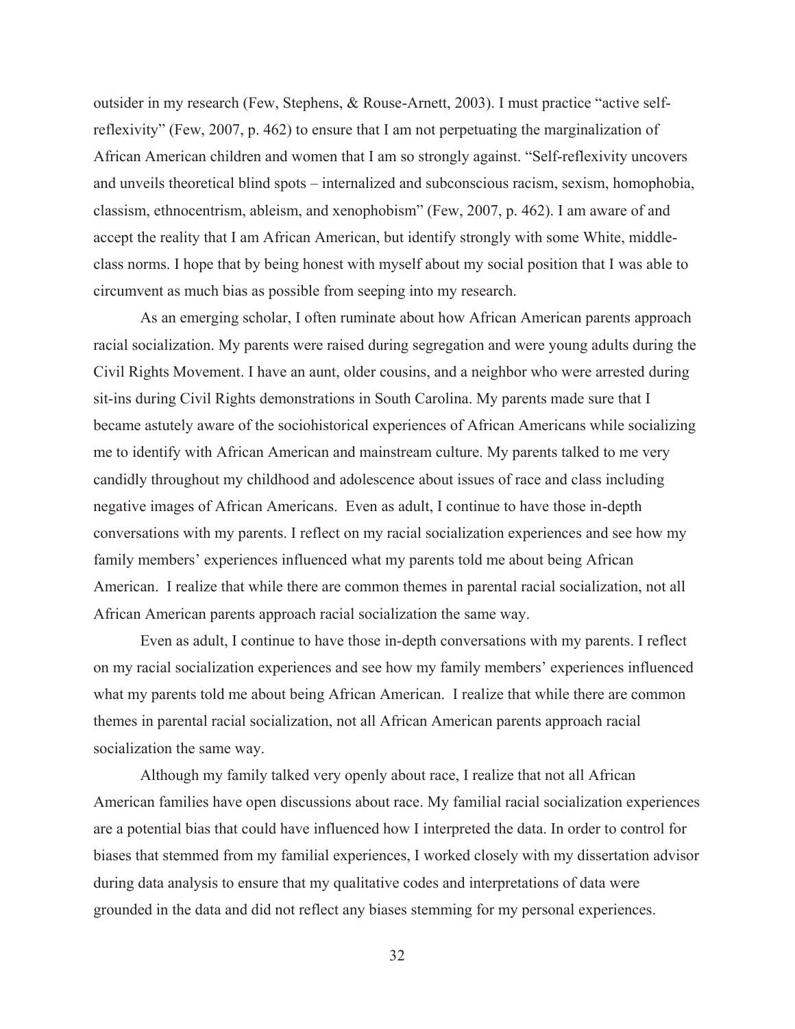outsider in my research (Few, Stephens, & Rouse-Arnett, 2003). I must practice "active self-reflexivity" (Few, 2007, p. 462) to ensure that I am not perpetuating the marginalization of African American children and women that I am so strongly against. "Self-reflexivity uncovers and unveils theoretical blind spots – internalized and subconscious racism, sexism, homophobia, classism, ethnocentrism, ableism, and xenophobism" (Few, 2007, p. 462). I am aware of and accept the reality that I am African American, but identify strongly with some White, middle-class norms. I hope that by being honest with myself about my social position that I was able to circumvent as much bias as possible from seeping into my research.

As an emerging scholar, I often ruminate about how African American parents approach racial socialization. My parents were raised during segregation and were young adults during the Civil Rights Movement. I have an aunt, older cousins, and a neighbor who were arrested during sit-ins during Civil Rights demonstrations in South Carolina. My parents made sure that I became astutely aware of the sociohistorical experiences of African Americans while socializing me to identify with African American and mainstream culture. My parents talked to me very candidly throughout my childhood and adolescence about issues of race and class including negative images of African Americans. Even as adult, I continue to have those in-depth conversations with my parents. I reflect on my racial socialization experiences and see how my family members' experiences influenced what my parents told me about being African American. I realize that while there are common themes in parental racial socialization, not all African American parents approach racial socialization the same way.

Even as adult, I continue to have those in-depth conversations with my parents. I reflect on my racial socialization experiences and see how my family members' experiences influenced what my parents told me about being African American. I realize that while there are common themes in parental racial socialization, not all African American parents approach racial socialization the same way.

Although my family talked very openly about race, I realize that not all African American families have open discussions about race. My familial racial socialization experiences are a potential bias that could have influenced how I interpreted the data. In order to control for biases that stemmed from my familial experiences, I worked closely with my dissertation advisor during data analysis to ensure that my qualitative codes and interpretations of data were grounded in the data and did not reflect any biases stemming for my personal experiences.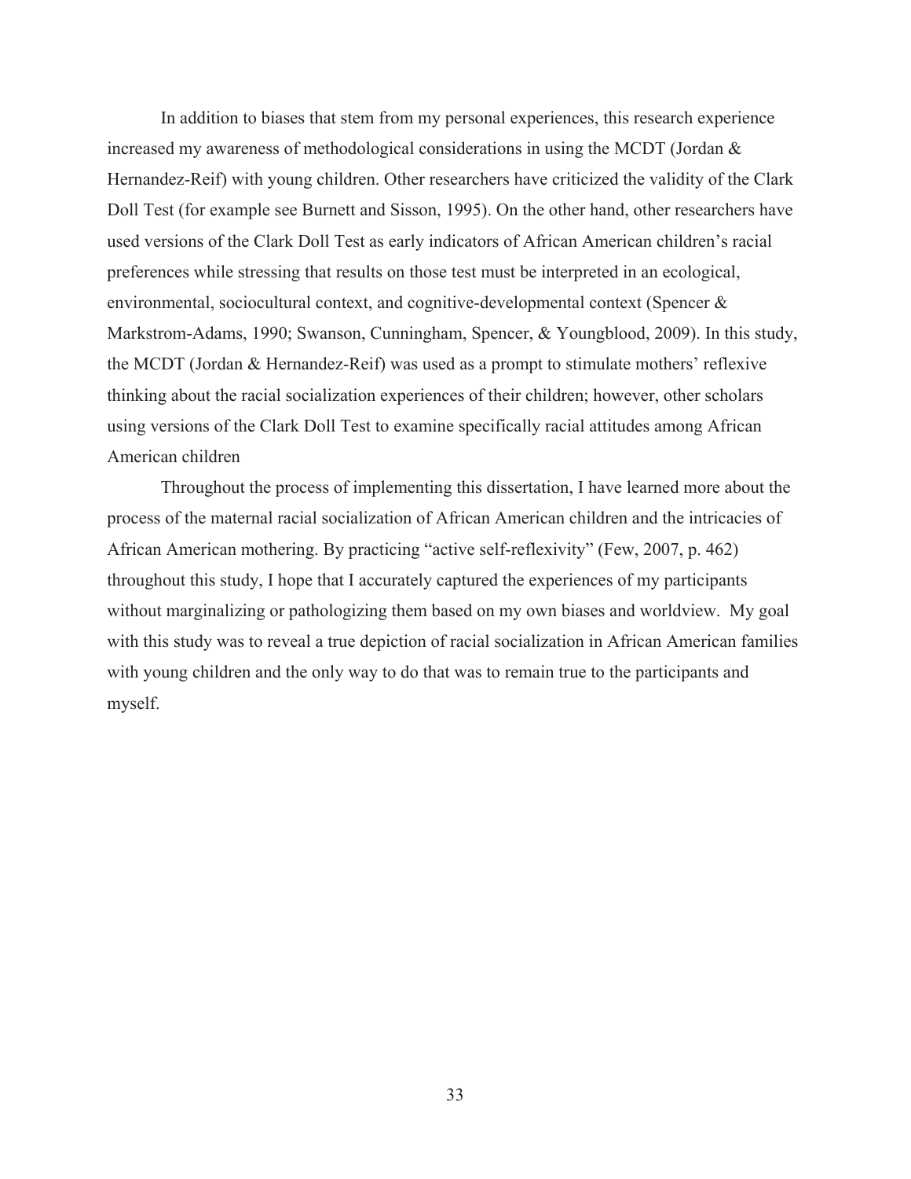In addition to biases that stem from my personal experiences, this research experience increased my awareness of methodological considerations in using the MCDT (Jordan & Hernandez-Reif) with young children. Other researchers have criticized the validity of the Clark Doll Test (for example see Burnett and Sisson, 1995). On the other hand, other researchers have used versions of the Clark Doll Test as early indicators of African American children's racial preferences while stressing that results on those test must be interpreted in an ecological, environmental, sociocultural context, and cognitive-developmental context (Spencer & Markstrom-Adams, 1990; Swanson, Cunningham, Spencer, & Youngblood, 2009). In this study, the MCDT (Jordan & Hernandez-Reif) was used as a prompt to stimulate mothers' reflexive thinking about the racial socialization experiences of their children; however, other scholars using versions of the Clark Doll Test to examine specifically racial attitudes among African American children

Throughout the process of implementing this dissertation, I have learned more about the process of the maternal racial socialization of African American children and the intricacies of African American mothering. By practicing "active self-reflexivity" (Few, 2007, p. 462) throughout this study, I hope that I accurately captured the experiences of my participants without marginalizing or pathologizing them based on my own biases and worldview. My goal with this study was to reveal a true depiction of racial socialization in African American families with young children and the only way to do that was to remain true to the participants and myself.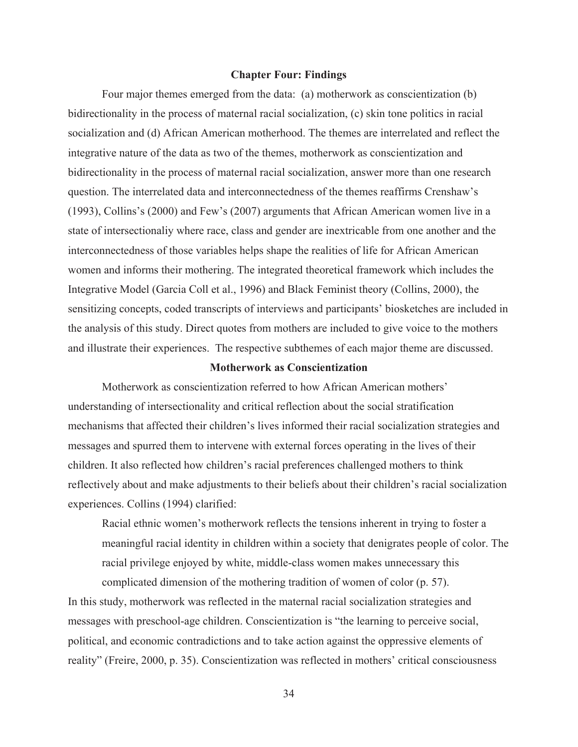# Chapter Four: Findings

Four major themes emerged from the data: (a) motherwork as conscientization (b) bidirectionality in the process of maternal racial socialization, (c) skin tone politics in racial socialization and (d) African American motherhood. The themes are interrelated and reflect the integrative nature of the data as two of the themes, motherwork as conscientization and bidirectionality in the process of maternal racial socialization, answer more than one research question. The interrelated data and interconnectedness of the themes reaffirms Crenshaw's (1993), Collins's (2000) and Few's (2007) arguments that African American women live in a state of intersectionaliy where race, class and gender are inextricable from one another and the interconnectedness of those variables helps shape the realities of life for African American women and informs their mothering. The integrated theoretical framework which includes the Integrative Model (Garcia Coll et al., 1996) and Black Feminist theory (Collins, 2000), the sensitizing concepts, coded transcripts of interviews and participants' biosketches are included in the analysis of this study. Direct quotes from mothers are included to give voice to the mothers and illustrate their experiences. The respective subthemes of each major theme are discussed.

## Motherwork as Conscientization

Motherwork as conscientization referred to how African American mothers' understanding of intersectionality and critical reflection about the social stratification mechanisms that affected their children's lives informed their racial socialization strategies and messages and spurred them to intervene with external forces operating in the lives of their children. It also reflected how children's racial preferences challenged mothers to think reflectively about and make adjustments to their beliefs about their children's racial socialization experiences. Collins (1994) clarified:

> Racial ethnic women's motherwork reflects the tensions inherent in trying to foster a meaningful racial identity in children within a society that denigrates people of color. The racial privilege enjoyed by white, middle-class women makes unnecessary this complicated dimension of the mothering tradition of women of color (p. 57).

In this study, motherwork was reflected in the maternal racial socialization strategies and messages with preschool-age children. Conscientization is "the learning to perceive social, political, and economic contradictions and to take action against the oppressive elements of reality" (Freire, 2000, p. 35). Conscientization was reflected in mothers' critical consciousness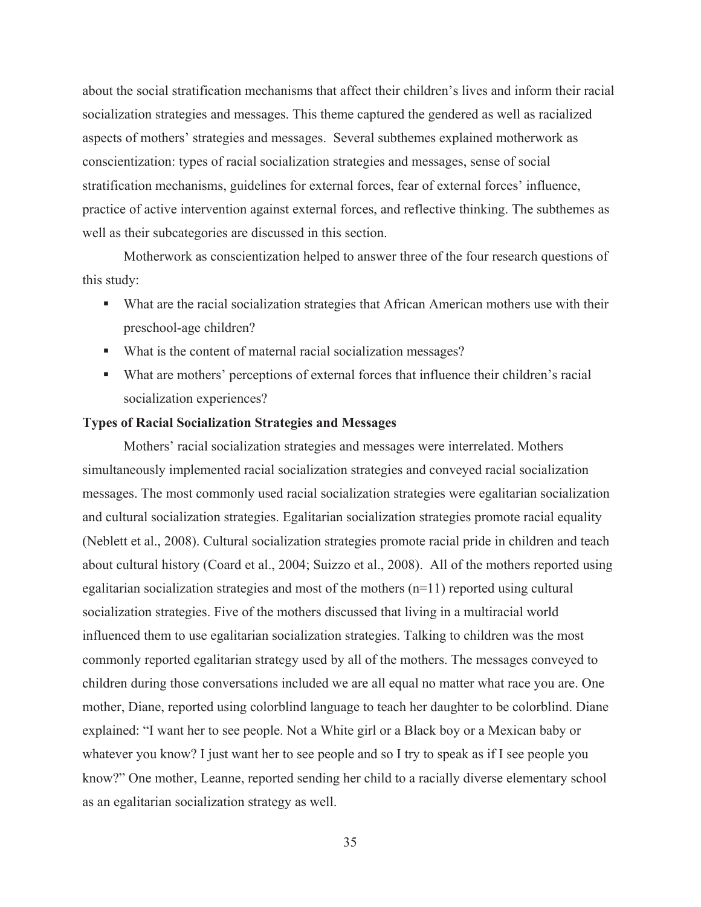about the social stratification mechanisms that affect their children's lives and inform their racial socialization strategies and messages. This theme captured the gendered as well as racialized aspects of mothers' strategies and messages. Several subthemes explained motherwork as conscientization: types of racial socialization strategies and messages, sense of social stratification mechanisms, guidelines for external forces, fear of external forces' influence, practice of active intervention against external forces, and reflective thinking. The subthemes as well as their subcategories are discussed in this section.

Motherwork as conscientization helped to answer three of the four research questions of this study:

- What are the racial socialization strategies that African American mothers use with their preschool-age children?
- What is the content of maternal racial socialization messages?
- What are mothers' perceptions of external forces that influence their children's racial socialization experiences?

**Types of Racial Socialization Strategies and Messages**

Mothers' racial socialization strategies and messages were interrelated. Mothers simultaneously implemented racial socialization strategies and conveyed racial socialization messages. The most commonly used racial socialization strategies were egalitarian socialization and cultural socialization strategies. Egalitarian socialization strategies promote racial equality (Neblett et al., 2008). Cultural socialization strategies promote racial pride in children and teach about cultural history (Coard et al., 2004; Suizzo et al., 2008). All of the mothers reported using egalitarian socialization strategies and most of the mothers (n=11) reported using cultural socialization strategies. Five of the mothers discussed that living in a multiracial world influenced them to use egalitarian socialization strategies. Talking to children was the most commonly reported egalitarian strategy used by all of the mothers. The messages conveyed to children during those conversations included we are all equal no matter what race you are. One mother, Diane, reported using colorblind language to teach her daughter to be colorblind. Diane explained: "I want her to see people. Not a White girl or a Black boy or a Mexican baby or whatever you know? I just want her to see people and so I try to speak as if I see people you know?" One mother, Leanne, reported sending her child to a racially diverse elementary school as an egalitarian socialization strategy as well.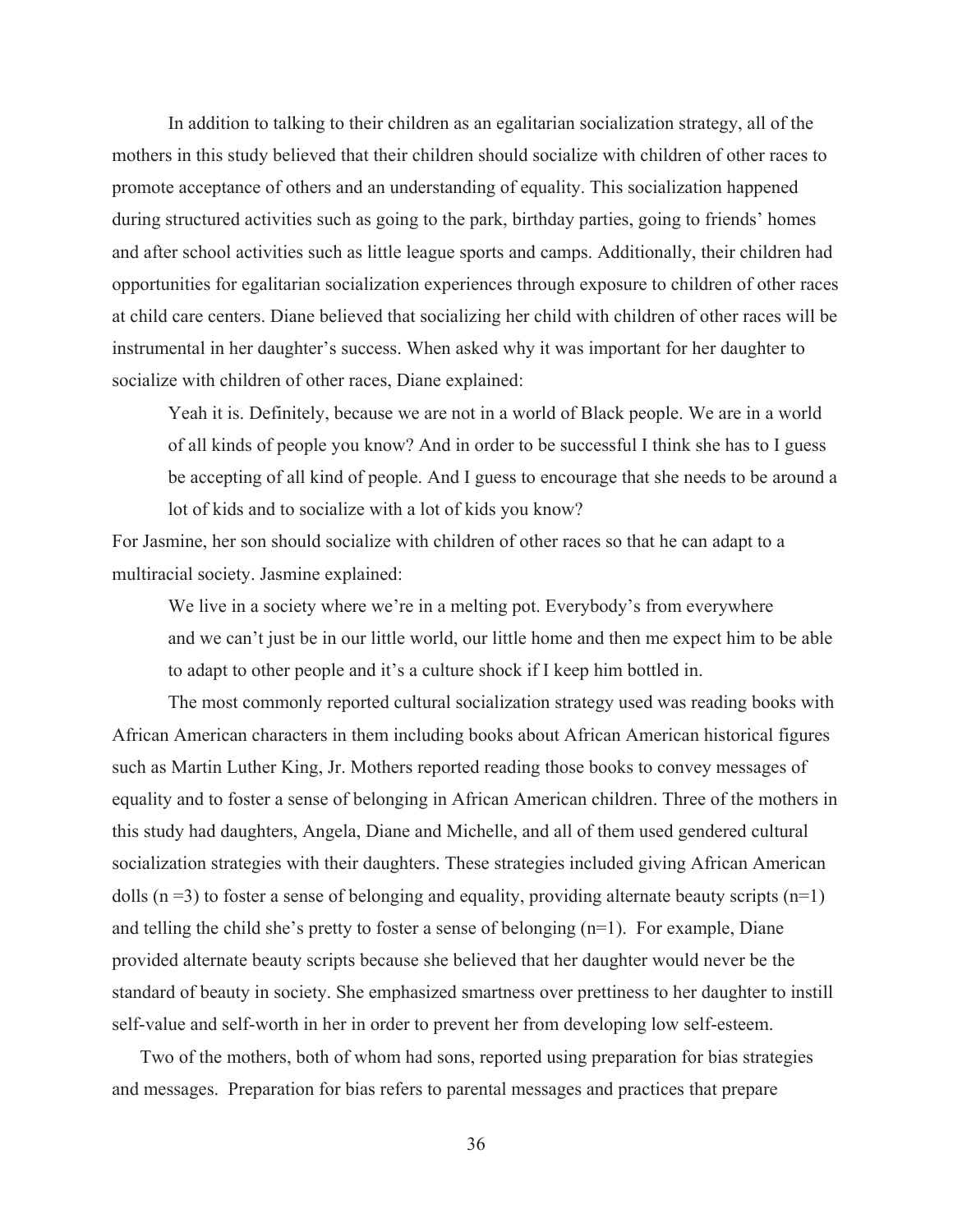In addition to talking to their children as an egalitarian socialization strategy, all of the mothers in this study believed that their children should socialize with children of other races to promote acceptance of others and an understanding of equality. This socialization happened during structured activities such as going to the park, birthday parties, going to friends' homes and after school activities such as little league sports and camps. Additionally, their children had opportunities for egalitarian socialization experiences through exposure to children of other races at child care centers. Diane believed that socializing her child with children of other races will be instrumental in her daughter's success. When asked why it was important for her daughter to socialize with children of other races, Diane explained:

> Yeah it is. Definitely, because we are not in a world of Black people. We are in a world of all kinds of people you know? And in order to be successful I think she has to I guess be accepting of all kind of people. And I guess to encourage that she needs to be around a lot of kids and to socialize with a lot of kids you know?

For Jasmine, her son should socialize with children of other races so that he can adapt to a multiracial society. Jasmine explained:

> We live in a society where we're in a melting pot. Everybody's from everywhere and we can't just be in our little world, our little home and then me expect him to be able to adapt to other people and it's a culture shock if I keep him bottled in.

The most commonly reported cultural socialization strategy used was reading books with African American characters in them including books about African American historical figures such as Martin Luther King, Jr. Mothers reported reading those books to convey messages of equality and to foster a sense of belonging in African American children. Three of the mothers in this study had daughters, Angela, Diane and Michelle, and all of them used gendered cultural socialization strategies with their daughters. These strategies included giving African American dolls (n =3) to foster a sense of belonging and equality, providing alternate beauty scripts (n=1) and telling the child she's pretty to foster a sense of belonging (n=1). For example, Diane provided alternate beauty scripts because she believed that her daughter would never be the standard of beauty in society. She emphasized smartness over prettiness to her daughter to instill self-value and self-worth in her in order to prevent her from developing low self-esteem.

Two of the mothers, both of whom had sons, reported using preparation for bias strategies and messages. Preparation for bias refers to parental messages and practices that prepare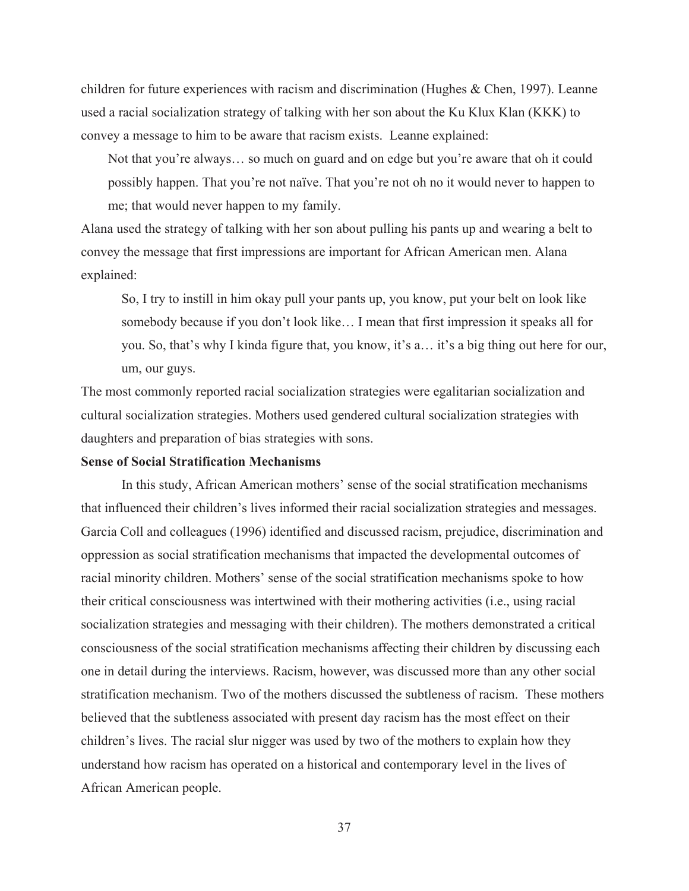children for future experiences with racism and discrimination (Hughes & Chen, 1997). Leanne used a racial socialization strategy of talking with her son about the Ku Klux Klan (KKK) to convey a message to him to be aware that racism exists. Leanne explained:

> Not that you're always… so much on guard and on edge but you're aware that oh it could possibly happen. That you're not naïve. That you're not oh no it would never to happen to me; that would never happen to my family.

Alana used the strategy of talking with her son about pulling his pants up and wearing a belt to convey the message that first impressions are important for African American men. Alana explained:

> So, I try to instill in him okay pull your pants up, you know, put your belt on look like somebody because if you don't look like… I mean that first impression it speaks all for you. So, that's why I kinda figure that, you know, it's a… it's a big thing out here for our, um, our guys.

The most commonly reported racial socialization strategies were egalitarian socialization and cultural socialization strategies. Mothers used gendered cultural socialization strategies with daughters and preparation of bias strategies with sons.

**Sense of Social Stratification Mechanisms**

In this study, African American mothers' sense of the social stratification mechanisms that influenced their children's lives informed their racial socialization strategies and messages. Garcia Coll and colleagues (1996) identified and discussed racism, prejudice, discrimination and oppression as social stratification mechanisms that impacted the developmental outcomes of racial minority children. Mothers' sense of the social stratification mechanisms spoke to how their critical consciousness was intertwined with their mothering activities (i.e., using racial socialization strategies and messaging with their children). The mothers demonstrated a critical consciousness of the social stratification mechanisms affecting their children by discussing each one in detail during the interviews. Racism, however, was discussed more than any other social stratification mechanism. Two of the mothers discussed the subtleness of racism. These mothers believed that the subtleness associated with present day racism has the most effect on their children's lives. The racial slur nigger was used by two of the mothers to explain how they understand how racism has operated on a historical and contemporary level in the lives of African American people.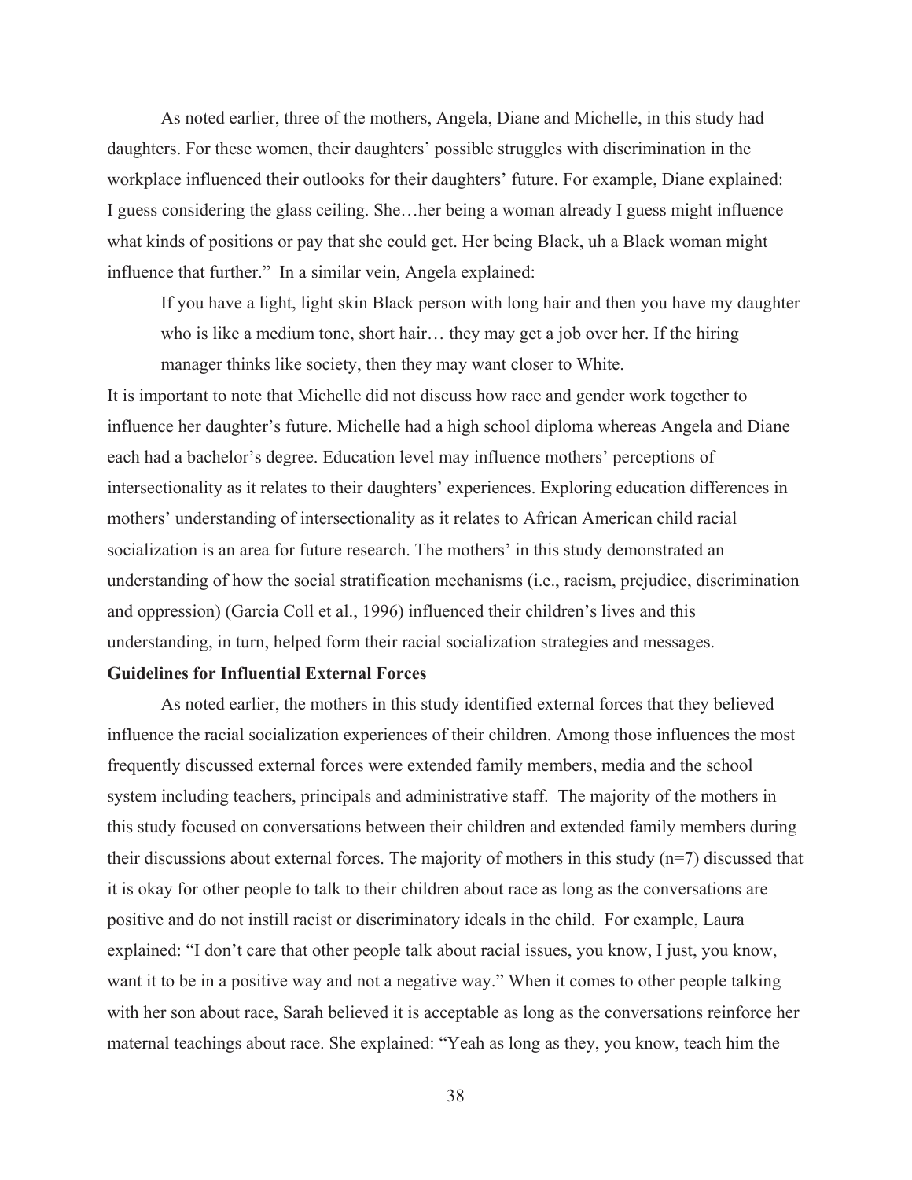As noted earlier, three of the mothers, Angela, Diane and Michelle, in this study had daughters. For these women, their daughters' possible struggles with discrimination in the workplace influenced their outlooks for their daughters' future. For example, Diane explained: I guess considering the glass ceiling. She…her being a woman already I guess might influence what kinds of positions or pay that she could get. Her being Black, uh a Black woman might influence that further." In a similar vein, Angela explained:

> If you have a light, light skin Black person with long hair and then you have my daughter who is like a medium tone, short hair… they may get a job over her. If the hiring manager thinks like society, then they may want closer to White.

It is important to note that Michelle did not discuss how race and gender work together to influence her daughter's future. Michelle had a high school diploma whereas Angela and Diane each had a bachelor's degree. Education level may influence mothers' perceptions of intersectionality as it relates to their daughters' experiences. Exploring education differences in mothers' understanding of intersectionality as it relates to African American child racial socialization is an area for future research. The mothers' in this study demonstrated an understanding of how the social stratification mechanisms (i.e., racism, prejudice, discrimination and oppression) (Garcia Coll et al., 1996) influenced their children's lives and this understanding, in turn, helped form their racial socialization strategies and messages.

**Guidelines for Influential External Forces**

As noted earlier, the mothers in this study identified external forces that they believed influence the racial socialization experiences of their children. Among those influences the most frequently discussed external forces were extended family members, media and the school system including teachers, principals and administrative staff. The majority of the mothers in this study focused on conversations between their children and extended family members during their discussions about external forces. The majority of mothers in this study (n=7) discussed that it is okay for other people to talk to their children about race as long as the conversations are positive and do not instill racist or discriminatory ideals in the child. For example, Laura explained: "I don't care that other people talk about racial issues, you know, I just, you know, want it to be in a positive way and not a negative way." When it comes to other people talking with her son about race, Sarah believed it is acceptable as long as the conversations reinforce her maternal teachings about race. She explained: "Yeah as long as they, you know, teach him the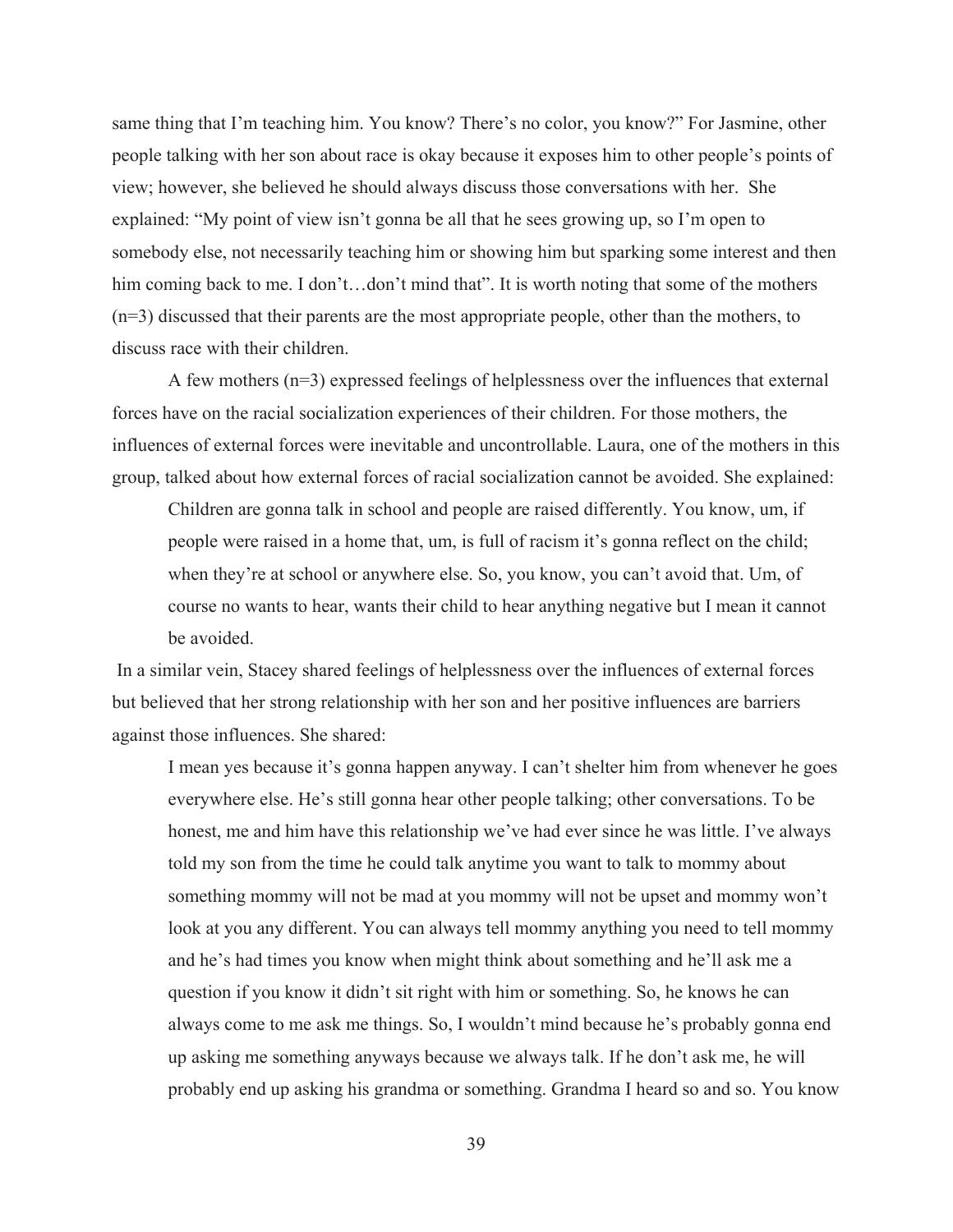same thing that I'm teaching him. You know? There's no color, you know?" For Jasmine, other people talking with her son about race is okay because it exposes him to other people's points of view; however, she believed he should always discuss those conversations with her. She explained: "My point of view isn't gonna be all that he sees growing up, so I'm open to somebody else, not necessarily teaching him or showing him but sparking some interest and then him coming back to me. I don't…don't mind that". It is worth noting that some of the mothers (n=3) discussed that their parents are the most appropriate people, other than the mothers, to discuss race with their children.

A few mothers (n=3) expressed feelings of helplessness over the influences that external forces have on the racial socialization experiences of their children. For those mothers, the influences of external forces were inevitable and uncontrollable. Laura, one of the mothers in this group, talked about how external forces of racial socialization cannot be avoided. She explained:

> Children are gonna talk in school and people are raised differently. You know, um, if people were raised in a home that, um, is full of racism it's gonna reflect on the child; when they're at school or anywhere else. So, you know, you can't avoid that. Um, of course no wants to hear, wants their child to hear anything negative but I mean it cannot be avoided.

In a similar vein, Stacey shared feelings of helplessness over the influences of external forces but believed that her strong relationship with her son and her positive influences are barriers against those influences. She shared:

> I mean yes because it's gonna happen anyway. I can't shelter him from whenever he goes everywhere else. He's still gonna hear other people talking; other conversations. To be honest, me and him have this relationship we've had ever since he was little. I've always told my son from the time he could talk anytime you want to talk to mommy about something mommy will not be mad at you mommy will not be upset and mommy won't look at you any different. You can always tell mommy anything you need to tell mommy and he's had times you know when might think about something and he'll ask me a question if you know it didn't sit right with him or something. So, he knows he can always come to me ask me things. So, I wouldn't mind because he's probably gonna end up asking me something anyways because we always talk. If he don't ask me, he will probably end up asking his grandma or something. Grandma I heard so and so. You know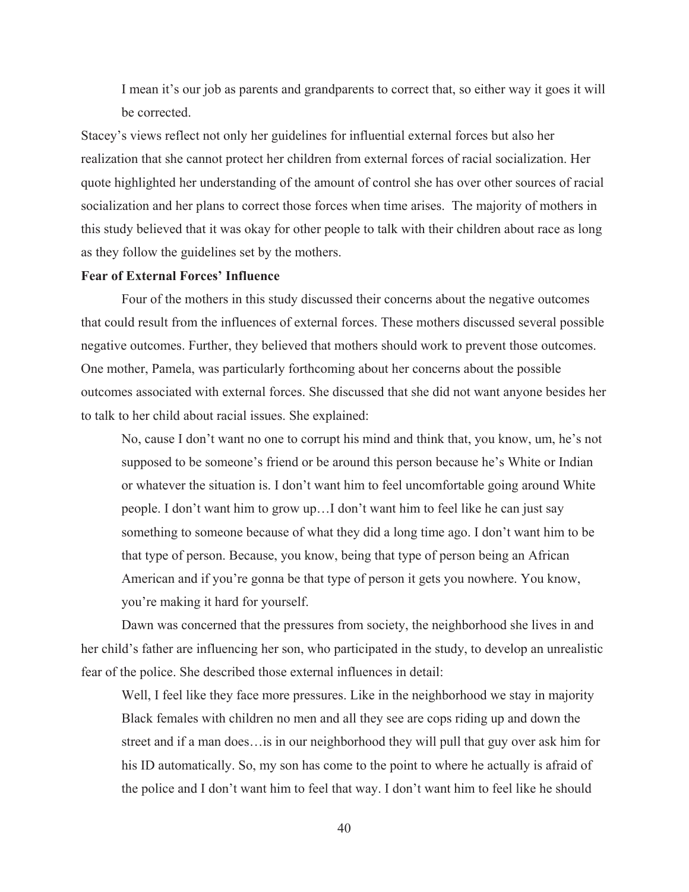> I mean it's our job as parents and grandparents to correct that, so either way it goes it will be corrected.

Stacey's views reflect not only her guidelines for influential external forces but also her realization that she cannot protect her children from external forces of racial socialization. Her quote highlighted her understanding of the amount of control she has over other sources of racial socialization and her plans to correct those forces when time arises. The majority of mothers in this study believed that it was okay for other people to talk with their children about race as long as they follow the guidelines set by the mothers.

**Fear of External Forces' Influence**

Four of the mothers in this study discussed their concerns about the negative outcomes that could result from the influences of external forces. These mothers discussed several possible negative outcomes. Further, they believed that mothers should work to prevent those outcomes. One mother, Pamela, was particularly forthcoming about her concerns about the possible outcomes associated with external forces. She discussed that she did not want anyone besides her to talk to her child about racial issues. She explained:

> No, cause I don't want no one to corrupt his mind and think that, you know, um, he's not supposed to be someone's friend or be around this person because he's White or Indian or whatever the situation is. I don't want him to feel uncomfortable going around White people. I don't want him to grow up…I don't want him to feel like he can just say something to someone because of what they did a long time ago. I don't want him to be that type of person. Because, you know, being that type of person being an African American and if you're gonna be that type of person it gets you nowhere. You know, you're making it hard for yourself.

Dawn was concerned that the pressures from society, the neighborhood she lives in and her child's father are influencing her son, who participated in the study, to develop an unrealistic fear of the police. She described those external influences in detail:

> Well, I feel like they face more pressures. Like in the neighborhood we stay in majority Black females with children no men and all they see are cops riding up and down the street and if a man does…is in our neighborhood they will pull that guy over ask him for his ID automatically. So, my son has come to the point to where he actually is afraid of the police and I don't want him to feel that way. I don't want him to feel like he should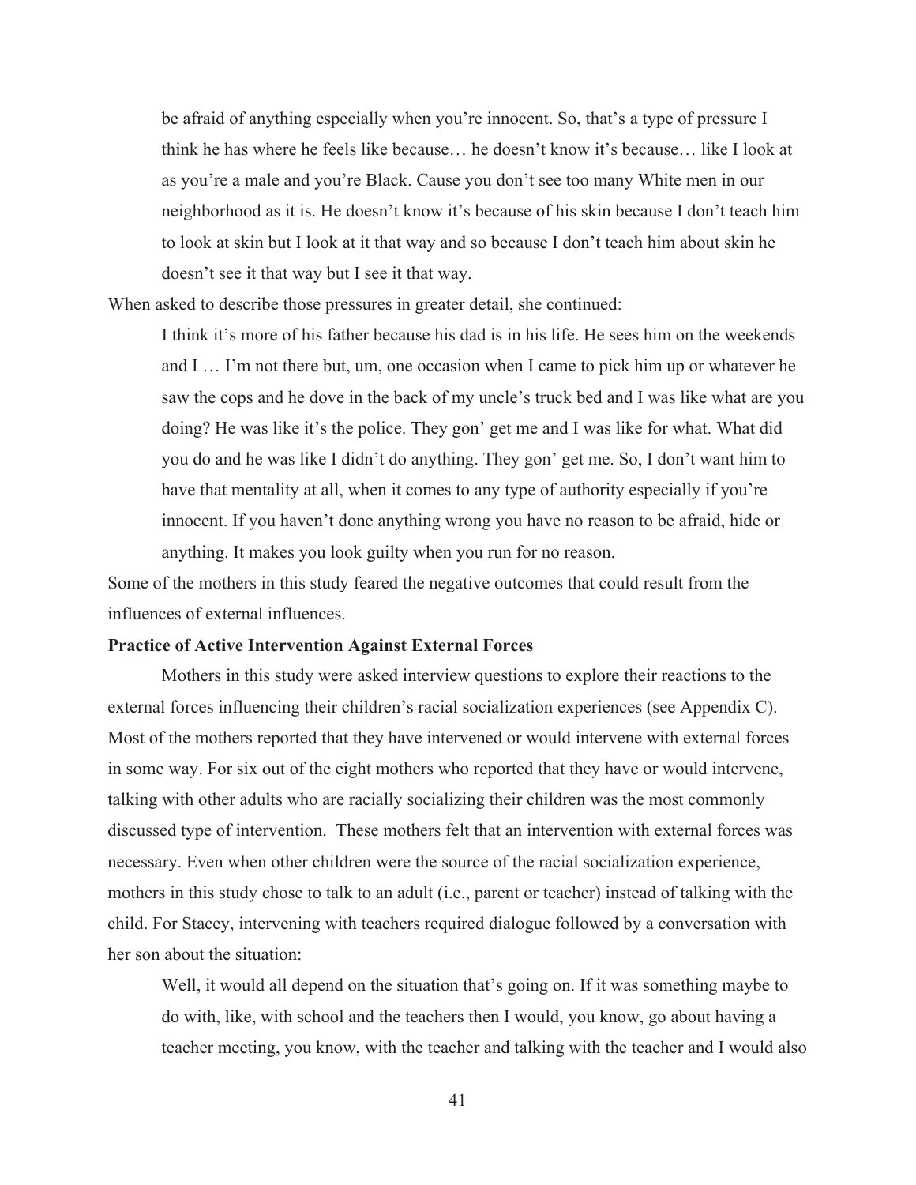> be afraid of anything especially when you're innocent. So, that's a type of pressure I think he has where he feels like because… he doesn't know it's because… like I look at as you're a male and you're Black. Cause you don't see too many White men in our neighborhood as it is. He doesn't know it's because of his skin because I don't teach him to look at skin but I look at it that way and so because I don't teach him about skin he doesn't see it that way but I see it that way.

When asked to describe those pressures in greater detail, she continued:

> I think it's more of his father because his dad is in his life. He sees him on the weekends and I … I'm not there but, um, one occasion when I came to pick him up or whatever he saw the cops and he dove in the back of my uncle's truck bed and I was like what are you doing? He was like it's the police. They gon' get me and I was like for what. What did you do and he was like I didn't do anything. They gon' get me. So, I don't want him to have that mentality at all, when it comes to any type of authority especially if you're innocent. If you haven't done anything wrong you have no reason to be afraid, hide or anything. It makes you look guilty when you run for no reason.

Some of the mothers in this study feared the negative outcomes that could result from the influences of external influences.

**Practice of Active Intervention Against External Forces**

Mothers in this study were asked interview questions to explore their reactions to the external forces influencing their children's racial socialization experiences (see Appendix C). Most of the mothers reported that they have intervened or would intervene with external forces in some way. For six out of the eight mothers who reported that they have or would intervene, talking with other adults who are racially socializing their children was the most commonly discussed type of intervention. These mothers felt that an intervention with external forces was necessary. Even when other children were the source of the racial socialization experience, mothers in this study chose to talk to an adult (i.e., parent or teacher) instead of talking with the child. For Stacey, intervening with teachers required dialogue followed by a conversation with her son about the situation:

> Well, it would all depend on the situation that's going on. If it was something maybe to do with, like, with school and the teachers then I would, you know, go about having a teacher meeting, you know, with the teacher and talking with the teacher and I would also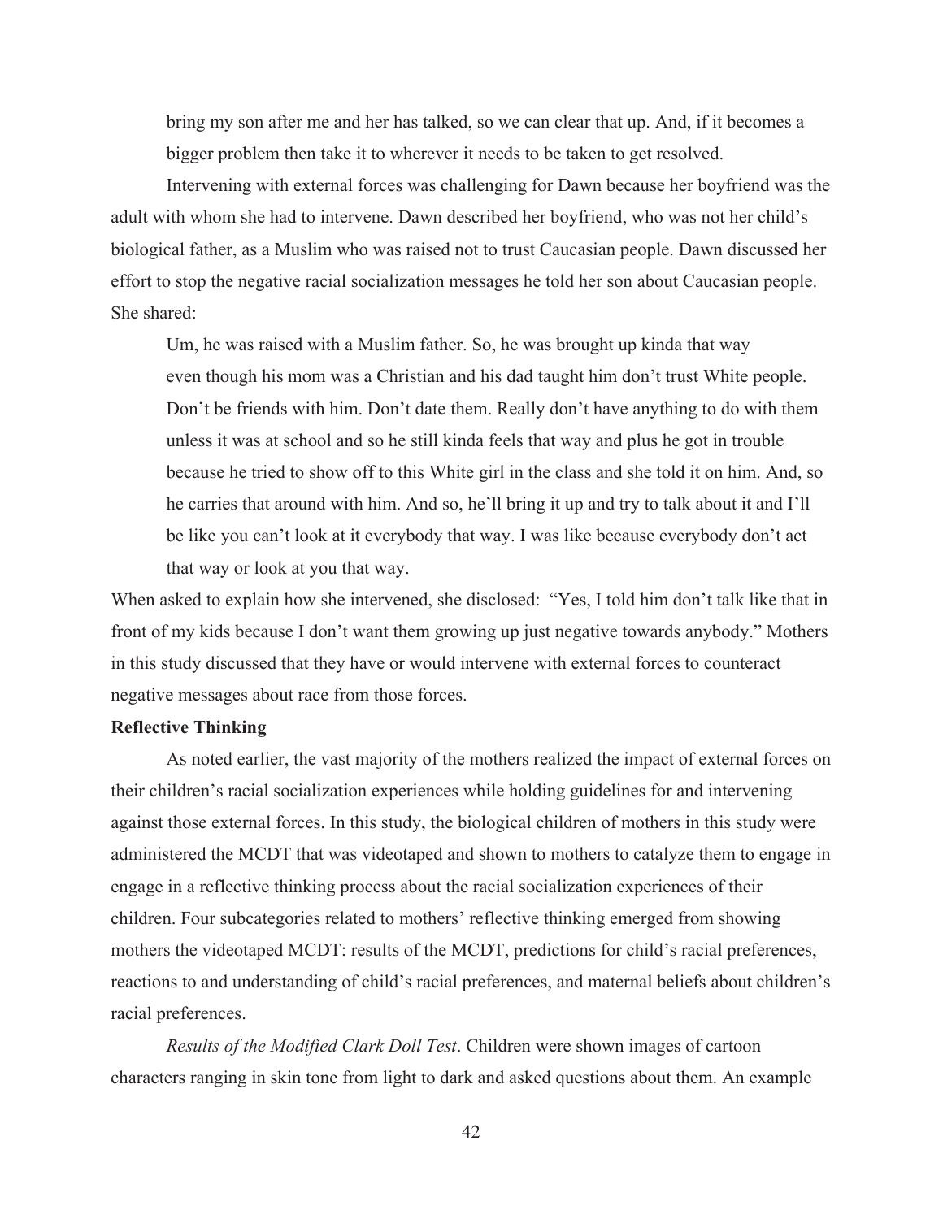> bring my son after me and her has talked, so we can clear that up. And, if it becomes a bigger problem then take it to wherever it needs to be taken to get resolved.

Intervening with external forces was challenging for Dawn because her boyfriend was the adult with whom she had to intervene. Dawn described her boyfriend, who was not her child's biological father, as a Muslim who was raised not to trust Caucasian people. Dawn discussed her effort to stop the negative racial socialization messages he told her son about Caucasian people. She shared:

> Um, he was raised with a Muslim father. So, he was brought up kinda that way even though his mom was a Christian and his dad taught him don't trust White people. Don't be friends with him. Don't date them. Really don't have anything to do with them unless it was at school and so he still kinda feels that way and plus he got in trouble because he tried to show off to this White girl in the class and she told it on him. And, so he carries that around with him. And so, he'll bring it up and try to talk about it and I'll be like you can't look at it everybody that way. I was like because everybody don't act that way or look at you that way.

When asked to explain how she intervened, she disclosed: "Yes, I told him don't talk like that in front of my kids because I don't want them growing up just negative towards anybody." Mothers in this study discussed that they have or would intervene with external forces to counteract negative messages about race from those forces.

**Reflective Thinking**

As noted earlier, the vast majority of the mothers realized the impact of external forces on their children's racial socialization experiences while holding guidelines for and intervening against those external forces. In this study, the biological children of mothers in this study were administered the MCDT that was videotaped and shown to mothers to catalyze them to engage in engage in a reflective thinking process about the racial socialization experiences of their children. Four subcategories related to mothers' reflective thinking emerged from showing mothers the videotaped MCDT: results of the MCDT, predictions for child's racial preferences, reactions to and understanding of child's racial preferences, and maternal beliefs about children's racial preferences.

*Results of the Modified Clark Doll Test*. Children were shown images of cartoon characters ranging in skin tone from light to dark and asked questions about them. An example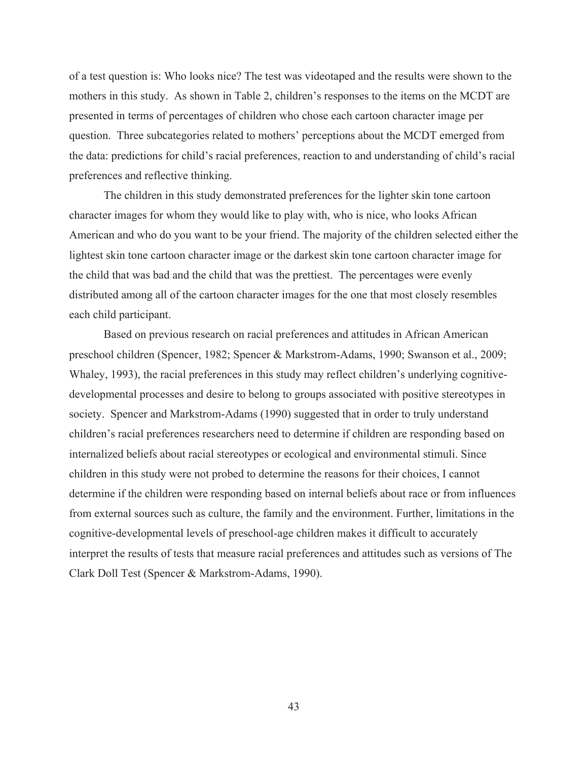of a test question is: Who looks nice? The test was videotaped and the results were shown to the mothers in this study. As shown in Table 2, children's responses to the items on the MCDT are presented in terms of percentages of children who chose each cartoon character image per question. Three subcategories related to mothers' perceptions about the MCDT emerged from the data: predictions for child's racial preferences, reaction to and understanding of child's racial preferences and reflective thinking.

The children in this study demonstrated preferences for the lighter skin tone cartoon character images for whom they would like to play with, who is nice, who looks African American and who do you want to be your friend. The majority of the children selected either the lightest skin tone cartoon character image or the darkest skin tone cartoon character image for the child that was bad and the child that was the prettiest. The percentages were evenly distributed among all of the cartoon character images for the one that most closely resembles each child participant.

Based on previous research on racial preferences and attitudes in African American preschool children (Spencer, 1982; Spencer & Markstrom-Adams, 1990; Swanson et al., 2009; Whaley, 1993), the racial preferences in this study may reflect children's underlying cognitive-developmental processes and desire to belong to groups associated with positive stereotypes in society. Spencer and Markstrom-Adams (1990) suggested that in order to truly understand children's racial preferences researchers need to determine if children are responding based on internalized beliefs about racial stereotypes or ecological and environmental stimuli. Since children in this study were not probed to determine the reasons for their choices, I cannot determine if the children were responding based on internal beliefs about race or from influences from external sources such as culture, the family and the environment. Further, limitations in the cognitive-developmental levels of preschool-age children makes it difficult to accurately interpret the results of tests that measure racial preferences and attitudes such as versions of The Clark Doll Test (Spencer & Markstrom-Adams, 1990).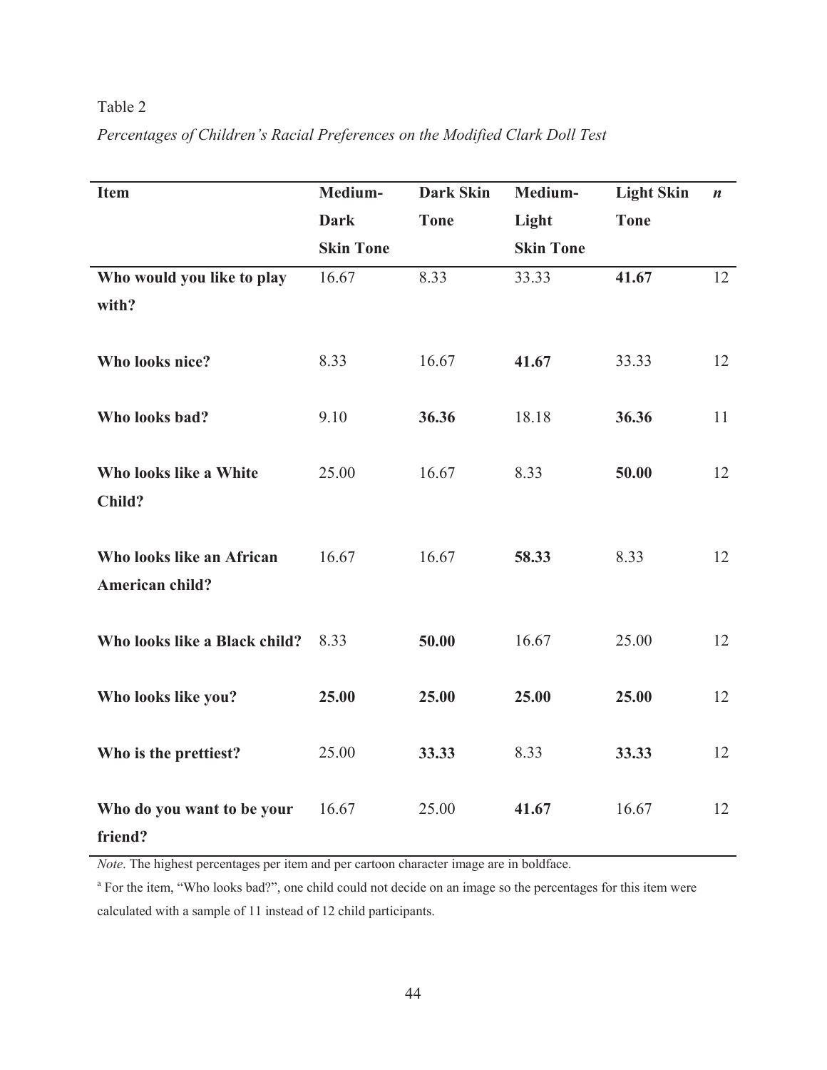Table 2

*Percentages of Children's Racial Preferences on the Modified Clark Doll Test*

| Item | Medium-Dark Skin Tone | Dark Skin Tone | Medium-Light Skin Tone | Light Skin Tone | *n* |
|---|---|---|---|---|---|
| **Who would you like to play with?** | 16.67 | 8.33 | 33.33 | **41.67** | 12 |
| **Who looks nice?** | 8.33 | 16.67 | **41.67** | 33.33 | 12 |
| **Who looks bad?** | 9.10 | **36.36** | 18.18 | **36.36** | 11 |
| **Who looks like a White Child?** | 25.00 | 16.67 | 8.33 | **50.00** | 12 |
| **Who looks like an African American child?** | 16.67 | 16.67 | **58.33** | 8.33 | 12 |
| **Who looks like a Black child?** | 8.33 | **50.00** | 16.67 | 25.00 | 12 |
| **Who looks like you?** | **25.00** | **25.00** | **25.00** | **25.00** | 12 |
| **Who is the prettiest?** | 25.00 | **33.33** | 8.33 | **33.33** | 12 |
| **Who do you want to be your friend?** | 16.67 | 25.00 | **41.67** | 16.67 | 12 |

*Note*. The highest percentages per item and per cartoon character image are in boldface.

[a] For the item, "Who looks bad?", one child could not decide on an image so the percentages for this item were calculated with a sample of 11 instead of 12 child participants.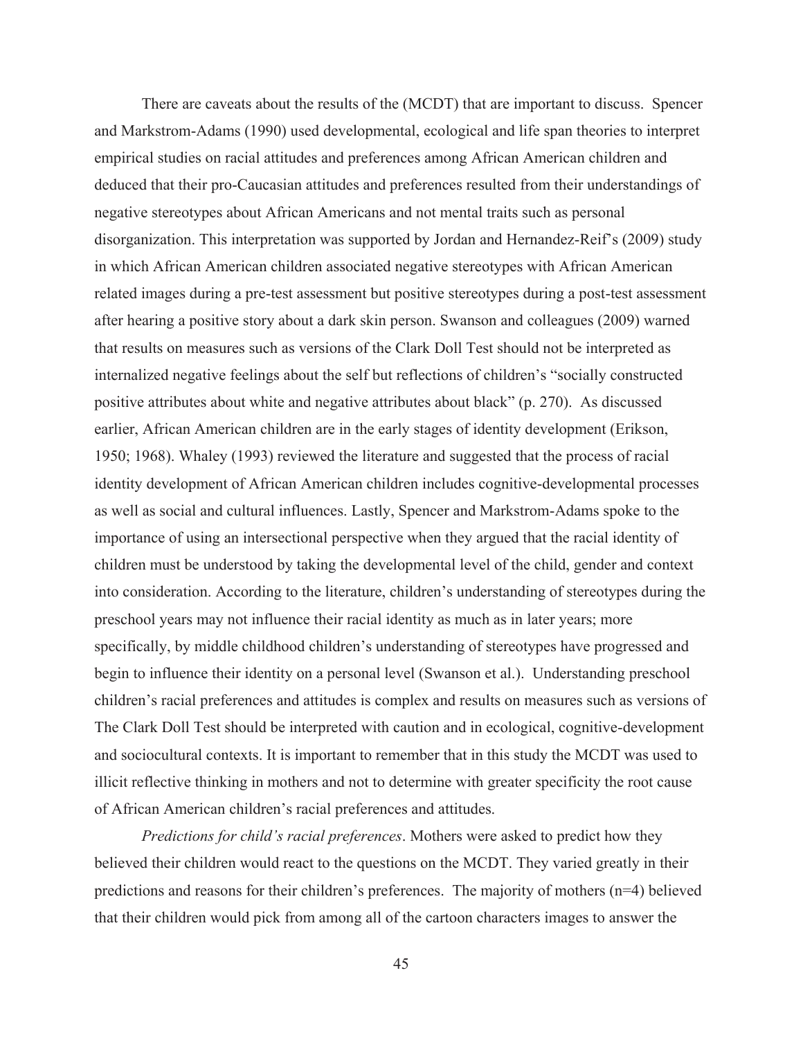There are caveats about the results of the (MCDT) that are important to discuss. Spencer and Markstrom-Adams (1990) used developmental, ecological and life span theories to interpret empirical studies on racial attitudes and preferences among African American children and deduced that their pro-Caucasian attitudes and preferences resulted from their understandings of negative stereotypes about African Americans and not mental traits such as personal disorganization. This interpretation was supported by Jordan and Hernandez-Reif's (2009) study in which African American children associated negative stereotypes with African American related images during a pre-test assessment but positive stereotypes during a post-test assessment after hearing a positive story about a dark skin person. Swanson and colleagues (2009) warned that results on measures such as versions of the Clark Doll Test should not be interpreted as internalized negative feelings about the self but reflections of children's "socially constructed positive attributes about white and negative attributes about black" (p. 270). As discussed earlier, African American children are in the early stages of identity development (Erikson, 1950; 1968). Whaley (1993) reviewed the literature and suggested that the process of racial identity development of African American children includes cognitive-developmental processes as well as social and cultural influences. Lastly, Spencer and Markstrom-Adams spoke to the importance of using an intersectional perspective when they argued that the racial identity of children must be understood by taking the developmental level of the child, gender and context into consideration. According to the literature, children's understanding of stereotypes during the preschool years may not influence their racial identity as much as in later years; more specifically, by middle childhood children's understanding of stereotypes have progressed and begin to influence their identity on a personal level (Swanson et al.). Understanding preschool children's racial preferences and attitudes is complex and results on measures such as versions of The Clark Doll Test should be interpreted with caution and in ecological, cognitive-development and sociocultural contexts. It is important to remember that in this study the MCDT was used to illicit reflective thinking in mothers and not to determine with greater specificity the root cause of African American children's racial preferences and attitudes.

*Predictions for child's racial preferences*. Mothers were asked to predict how they believed their children would react to the questions on the MCDT. They varied greatly in their predictions and reasons for their children's preferences. The majority of mothers (n=4) believed that their children would pick from among all of the cartoon characters images to answer the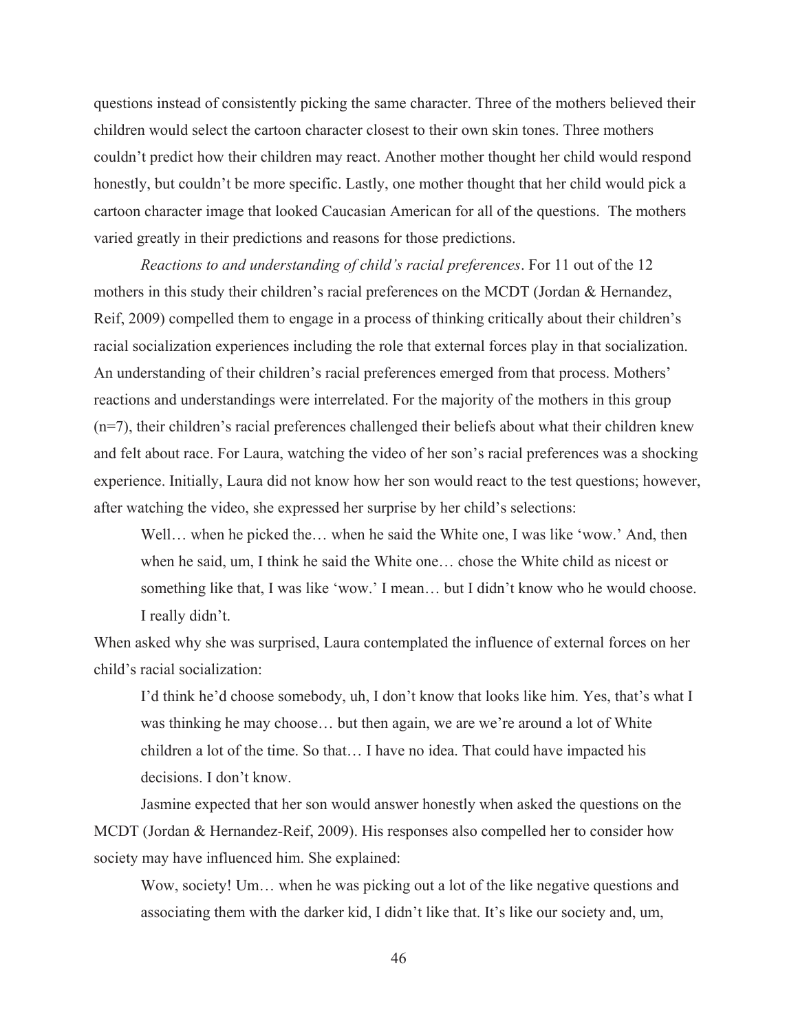questions instead of consistently picking the same character. Three of the mothers believed their children would select the cartoon character closest to their own skin tones. Three mothers couldn't predict how their children may react. Another mother thought her child would respond honestly, but couldn't be more specific. Lastly, one mother thought that her child would pick a cartoon character image that looked Caucasian American for all of the questions. The mothers varied greatly in their predictions and reasons for those predictions.

*Reactions to and understanding of child's racial preferences*. For 11 out of the 12 mothers in this study their children's racial preferences on the MCDT (Jordan & Hernandez, Reif, 2009) compelled them to engage in a process of thinking critically about their children's racial socialization experiences including the role that external forces play in that socialization. An understanding of their children's racial preferences emerged from that process. Mothers' reactions and understandings were interrelated. For the majority of the mothers in this group (n=7), their children's racial preferences challenged their beliefs about what their children knew and felt about race. For Laura, watching the video of her son's racial preferences was a shocking experience. Initially, Laura did not know how her son would react to the test questions; however, after watching the video, she expressed her surprise by her child's selections:

> Well… when he picked the… when he said the White one, I was like 'wow.' And, then when he said, um, I think he said the White one… chose the White child as nicest or something like that, I was like 'wow.' I mean… but I didn't know who he would choose. I really didn't.

When asked why she was surprised, Laura contemplated the influence of external forces on her child's racial socialization:

> I'd think he'd choose somebody, uh, I don't know that looks like him. Yes, that's what I was thinking he may choose… but then again, we are we're around a lot of White children a lot of the time. So that… I have no idea. That could have impacted his decisions. I don't know.

Jasmine expected that her son would answer honestly when asked the questions on the MCDT (Jordan & Hernandez-Reif, 2009). His responses also compelled her to consider how society may have influenced him. She explained:

> Wow, society! Um… when he was picking out a lot of the like negative questions and associating them with the darker kid, I didn't like that. It's like our society and, um,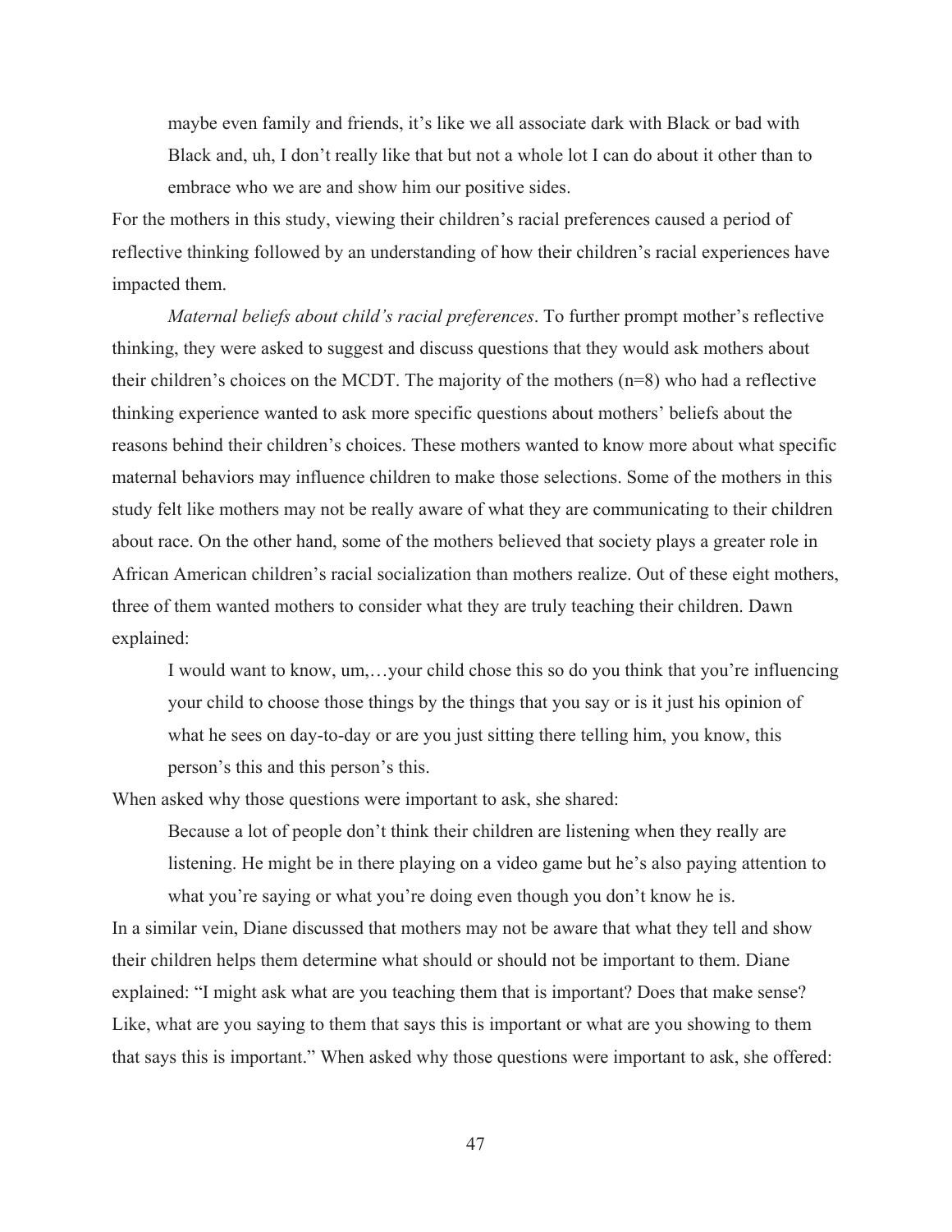> maybe even family and friends, it's like we all associate dark with Black or bad with Black and, uh, I don't really like that but not a whole lot I can do about it other than to embrace who we are and show him our positive sides.

For the mothers in this study, viewing their children's racial preferences caused a period of reflective thinking followed by an understanding of how their children's racial experiences have impacted them.

*Maternal beliefs about child's racial preferences*. To further prompt mother's reflective thinking, they were asked to suggest and discuss questions that they would ask mothers about their children's choices on the MCDT. The majority of the mothers (n=8) who had a reflective thinking experience wanted to ask more specific questions about mothers' beliefs about the reasons behind their children's choices. These mothers wanted to know more about what specific maternal behaviors may influence children to make those selections. Some of the mothers in this study felt like mothers may not be really aware of what they are communicating to their children about race. On the other hand, some of the mothers believed that society plays a greater role in African American children's racial socialization than mothers realize. Out of these eight mothers, three of them wanted mothers to consider what they are truly teaching their children. Dawn explained:

> I would want to know, um,…your child chose this so do you think that you're influencing your child to choose those things by the things that you say or is it just his opinion of what he sees on day-to-day or are you just sitting there telling him, you know, this person's this and this person's this.

When asked why those questions were important to ask, she shared:

> Because a lot of people don't think their children are listening when they really are listening. He might be in there playing on a video game but he's also paying attention to what you're saying or what you're doing even though you don't know he is.

In a similar vein, Diane discussed that mothers may not be aware that what they tell and show their children helps them determine what should or should not be important to them. Diane explained: "I might ask what are you teaching them that is important? Does that make sense? Like, what are you saying to them that says this is important or what are you showing to them that says this is important." When asked why those questions were important to ask, she offered: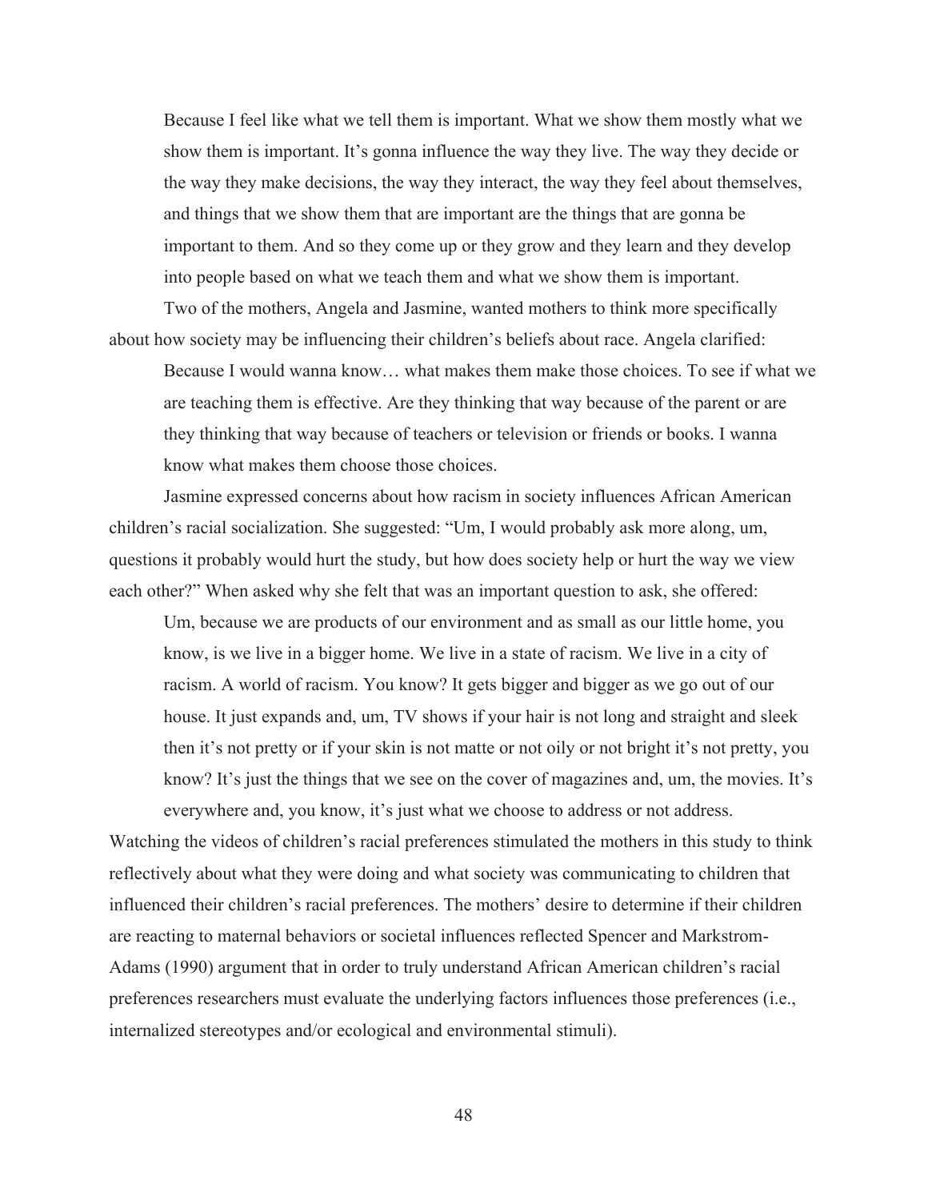> Because I feel like what we tell them is important. What we show them mostly what we show them is important. It's gonna influence the way they live. The way they decide or the way they make decisions, the way they interact, the way they feel about themselves, and things that we show them that are important are the things that are gonna be important to them. And so they come up or they grow and they learn and they develop into people based on what we teach them and what we show them is important.

Two of the mothers, Angela and Jasmine, wanted mothers to think more specifically about how society may be influencing their children's beliefs about race. Angela clarified:

> Because I would wanna know… what makes them make those choices. To see if what we are teaching them is effective. Are they thinking that way because of the parent or are they thinking that way because of teachers or television or friends or books. I wanna know what makes them choose those choices.

Jasmine expressed concerns about how racism in society influences African American children's racial socialization. She suggested: "Um, I would probably ask more along, um, questions it probably would hurt the study, but how does society help or hurt the way we view each other?" When asked why she felt that was an important question to ask, she offered:

> Um, because we are products of our environment and as small as our little home, you know, is we live in a bigger home. We live in a state of racism. We live in a city of racism. A world of racism. You know? It gets bigger and bigger as we go out of our house. It just expands and, um, TV shows if your hair is not long and straight and sleek then it's not pretty or if your skin is not matte or not oily or not bright it's not pretty, you know? It's just the things that we see on the cover of magazines and, um, the movies. It's everywhere and, you know, it's just what we choose to address or not address.

Watching the videos of children's racial preferences stimulated the mothers in this study to think reflectively about what they were doing and what society was communicating to children that influenced their children's racial preferences. The mothers' desire to determine if their children are reacting to maternal behaviors or societal influences reflected Spencer and Markstrom-Adams (1990) argument that in order to truly understand African American children's racial preferences researchers must evaluate the underlying factors influences those preferences (i.e., internalized stereotypes and/or ecological and environmental stimuli).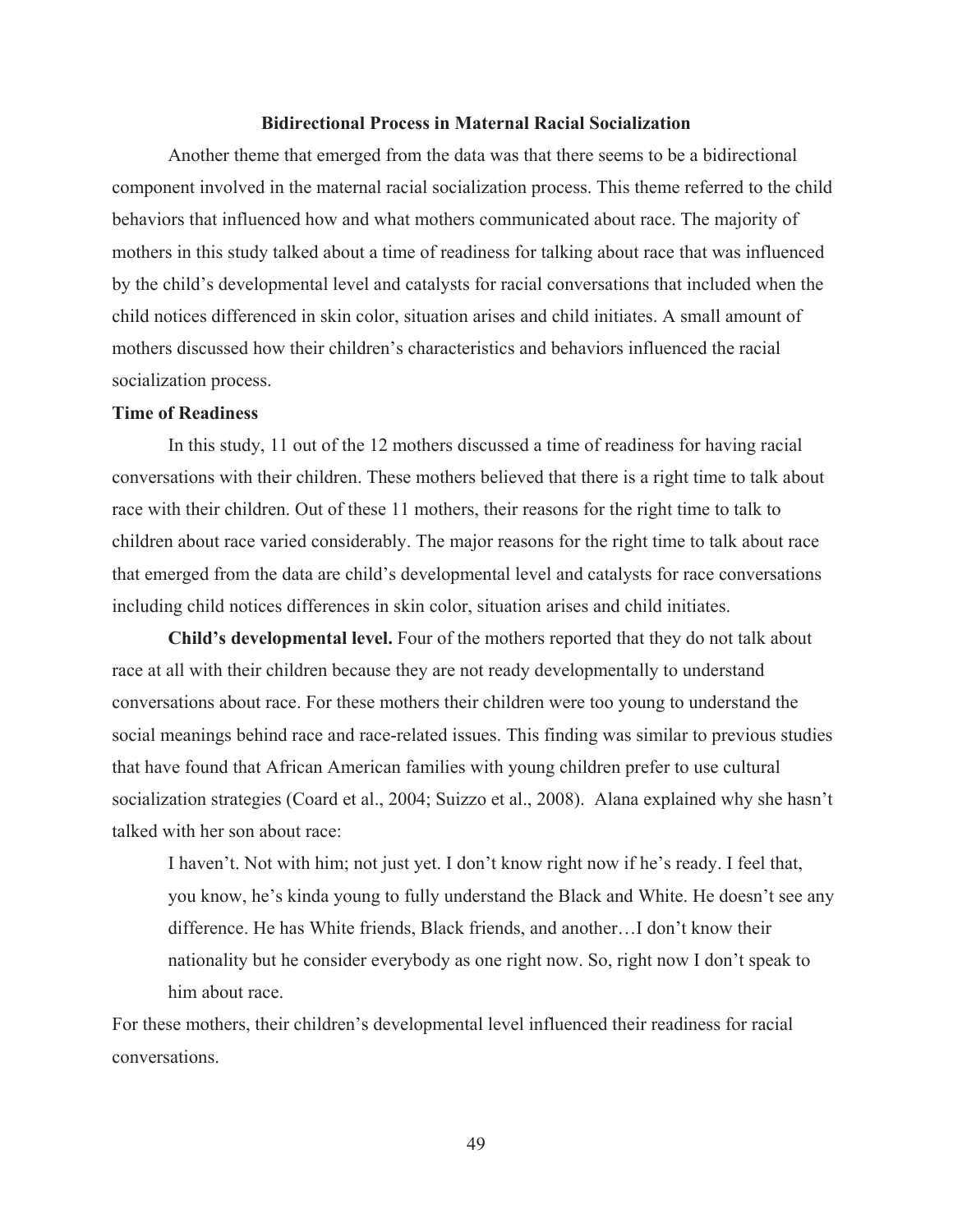## Bidirectional Process in Maternal Racial Socialization

Another theme that emerged from the data was that there seems to be a bidirectional component involved in the maternal racial socialization process. This theme referred to the child behaviors that influenced how and what mothers communicated about race. The majority of mothers in this study talked about a time of readiness for talking about race that was influenced by the child's developmental level and catalysts for racial conversations that included when the child notices differenced in skin color, situation arises and child initiates. A small amount of mothers discussed how their children's characteristics and behaviors influenced the racial socialization process.

### Time of Readiness

In this study, 11 out of the 12 mothers discussed a time of readiness for having racial conversations with their children. These mothers believed that there is a right time to talk about race with their children. Out of these 11 mothers, their reasons for the right time to talk to children about race varied considerably. The major reasons for the right time to talk about race that emerged from the data are child's developmental level and catalysts for race conversations including child notices differences in skin color, situation arises and child initiates.

**Child's developmental level.** Four of the mothers reported that they do not talk about race at all with their children because they are not ready developmentally to understand conversations about race. For these mothers their children were too young to understand the social meanings behind race and race-related issues. This finding was similar to previous studies that have found that African American families with young children prefer to use cultural socialization strategies (Coard et al., 2004; Suizzo et al., 2008). Alana explained why she hasn't talked with her son about race:

> I haven't. Not with him; not just yet. I don't know right now if he's ready. I feel that, you know, he's kinda young to fully understand the Black and White. He doesn't see any difference. He has White friends, Black friends, and another…I don't know their nationality but he consider everybody as one right now. So, right now I don't speak to him about race.

For these mothers, their children's developmental level influenced their readiness for racial conversations.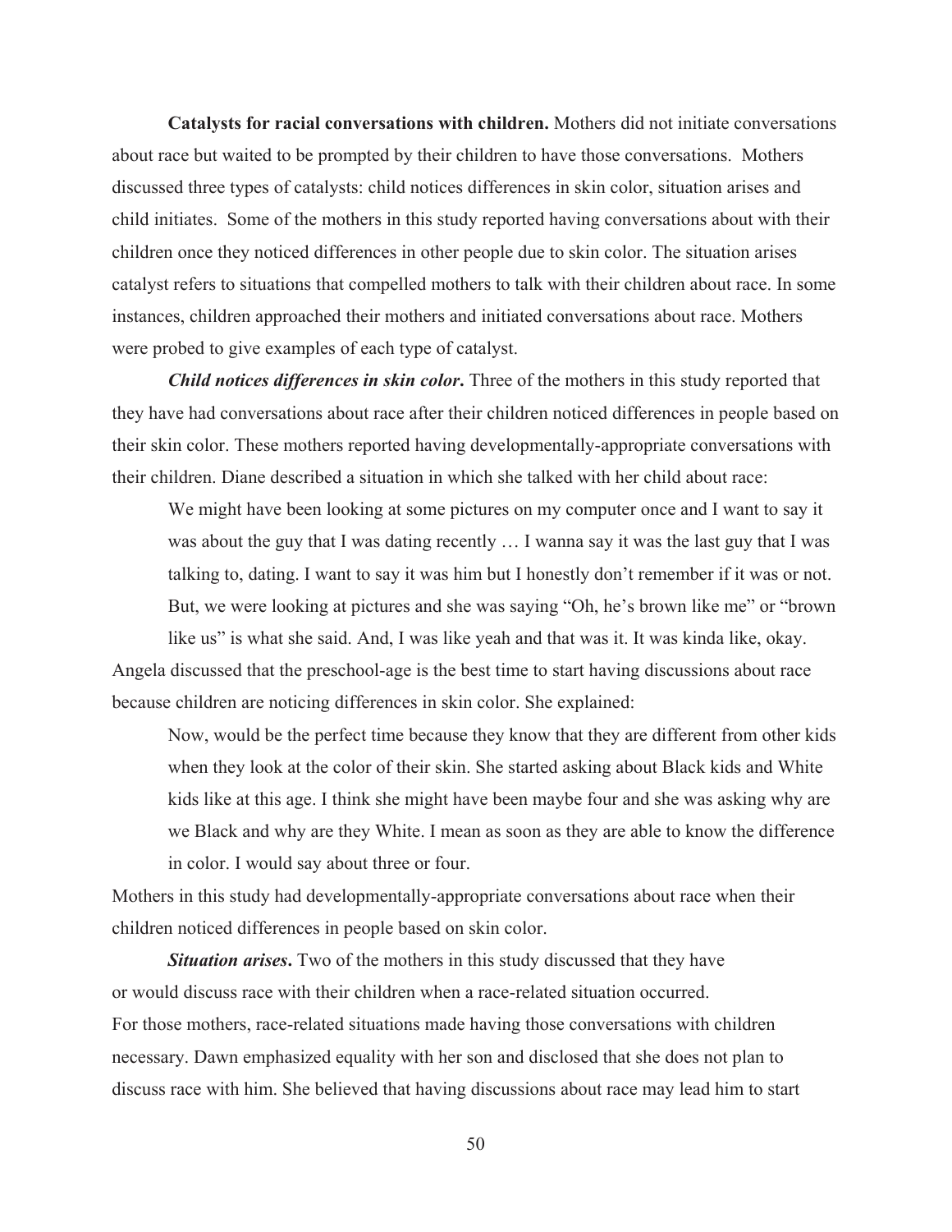**Catalysts for racial conversations with children.** Mothers did not initiate conversations about race but waited to be prompted by their children to have those conversations. Mothers discussed three types of catalysts: child notices differences in skin color, situation arises and child initiates. Some of the mothers in this study reported having conversations about with their children once they noticed differences in other people due to skin color. The situation arises catalyst refers to situations that compelled mothers to talk with their children about race. In some instances, children approached their mothers and initiated conversations about race. Mothers were probed to give examples of each type of catalyst.

***Child notices differences in skin color*.** Three of the mothers in this study reported that they have had conversations about race after their children noticed differences in people based on their skin color. These mothers reported having developmentally-appropriate conversations with their children. Diane described a situation in which she talked with her child about race:

> We might have been looking at some pictures on my computer once and I want to say it was about the guy that I was dating recently … I wanna say it was the last guy that I was talking to, dating. I want to say it was him but I honestly don't remember if it was or not. But, we were looking at pictures and she was saying "Oh, he's brown like me" or "brown like us" is what she said. And, I was like yeah and that was it. It was kinda like, okay.

Angela discussed that the preschool-age is the best time to start having discussions about race because children are noticing differences in skin color. She explained:

> Now, would be the perfect time because they know that they are different from other kids when they look at the color of their skin. She started asking about Black kids and White kids like at this age. I think she might have been maybe four and she was asking why are we Black and why are they White. I mean as soon as they are able to know the difference in color. I would say about three or four.

Mothers in this study had developmentally-appropriate conversations about race when their children noticed differences in people based on skin color.

***Situation arises*.** Two of the mothers in this study discussed that they have or would discuss race with their children when a race-related situation occurred. For those mothers, race-related situations made having those conversations with children necessary. Dawn emphasized equality with her son and disclosed that she does not plan to discuss race with him. She believed that having discussions about race may lead him to start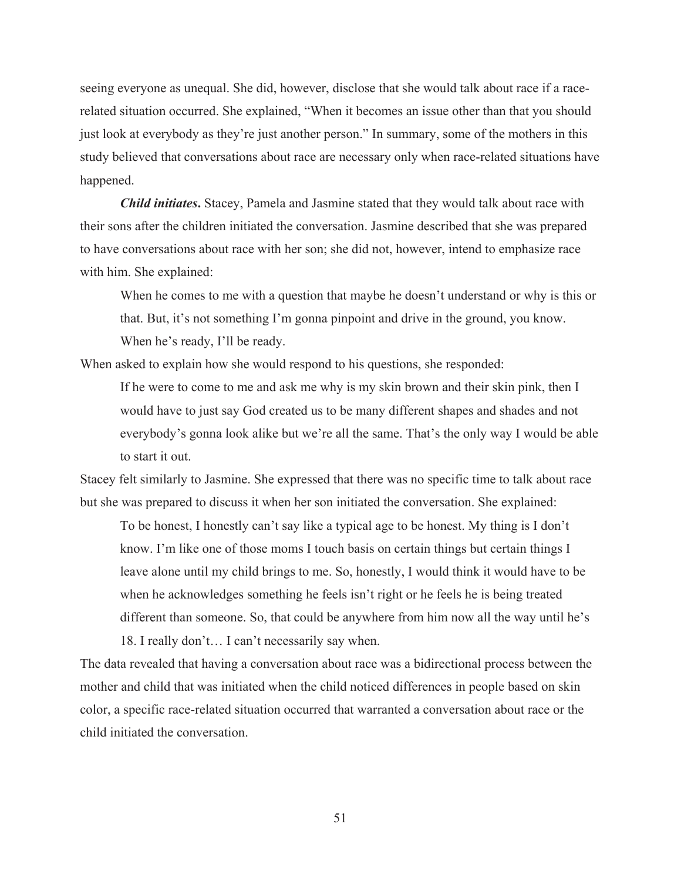seeing everyone as unequal. She did, however, disclose that she would talk about race if a race-related situation occurred. She explained, "When it becomes an issue other than that you should just look at everybody as they're just another person." In summary, some of the mothers in this study believed that conversations about race are necessary only when race-related situations have happened.

***Child initiates*.** Stacey, Pamela and Jasmine stated that they would talk about race with their sons after the children initiated the conversation. Jasmine described that she was prepared to have conversations about race with her son; she did not, however, intend to emphasize race with him. She explained:

> When he comes to me with a question that maybe he doesn't understand or why is this or that. But, it's not something I'm gonna pinpoint and drive in the ground, you know. When he's ready, I'll be ready.

When asked to explain how she would respond to his questions, she responded:

> If he were to come to me and ask me why is my skin brown and their skin pink, then I would have to just say God created us to be many different shapes and shades and not everybody's gonna look alike but we're all the same. That's the only way I would be able to start it out.

Stacey felt similarly to Jasmine. She expressed that there was no specific time to talk about race but she was prepared to discuss it when her son initiated the conversation. She explained:

> To be honest, I honestly can't say like a typical age to be honest. My thing is I don't know. I'm like one of those moms I touch basis on certain things but certain things I leave alone until my child brings to me. So, honestly, I would think it would have to be when he acknowledges something he feels isn't right or he feels he is being treated different than someone. So, that could be anywhere from him now all the way until he's 18. I really don't… I can't necessarily say when.

The data revealed that having a conversation about race was a bidirectional process between the mother and child that was initiated when the child noticed differences in people based on skin color, a specific race-related situation occurred that warranted a conversation about race or the child initiated the conversation.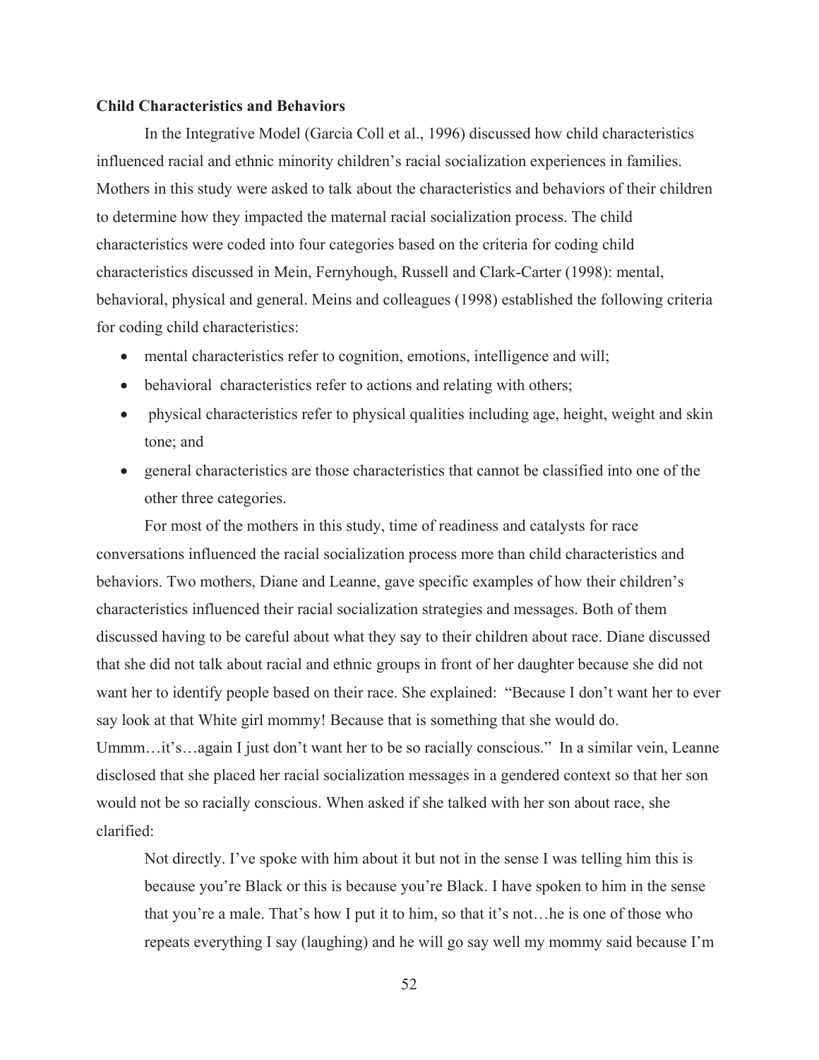**Child Characteristics and Behaviors**

In the Integrative Model (Garcia Coll et al., 1996) discussed how child characteristics influenced racial and ethnic minority children's racial socialization experiences in families. Mothers in this study were asked to talk about the characteristics and behaviors of their children to determine how they impacted the maternal racial socialization process. The child characteristics were coded into four categories based on the criteria for coding child characteristics discussed in Mein, Fernyhough, Russell and Clark-Carter (1998): mental, behavioral, physical and general. Meins and colleagues (1998) established the following criteria for coding child characteristics:

- mental characteristics refer to cognition, emotions, intelligence and will;
- behavioral characteristics refer to actions and relating with others;
- physical characteristics refer to physical qualities including age, height, weight and skin tone; and
- general characteristics are those characteristics that cannot be classified into one of the other three categories.

For most of the mothers in this study, time of readiness and catalysts for race conversations influenced the racial socialization process more than child characteristics and behaviors. Two mothers, Diane and Leanne, gave specific examples of how their children's characteristics influenced their racial socialization strategies and messages. Both of them discussed having to be careful about what they say to their children about race. Diane discussed that she did not talk about racial and ethnic groups in front of her daughter because she did not want her to identify people based on their race. She explained: "Because I don't want her to ever say look at that White girl mommy! Because that is something that she would do. Ummm…it's…again I just don't want her to be so racially conscious." In a similar vein, Leanne disclosed that she placed her racial socialization messages in a gendered context so that her son would not be so racially conscious. When asked if she talked with her son about race, she clarified:

> Not directly. I've spoke with him about it but not in the sense I was telling him this is because you're Black or this is because you're Black. I have spoken to him in the sense that you're a male. That's how I put it to him, so that it's not…he is one of those who repeats everything I say (laughing) and he will go say well my mommy said because I'm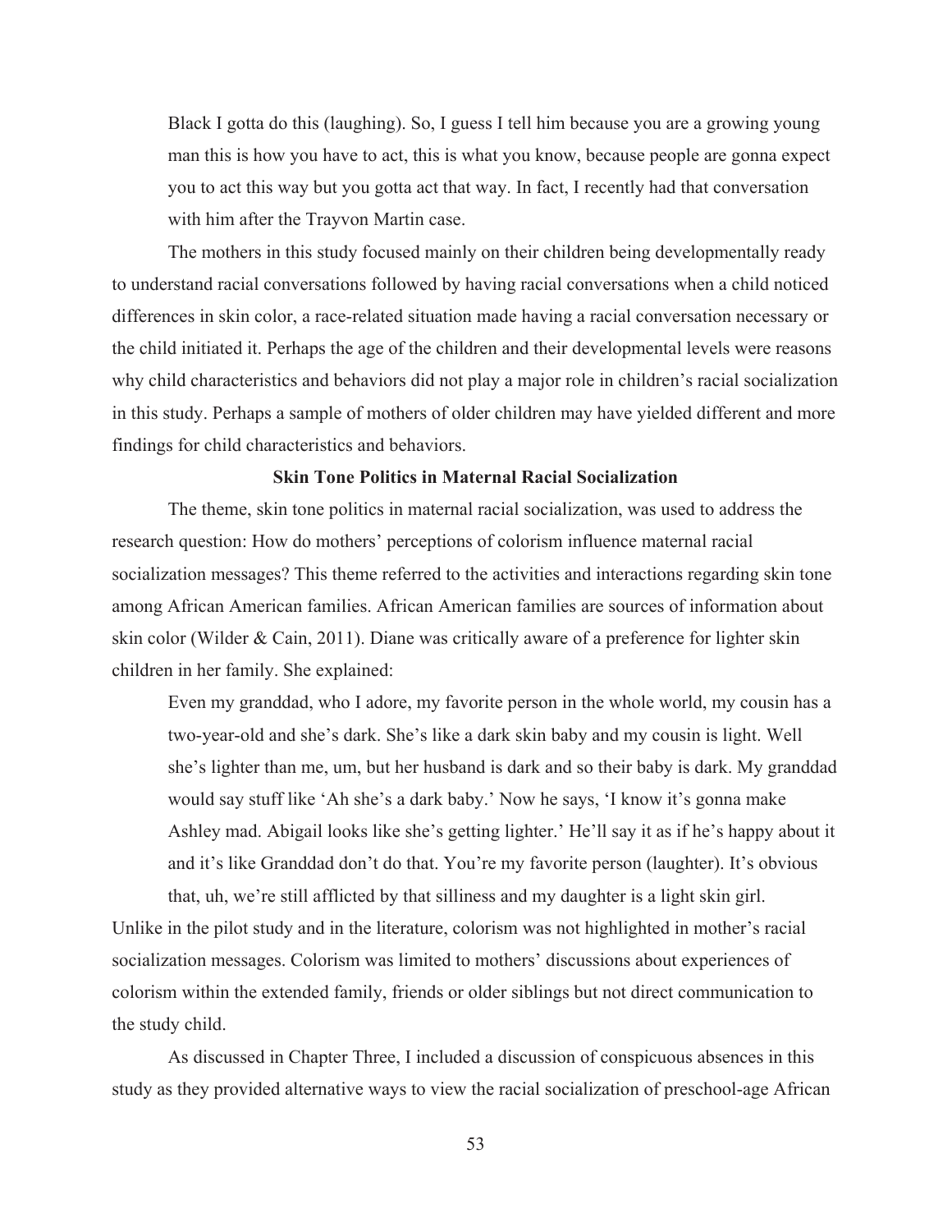> Black I gotta do this (laughing). So, I guess I tell him because you are a growing young man this is how you have to act, this is what you know, because people are gonna expect you to act this way but you gotta act that way. In fact, I recently had that conversation with him after the Trayvon Martin case.

The mothers in this study focused mainly on their children being developmentally ready to understand racial conversations followed by having racial conversations when a child noticed differences in skin color, a race-related situation made having a racial conversation necessary or the child initiated it. Perhaps the age of the children and their developmental levels were reasons why child characteristics and behaviors did not play a major role in children's racial socialization in this study. Perhaps a sample of mothers of older children may have yielded different and more findings for child characteristics and behaviors.

## Skin Tone Politics in Maternal Racial Socialization

The theme, skin tone politics in maternal racial socialization, was used to address the research question: How do mothers' perceptions of colorism influence maternal racial socialization messages? This theme referred to the activities and interactions regarding skin tone among African American families. African American families are sources of information about skin color (Wilder & Cain, 2011). Diane was critically aware of a preference for lighter skin children in her family. She explained:

> Even my granddad, who I adore, my favorite person in the whole world, my cousin has a two-year-old and she's dark. She's like a dark skin baby and my cousin is light. Well she's lighter than me, um, but her husband is dark and so their baby is dark. My granddad would say stuff like 'Ah she's a dark baby.' Now he says, 'I know it's gonna make Ashley mad. Abigail looks like she's getting lighter.' He'll say it as if he's happy about it and it's like Granddad don't do that. You're my favorite person (laughter). It's obvious that, uh, we're still afflicted by that silliness and my daughter is a light skin girl.

Unlike in the pilot study and in the literature, colorism was not highlighted in mother's racial socialization messages. Colorism was limited to mothers' discussions about experiences of colorism within the extended family, friends or older siblings but not direct communication to the study child.

As discussed in Chapter Three, I included a discussion of conspicuous absences in this study as they provided alternative ways to view the racial socialization of preschool-age African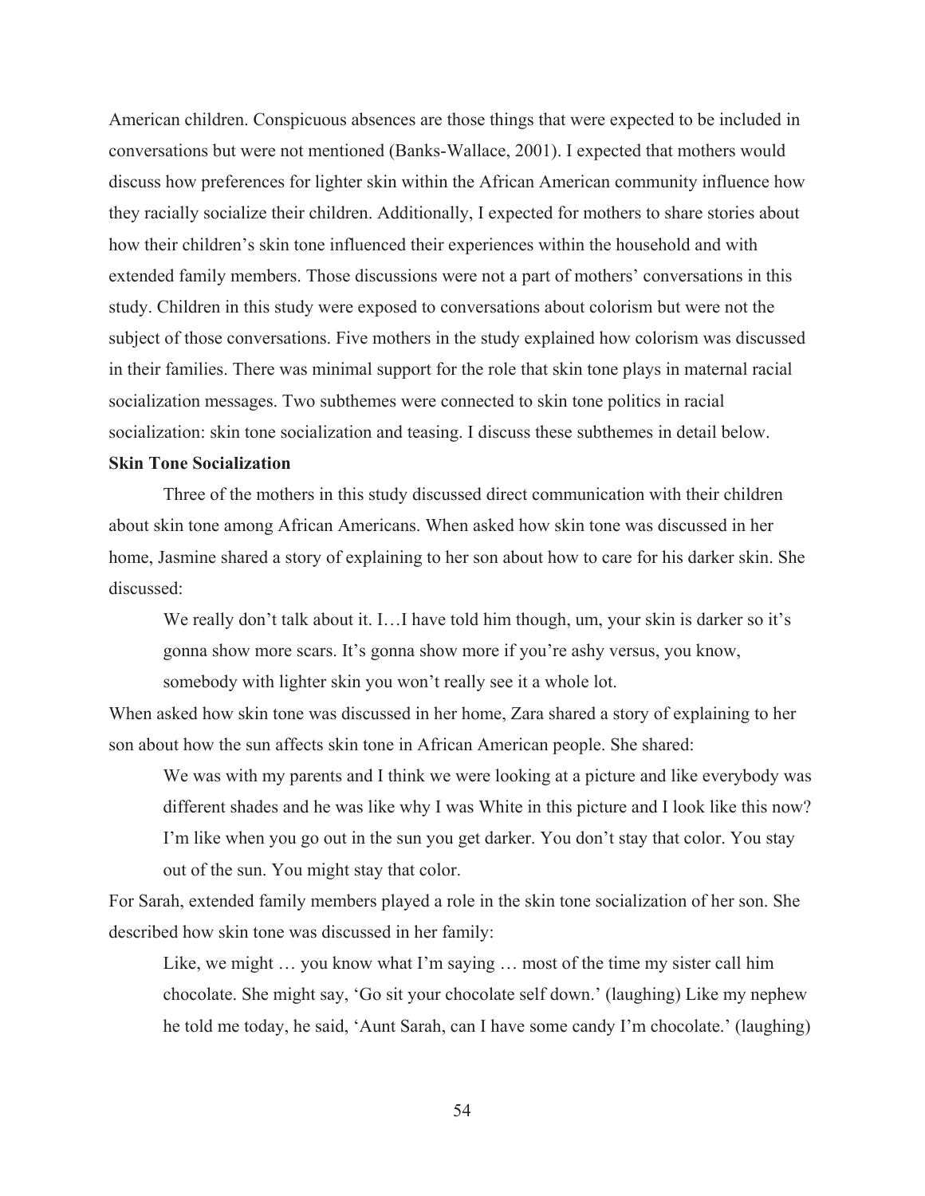American children. Conspicuous absences are those things that were expected to be included in conversations but were not mentioned (Banks-Wallace, 2001). I expected that mothers would discuss how preferences for lighter skin within the African American community influence how they racially socialize their children. Additionally, I expected for mothers to share stories about how their children's skin tone influenced their experiences within the household and with extended family members. Those discussions were not a part of mothers' conversations in this study. Children in this study were exposed to conversations about colorism but were not the subject of those conversations. Five mothers in the study explained how colorism was discussed in their families. There was minimal support for the role that skin tone plays in maternal racial socialization messages. Two subthemes were connected to skin tone politics in racial socialization: skin tone socialization and teasing. I discuss these subthemes in detail below.

**Skin Tone Socialization**

Three of the mothers in this study discussed direct communication with their children about skin tone among African Americans. When asked how skin tone was discussed in her home, Jasmine shared a story of explaining to her son about how to care for his darker skin. She discussed:

> We really don't talk about it. I…I have told him though, um, your skin is darker so it's gonna show more scars. It's gonna show more if you're ashy versus, you know, somebody with lighter skin you won't really see it a whole lot.

When asked how skin tone was discussed in her home, Zara shared a story of explaining to her son about how the sun affects skin tone in African American people. She shared:

> We was with my parents and I think we were looking at a picture and like everybody was different shades and he was like why I was White in this picture and I look like this now? I'm like when you go out in the sun you get darker. You don't stay that color. You stay out of the sun. You might stay that color.

For Sarah, extended family members played a role in the skin tone socialization of her son. She described how skin tone was discussed in her family:

> Like, we might … you know what I'm saying … most of the time my sister call him chocolate. She might say, 'Go sit your chocolate self down.' (laughing) Like my nephew he told me today, he said, 'Aunt Sarah, can I have some candy I'm chocolate.' (laughing)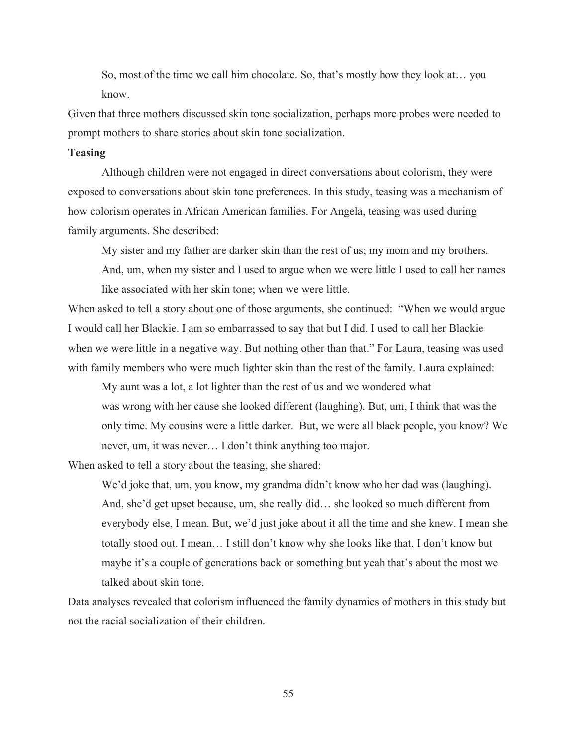> So, most of the time we call him chocolate. So, that's mostly how they look at… you know.

Given that three mothers discussed skin tone socialization, perhaps more probes were needed to prompt mothers to share stories about skin tone socialization.

**Teasing**

Although children were not engaged in direct conversations about colorism, they were exposed to conversations about skin tone preferences. In this study, teasing was a mechanism of how colorism operates in African American families. For Angela, teasing was used during family arguments. She described:

> My sister and my father are darker skin than the rest of us; my mom and my brothers. And, um, when my sister and I used to argue when we were little I used to call her names like associated with her skin tone; when we were little.

When asked to tell a story about one of those arguments, she continued: "When we would argue I would call her Blackie. I am so embarrassed to say that but I did. I used to call her Blackie when we were little in a negative way. But nothing other than that." For Laura, teasing was used with family members who were much lighter skin than the rest of the family. Laura explained:

> My aunt was a lot, a lot lighter than the rest of us and we wondered what was wrong with her cause she looked different (laughing). But, um, I think that was the only time. My cousins were a little darker. But, we were all black people, you know? We never, um, it was never… I don't think anything too major.

When asked to tell a story about the teasing, she shared:

> We'd joke that, um, you know, my grandma didn't know who her dad was (laughing). And, she'd get upset because, um, she really did… she looked so much different from everybody else, I mean. But, we'd just joke about it all the time and she knew. I mean she totally stood out. I mean… I still don't know why she looks like that. I don't know but maybe it's a couple of generations back or something but yeah that's about the most we talked about skin tone.

Data analyses revealed that colorism influenced the family dynamics of mothers in this study but not the racial socialization of their children.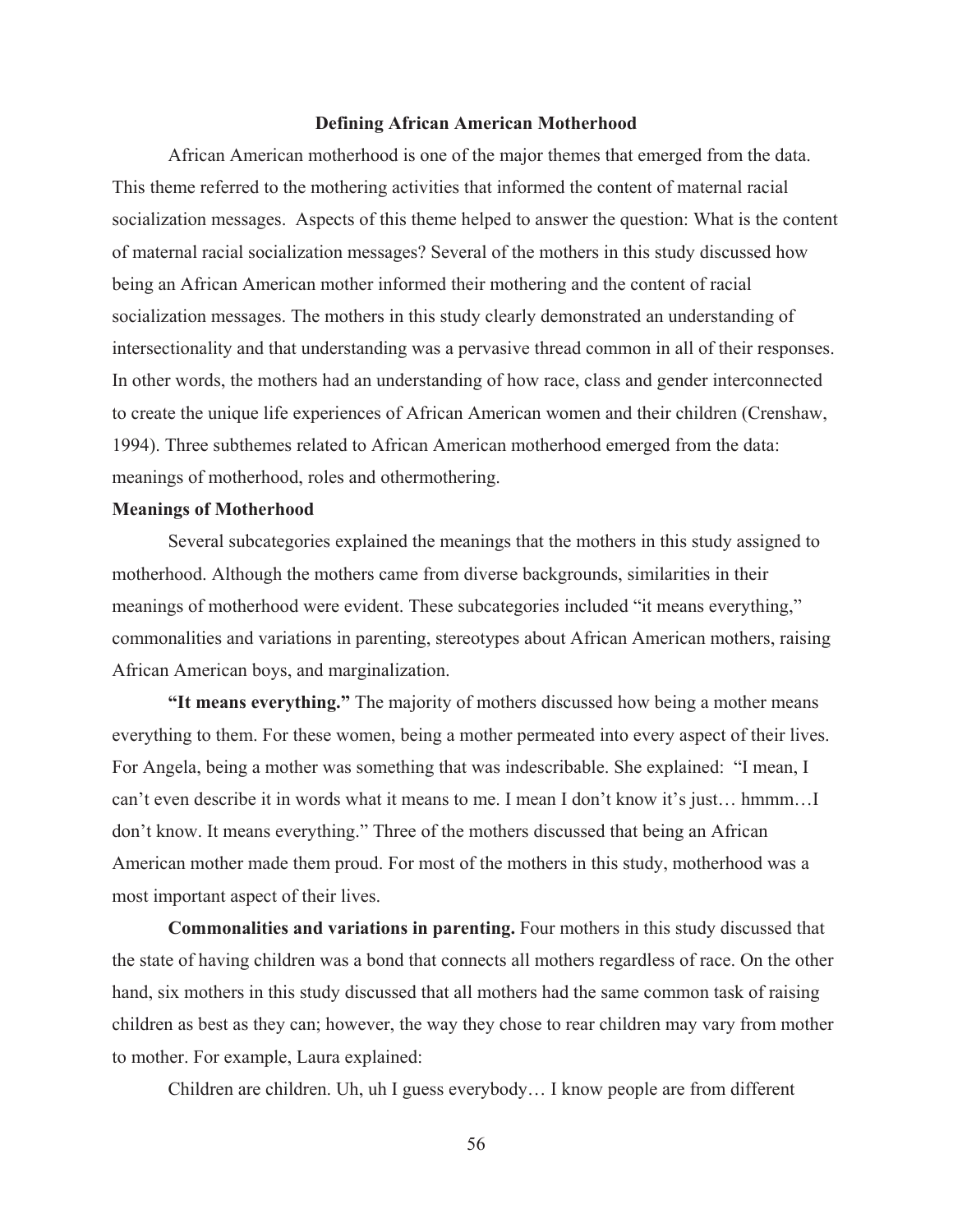## Defining African American Motherhood

African American motherhood is one of the major themes that emerged from the data. This theme referred to the mothering activities that informed the content of maternal racial socialization messages. Aspects of this theme helped to answer the question: What is the content of maternal racial socialization messages? Several of the mothers in this study discussed how being an African American mother informed their mothering and the content of racial socialization messages. The mothers in this study clearly demonstrated an understanding of intersectionality and that understanding was a pervasive thread common in all of their responses. In other words, the mothers had an understanding of how race, class and gender interconnected to create the unique life experiences of African American women and their children (Crenshaw, 1994). Three subthemes related to African American motherhood emerged from the data: meanings of motherhood, roles and othermothering.

### Meanings of Motherhood

Several subcategories explained the meanings that the mothers in this study assigned to motherhood. Although the mothers came from diverse backgrounds, similarities in their meanings of motherhood were evident. These subcategories included "it means everything," commonalities and variations in parenting, stereotypes about African American mothers, raising African American boys, and marginalization.

**"It means everything."** The majority of mothers discussed how being a mother means everything to them. For these women, being a mother permeated into every aspect of their lives. For Angela, being a mother was something that was indescribable. She explained: "I mean, I can't even describe it in words what it means to me. I mean I don't know it's just… hmmm…I don't know. It means everything." Three of the mothers discussed that being an African American mother made them proud. For most of the mothers in this study, motherhood was a most important aspect of their lives.

**Commonalities and variations in parenting.** Four mothers in this study discussed that the state of having children was a bond that connects all mothers regardless of race. On the other hand, six mothers in this study discussed that all mothers had the same common task of raising children as best as they can; however, the way they chose to rear children may vary from mother to mother. For example, Laura explained:

Children are children. Uh, uh I guess everybody… I know people are from different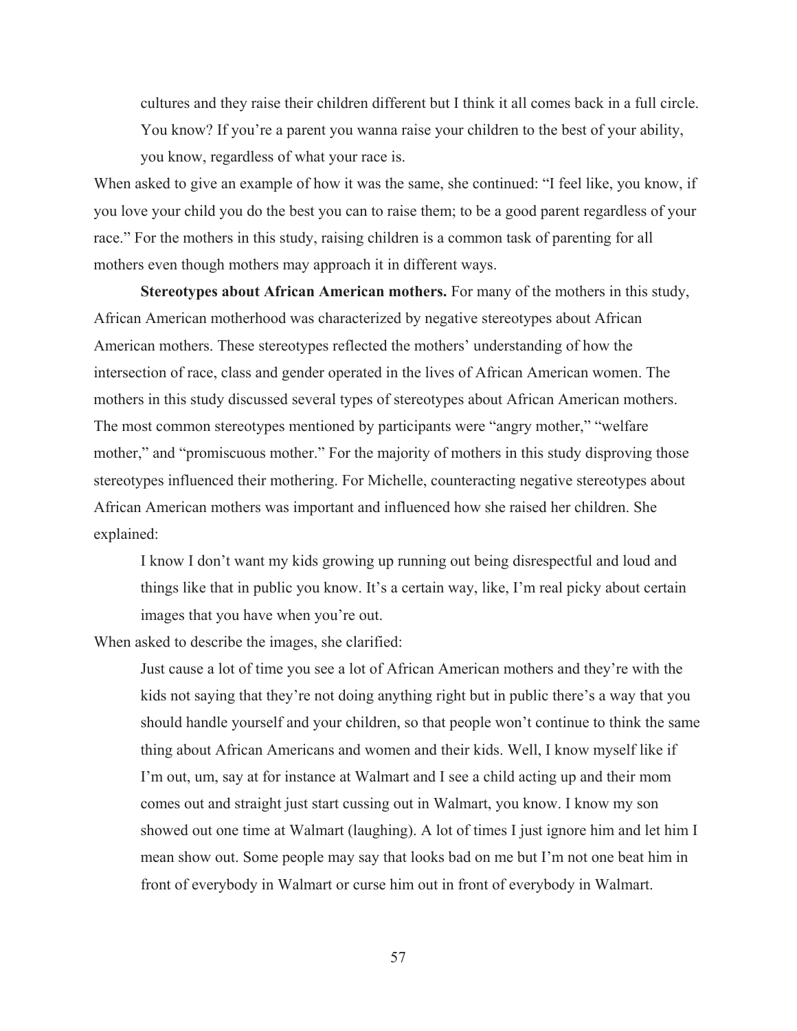> cultures and they raise their children different but I think it all comes back in a full circle. You know? If you're a parent you wanna raise your children to the best of your ability, you know, regardless of what your race is.

When asked to give an example of how it was the same, she continued: "I feel like, you know, if you love your child you do the best you can to raise them; to be a good parent regardless of your race." For the mothers in this study, raising children is a common task of parenting for all mothers even though mothers may approach it in different ways.

**Stereotypes about African American mothers.** For many of the mothers in this study, African American motherhood was characterized by negative stereotypes about African American mothers. These stereotypes reflected the mothers' understanding of how the intersection of race, class and gender operated in the lives of African American women. The mothers in this study discussed several types of stereotypes about African American mothers. The most common stereotypes mentioned by participants were "angry mother," "welfare mother," and "promiscuous mother." For the majority of mothers in this study disproving those stereotypes influenced their mothering. For Michelle, counteracting negative stereotypes about African American mothers was important and influenced how she raised her children. She explained:

> I know I don't want my kids growing up running out being disrespectful and loud and things like that in public you know. It's a certain way, like, I'm real picky about certain images that you have when you're out.

When asked to describe the images, she clarified:

> Just cause a lot of time you see a lot of African American mothers and they're with the kids not saying that they're not doing anything right but in public there's a way that you should handle yourself and your children, so that people won't continue to think the same thing about African Americans and women and their kids. Well, I know myself like if I'm out, um, say at for instance at Walmart and I see a child acting up and their mom comes out and straight just start cussing out in Walmart, you know. I know my son showed out one time at Walmart (laughing). A lot of times I just ignore him and let him I mean show out. Some people may say that looks bad on me but I'm not one beat him in front of everybody in Walmart or curse him out in front of everybody in Walmart.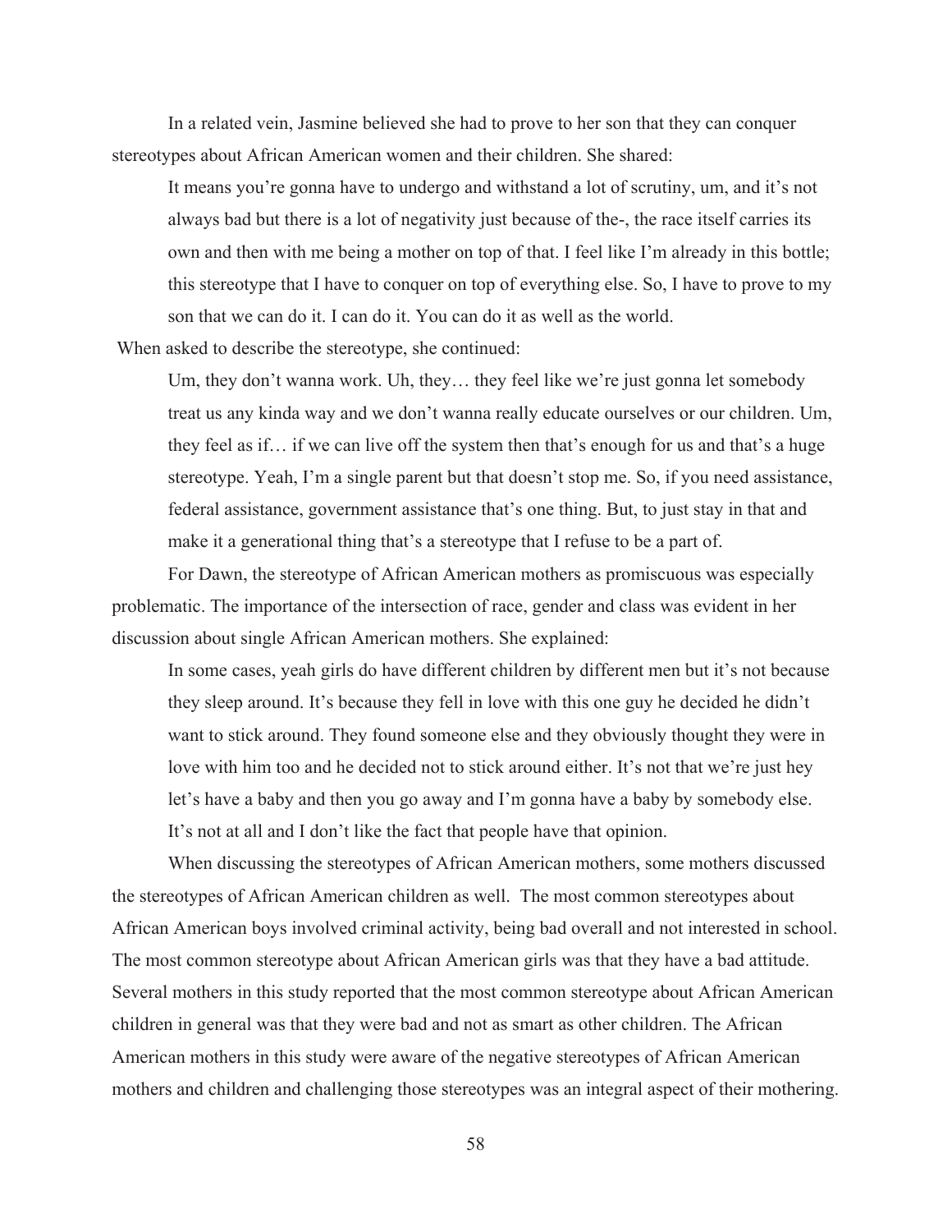In a related vein, Jasmine believed she had to prove to her son that they can conquer stereotypes about African American women and their children. She shared:

> It means you're gonna have to undergo and withstand a lot of scrutiny, um, and it's not always bad but there is a lot of negativity just because of the-, the race itself carries its own and then with me being a mother on top of that. I feel like I'm already in this bottle; this stereotype that I have to conquer on top of everything else. So, I have to prove to my son that we can do it. I can do it. You can do it as well as the world.

When asked to describe the stereotype, she continued:

> Um, they don't wanna work. Uh, they… they feel like we're just gonna let somebody treat us any kinda way and we don't wanna really educate ourselves or our children. Um, they feel as if… if we can live off the system then that's enough for us and that's a huge stereotype. Yeah, I'm a single parent but that doesn't stop me. So, if you need assistance, federal assistance, government assistance that's one thing. But, to just stay in that and make it a generational thing that's a stereotype that I refuse to be a part of.

For Dawn, the stereotype of African American mothers as promiscuous was especially problematic. The importance of the intersection of race, gender and class was evident in her discussion about single African American mothers. She explained:

> In some cases, yeah girls do have different children by different men but it's not because they sleep around. It's because they fell in love with this one guy he decided he didn't want to stick around. They found someone else and they obviously thought they were in love with him too and he decided not to stick around either. It's not that we're just hey let's have a baby and then you go away and I'm gonna have a baby by somebody else. It's not at all and I don't like the fact that people have that opinion.

When discussing the stereotypes of African American mothers, some mothers discussed the stereotypes of African American children as well. The most common stereotypes about African American boys involved criminal activity, being bad overall and not interested in school. The most common stereotype about African American girls was that they have a bad attitude. Several mothers in this study reported that the most common stereotype about African American children in general was that they were bad and not as smart as other children. The African American mothers in this study were aware of the negative stereotypes of African American mothers and children and challenging those stereotypes was an integral aspect of their mothering.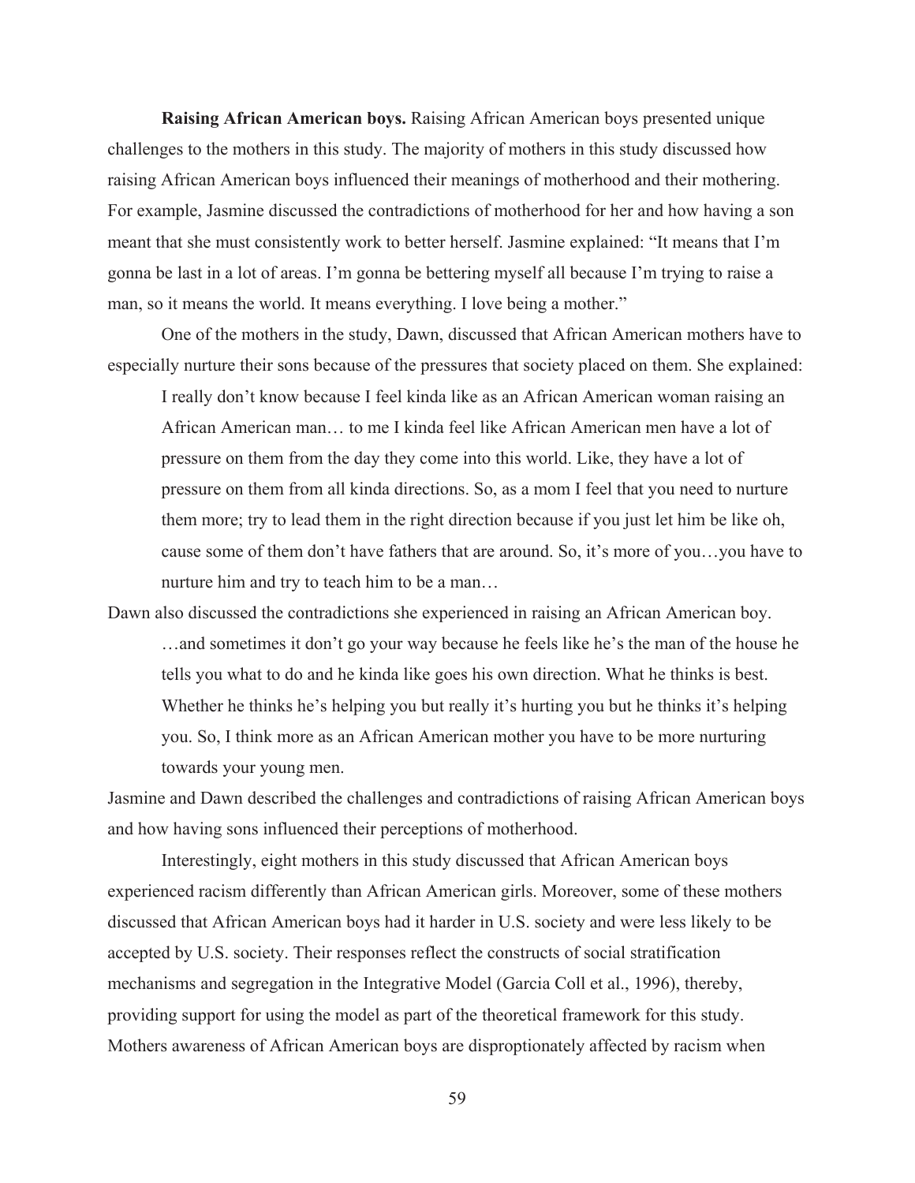**Raising African American boys.** Raising African American boys presented unique challenges to the mothers in this study. The majority of mothers in this study discussed how raising African American boys influenced their meanings of motherhood and their mothering. For example, Jasmine discussed the contradictions of motherhood for her and how having a son meant that she must consistently work to better herself. Jasmine explained: "It means that I'm gonna be last in a lot of areas. I'm gonna be bettering myself all because I'm trying to raise a man, so it means the world. It means everything. I love being a mother."

One of the mothers in the study, Dawn, discussed that African American mothers have to especially nurture their sons because of the pressures that society placed on them. She explained:

> I really don't know because I feel kinda like as an African American woman raising an African American man… to me I kinda feel like African American men have a lot of pressure on them from the day they come into this world. Like, they have a lot of pressure on them from all kinda directions. So, as a mom I feel that you need to nurture them more; try to lead them in the right direction because if you just let him be like oh, cause some of them don't have fathers that are around. So, it's more of you…you have to nurture him and try to teach him to be a man…

Dawn also discussed the contradictions she experienced in raising an African American boy.

> …and sometimes it don't go your way because he feels like he's the man of the house he tells you what to do and he kinda like goes his own direction. What he thinks is best. Whether he thinks he's helping you but really it's hurting you but he thinks it's helping you. So, I think more as an African American mother you have to be more nurturing towards your young men.

Jasmine and Dawn described the challenges and contradictions of raising African American boys and how having sons influenced their perceptions of motherhood.

Interestingly, eight mothers in this study discussed that African American boys experienced racism differently than African American girls. Moreover, some of these mothers discussed that African American boys had it harder in U.S. society and were less likely to be accepted by U.S. society. Their responses reflect the constructs of social stratification mechanisms and segregation in the Integrative Model (Garcia Coll et al., 1996), thereby, providing support for using the model as part of the theoretical framework for this study. Mothers awareness of African American boys are disproptionately affected by racism when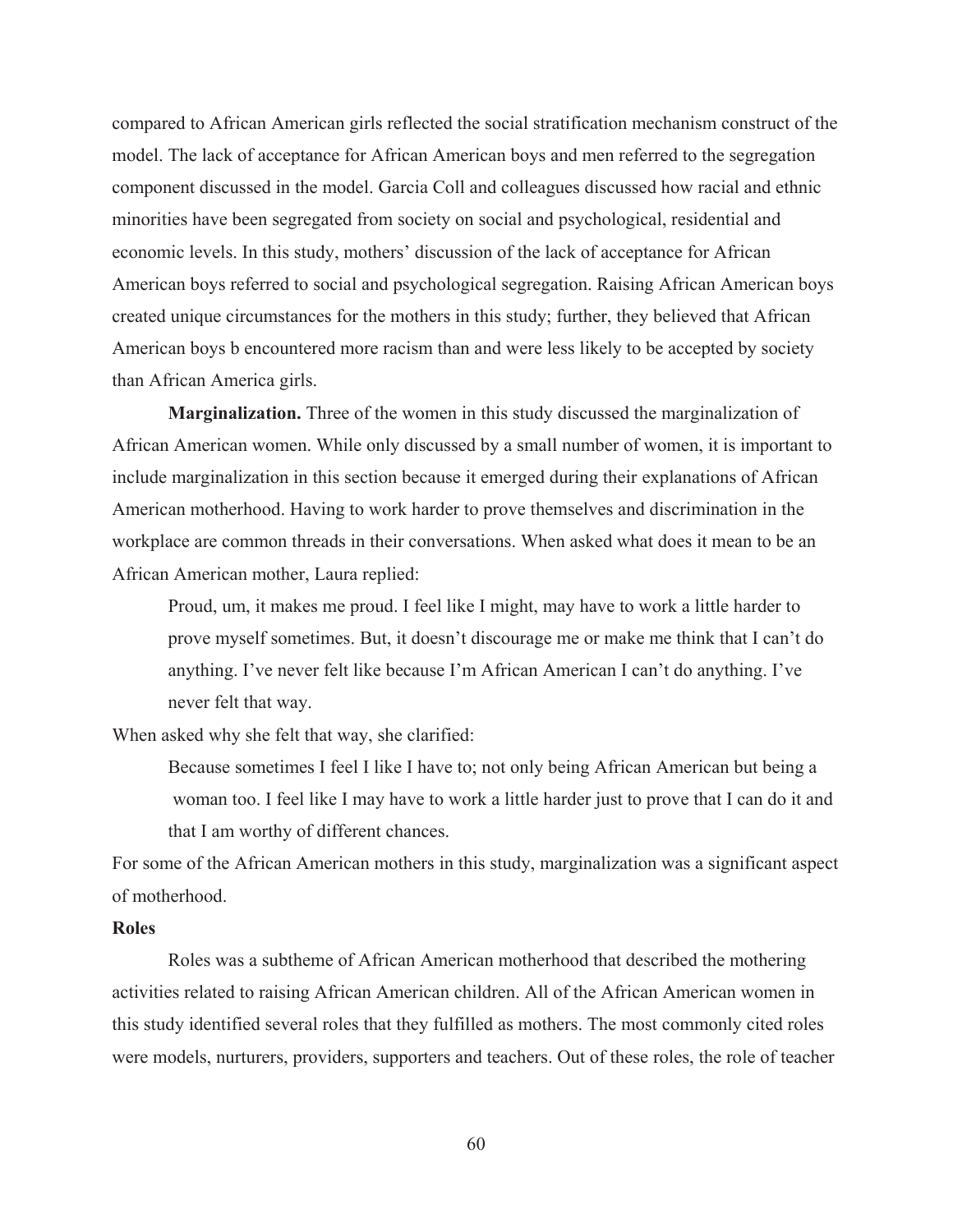compared to African American girls reflected the social stratification mechanism construct of the model. The lack of acceptance for African American boys and men referred to the segregation component discussed in the model. Garcia Coll and colleagues discussed how racial and ethnic minorities have been segregated from society on social and psychological, residential and economic levels. In this study, mothers' discussion of the lack of acceptance for African American boys referred to social and psychological segregation. Raising African American boys created unique circumstances for the mothers in this study; further, they believed that African American boys b encountered more racism than and were less likely to be accepted by society than African America girls.

**Marginalization.** Three of the women in this study discussed the marginalization of African American women. While only discussed by a small number of women, it is important to include marginalization in this section because it emerged during their explanations of African American motherhood. Having to work harder to prove themselves and discrimination in the workplace are common threads in their conversations. When asked what does it mean to be an African American mother, Laura replied:

> Proud, um, it makes me proud. I feel like I might, may have to work a little harder to prove myself sometimes. But, it doesn't discourage me or make me think that I can't do anything. I've never felt like because I'm African American I can't do anything. I've never felt that way.

When asked why she felt that way, she clarified:

> Because sometimes I feel I like I have to; not only being African American but being a woman too. I feel like I may have to work a little harder just to prove that I can do it and that I am worthy of different chances.

For some of the African American mothers in this study, marginalization was a significant aspect of motherhood.

### Roles

Roles was a subtheme of African American motherhood that described the mothering activities related to raising African American children. All of the African American women in this study identified several roles that they fulfilled as mothers. The most commonly cited roles were models, nurturers, providers, supporters and teachers. Out of these roles, the role of teacher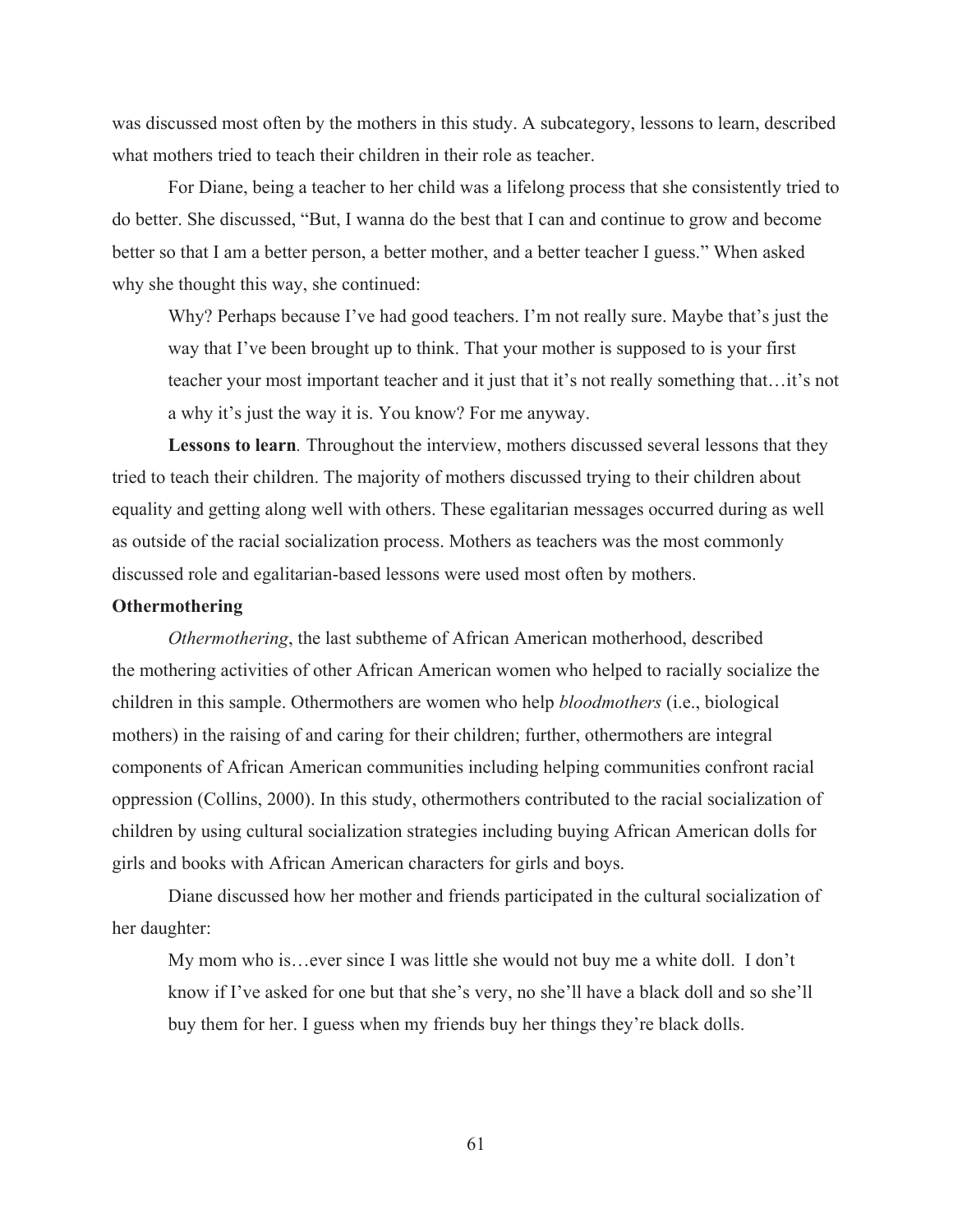was discussed most often by the mothers in this study. A subcategory, lessons to learn, described what mothers tried to teach their children in their role as teacher.

For Diane, being a teacher to her child was a lifelong process that she consistently tried to do better. She discussed, "But, I wanna do the best that I can and continue to grow and become better so that I am a better person, a better mother, and a better teacher I guess." When asked why she thought this way, she continued:

> Why? Perhaps because I've had good teachers. I'm not really sure. Maybe that's just the way that I've been brought up to think. That your mother is supposed to is your first teacher your most important teacher and it just that it's not really something that…it's not a why it's just the way it is. You know? For me anyway.

**Lessons to learn**. Throughout the interview, mothers discussed several lessons that they tried to teach their children. The majority of mothers discussed trying to their children about equality and getting along well with others. These egalitarian messages occurred during as well as outside of the racial socialization process. Mothers as teachers was the most commonly discussed role and egalitarian-based lessons were used most often by mothers.

**Othermothering**

*Othermothering*, the last subtheme of African American motherhood, described the mothering activities of other African American women who helped to racially socialize the children in this sample. Othermothers are women who help *bloodmothers* (i.e., biological mothers) in the raising of and caring for their children; further, othermothers are integral components of African American communities including helping communities confront racial oppression (Collins, 2000). In this study, othermothers contributed to the racial socialization of children by using cultural socialization strategies including buying African American dolls for girls and books with African American characters for girls and boys.

Diane discussed how her mother and friends participated in the cultural socialization of her daughter:

> My mom who is…ever since I was little she would not buy me a white doll. I don't know if I've asked for one but that she's very, no she'll have a black doll and so she'll buy them for her. I guess when my friends buy her things they're black dolls.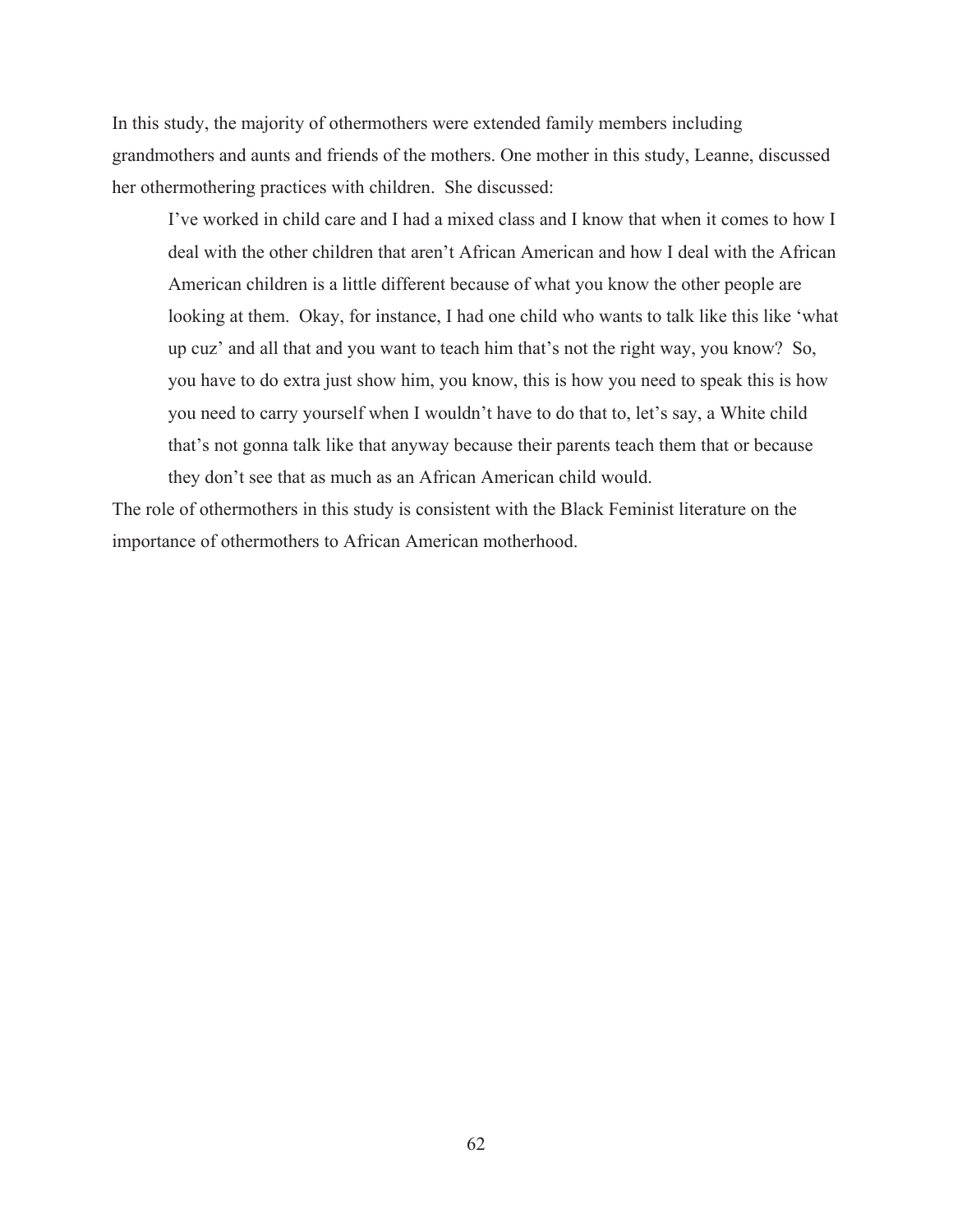In this study, the majority of othermothers were extended family members including grandmothers and aunts and friends of the mothers. One mother in this study, Leanne, discussed her othermothering practices with children. She discussed:

> I've worked in child care and I had a mixed class and I know that when it comes to how I deal with the other children that aren't African American and how I deal with the African American children is a little different because of what you know the other people are looking at them. Okay, for instance, I had one child who wants to talk like this like 'what up cuz' and all that and you want to teach him that's not the right way, you know? So, you have to do extra just show him, you know, this is how you need to speak this is how you need to carry yourself when I wouldn't have to do that to, let's say, a White child that's not gonna talk like that anyway because their parents teach them that or because they don't see that as much as an African American child would.

The role of othermothers in this study is consistent with the Black Feminist literature on the importance of othermothers to African American motherhood.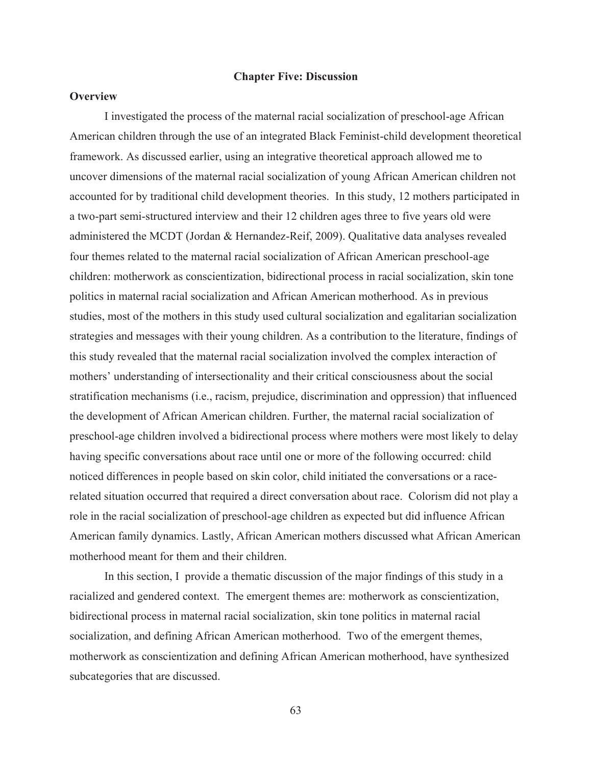# Chapter Five: Discussion

## Overview

I investigated the process of the maternal racial socialization of preschool-age African American children through the use of an integrated Black Feminist-child development theoretical framework. As discussed earlier, using an integrative theoretical approach allowed me to uncover dimensions of the maternal racial socialization of young African American children not accounted for by traditional child development theories. In this study, 12 mothers participated in a two-part semi-structured interview and their 12 children ages three to five years old were administered the MCDT (Jordan & Hernandez-Reif, 2009). Qualitative data analyses revealed four themes related to the maternal racial socialization of African American preschool-age children: motherwork as conscientization, bidirectional process in racial socialization, skin tone politics in maternal racial socialization and African American motherhood. As in previous studies, most of the mothers in this study used cultural socialization and egalitarian socialization strategies and messages with their young children. As a contribution to the literature, findings of this study revealed that the maternal racial socialization involved the complex interaction of mothers' understanding of intersectionality and their critical consciousness about the social stratification mechanisms (i.e., racism, prejudice, discrimination and oppression) that influenced the development of African American children. Further, the maternal racial socialization of preschool-age children involved a bidirectional process where mothers were most likely to delay having specific conversations about race until one or more of the following occurred: child noticed differences in people based on skin color, child initiated the conversations or a race-related situation occurred that required a direct conversation about race. Colorism did not play a role in the racial socialization of preschool-age children as expected but did influence African American family dynamics. Lastly, African American mothers discussed what African American motherhood meant for them and their children.

In this section, I provide a thematic discussion of the major findings of this study in a racialized and gendered context. The emergent themes are: motherwork as conscientization, bidirectional process in maternal racial socialization, skin tone politics in maternal racial socialization, and defining African American motherhood. Two of the emergent themes, motherwork as conscientization and defining African American motherhood, have synthesized subcategories that are discussed.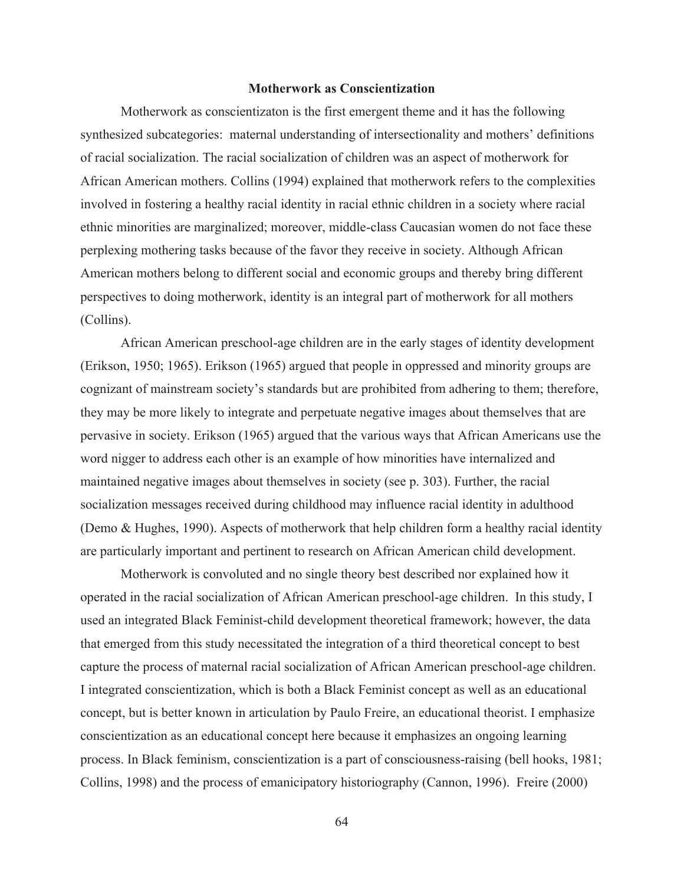## Motherwork as Conscientization

Motherwork as conscientizaton is the first emergent theme and it has the following synthesized subcategories: maternal understanding of intersectionality and mothers' definitions of racial socialization. The racial socialization of children was an aspect of motherwork for African American mothers. Collins (1994) explained that motherwork refers to the complexities involved in fostering a healthy racial identity in racial ethnic children in a society where racial ethnic minorities are marginalized; moreover, middle-class Caucasian women do not face these perplexing mothering tasks because of the favor they receive in society. Although African American mothers belong to different social and economic groups and thereby bring different perspectives to doing motherwork, identity is an integral part of motherwork for all mothers (Collins).

African American preschool-age children are in the early stages of identity development (Erikson, 1950; 1965). Erikson (1965) argued that people in oppressed and minority groups are cognizant of mainstream society's standards but are prohibited from adhering to them; therefore, they may be more likely to integrate and perpetuate negative images about themselves that are pervasive in society. Erikson (1965) argued that the various ways that African Americans use the word nigger to address each other is an example of how minorities have internalized and maintained negative images about themselves in society (see p. 303). Further, the racial socialization messages received during childhood may influence racial identity in adulthood (Demo & Hughes, 1990). Aspects of motherwork that help children form a healthy racial identity are particularly important and pertinent to research on African American child development.

Motherwork is convoluted and no single theory best described nor explained how it operated in the racial socialization of African American preschool-age children. In this study, I used an integrated Black Feminist-child development theoretical framework; however, the data that emerged from this study necessitated the integration of a third theoretical concept to best capture the process of maternal racial socialization of African American preschool-age children. I integrated conscientization, which is both a Black Feminist concept as well as an educational concept, but is better known in articulation by Paulo Freire, an educational theorist. I emphasize conscientization as an educational concept here because it emphasizes an ongoing learning process. In Black feminism, conscientization is a part of consciousness-raising (bell hooks, 1981; Collins, 1998) and the process of emanicipatory historiography (Cannon, 1996). Freire (2000)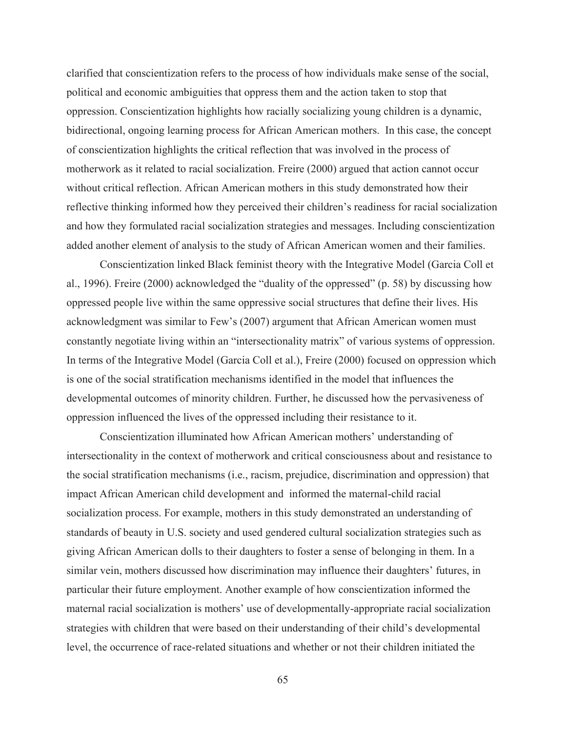clarified that conscientization refers to the process of how individuals make sense of the social, political and economic ambiguities that oppress them and the action taken to stop that oppression. Conscientization highlights how racially socializing young children is a dynamic, bidirectional, ongoing learning process for African American mothers. In this case, the concept of conscientization highlights the critical reflection that was involved in the process of motherwork as it related to racial socialization. Freire (2000) argued that action cannot occur without critical reflection. African American mothers in this study demonstrated how their reflective thinking informed how they perceived their children's readiness for racial socialization and how they formulated racial socialization strategies and messages. Including conscientization added another element of analysis to the study of African American women and their families.

Conscientization linked Black feminist theory with the Integrative Model (Garcia Coll et al., 1996). Freire (2000) acknowledged the "duality of the oppressed" (p. 58) by discussing how oppressed people live within the same oppressive social structures that define their lives. His acknowledgment was similar to Few's (2007) argument that African American women must constantly negotiate living within an "intersectionality matrix" of various systems of oppression. In terms of the Integrative Model (Garcia Coll et al.), Freire (2000) focused on oppression which is one of the social stratification mechanisms identified in the model that influences the developmental outcomes of minority children. Further, he discussed how the pervasiveness of oppression influenced the lives of the oppressed including their resistance to it.

Conscientization illuminated how African American mothers' understanding of intersectionality in the context of motherwork and critical consciousness about and resistance to the social stratification mechanisms (i.e., racism, prejudice, discrimination and oppression) that impact African American child development and informed the maternal-child racial socialization process. For example, mothers in this study demonstrated an understanding of standards of beauty in U.S. society and used gendered cultural socialization strategies such as giving African American dolls to their daughters to foster a sense of belonging in them. In a similar vein, mothers discussed how discrimination may influence their daughters' futures, in particular their future employment. Another example of how conscientization informed the maternal racial socialization is mothers' use of developmentally-appropriate racial socialization strategies with children that were based on their understanding of their child's developmental level, the occurrence of race-related situations and whether or not their children initiated the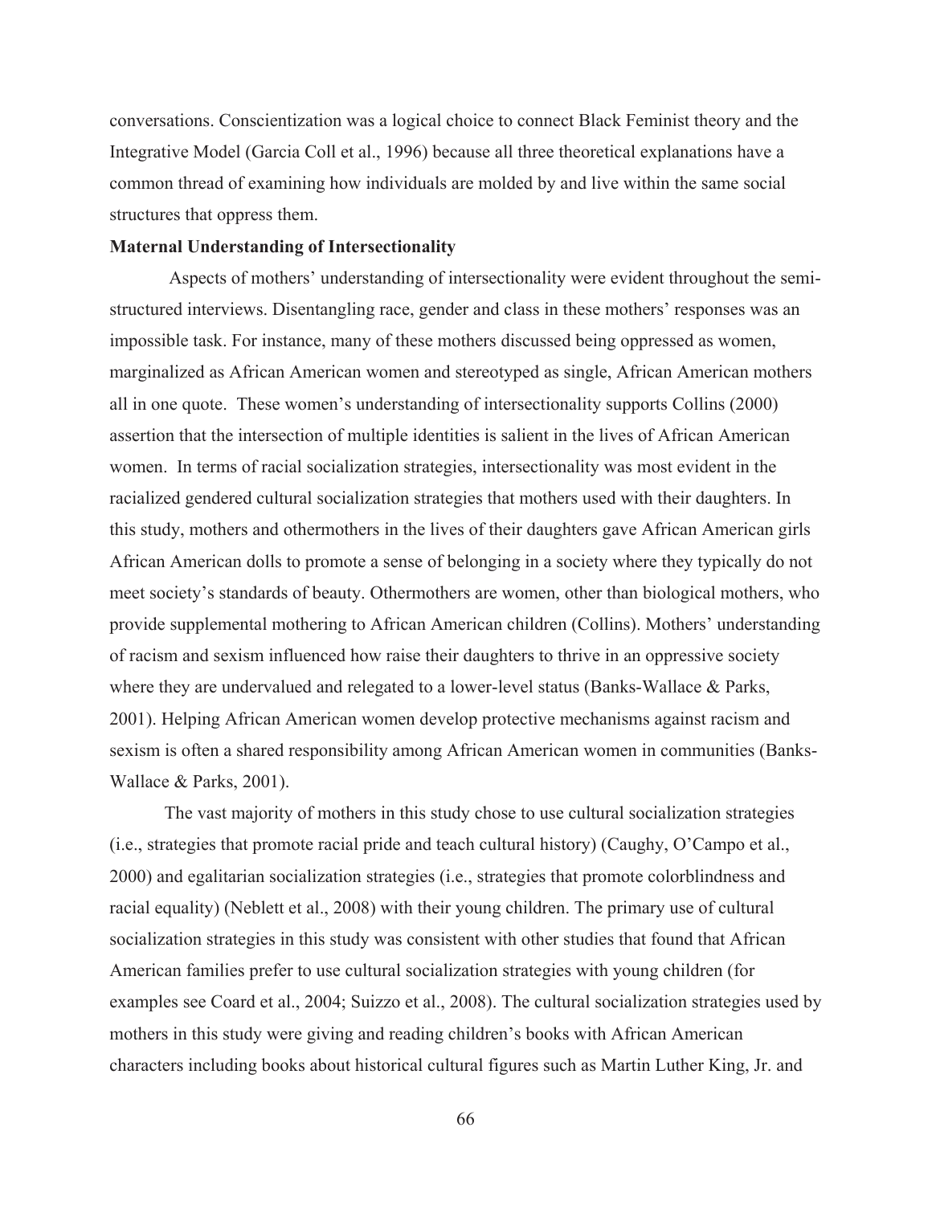conversations. Conscientization was a logical choice to connect Black Feminist theory and the Integrative Model (Garcia Coll et al., 1996) because all three theoretical explanations have a common thread of examining how individuals are molded by and live within the same social structures that oppress them.

**Maternal Understanding of Intersectionality**

Aspects of mothers' understanding of intersectionality were evident throughout the semi-structured interviews. Disentangling race, gender and class in these mothers' responses was an impossible task. For instance, many of these mothers discussed being oppressed as women, marginalized as African American women and stereotyped as single, African American mothers all in one quote. These women's understanding of intersectionality supports Collins (2000) assertion that the intersection of multiple identities is salient in the lives of African American women. In terms of racial socialization strategies, intersectionality was most evident in the racialized gendered cultural socialization strategies that mothers used with their daughters. In this study, mothers and othermothers in the lives of their daughters gave African American girls African American dolls to promote a sense of belonging in a society where they typically do not meet society's standards of beauty. Othermothers are women, other than biological mothers, who provide supplemental mothering to African American children (Collins). Mothers' understanding of racism and sexism influenced how raise their daughters to thrive in an oppressive society where they are undervalued and relegated to a lower-level status (Banks-Wallace & Parks, 2001). Helping African American women develop protective mechanisms against racism and sexism is often a shared responsibility among African American women in communities (Banks-Wallace & Parks, 2001).

The vast majority of mothers in this study chose to use cultural socialization strategies (i.e., strategies that promote racial pride and teach cultural history) (Caughy, O'Campo et al., 2000) and egalitarian socialization strategies (i.e., strategies that promote colorblindness and racial equality) (Neblett et al., 2008) with their young children. The primary use of cultural socialization strategies in this study was consistent with other studies that found that African American families prefer to use cultural socialization strategies with young children (for examples see Coard et al., 2004; Suizzo et al., 2008). The cultural socialization strategies used by mothers in this study were giving and reading children's books with African American characters including books about historical cultural figures such as Martin Luther King, Jr. and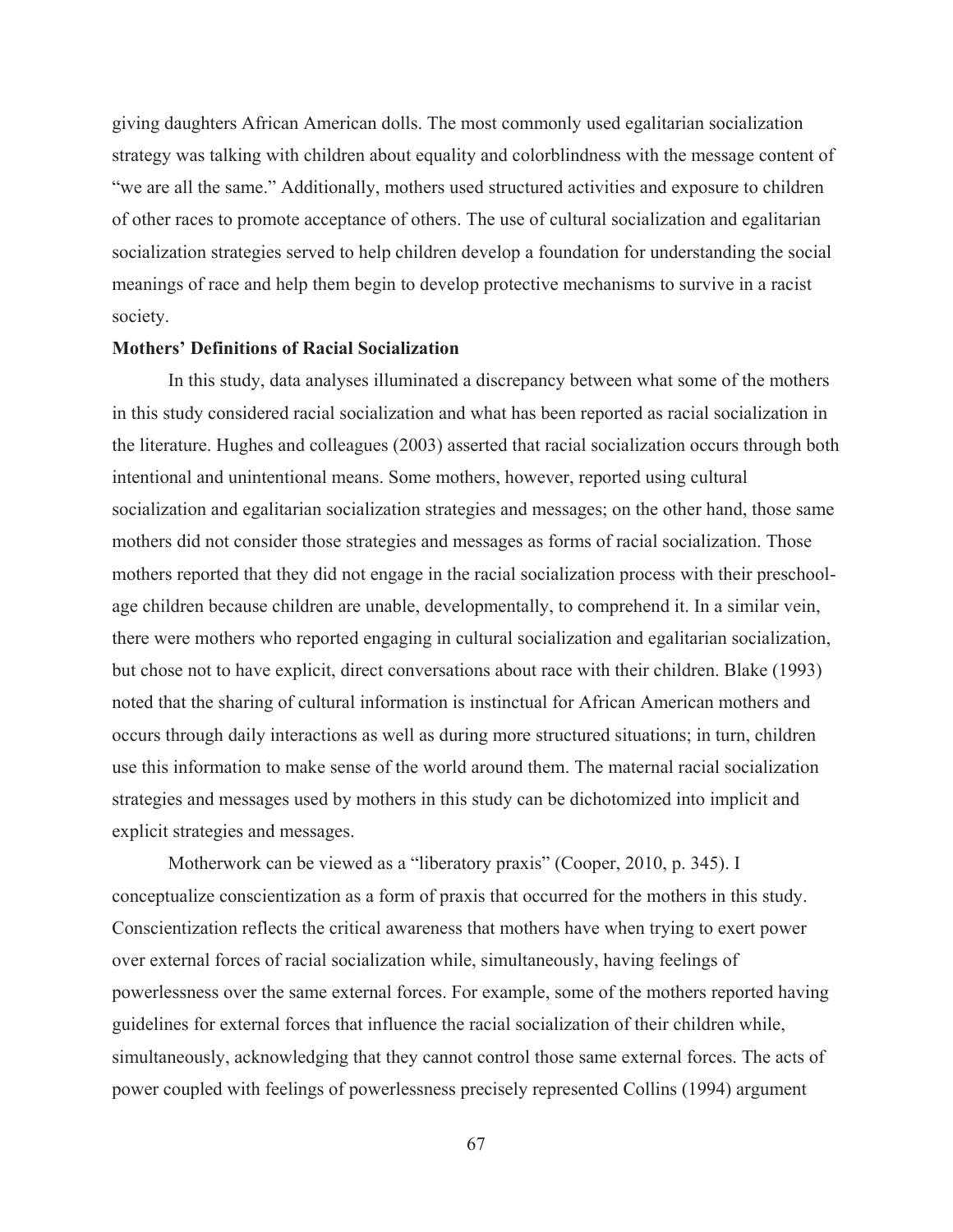giving daughters African American dolls. The most commonly used egalitarian socialization strategy was talking with children about equality and colorblindness with the message content of "we are all the same." Additionally, mothers used structured activities and exposure to children of other races to promote acceptance of others. The use of cultural socialization and egalitarian socialization strategies served to help children develop a foundation for understanding the social meanings of race and help them begin to develop protective mechanisms to survive in a racist society.

**Mothers' Definitions of Racial Socialization**

In this study, data analyses illuminated a discrepancy between what some of the mothers in this study considered racial socialization and what has been reported as racial socialization in the literature. Hughes and colleagues (2003) asserted that racial socialization occurs through both intentional and unintentional means. Some mothers, however, reported using cultural socialization and egalitarian socialization strategies and messages; on the other hand, those same mothers did not consider those strategies and messages as forms of racial socialization. Those mothers reported that they did not engage in the racial socialization process with their preschool-age children because children are unable, developmentally, to comprehend it. In a similar vein, there were mothers who reported engaging in cultural socialization and egalitarian socialization, but chose not to have explicit, direct conversations about race with their children. Blake (1993) noted that the sharing of cultural information is instinctual for African American mothers and occurs through daily interactions as well as during more structured situations; in turn, children use this information to make sense of the world around them. The maternal racial socialization strategies and messages used by mothers in this study can be dichotomized into implicit and explicit strategies and messages.

Motherwork can be viewed as a "liberatory praxis" (Cooper, 2010, p. 345). I conceptualize conscientization as a form of praxis that occurred for the mothers in this study. Conscientization reflects the critical awareness that mothers have when trying to exert power over external forces of racial socialization while, simultaneously, having feelings of powerlessness over the same external forces. For example, some of the mothers reported having guidelines for external forces that influence the racial socialization of their children while, simultaneously, acknowledging that they cannot control those same external forces. The acts of power coupled with feelings of powerlessness precisely represented Collins (1994) argument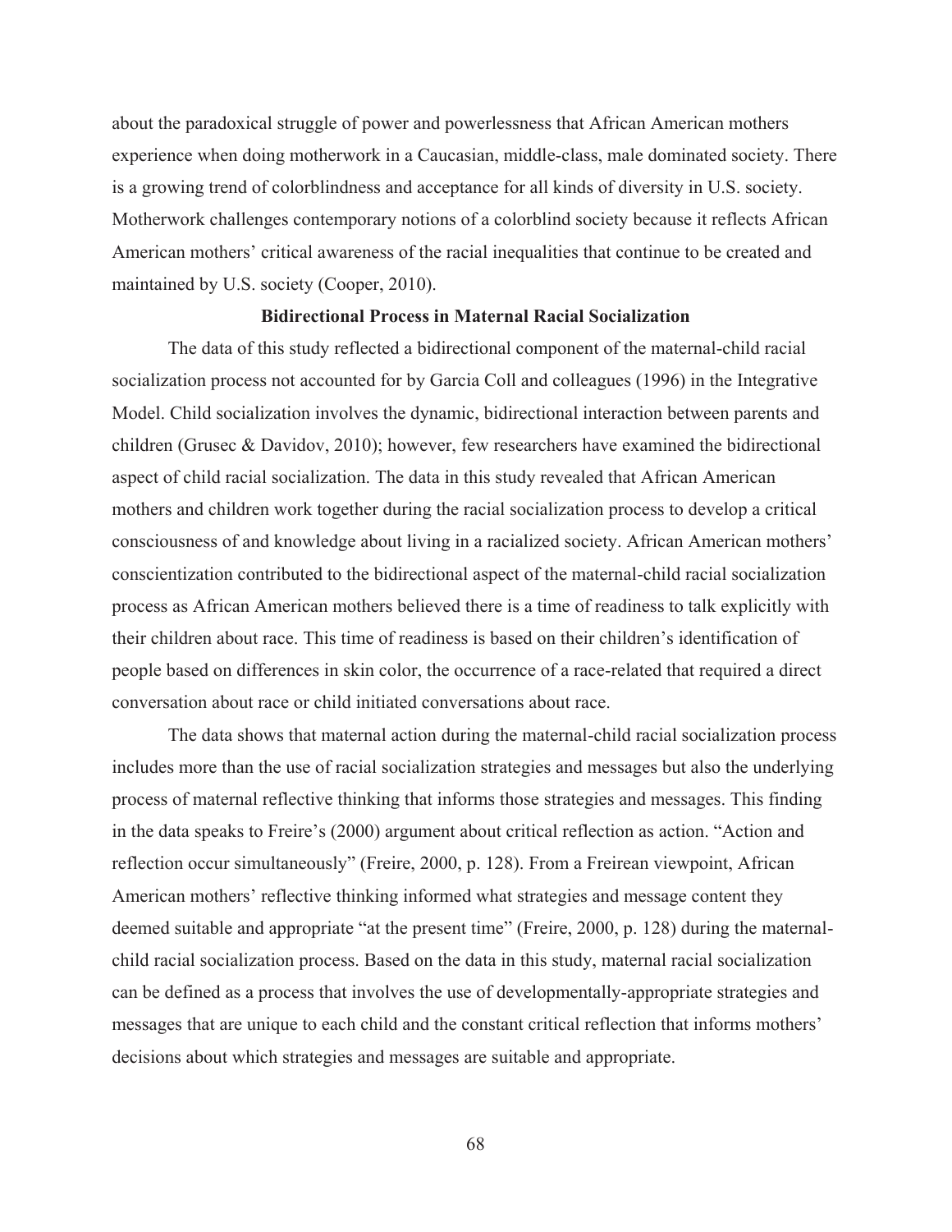about the paradoxical struggle of power and powerlessness that African American mothers experience when doing motherwork in a Caucasian, middle-class, male dominated society. There is a growing trend of colorblindness and acceptance for all kinds of diversity in U.S. society. Motherwork challenges contemporary notions of a colorblind society because it reflects African American mothers' critical awareness of the racial inequalities that continue to be created and maintained by U.S. society (Cooper, 2010).

### Bidirectional Process in Maternal Racial Socialization

The data of this study reflected a bidirectional component of the maternal-child racial socialization process not accounted for by Garcia Coll and colleagues (1996) in the Integrative Model. Child socialization involves the dynamic, bidirectional interaction between parents and children (Grusec & Davidov, 2010); however, few researchers have examined the bidirectional aspect of child racial socialization. The data in this study revealed that African American mothers and children work together during the racial socialization process to develop a critical consciousness of and knowledge about living in a racialized society. African American mothers' conscientization contributed to the bidirectional aspect of the maternal-child racial socialization process as African American mothers believed there is a time of readiness to talk explicitly with their children about race. This time of readiness is based on their children's identification of people based on differences in skin color, the occurrence of a race-related that required a direct conversation about race or child initiated conversations about race.

The data shows that maternal action during the maternal-child racial socialization process includes more than the use of racial socialization strategies and messages but also the underlying process of maternal reflective thinking that informs those strategies and messages. This finding in the data speaks to Freire's (2000) argument about critical reflection as action. "Action and reflection occur simultaneously" (Freire, 2000, p. 128). From a Freirean viewpoint, African American mothers' reflective thinking informed what strategies and message content they deemed suitable and appropriate "at the present time" (Freire, 2000, p. 128) during the maternal-child racial socialization process. Based on the data in this study, maternal racial socialization can be defined as a process that involves the use of developmentally-appropriate strategies and messages that are unique to each child and the constant critical reflection that informs mothers' decisions about which strategies and messages are suitable and appropriate.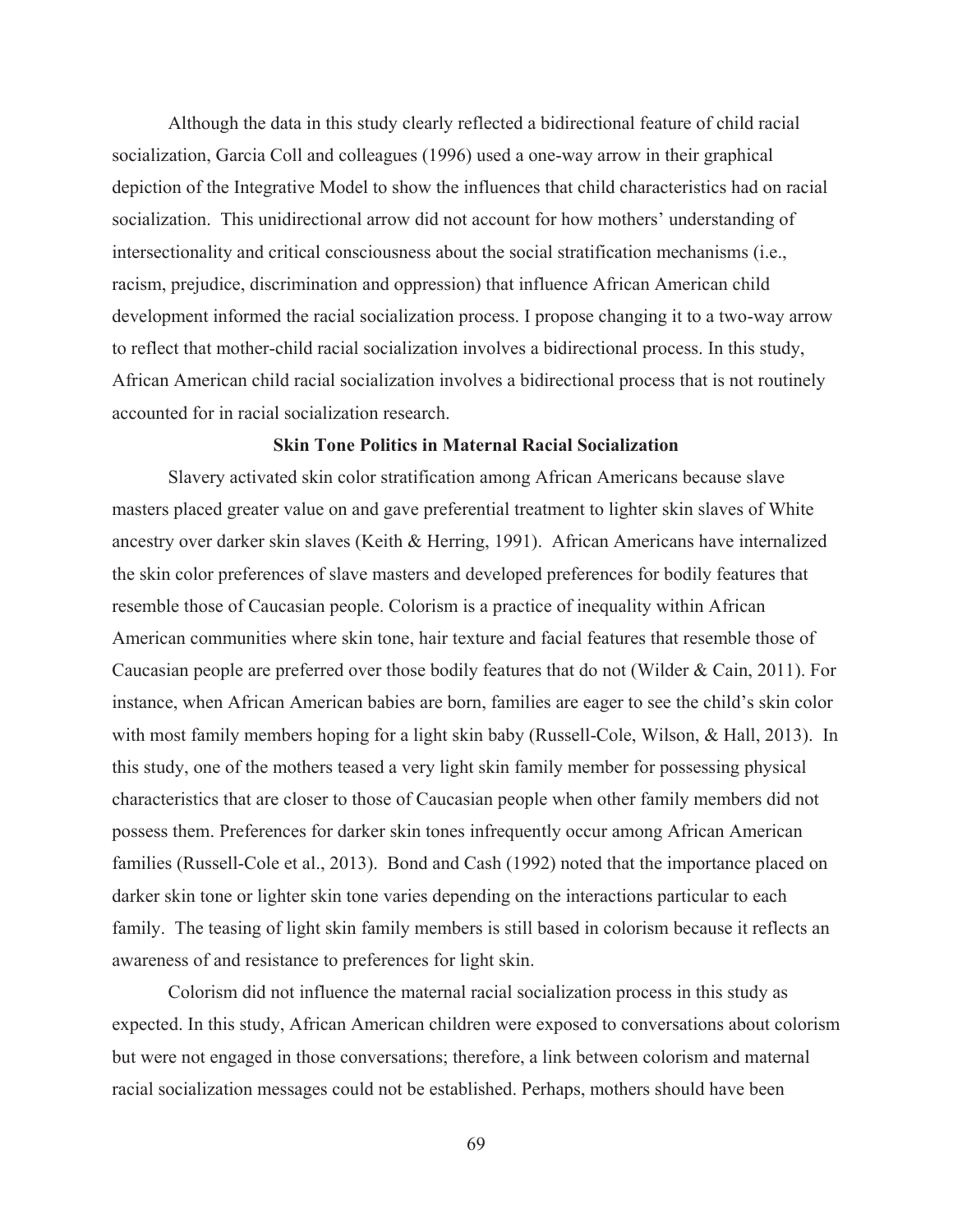Although the data in this study clearly reflected a bidirectional feature of child racial socialization, Garcia Coll and colleagues (1996) used a one-way arrow in their graphical depiction of the Integrative Model to show the influences that child characteristics had on racial socialization. This unidirectional arrow did not account for how mothers' understanding of intersectionality and critical consciousness about the social stratification mechanisms (i.e., racism, prejudice, discrimination and oppression) that influence African American child development informed the racial socialization process. I propose changing it to a two-way arrow to reflect that mother-child racial socialization involves a bidirectional process. In this study, African American child racial socialization involves a bidirectional process that is not routinely accounted for in racial socialization research.

### Skin Tone Politics in Maternal Racial Socialization

Slavery activated skin color stratification among African Americans because slave masters placed greater value on and gave preferential treatment to lighter skin slaves of White ancestry over darker skin slaves (Keith & Herring, 1991). African Americans have internalized the skin color preferences of slave masters and developed preferences for bodily features that resemble those of Caucasian people. Colorism is a practice of inequality within African American communities where skin tone, hair texture and facial features that resemble those of Caucasian people are preferred over those bodily features that do not (Wilder & Cain, 2011). For instance, when African American babies are born, families are eager to see the child's skin color with most family members hoping for a light skin baby (Russell-Cole, Wilson, & Hall, 2013). In this study, one of the mothers teased a very light skin family member for possessing physical characteristics that are closer to those of Caucasian people when other family members did not possess them. Preferences for darker skin tones infrequently occur among African American families (Russell-Cole et al., 2013). Bond and Cash (1992) noted that the importance placed on darker skin tone or lighter skin tone varies depending on the interactions particular to each family. The teasing of light skin family members is still based in colorism because it reflects an awareness of and resistance to preferences for light skin.

Colorism did not influence the maternal racial socialization process in this study as expected. In this study, African American children were exposed to conversations about colorism but were not engaged in those conversations; therefore, a link between colorism and maternal racial socialization messages could not be established. Perhaps, mothers should have been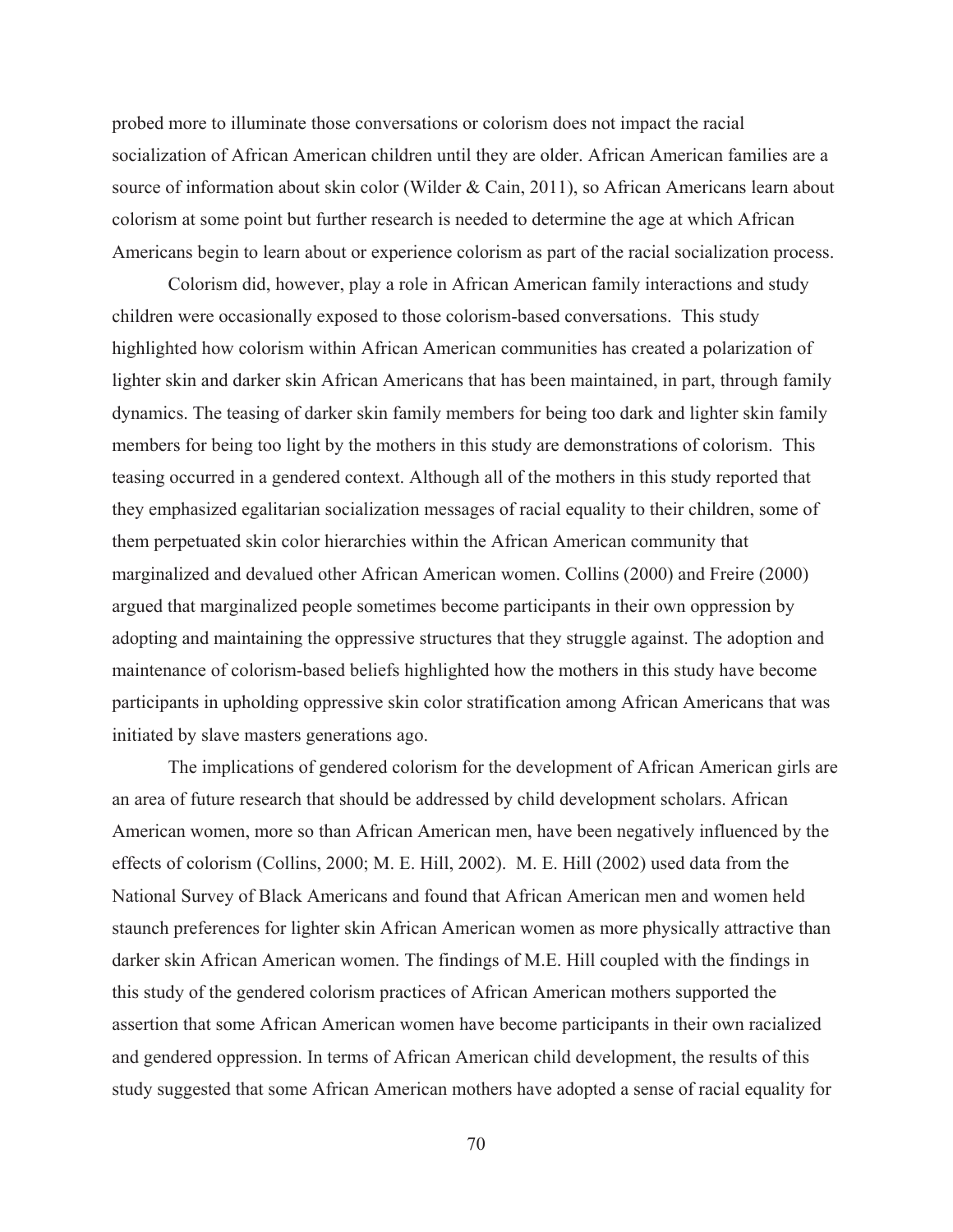probed more to illuminate those conversations or colorism does not impact the racial socialization of African American children until they are older. African American families are a source of information about skin color (Wilder & Cain, 2011), so African Americans learn about colorism at some point but further research is needed to determine the age at which African Americans begin to learn about or experience colorism as part of the racial socialization process.

Colorism did, however, play a role in African American family interactions and study children were occasionally exposed to those colorism-based conversations. This study highlighted how colorism within African American communities has created a polarization of lighter skin and darker skin African Americans that has been maintained, in part, through family dynamics. The teasing of darker skin family members for being too dark and lighter skin family members for being too light by the mothers in this study are demonstrations of colorism. This teasing occurred in a gendered context. Although all of the mothers in this study reported that they emphasized egalitarian socialization messages of racial equality to their children, some of them perpetuated skin color hierarchies within the African American community that marginalized and devalued other African American women. Collins (2000) and Freire (2000) argued that marginalized people sometimes become participants in their own oppression by adopting and maintaining the oppressive structures that they struggle against. The adoption and maintenance of colorism-based beliefs highlighted how the mothers in this study have become participants in upholding oppressive skin color stratification among African Americans that was initiated by slave masters generations ago.

The implications of gendered colorism for the development of African American girls are an area of future research that should be addressed by child development scholars. African American women, more so than African American men, have been negatively influenced by the effects of colorism (Collins, 2000; M. E. Hill, 2002). M. E. Hill (2002) used data from the National Survey of Black Americans and found that African American men and women held staunch preferences for lighter skin African American women as more physically attractive than darker skin African American women. The findings of M.E. Hill coupled with the findings in this study of the gendered colorism practices of African American mothers supported the assertion that some African American women have become participants in their own racialized and gendered oppression. In terms of African American child development, the results of this study suggested that some African American mothers have adopted a sense of racial equality for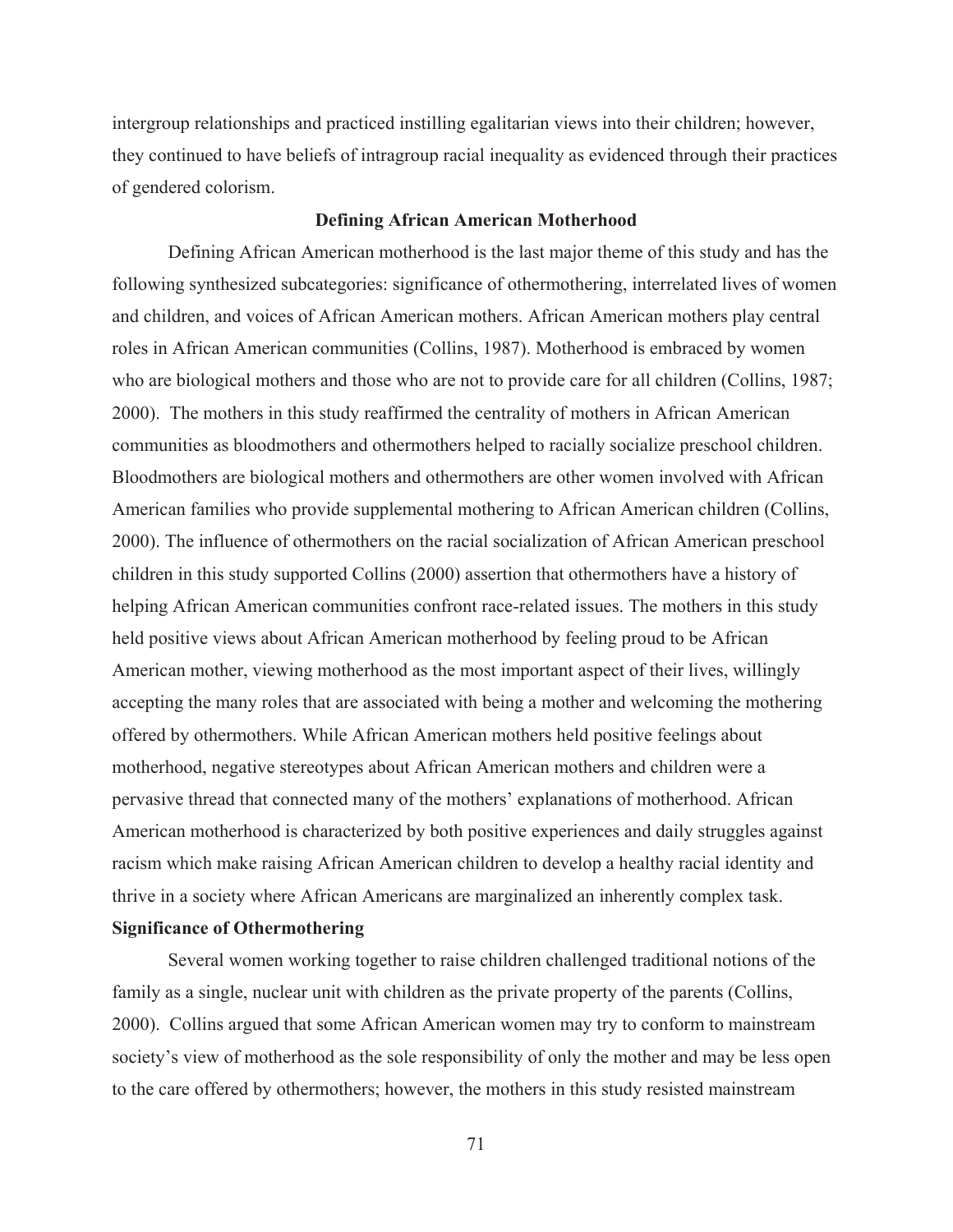intergroup relationships and practiced instilling egalitarian views into their children; however, they continued to have beliefs of intragroup racial inequality as evidenced through their practices of gendered colorism.

## Defining African American Motherhood

Defining African American motherhood is the last major theme of this study and has the following synthesized subcategories: significance of othermothering, interrelated lives of women and children, and voices of African American mothers. African American mothers play central roles in African American communities (Collins, 1987). Motherhood is embraced by women who are biological mothers and those who are not to provide care for all children (Collins, 1987; 2000). The mothers in this study reaffirmed the centrality of mothers in African American communities as bloodmothers and othermothers helped to racially socialize preschool children. Bloodmothers are biological mothers and othermothers are other women involved with African American families who provide supplemental mothering to African American children (Collins, 2000). The influence of othermothers on the racial socialization of African American preschool children in this study supported Collins (2000) assertion that othermothers have a history of helping African American communities confront race-related issues. The mothers in this study held positive views about African American motherhood by feeling proud to be African American mother, viewing motherhood as the most important aspect of their lives, willingly accepting the many roles that are associated with being a mother and welcoming the mothering offered by othermothers. While African American mothers held positive feelings about motherhood, negative stereotypes about African American mothers and children were a pervasive thread that connected many of the mothers' explanations of motherhood. African American motherhood is characterized by both positive experiences and daily struggles against racism which make raising African American children to develop a healthy racial identity and thrive in a society where African Americans are marginalized an inherently complex task.

### Significance of Othermothering

Several women working together to raise children challenged traditional notions of the family as a single, nuclear unit with children as the private property of the parents (Collins, 2000). Collins argued that some African American women may try to conform to mainstream society's view of motherhood as the sole responsibility of only the mother and may be less open to the care offered by othermothers; however, the mothers in this study resisted mainstream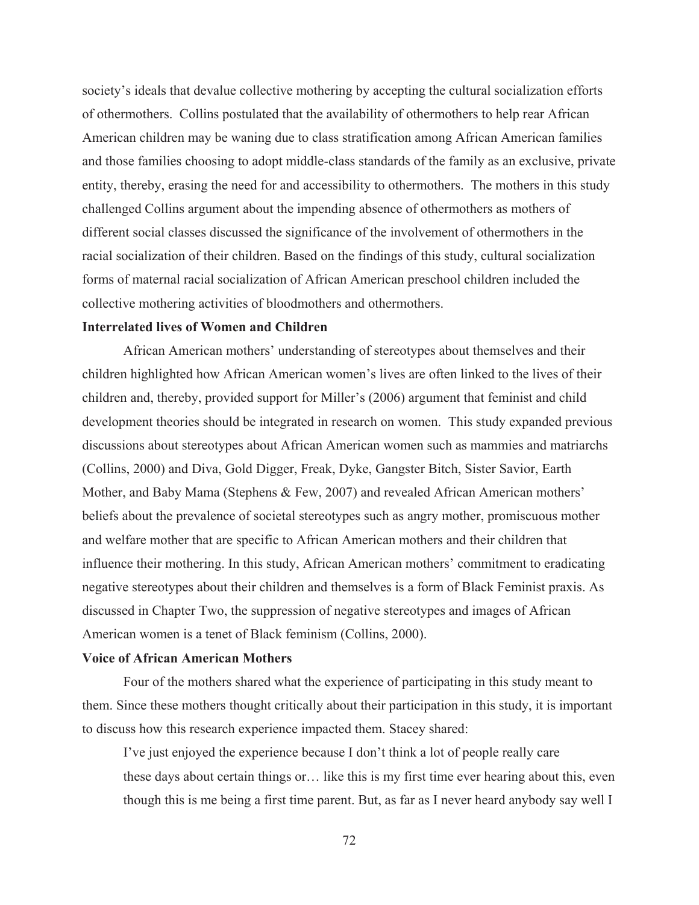society's ideals that devalue collective mothering by accepting the cultural socialization efforts of othermothers. Collins postulated that the availability of othermothers to help rear African American children may be waning due to class stratification among African American families and those families choosing to adopt middle-class standards of the family as an exclusive, private entity, thereby, erasing the need for and accessibility to othermothers. The mothers in this study challenged Collins argument about the impending absence of othermothers as mothers of different social classes discussed the significance of the involvement of othermothers in the racial socialization of their children. Based on the findings of this study, cultural socialization forms of maternal racial socialization of African American preschool children included the collective mothering activities of bloodmothers and othermothers.

**Interrelated lives of Women and Children**

African American mothers' understanding of stereotypes about themselves and their children highlighted how African American women's lives are often linked to the lives of their children and, thereby, provided support for Miller's (2006) argument that feminist and child development theories should be integrated in research on women. This study expanded previous discussions about stereotypes about African American women such as mammies and matriarchs (Collins, 2000) and Diva, Gold Digger, Freak, Dyke, Gangster Bitch, Sister Savior, Earth Mother, and Baby Mama (Stephens & Few, 2007) and revealed African American mothers' beliefs about the prevalence of societal stereotypes such as angry mother, promiscuous mother and welfare mother that are specific to African American mothers and their children that influence their mothering. In this study, African American mothers' commitment to eradicating negative stereotypes about their children and themselves is a form of Black Feminist praxis. As discussed in Chapter Two, the suppression of negative stereotypes and images of African American women is a tenet of Black feminism (Collins, 2000).

**Voice of African American Mothers**

Four of the mothers shared what the experience of participating in this study meant to them. Since these mothers thought critically about their participation in this study, it is important to discuss how this research experience impacted them. Stacey shared:

> I've just enjoyed the experience because I don't think a lot of people really care these days about certain things or… like this is my first time ever hearing about this, even though this is me being a first time parent. But, as far as I never heard anybody say well I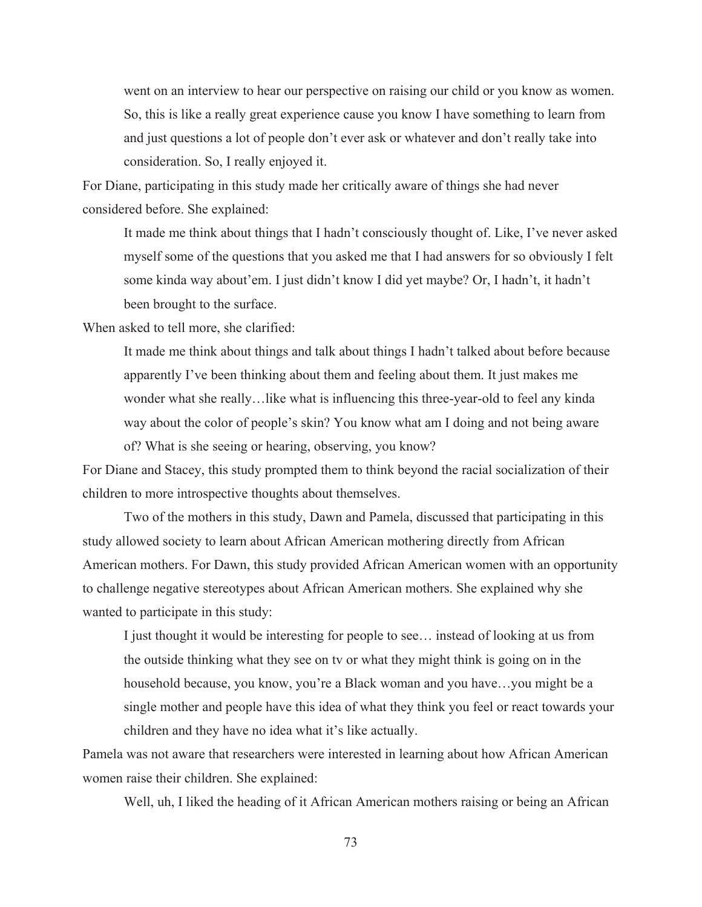> went on an interview to hear our perspective on raising our child or you know as women. So, this is like a really great experience cause you know I have something to learn from and just questions a lot of people don't ever ask or whatever and don't really take into consideration. So, I really enjoyed it.

For Diane, participating in this study made her critically aware of things she had never considered before. She explained:

> It made me think about things that I hadn't consciously thought of. Like, I've never asked myself some of the questions that you asked me that I had answers for so obviously I felt some kinda way about'em. I just didn't know I did yet maybe? Or, I hadn't, it hadn't been brought to the surface.

When asked to tell more, she clarified:

> It made me think about things and talk about things I hadn't talked about before because apparently I've been thinking about them and feeling about them. It just makes me wonder what she really…like what is influencing this three-year-old to feel any kinda way about the color of people's skin? You know what am I doing and not being aware of? What is she seeing or hearing, observing, you know?

For Diane and Stacey, this study prompted them to think beyond the racial socialization of their children to more introspective thoughts about themselves.

Two of the mothers in this study, Dawn and Pamela, discussed that participating in this study allowed society to learn about African American mothering directly from African American mothers. For Dawn, this study provided African American women with an opportunity to challenge negative stereotypes about African American mothers. She explained why she wanted to participate in this study:

> I just thought it would be interesting for people to see… instead of looking at us from the outside thinking what they see on tv or what they might think is going on in the household because, you know, you're a Black woman and you have…you might be a single mother and people have this idea of what they think you feel or react towards your children and they have no idea what it's like actually.

Pamela was not aware that researchers were interested in learning about how African American women raise their children. She explained:

> Well, uh, I liked the heading of it African American mothers raising or being an African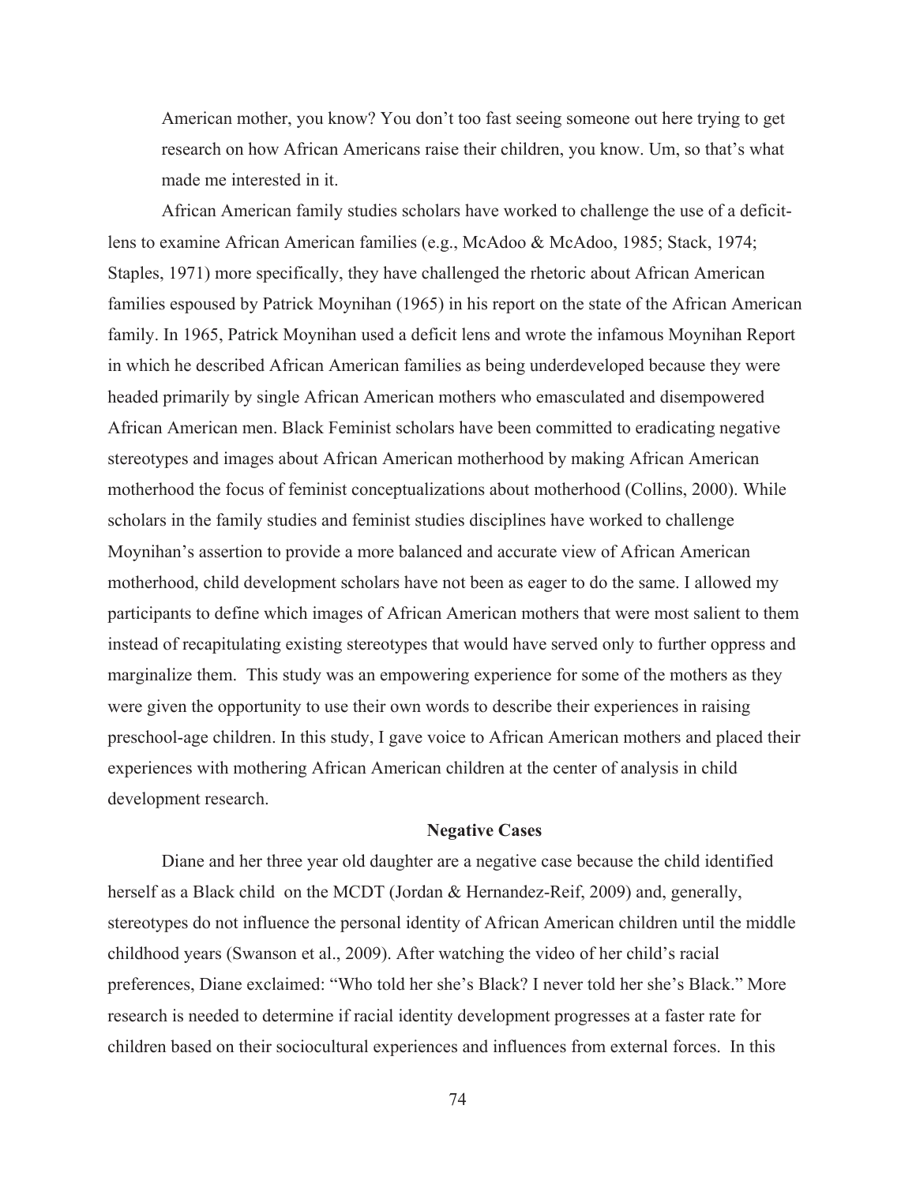American mother, you know? You don't too fast seeing someone out here trying to get research on how African Americans raise their children, you know. Um, so that's what made me interested in it.

African American family studies scholars have worked to challenge the use of a deficit-lens to examine African American families (e.g., McAdoo & McAdoo, 1985; Stack, 1974; Staples, 1971) more specifically, they have challenged the rhetoric about African American families espoused by Patrick Moynihan (1965) in his report on the state of the African American family. In 1965, Patrick Moynihan used a deficit lens and wrote the infamous Moynihan Report in which he described African American families as being underdeveloped because they were headed primarily by single African American mothers who emasculated and disempowered African American men. Black Feminist scholars have been committed to eradicating negative stereotypes and images about African American motherhood by making African American motherhood the focus of feminist conceptualizations about motherhood (Collins, 2000). While scholars in the family studies and feminist studies disciplines have worked to challenge Moynihan's assertion to provide a more balanced and accurate view of African American motherhood, child development scholars have not been as eager to do the same. I allowed my participants to define which images of African American mothers that were most salient to them instead of recapitulating existing stereotypes that would have served only to further oppress and marginalize them. This study was an empowering experience for some of the mothers as they were given the opportunity to use their own words to describe their experiences in raising preschool-age children. In this study, I gave voice to African American mothers and placed their experiences with mothering African American children at the center of analysis in child development research.

## Negative Cases

Diane and her three year old daughter are a negative case because the child identified herself as a Black child on the MCDT (Jordan & Hernandez-Reif, 2009) and, generally, stereotypes do not influence the personal identity of African American children until the middle childhood years (Swanson et al., 2009). After watching the video of her child's racial preferences, Diane exclaimed: "Who told her she's Black? I never told her she's Black." More research is needed to determine if racial identity development progresses at a faster rate for children based on their sociocultural experiences and influences from external forces. In this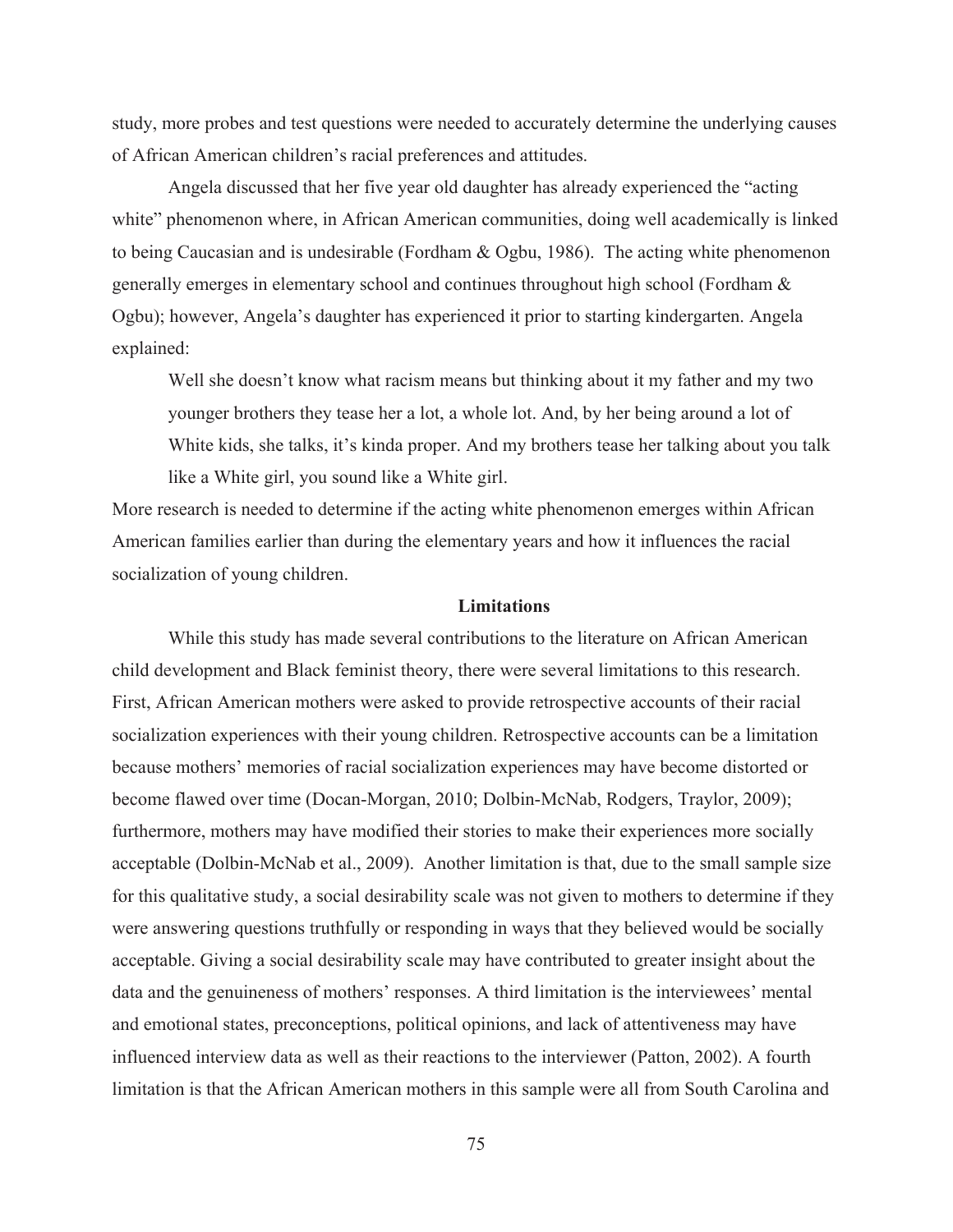study, more probes and test questions were needed to accurately determine the underlying causes of African American children's racial preferences and attitudes.

Angela discussed that her five year old daughter has already experienced the "acting white" phenomenon where, in African American communities, doing well academically is linked to being Caucasian and is undesirable (Fordham & Ogbu, 1986). The acting white phenomenon generally emerges in elementary school and continues throughout high school (Fordham & Ogbu); however, Angela's daughter has experienced it prior to starting kindergarten. Angela explained:

> Well she doesn't know what racism means but thinking about it my father and my two younger brothers they tease her a lot, a whole lot. And, by her being around a lot of White kids, she talks, it's kinda proper. And my brothers tease her talking about you talk like a White girl, you sound like a White girl.

More research is needed to determine if the acting white phenomenon emerges within African American families earlier than during the elementary years and how it influences the racial socialization of young children.

## Limitations

While this study has made several contributions to the literature on African American child development and Black feminist theory, there were several limitations to this research. First, African American mothers were asked to provide retrospective accounts of their racial socialization experiences with their young children. Retrospective accounts can be a limitation because mothers' memories of racial socialization experiences may have become distorted or become flawed over time (Docan-Morgan, 2010; Dolbin-McNab, Rodgers, Traylor, 2009); furthermore, mothers may have modified their stories to make their experiences more socially acceptable (Dolbin-McNab et al., 2009). Another limitation is that, due to the small sample size for this qualitative study, a social desirability scale was not given to mothers to determine if they were answering questions truthfully or responding in ways that they believed would be socially acceptable. Giving a social desirability scale may have contributed to greater insight about the data and the genuineness of mothers' responses. A third limitation is the interviewees' mental and emotional states, preconceptions, political opinions, and lack of attentiveness may have influenced interview data as well as their reactions to the interviewer (Patton, 2002). A fourth limitation is that the African American mothers in this sample were all from South Carolina and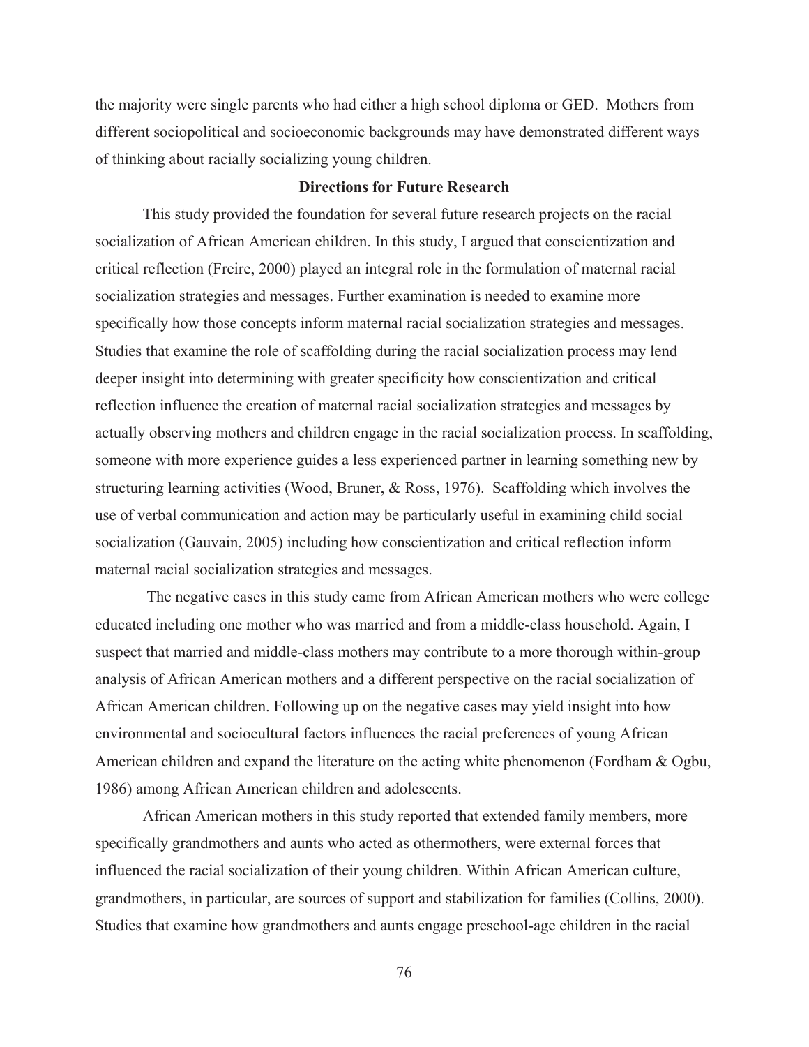the majority were single parents who had either a high school diploma or GED. Mothers from different sociopolitical and socioeconomic backgrounds may have demonstrated different ways of thinking about racially socializing young children.

## Directions for Future Research

This study provided the foundation for several future research projects on the racial socialization of African American children. In this study, I argued that conscientization and critical reflection (Freire, 2000) played an integral role in the formulation of maternal racial socialization strategies and messages. Further examination is needed to examine more specifically how those concepts inform maternal racial socialization strategies and messages. Studies that examine the role of scaffolding during the racial socialization process may lend deeper insight into determining with greater specificity how conscientization and critical reflection influence the creation of maternal racial socialization strategies and messages by actually observing mothers and children engage in the racial socialization process. In scaffolding, someone with more experience guides a less experienced partner in learning something new by structuring learning activities (Wood, Bruner, & Ross, 1976). Scaffolding which involves the use of verbal communication and action may be particularly useful in examining child social socialization (Gauvain, 2005) including how conscientization and critical reflection inform maternal racial socialization strategies and messages.

The negative cases in this study came from African American mothers who were college educated including one mother who was married and from a middle-class household. Again, I suspect that married and middle-class mothers may contribute to a more thorough within-group analysis of African American mothers and a different perspective on the racial socialization of African American children. Following up on the negative cases may yield insight into how environmental and sociocultural factors influences the racial preferences of young African American children and expand the literature on the acting white phenomenon (Fordham & Ogbu, 1986) among African American children and adolescents.

African American mothers in this study reported that extended family members, more specifically grandmothers and aunts who acted as othermothers, were external forces that influenced the racial socialization of their young children. Within African American culture, grandmothers, in particular, are sources of support and stabilization for families (Collins, 2000). Studies that examine how grandmothers and aunts engage preschool-age children in the racial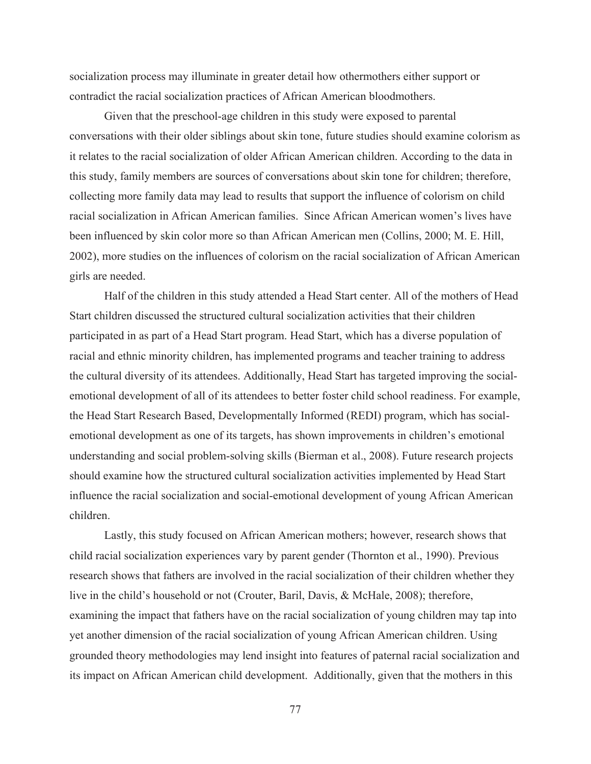socialization process may illuminate in greater detail how othermothers either support or contradict the racial socialization practices of African American bloodmothers.

Given that the preschool-age children in this study were exposed to parental conversations with their older siblings about skin tone, future studies should examine colorism as it relates to the racial socialization of older African American children. According to the data in this study, family members are sources of conversations about skin tone for children; therefore, collecting more family data may lead to results that support the influence of colorism on child racial socialization in African American families. Since African American women's lives have been influenced by skin color more so than African American men (Collins, 2000; M. E. Hill, 2002), more studies on the influences of colorism on the racial socialization of African American girls are needed.

Half of the children in this study attended a Head Start center. All of the mothers of Head Start children discussed the structured cultural socialization activities that their children participated in as part of a Head Start program. Head Start, which has a diverse population of racial and ethnic minority children, has implemented programs and teacher training to address the cultural diversity of its attendees. Additionally, Head Start has targeted improving the social-emotional development of all of its attendees to better foster child school readiness. For example, the Head Start Research Based, Developmentally Informed (REDI) program, which has social-emotional development as one of its targets, has shown improvements in children's emotional understanding and social problem-solving skills (Bierman et al., 2008). Future research projects should examine how the structured cultural socialization activities implemented by Head Start influence the racial socialization and social-emotional development of young African American children.

Lastly, this study focused on African American mothers; however, research shows that child racial socialization experiences vary by parent gender (Thornton et al., 1990). Previous research shows that fathers are involved in the racial socialization of their children whether they live in the child's household or not (Crouter, Baril, Davis, & McHale, 2008); therefore, examining the impact that fathers have on the racial socialization of young children may tap into yet another dimension of the racial socialization of young African American children. Using grounded theory methodologies may lend insight into features of paternal racial socialization and its impact on African American child development. Additionally, given that the mothers in this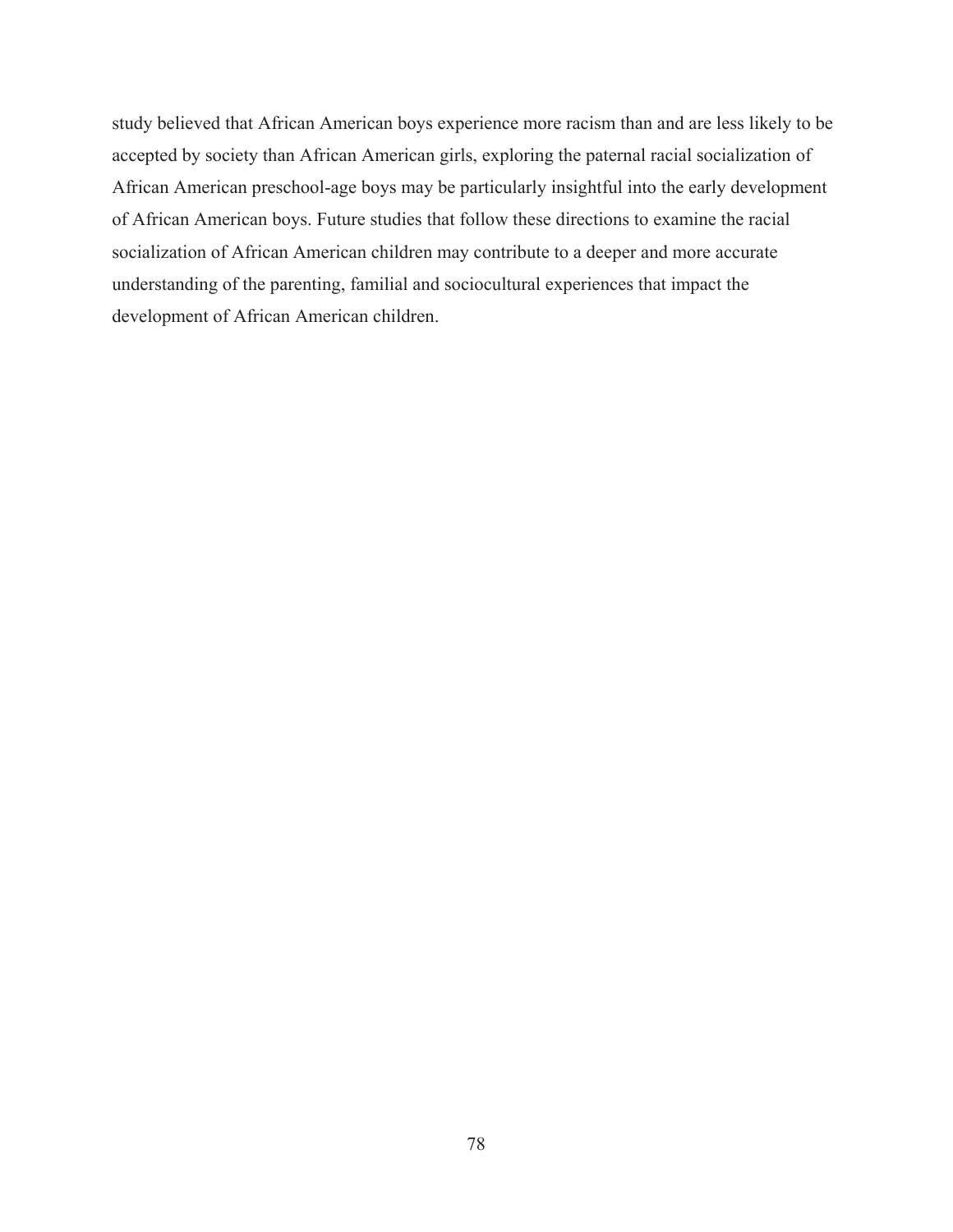study believed that African American boys experience more racism than and are less likely to be accepted by society than African American girls, exploring the paternal racial socialization of African American preschool-age boys may be particularly insightful into the early development of African American boys. Future studies that follow these directions to examine the racial socialization of African American children may contribute to a deeper and more accurate understanding of the parenting, familial and sociocultural experiences that impact the development of African American children.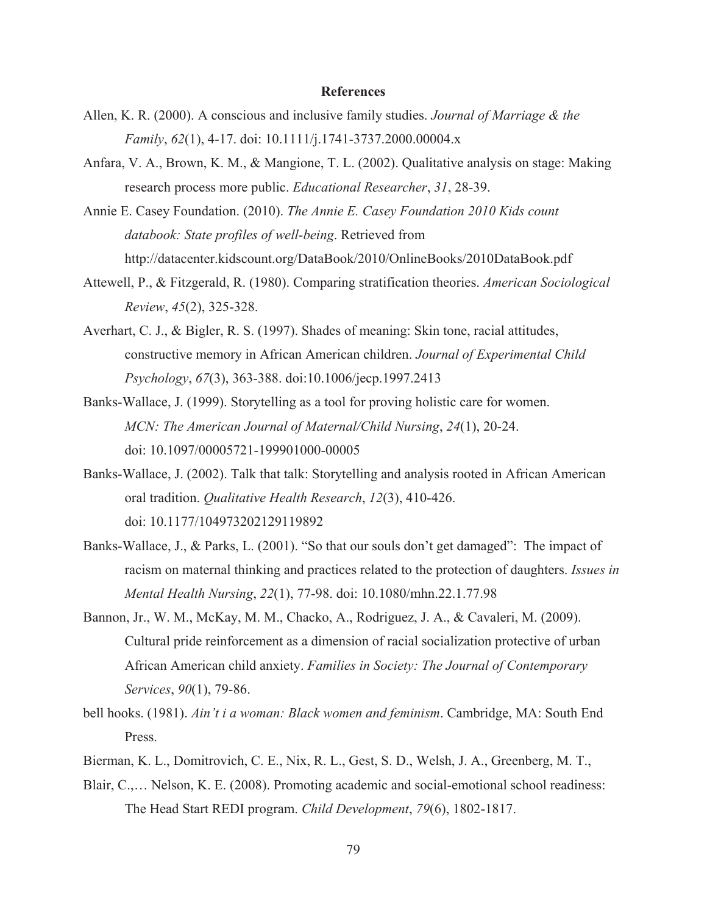# References

Allen, K. R. (2000). A conscious and inclusive family studies. *Journal of Marriage & the Family*, *62*(1), 4-17. doi: 10.1111/j.1741-3737.2000.00004.x

Anfara, V. A., Brown, K. M., & Mangione, T. L. (2002). Qualitative analysis on stage: Making research process more public. *Educational Researcher*, *31*, 28-39.

Annie E. Casey Foundation. (2010). *The Annie E. Casey Foundation 2010 Kids count databook: State profiles of well-being*. Retrieved from http://datacenter.kidscount.org/DataBook/2010/OnlineBooks/2010DataBook.pdf

Attewell, P., & Fitzgerald, R. (1980). Comparing stratification theories. *American Sociological Review*, *45*(2), 325-328.

Averhart, C. J., & Bigler, R. S. (1997). Shades of meaning: Skin tone, racial attitudes, constructive memory in African American children. *Journal of Experimental Child Psychology*, *67*(3), 363-388. doi:10.1006/jecp.1997.2413

Banks-Wallace, J. (1999). Storytelling as a tool for proving holistic care for women. *MCN: The American Journal of Maternal/Child Nursing*, *24*(1), 20-24. doi: 10.1097/00005721-199901000-00005

Banks-Wallace, J. (2002). Talk that talk: Storytelling and analysis rooted in African American oral tradition. *Qualitative Health Research*, *12*(3), 410-426. doi: 10.1177/104973202129119892

Banks-Wallace, J., & Parks, L. (2001). "So that our souls don't get damaged": The impact of racism on maternal thinking and practices related to the protection of daughters. *Issues in Mental Health Nursing*, *22*(1), 77-98. doi: 10.1080/mhn.22.1.77.98

Bannon, Jr., W. M., McKay, M. M., Chacko, A., Rodriguez, J. A., & Cavaleri, M. (2009). Cultural pride reinforcement as a dimension of racial socialization protective of urban African American child anxiety. *Families in Society: The Journal of Contemporary Services*, *90*(1), 79-86.

bell hooks. (1981). *Ain't i a woman: Black women and feminism*. Cambridge, MA: South End Press.

Bierman, K. L., Domitrovich, C. E., Nix, R. L., Gest, S. D., Welsh, J. A., Greenberg, M. T.,

Blair, C.,… Nelson, K. E. (2008). Promoting academic and social-emotional school readiness: The Head Start REDI program. *Child Development*, *79*(6), 1802-1817.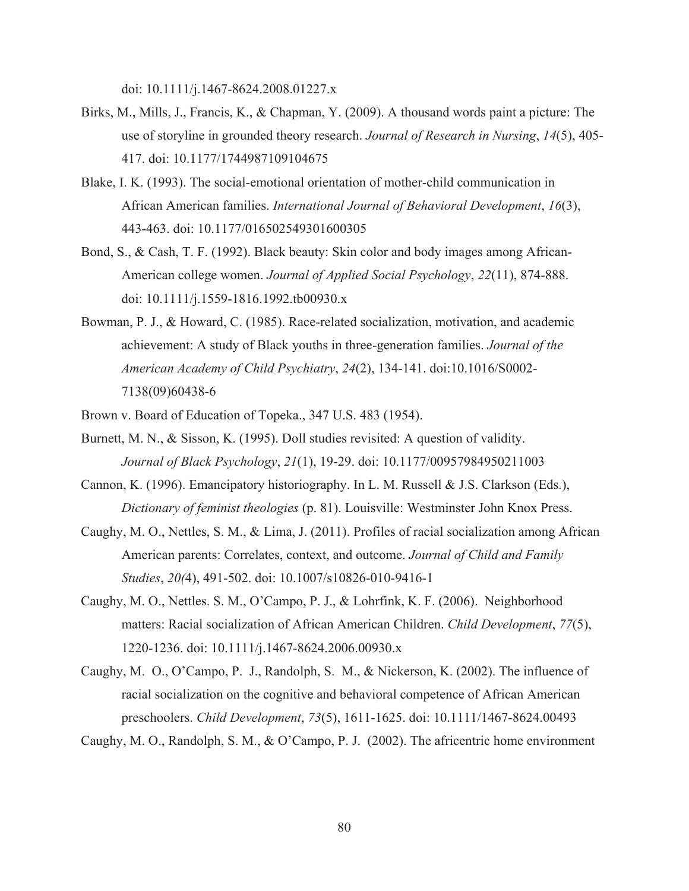doi: 10.1111/j.1467-8624.2008.01227.x

Birks, M., Mills, J., Francis, K., & Chapman, Y. (2009). A thousand words paint a picture: The use of storyline in grounded theory research. *Journal of Research in Nursing*, *14*(5), 405-417. doi: 10.1177/1744987109104675

Blake, I. K. (1993). The social-emotional orientation of mother-child communication in African American families. *International Journal of Behavioral Development*, *16*(3), 443-463. doi: 10.1177/016502549301600305

Bond, S., & Cash, T. F. (1992). Black beauty: Skin color and body images among African-American college women. *Journal of Applied Social Psychology*, *22*(11), 874-888. doi: 10.1111/j.1559-1816.1992.tb00930.x

Bowman, P. J., & Howard, C. (1985). Race-related socialization, motivation, and academic achievement: A study of Black youths in three-generation families. *Journal of the American Academy of Child Psychiatry*, *24*(2), 134-141. doi:10.1016/S0002-7138(09)60438-6

Brown v. Board of Education of Topeka., 347 U.S. 483 (1954).

Burnett, M. N., & Sisson, K. (1995). Doll studies revisited: A question of validity. *Journal of Black Psychology*, *21*(1), 19-29. doi: 10.1177/00957984950211003

Cannon, K. (1996). Emancipatory historiography. In L. M. Russell & J.S. Clarkson (Eds.), *Dictionary of feminist theologies* (p. 81). Louisville: Westminster John Knox Press.

Caughy, M. O., Nettles, S. M., & Lima, J. (2011). Profiles of racial socialization among African American parents: Correlates, context, and outcome. *Journal of Child and Family Studies*, *20(*4), 491-502. doi: 10.1007/s10826-010-9416-1

Caughy, M. O., Nettles. S. M., O'Campo, P. J., & Lohrfink, K. F. (2006). Neighborhood matters: Racial socialization of African American Children. *Child Development*, *77*(5), 1220-1236. doi: 10.1111/j.1467-8624.2006.00930.x

Caughy, M. O., O'Campo, P. J., Randolph, S. M., & Nickerson, K. (2002). The influence of racial socialization on the cognitive and behavioral competence of African American preschoolers. *Child Development*, *73*(5), 1611-1625. doi: 10.1111/1467-8624.00493

Caughy, M. O., Randolph, S. M., & O'Campo, P. J. (2002). The africentric home environment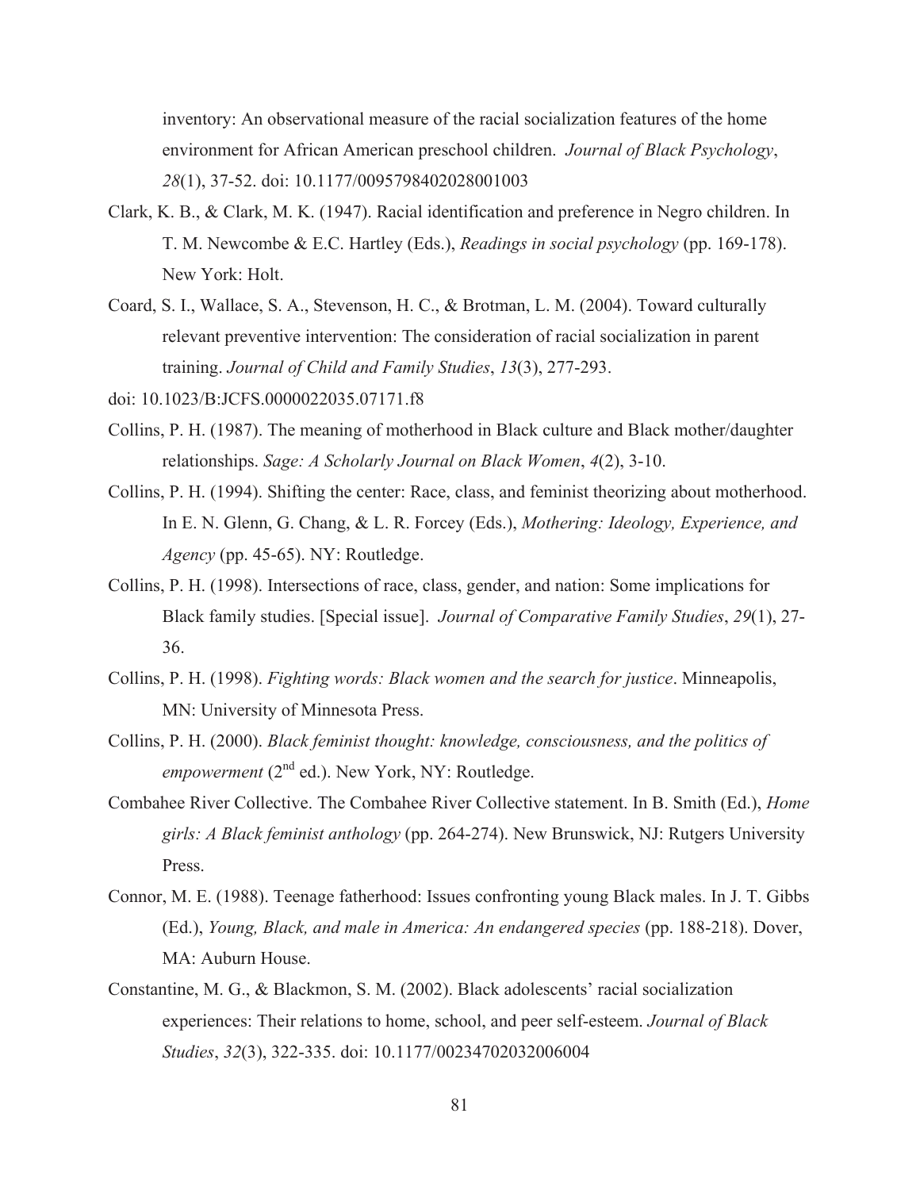inventory: An observational measure of the racial socialization features of the home environment for African American preschool children. *Journal of Black Psychology*, *28*(1), 37-52. doi: 10.1177/0095798402028001003

Clark, K. B., & Clark, M. K. (1947). Racial identification and preference in Negro children. In T. M. Newcombe & E.C. Hartley (Eds.), *Readings in social psychology* (pp. 169-178). New York: Holt.

Coard, S. I., Wallace, S. A., Stevenson, H. C., & Brotman, L. M. (2004). Toward culturally relevant preventive intervention: The consideration of racial socialization in parent training. *Journal of Child and Family Studies*, *13*(3), 277-293.

doi: 10.1023/B:JCFS.0000022035.07171.f8

Collins, P. H. (1987). The meaning of motherhood in Black culture and Black mother/daughter relationships. *Sage: A Scholarly Journal on Black Women*, *4*(2), 3-10.

Collins, P. H. (1994). Shifting the center: Race, class, and feminist theorizing about motherhood. In E. N. Glenn, G. Chang, & L. R. Forcey (Eds.), *Mothering: Ideology, Experience, and Agency* (pp. 45-65). NY: Routledge.

Collins, P. H. (1998). Intersections of race, class, gender, and nation: Some implications for Black family studies. [Special issue]. *Journal of Comparative Family Studies*, *29*(1), 27-36.

Collins, P. H. (1998). *Fighting words: Black women and the search for justice*. Minneapolis, MN: University of Minnesota Press.

Collins, P. H. (2000). *Black feminist thought: knowledge, consciousness, and the politics of empowerment* (2nd ed.). New York, NY: Routledge.

Combahee River Collective. The Combahee River Collective statement. In B. Smith (Ed.), *Home girls: A Black feminist anthology* (pp. 264-274). New Brunswick, NJ: Rutgers University Press.

Connor, M. E. (1988). Teenage fatherhood: Issues confronting young Black males. In J. T. Gibbs (Ed.), *Young, Black, and male in America: An endangered species* (pp. 188-218). Dover, MA: Auburn House.

Constantine, M. G., & Blackmon, S. M. (2002). Black adolescents' racial socialization experiences: Their relations to home, school, and peer self-esteem. *Journal of Black Studies*, *32*(3), 322-335. doi: 10.1177/00234702032006004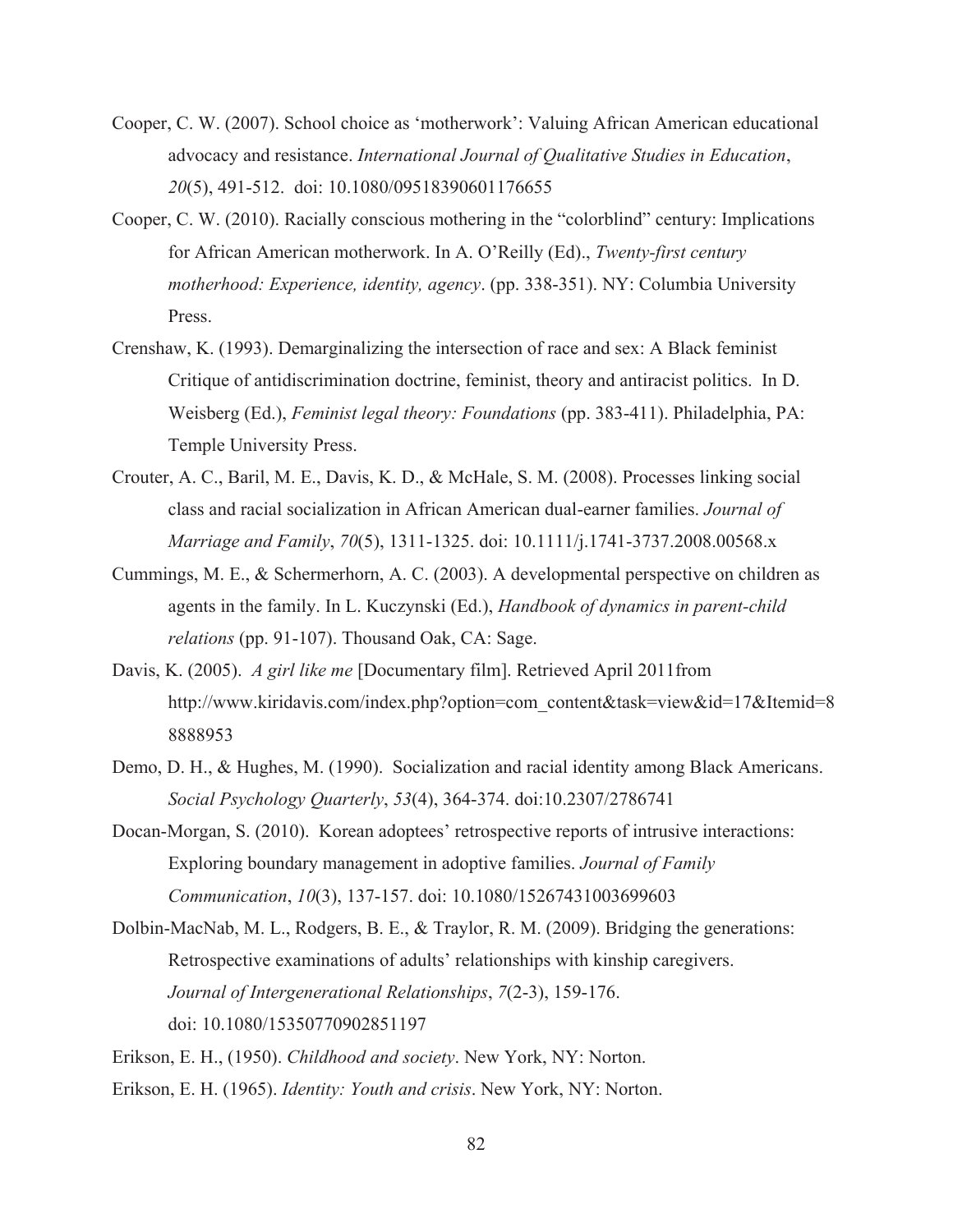Cooper, C. W. (2007). School choice as 'motherwork': Valuing African American educational advocacy and resistance. *International Journal of Qualitative Studies in Education*, *20*(5), 491-512. doi: 10.1080/09518390601176655

Cooper, C. W. (2010). Racially conscious mothering in the "colorblind" century: Implications for African American motherwork. In A. O'Reilly (Ed)., *Twenty-first century motherhood: Experience, identity, agency*. (pp. 338-351). NY: Columbia University Press.

Crenshaw, K. (1993). Demarginalizing the intersection of race and sex: A Black feminist Critique of antidiscrimination doctrine, feminist, theory and antiracist politics. In D. Weisberg (Ed.), *Feminist legal theory: Foundations* (pp. 383-411). Philadelphia, PA: Temple University Press.

Crouter, A. C., Baril, M. E., Davis, K. D., & McHale, S. M. (2008). Processes linking social class and racial socialization in African American dual-earner families. *Journal of Marriage and Family*, *70*(5), 1311-1325. doi: 10.1111/j.1741-3737.2008.00568.x

Cummings, M. E., & Schermerhorn, A. C. (2003). A developmental perspective on children as agents in the family. In L. Kuczynski (Ed.), *Handbook of dynamics in parent-child relations* (pp. 91-107). Thousand Oak, CA: Sage.

Davis, K. (2005). *A girl like me* [Documentary film]. Retrieved April 2011from http://www.kiridavis.com/index.php?option=com_content&task=view&id=17&Itemid=88888953

Demo, D. H., & Hughes, M. (1990). Socialization and racial identity among Black Americans. *Social Psychology Quarterly*, *53*(4), 364-374. doi:10.2307/2786741

Docan-Morgan, S. (2010). Korean adoptees' retrospective reports of intrusive interactions: Exploring boundary management in adoptive families. *Journal of Family Communication*, *10*(3), 137-157. doi: 10.1080/15267431003699603

Dolbin-MacNab, M. L., Rodgers, B. E., & Traylor, R. M. (2009). Bridging the generations: Retrospective examinations of adults' relationships with kinship caregivers. *Journal of Intergenerational Relationships*, *7*(2-3), 159-176. doi: 10.1080/15350770902851197

Erikson, E. H., (1950). *Childhood and society*. New York, NY: Norton.

Erikson, E. H. (1965). *Identity: Youth and crisis*. New York, NY: Norton.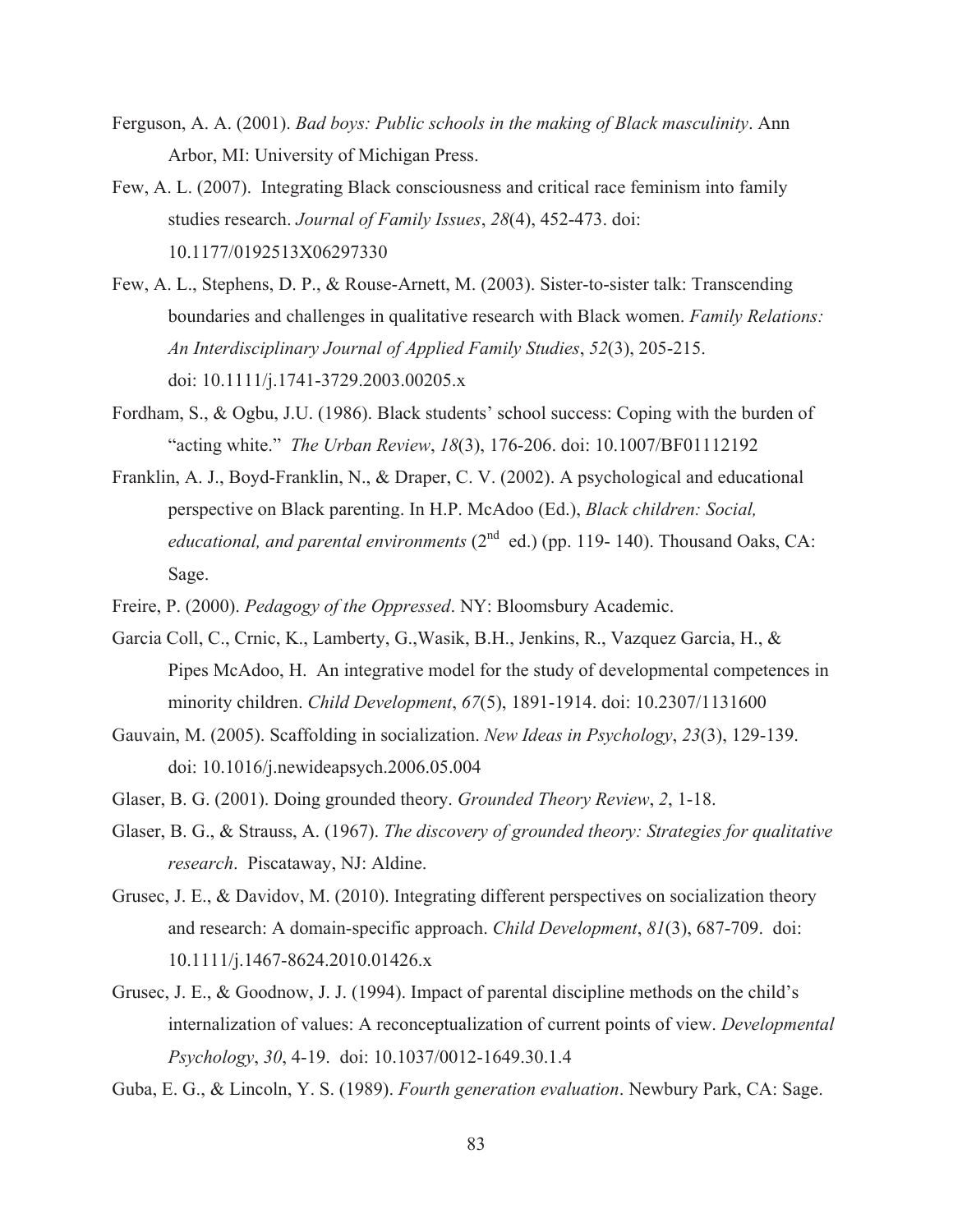Ferguson, A. A. (2001). *Bad boys: Public schools in the making of Black masculinity*. Ann Arbor, MI: University of Michigan Press.

Few, A. L. (2007). Integrating Black consciousness and critical race feminism into family studies research. *Journal of Family Issues*, *28*(4), 452-473. doi: 10.1177/0192513X06297330

Few, A. L., Stephens, D. P., & Rouse-Arnett, M. (2003). Sister-to-sister talk: Transcending boundaries and challenges in qualitative research with Black women. *Family Relations: An Interdisciplinary Journal of Applied Family Studies*, *52*(3), 205-215. doi: 10.1111/j.1741-3729.2003.00205.x

Fordham, S., & Ogbu, J.U. (1986). Black students' school success: Coping with the burden of "acting white." *The Urban Review*, *18*(3), 176-206. doi: 10.1007/BF01112192

Franklin, A. J., Boyd-Franklin, N., & Draper, C. V. (2002). A psychological and educational perspective on Black parenting. In H.P. McAdoo (Ed.), *Black children: Social, educational, and parental environments* (2nd ed.) (pp. 119- 140). Thousand Oaks, CA: Sage.

Freire, P. (2000). *Pedagogy of the Oppressed*. NY: Bloomsbury Academic.

Garcia Coll, C., Crnic, K., Lamberty, G.,Wasik, B.H., Jenkins, R., Vazquez Garcia, H., & Pipes McAdoo, H. An integrative model for the study of developmental competences in minority children. *Child Development*, *67*(5), 1891-1914. doi: 10.2307/1131600

Gauvain, M. (2005). Scaffolding in socialization. *New Ideas in Psychology*, *23*(3), 129-139. doi: 10.1016/j.newideapsych.2006.05.004

Glaser, B. G. (2001). Doing grounded theory. *Grounded Theory Review*, *2*, 1-18.

Glaser, B. G., & Strauss, A. (1967). *The discovery of grounded theory: Strategies for qualitative research*. Piscataway, NJ: Aldine.

Grusec, J. E., & Davidov, M. (2010). Integrating different perspectives on socialization theory and research: A domain-specific approach. *Child Development*, *81*(3), 687-709. doi: 10.1111/j.1467-8624.2010.01426.x

Grusec, J. E., & Goodnow, J. J. (1994). Impact of parental discipline methods on the child's internalization of values: A reconceptualization of current points of view. *Developmental Psychology*, *30*, 4-19. doi: 10.1037/0012-1649.30.1.4

Guba, E. G., & Lincoln, Y. S. (1989). *Fourth generation evaluation*. Newbury Park, CA: Sage.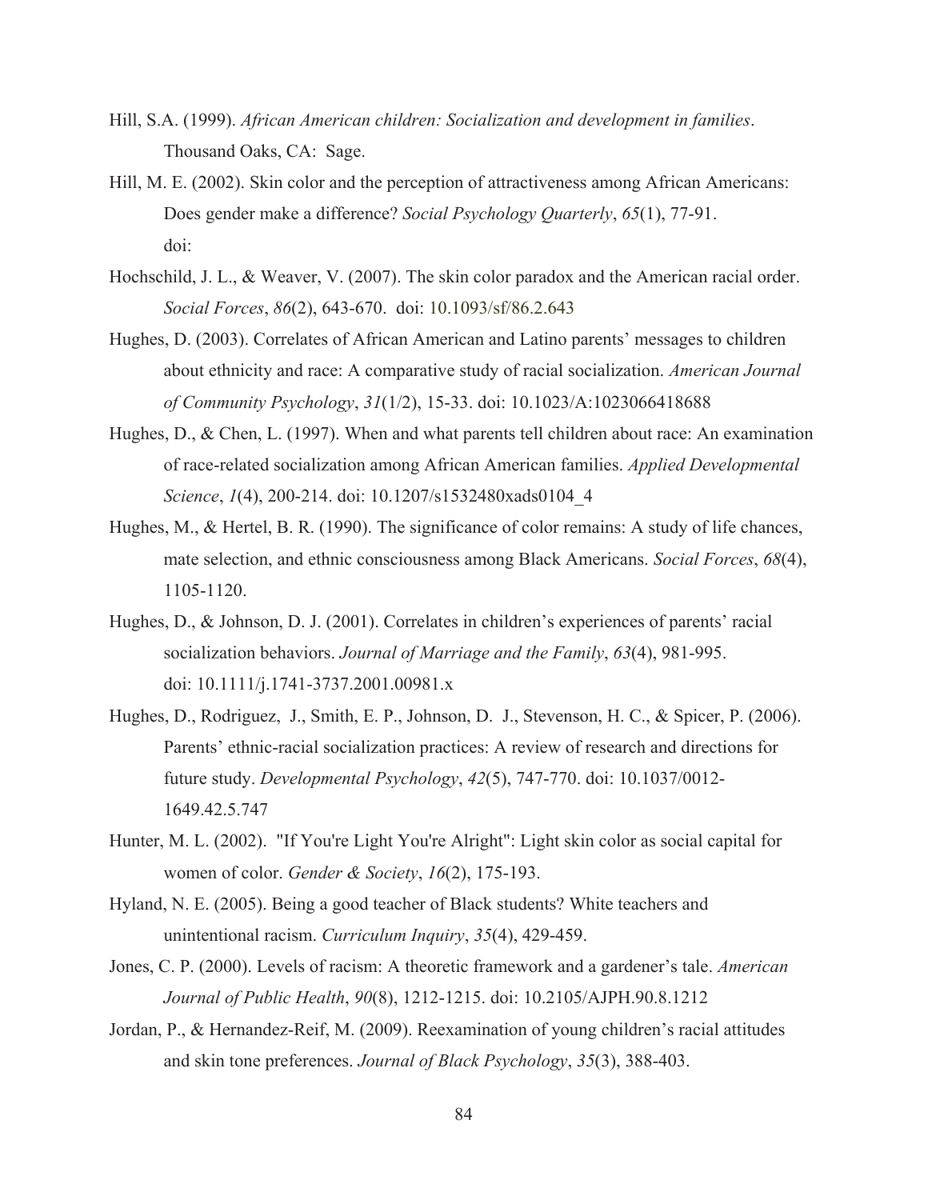Hill, S.A. (1999). *African American children: Socialization and development in families*. Thousand Oaks, CA: Sage.

Hill, M. E. (2002). Skin color and the perception of attractiveness among African Americans: Does gender make a difference? *Social Psychology Quarterly*, *65*(1), 77-91. doi:

Hochschild, J. L., & Weaver, V. (2007). The skin color paradox and the American racial order. *Social Forces*, *86*(2), 643-670. doi: 10.1093/sf/86.2.643

Hughes, D. (2003). Correlates of African American and Latino parents' messages to children about ethnicity and race: A comparative study of racial socialization. *American Journal of Community Psychology*, *31*(1/2), 15-33. doi: 10.1023/A:1023066418688

Hughes, D., & Chen, L. (1997). When and what parents tell children about race: An examination of race-related socialization among African American families. *Applied Developmental Science*, *1*(4), 200-214. doi: 10.1207/s1532480xads0104_4

Hughes, M., & Hertel, B. R. (1990). The significance of color remains: A study of life chances, mate selection, and ethnic consciousness among Black Americans. *Social Forces*, *68*(4), 1105-1120.

Hughes, D., & Johnson, D. J. (2001). Correlates in children's experiences of parents' racial socialization behaviors. *Journal of Marriage and the Family*, *63*(4), 981-995. doi: 10.1111/j.1741-3737.2001.00981.x

Hughes, D., Rodriguez, J., Smith, E. P., Johnson, D. J., Stevenson, H. C., & Spicer, P. (2006). Parents' ethnic-racial socialization practices: A review of research and directions for future study. *Developmental Psychology*, *42*(5), 747-770. doi: 10.1037/0012-1649.42.5.747

Hunter, M. L. (2002). "If You're Light You're Alright": Light skin color as social capital for women of color. *Gender & Society*, *16*(2), 175-193.

Hyland, N. E. (2005). Being a good teacher of Black students? White teachers and unintentional racism. *Curriculum Inquiry*, *35*(4), 429-459.

Jones, C. P. (2000). Levels of racism: A theoretic framework and a gardener's tale. *American Journal of Public Health*, *90*(8), 1212-1215. doi: 10.2105/AJPH.90.8.1212

Jordan, P., & Hernandez-Reif, M. (2009). Reexamination of young children's racial attitudes and skin tone preferences. *Journal of Black Psychology*, *35*(3), 388-403.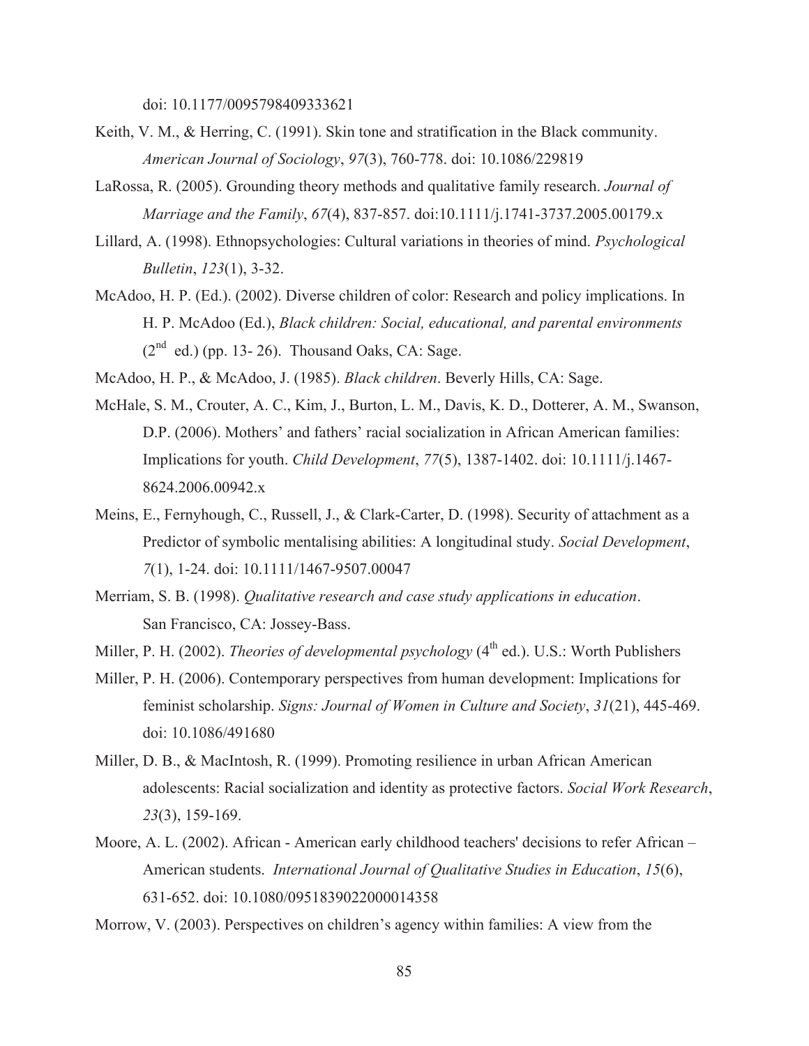doi: 10.1177/0095798409333621

Keith, V. M., & Herring, C. (1991). Skin tone and stratification in the Black community. *American Journal of Sociology*, *97*(3), 760-778. doi: 10.1086/229819

LaRossa, R. (2005). Grounding theory methods and qualitative family research. *Journal of Marriage and the Family*, *67*(4), 837-857. doi:10.1111/j.1741-3737.2005.00179.x

Lillard, A. (1998). Ethnopsychologies: Cultural variations in theories of mind. *Psychological Bulletin*, *123*(1), 3-32.

McAdoo, H. P. (Ed.). (2002). Diverse children of color: Research and policy implications. In H. P. McAdoo (Ed.), *Black children: Social, educational, and parental environments* (2nd ed.) (pp. 13- 26). Thousand Oaks, CA: Sage.

McAdoo, H. P., & McAdoo, J. (1985). *Black children*. Beverly Hills, CA: Sage.

McHale, S. M., Crouter, A. C., Kim, J., Burton, L. M., Davis, K. D., Dotterer, A. M., Swanson, D.P. (2006). Mothers' and fathers' racial socialization in African American families: Implications for youth. *Child Development*, *77*(5), 1387-1402. doi: 10.1111/j.1467-8624.2006.00942.x

Meins, E., Fernyhough, C., Russell, J., & Clark-Carter, D. (1998). Security of attachment as a Predictor of symbolic mentalising abilities: A longitudinal study. *Social Development*, *7*(1), 1-24. doi: 10.1111/1467-9507.00047

Merriam, S. B. (1998). *Qualitative research and case study applications in education*. San Francisco, CA: Jossey-Bass.

Miller, P. H. (2002). *Theories of developmental psychology* (4th ed.). U.S.: Worth Publishers

Miller, P. H. (2006). Contemporary perspectives from human development: Implications for feminist scholarship. *Signs: Journal of Women in Culture and Society*, *31*(21), 445-469. doi: 10.1086/491680

Miller, D. B., & MacIntosh, R. (1999). Promoting resilience in urban African American adolescents: Racial socialization and identity as protective factors. *Social Work Research*, *23*(3), 159-169.

Moore, A. L. (2002). African - American early childhood teachers' decisions to refer African – American students. *International Journal of Qualitative Studies in Education*, *15*(6), 631-652. doi: 10.1080/0951839022000014358

Morrow, V. (2003). Perspectives on children's agency within families: A view from the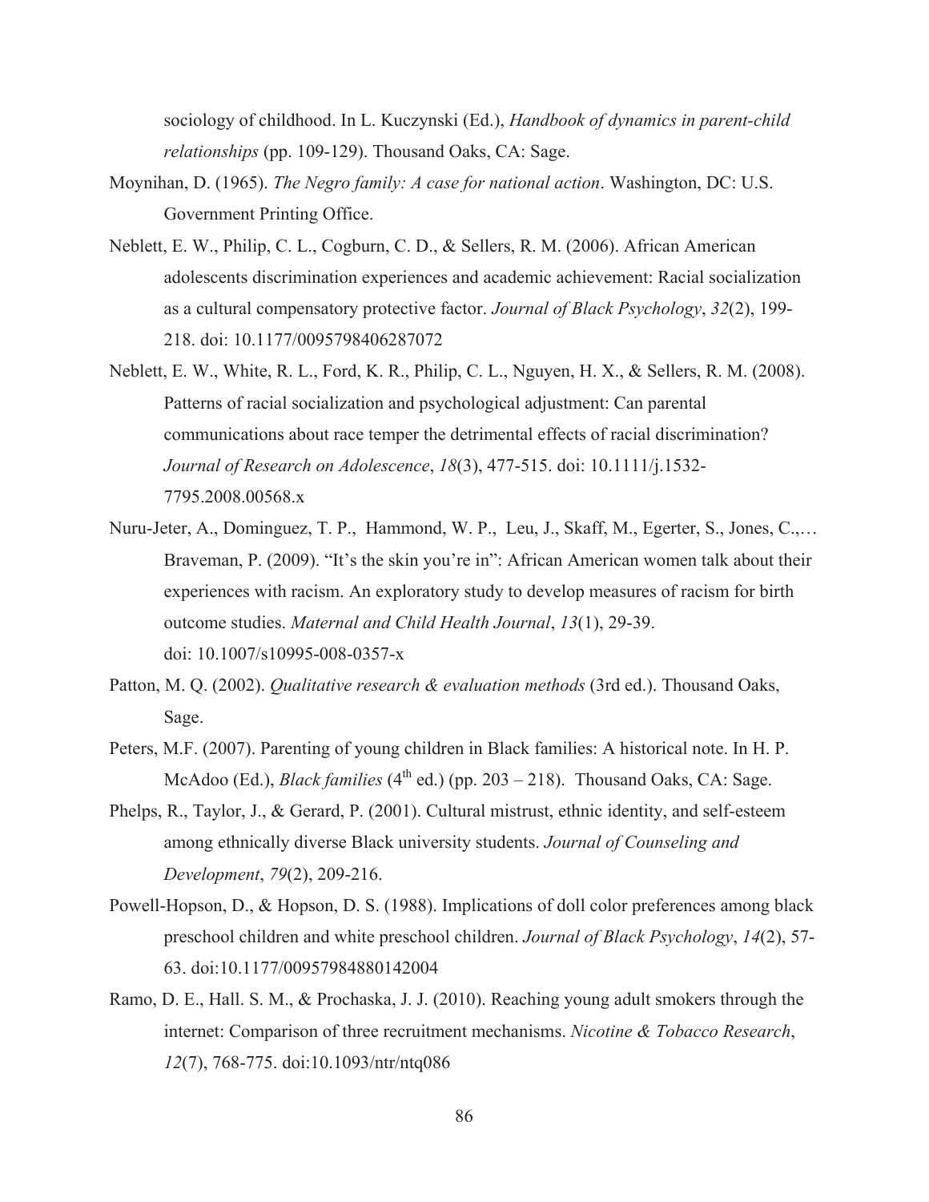sociology of childhood. In L. Kuczynski (Ed.), *Handbook of dynamics in parent-child relationships* (pp. 109-129). Thousand Oaks, CA: Sage.

Moynihan, D. (1965). *The Negro family: A case for national action*. Washington, DC: U.S. Government Printing Office.

Neblett, E. W., Philip, C. L., Cogburn, C. D., & Sellers, R. M. (2006). African American adolescents discrimination experiences and academic achievement: Racial socialization as a cultural compensatory protective factor. *Journal of Black Psychology*, *32*(2), 199-218. doi: 10.1177/0095798406287072

Neblett, E. W., White, R. L., Ford, K. R., Philip, C. L., Nguyen, H. X., & Sellers, R. M. (2008). Patterns of racial socialization and psychological adjustment: Can parental communications about race temper the detrimental effects of racial discrimination? *Journal of Research on Adolescence*, *18*(3), 477-515. doi: 10.1111/j.1532-7795.2008.00568.x

Nuru-Jeter, A., Dominguez, T. P., Hammond, W. P., Leu, J., Skaff, M., Egerter, S., Jones, C.,… Braveman, P. (2009). "It's the skin you're in": African American women talk about their experiences with racism. An exploratory study to develop measures of racism for birth outcome studies. *Maternal and Child Health Journal*, *13*(1), 29-39. doi: 10.1007/s10995-008-0357-x

Patton, M. Q. (2002). *Qualitative research & evaluation methods* (3rd ed.). Thousand Oaks, Sage.

Peters, M.F. (2007). Parenting of young children in Black families: A historical note. In H. P. McAdoo (Ed.), *Black families* (4th ed.) (pp. 203 – 218). Thousand Oaks, CA: Sage.

Phelps, R., Taylor, J., & Gerard, P. (2001). Cultural mistrust, ethnic identity, and self-esteem among ethnically diverse Black university students. *Journal of Counseling and Development*, *79*(2), 209-216.

Powell-Hopson, D., & Hopson, D. S. (1988). Implications of doll color preferences among black preschool children and white preschool children. *Journal of Black Psychology*, *14*(2), 57-63. doi:10.1177/00957984880142004

Ramo, D. E., Hall. S. M., & Prochaska, J. J. (2010). Reaching young adult smokers through the internet: Comparison of three recruitment mechanisms. *Nicotine & Tobacco Research*, *12*(7), 768-775. doi:10.1093/ntr/ntq086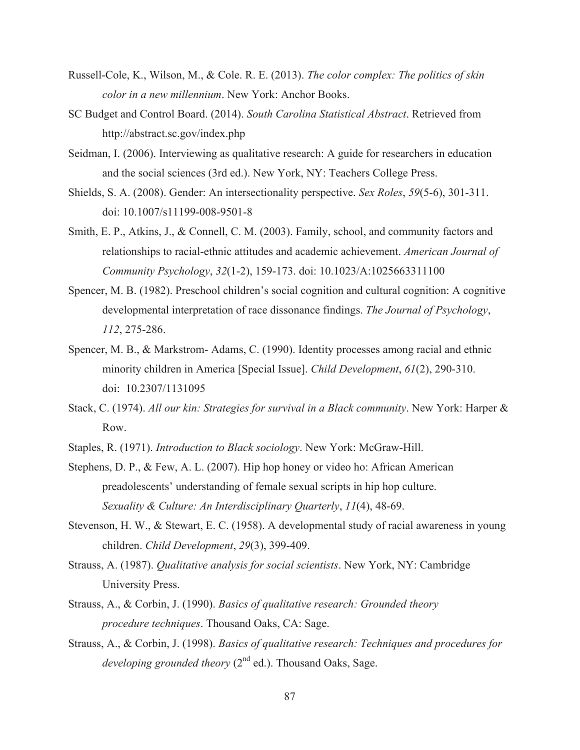Russell-Cole, K., Wilson, M., & Cole. R. E. (2013). *The color complex: The politics of skin color in a new millennium*. New York: Anchor Books.

SC Budget and Control Board. (2014). *South Carolina Statistical Abstract*. Retrieved from http://abstract.sc.gov/index.php

Seidman, I. (2006). Interviewing as qualitative research: A guide for researchers in education and the social sciences (3rd ed.). New York, NY: Teachers College Press.

Shields, S. A. (2008). Gender: An intersectionality perspective. *Sex Roles*, *59*(5-6), 301-311. doi: 10.1007/s11199-008-9501-8

Smith, E. P., Atkins, J., & Connell, C. M. (2003). Family, school, and community factors and relationships to racial-ethnic attitudes and academic achievement. *American Journal of Community Psychology*, *32*(1-2), 159-173. doi: 10.1023/A:1025663311100

Spencer, M. B. (1982). Preschool children's social cognition and cultural cognition: A cognitive developmental interpretation of race dissonance findings. *The Journal of Psychology*, *112*, 275-286.

Spencer, M. B., & Markstrom- Adams, C. (1990). Identity processes among racial and ethnic minority children in America [Special Issue]. *Child Development*, *61*(2), 290-310. doi: 10.2307/1131095

Stack, C. (1974). *All our kin: Strategies for survival in a Black community*. New York: Harper & Row.

Staples, R. (1971). *Introduction to Black sociology*. New York: McGraw-Hill.

Stephens, D. P., & Few, A. L. (2007). Hip hop honey or video ho: African American preadolescents' understanding of female sexual scripts in hip hop culture. *Sexuality & Culture: An Interdisciplinary Quarterly*, *11*(4), 48-69.

Stevenson, H. W., & Stewart, E. C. (1958). A developmental study of racial awareness in young children. *Child Development*, *29*(3), 399-409.

Strauss, A. (1987). *Qualitative analysis for social scientists*. New York, NY: Cambridge University Press.

Strauss, A., & Corbin, J. (1990). *Basics of qualitative research: Grounded theory procedure techniques*. Thousand Oaks, CA: Sage.

Strauss, A., & Corbin, J. (1998). *Basics of qualitative research: Techniques and procedures for developing grounded theory* (2nd ed.). Thousand Oaks, Sage.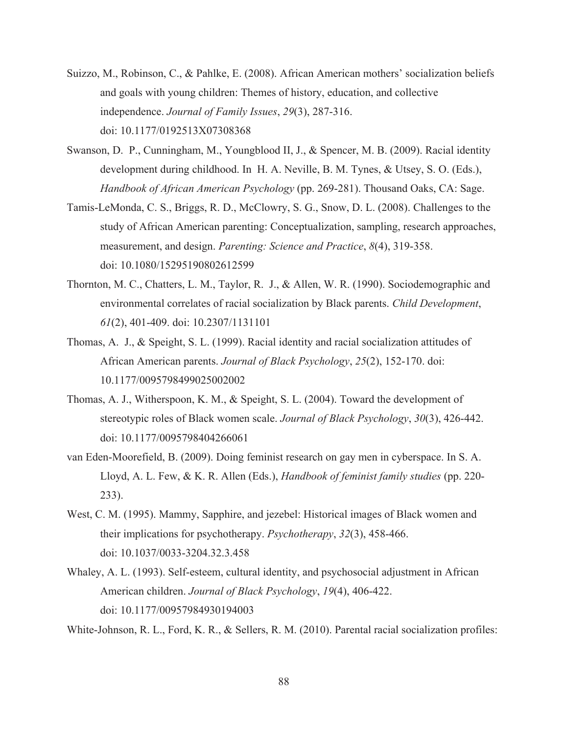Suizzo, M., Robinson, C., & Pahlke, E. (2008). African American mothers' socialization beliefs and goals with young children: Themes of history, education, and collective independence. *Journal of Family Issues*, *29*(3), 287-316. doi: 10.1177/0192513X07308368

Swanson, D. P., Cunningham, M., Youngblood II, J., & Spencer, M. B. (2009). Racial identity development during childhood. In H. A. Neville, B. M. Tynes, & Utsey, S. O. (Eds.), *Handbook of African American Psychology* (pp. 269-281). Thousand Oaks, CA: Sage.

Tamis-LeMonda, C. S., Briggs, R. D., McClowry, S. G., Snow, D. L. (2008). Challenges to the study of African American parenting: Conceptualization, sampling, research approaches, measurement, and design. *Parenting: Science and Practice*, *8*(4), 319-358. doi: 10.1080/15295190802612599

Thornton, M. C., Chatters, L. M., Taylor, R. J., & Allen, W. R. (1990). Sociodemographic and environmental correlates of racial socialization by Black parents. *Child Development*, *61*(2), 401-409. doi: 10.2307/1131101

Thomas, A. J., & Speight, S. L. (1999). Racial identity and racial socialization attitudes of African American parents. *Journal of Black Psychology*, *25*(2), 152-170. doi: 10.1177/0095798499025002002

Thomas, A. J., Witherspoon, K. M., & Speight, S. L. (2004). Toward the development of stereotypic roles of Black women scale. *Journal of Black Psychology*, *30*(3), 426-442. doi: 10.1177/0095798404266061

van Eden-Moorefield, B. (2009). Doing feminist research on gay men in cyberspace. In S. A. Lloyd, A. L. Few, & K. R. Allen (Eds.), *Handbook of feminist family studies* (pp. 220-233).

West, C. M. (1995). Mammy, Sapphire, and jezebel: Historical images of Black women and their implications for psychotherapy. *Psychotherapy*, *32*(3), 458-466. doi: 10.1037/0033-3204.32.3.458

Whaley, A. L. (1993). Self-esteem, cultural identity, and psychosocial adjustment in African American children. *Journal of Black Psychology*, *19*(4), 406-422. doi: 10.1177/00957984930194003

White-Johnson, R. L., Ford, K. R., & Sellers, R. M. (2010). Parental racial socialization profiles: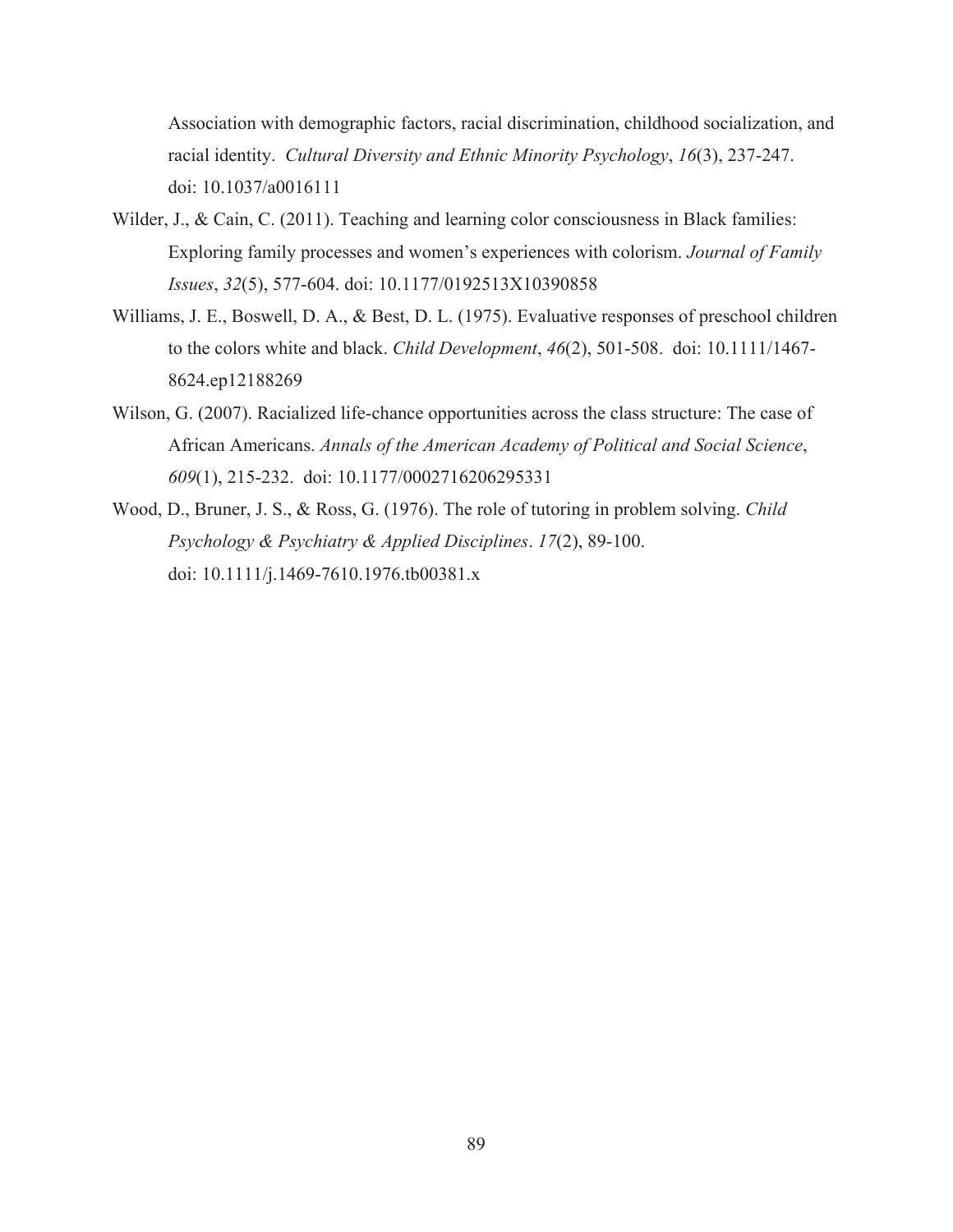Association with demographic factors, racial discrimination, childhood socialization, and racial identity. *Cultural Diversity and Ethnic Minority Psychology*, *16*(3), 237-247. doi: 10.1037/a0016111

Wilder, J., & Cain, C. (2011). Teaching and learning color consciousness in Black families: Exploring family processes and women's experiences with colorism. *Journal of Family Issues*, *32*(5), 577-604. doi: 10.1177/0192513X10390858

Williams, J. E., Boswell, D. A., & Best, D. L. (1975). Evaluative responses of preschool children to the colors white and black. *Child Development*, *46*(2), 501-508. doi: 10.1111/1467-8624.ep12188269

Wilson, G. (2007). Racialized life-chance opportunities across the class structure: The case of African Americans. *Annals of the American Academy of Political and Social Science*, *609*(1), 215-232. doi: 10.1177/0002716206295331

Wood, D., Bruner, J. S., & Ross, G. (1976). The role of tutoring in problem solving. *Child Psychology & Psychiatry & Applied Disciplines*. *17*(2), 89-100. doi: 10.1111/j.1469-7610.1976.tb00381.x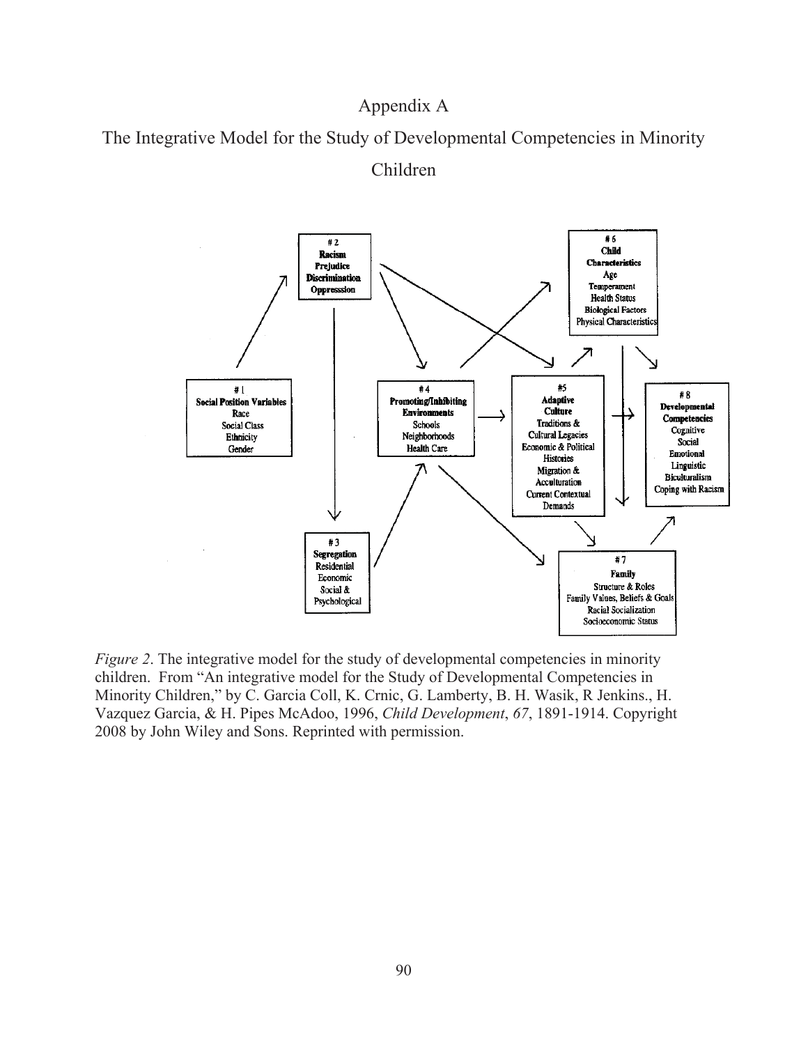# Appendix A

## The Integrative Model for the Study of Developmental Competencies in Minority Children

# 2
Racism
Prejudice
Discrimination
Oppresssion

# 6
Child
Characteristics
Age
Temperament
Health Status
Biological Factors
Physical Characteristics

# 1
Social Position Variables
Race
Social Class
Ethnicity
Gender

# 4
Promoting/Inhibiting
Environments
Schools
Neighborhoods
Health Care

#5
Adaptive
Culture
Traditions &
Cultural Legacies
Economic & Political
Histories
Migration &
Acculturation
Current Contextual
Demands

# 8
Developmental
Competencies
Cognitive
Social
Emotional
Linguistic
Biculturalism
Coping with Racism

# 3
Segregation
Residential
Economic
Social &
Psychological

# 7
Family
Structure & Roles
Family Values, Beliefs & Goals
Racial Socialization
Socioeconomic Status

*Figure 2*. The integrative model for the study of developmental competencies in minority children. From "An integrative model for the Study of Developmental Competencies in Minority Children," by C. Garcia Coll, K. Crnic, G. Lamberty, B. H. Wasik, R Jenkins., H. Vazquez Garcia, & H. Pipes McAdoo, 1996, *Child Development*, *67*, 1891-1914. Copyright 2008 by John Wiley and Sons. Reprinted with permission.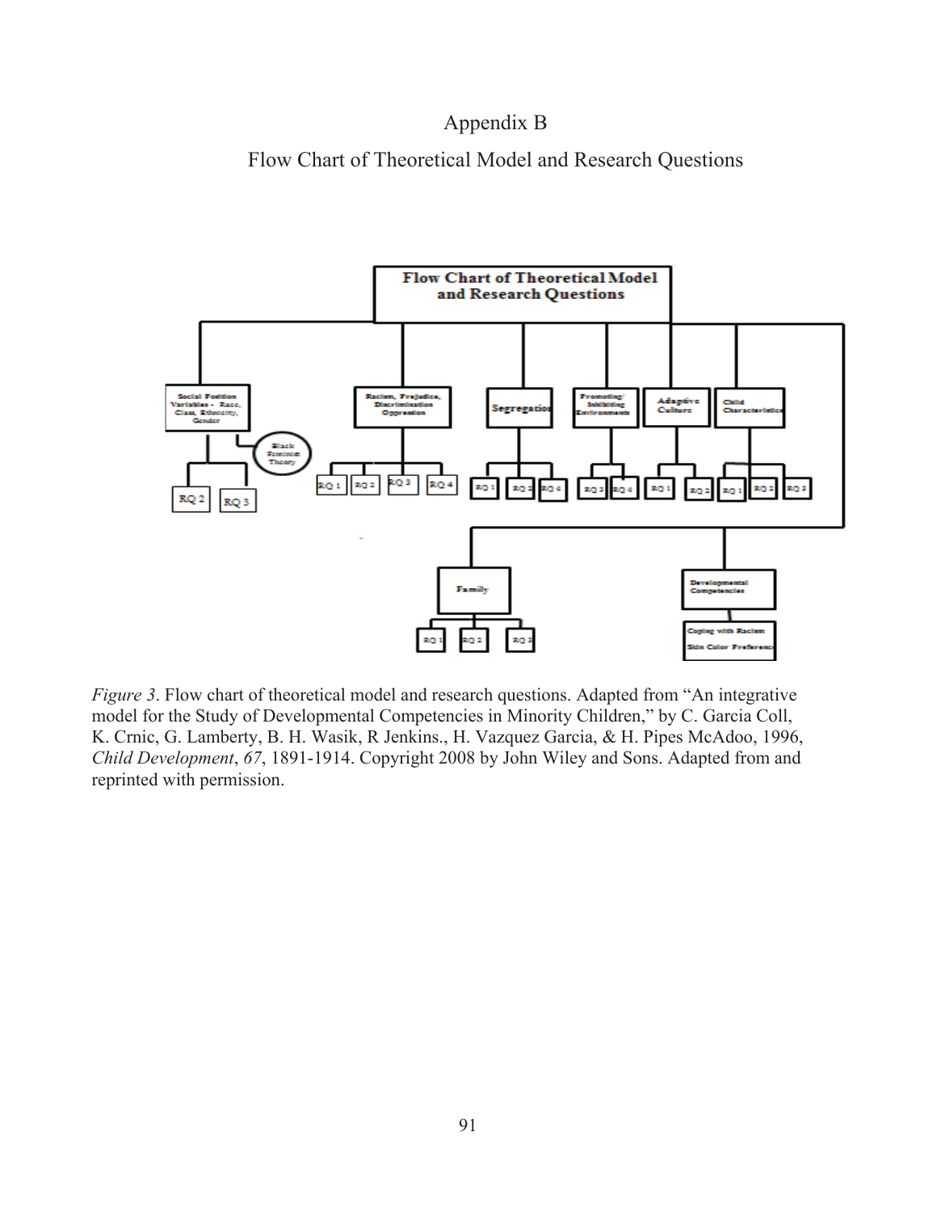Appendix B

Flow Chart of Theoretical Model and Research Questions

Flow Chart of Theoretical Model and Research Questions

Social Position Variables - Race, Class, Ethnicity, Gender

Black Feminist Theory

RQ 2

RQ 3

Racism, Prejudice, Discrimination Oppression

RQ 1

RQ 2

RQ 3

RQ 4

Segregation

RQ 1

RQ 2

RQ 4

Promoting/ Inhibiting Environments

RQ 2

RQ 4

Adaptive Culture

RQ 1

RQ 2

Child Characteristics

RQ 1

RQ 2

RQ 3

Family

RQ 1

RQ 2

RQ 2

Developmental Competencies

Coping with Racism

Skin Color Preference

*Figure 3*. Flow chart of theoretical model and research questions. Adapted from "An integrative model for the Study of Developmental Competencies in Minority Children," by C. Garcia Coll, K. Crnic, G. Lamberty, B. H. Wasik, R Jenkins., H. Vazquez Garcia, & H. Pipes McAdoo, 1996, *Child Development*, *67*, 1891-1914. Copyright 2008 by John Wiley and Sons. Adapted from and reprinted with permission.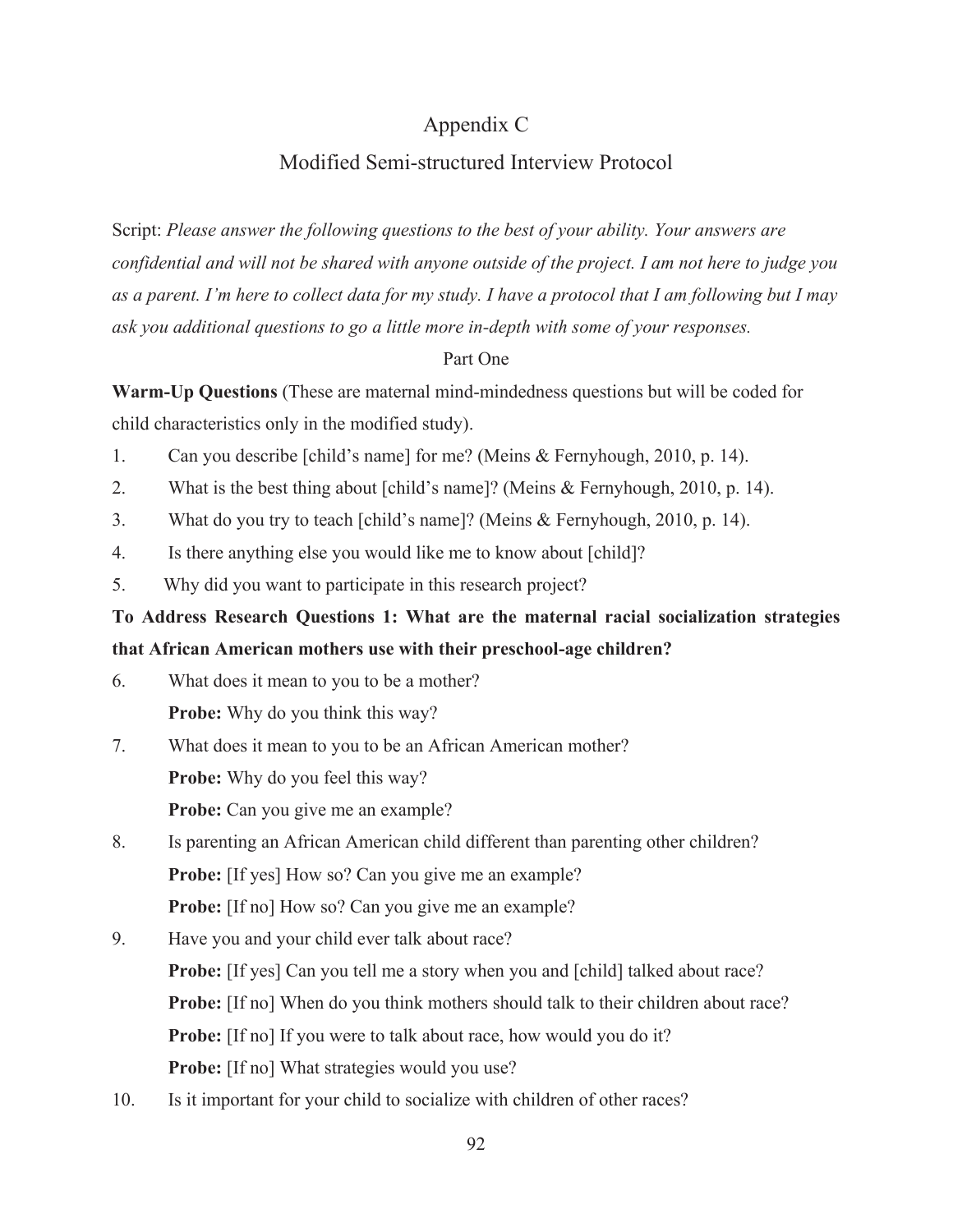# Appendix C

## Modified Semi-structured Interview Protocol

Script: *Please answer the following questions to the best of your ability. Your answers are confidential and will not be shared with anyone outside of the project. I am not here to judge you as a parent. I'm here to collect data for my study. I have a protocol that I am following but I may ask you additional questions to go a little more in-depth with some of your responses.*

Part One

**Warm-Up Questions** (These are maternal mind-mindedness questions but will be coded for child characteristics only in the modified study).

1. Can you describe [child's name] for me? (Meins & Fernyhough, 2010, p. 14).
2. What is the best thing about [child's name]? (Meins & Fernyhough, 2010, p. 14).
3. What do you try to teach [child's name]? (Meins & Fernyhough, 2010, p. 14).
4. Is there anything else you would like me to know about [child]?
5. Why did you want to participate in this research project?

**To Address Research Questions 1: What are the maternal racial socialization strategies that African American mothers use with their preschool-age children?**

6. What does it mean to you to be a mother?

   **Probe:** Why do you think this way?

7. What does it mean to you to be an African American mother?

   **Probe:** Why do you feel this way?

   **Probe:** Can you give me an example?

8. Is parenting an African American child different than parenting other children?

   **Probe:** [If yes] How so? Can you give me an example?

   **Probe:** [If no] How so? Can you give me an example?

9. Have you and your child ever talk about race?

   **Probe:** [If yes] Can you tell me a story when you and [child] talked about race?

   **Probe:** [If no] When do you think mothers should talk to their children about race?

   **Probe:** [If no] If you were to talk about race, how would you do it?

   **Probe:** [If no] What strategies would you use?

10. Is it important for your child to socialize with children of other races?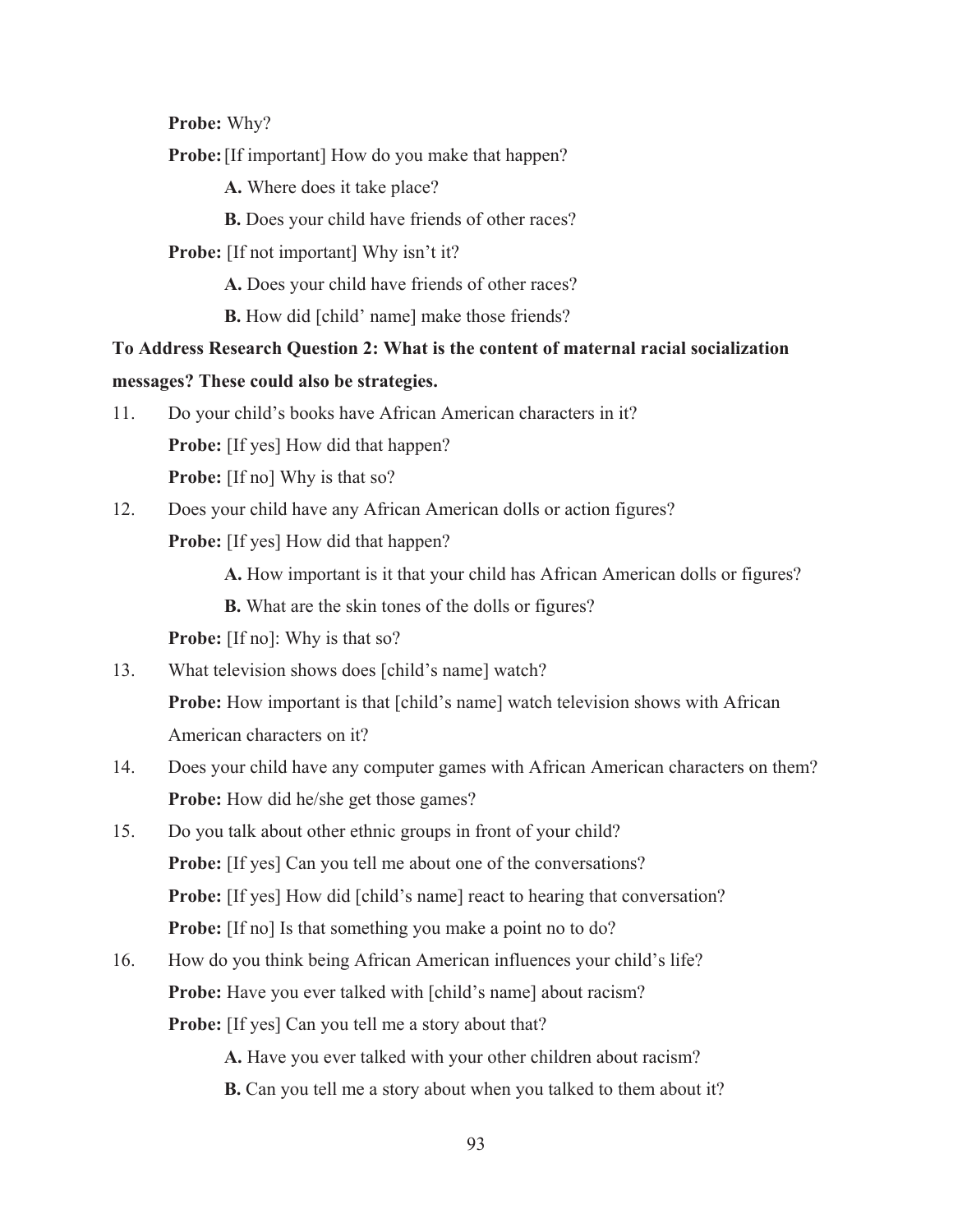**Probe:** Why?

**Probe:** [If important] How do you make that happen?

**A.** Where does it take place?

**B.** Does your child have friends of other races?

**Probe:** [If not important] Why isn't it?

**A.** Does your child have friends of other races?

**B.** How did [child' name] make those friends?

**To Address Research Question 2: What is the content of maternal racial socialization messages? These could also be strategies.**

11. Do your child's books have African American characters in it?

    **Probe:** [If yes] How did that happen?

    **Probe:** [If no] Why is that so?

12. Does your child have any African American dolls or action figures?

    **Probe:** [If yes] How did that happen?

    **A.** How important is it that your child has African American dolls or figures?

    **B.** What are the skin tones of the dolls or figures?

    **Probe:** [If no]: Why is that so?

13. What television shows does [child's name] watch?

    **Probe:** How important is that [child's name] watch television shows with African American characters on it?

14. Does your child have any computer games with African American characters on them?

    **Probe:** How did he/she get those games?

15. Do you talk about other ethnic groups in front of your child?

    **Probe:** [If yes] Can you tell me about one of the conversations?

    **Probe:** [If yes] How did [child's name] react to hearing that conversation?

    **Probe:** [If no] Is that something you make a point no to do?

16. How do you think being African American influences your child's life?

    **Probe:** Have you ever talked with [child's name] about racism?

    **Probe:** [If yes] Can you tell me a story about that?

    **A.** Have you ever talked with your other children about racism?

    **B.** Can you tell me a story about when you talked to them about it?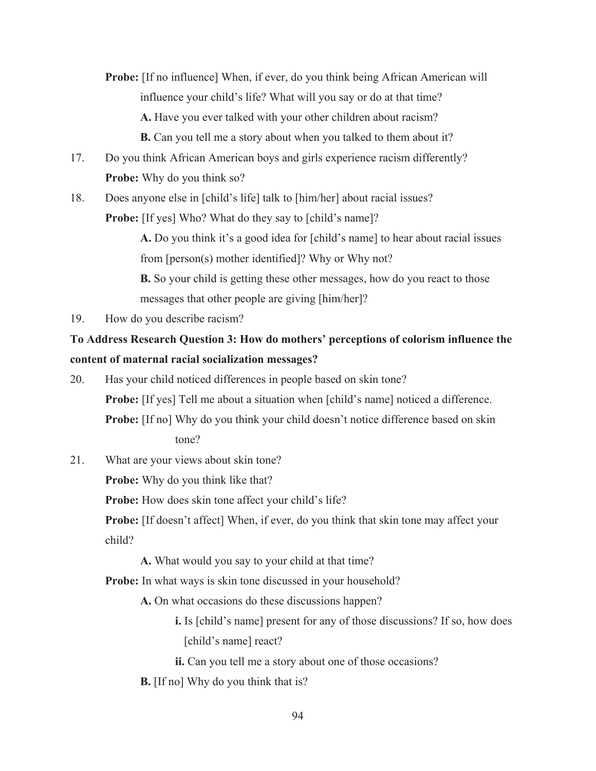**Probe:** [If no influence] When, if ever, do you think being African American will influence your child's life? What will you say or do at that time?

**A.** Have you ever talked with your other children about racism?

**B.** Can you tell me a story about when you talked to them about it?

17. Do you think African American boys and girls experience racism differently?

    **Probe:** Why do you think so?

18. Does anyone else in [child's life] talk to [him/her] about racial issues?

    **Probe:** [If yes] Who? What do they say to [child's name]?

    **A.** Do you think it's a good idea for [child's name] to hear about racial issues from [person(s) mother identified]? Why or Why not?

    **B.** So your child is getting these other messages, how do you react to those messages that other people are giving [him/her]?

19. How do you describe racism?

**To Address Research Question 3: How do mothers' perceptions of colorism influence the content of maternal racial socialization messages?**

20. Has your child noticed differences in people based on skin tone?

    **Probe:** [If yes] Tell me about a situation when [child's name] noticed a difference.

    **Probe:** [If no] Why do you think your child doesn't notice difference based on skin tone?

21. What are your views about skin tone?

    **Probe:** Why do you think like that?

    **Probe:** How does skin tone affect your child's life?

    **Probe:** [If doesn't affect] When, if ever, do you think that skin tone may affect your child?

    **A.** What would you say to your child at that time?

    **Probe:** In what ways is skin tone discussed in your household?

    **A.** On what occasions do these discussions happen?

    **i.** Is [child's name] present for any of those discussions? If so, how does [child's name] react?

    **ii.** Can you tell me a story about one of those occasions?

    **B.** [If no] Why do you think that is?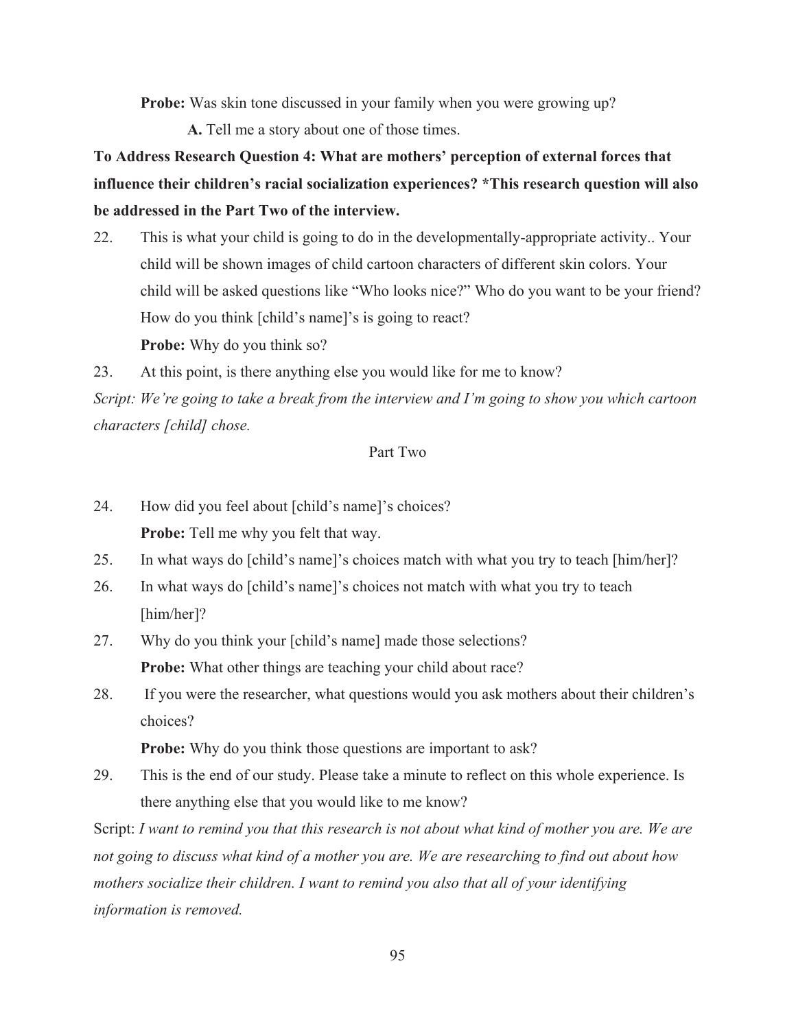**Probe:** Was skin tone discussed in your family when you were growing up?

**A.** Tell me a story about one of those times.

**To Address Research Question 4: What are mothers' perception of external forces that influence their children's racial socialization experiences? *This research question will also be addressed in the Part Two of the interview.**

22. This is what your child is going to do in the developmentally-appropriate activity.. Your child will be shown images of child cartoon characters of different skin colors. Your child will be asked questions like "Who looks nice?" Who do you want to be your friend? How do you think [child's name]'s is going to react?

    **Probe:** Why do you think so?

23. At this point, is there anything else you would like for me to know?

*Script: We're going to take a break from the interview and I'm going to show you which cartoon characters [child] chose.*

Part Two

24. How did you feel about [child's name]'s choices?

    **Probe:** Tell me why you felt that way.

25. In what ways do [child's name]'s choices match with what you try to teach [him/her]?

26. In what ways do [child's name]'s choices not match with what you try to teach [him/her]?

27. Why do you think your [child's name] made those selections?

    **Probe:** What other things are teaching your child about race?

28. If you were the researcher, what questions would you ask mothers about their children's choices?

    **Probe:** Why do you think those questions are important to ask?

29. This is the end of our study. Please take a minute to reflect on this whole experience. Is there anything else that you would like to me know?

Script: *I want to remind you that this research is not about what kind of mother you are. We are not going to discuss what kind of a mother you are. We are researching to find out about how mothers socialize their children. I want to remind you also that all of your identifying information is removed.*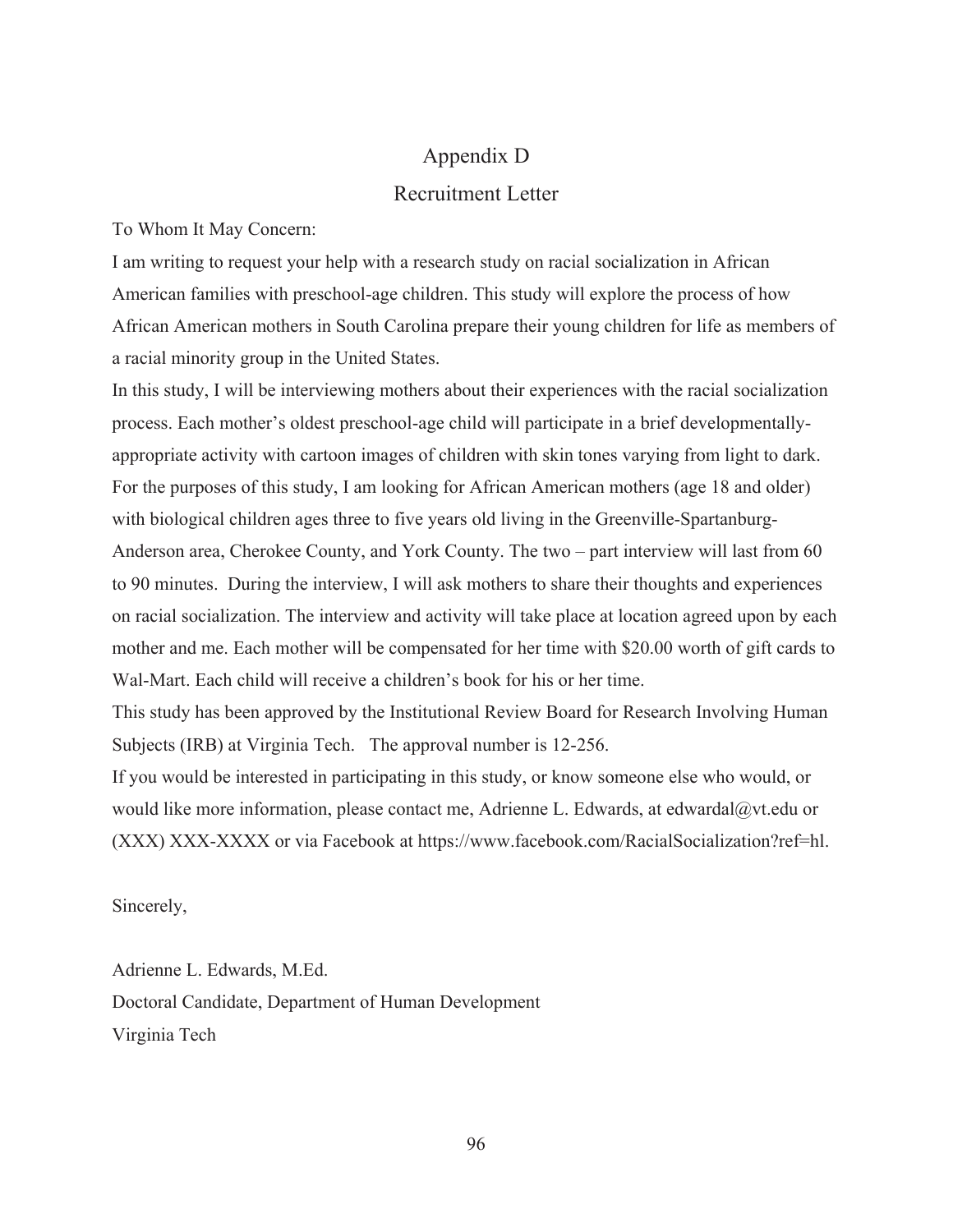# Appendix D

## Recruitment Letter

To Whom It May Concern:

I am writing to request your help with a research study on racial socialization in African American families with preschool-age children. This study will explore the process of how African American mothers in South Carolina prepare their young children for life as members of a racial minority group in the United States.

In this study, I will be interviewing mothers about their experiences with the racial socialization process. Each mother's oldest preschool-age child will participate in a brief developmentally-appropriate activity with cartoon images of children with skin tones varying from light to dark. For the purposes of this study, I am looking for African American mothers (age 18 and older) with biological children ages three to five years old living in the Greenville-Spartanburg-Anderson area, Cherokee County, and York County. The two – part interview will last from 60 to 90 minutes. During the interview, I will ask mothers to share their thoughts and experiences on racial socialization. The interview and activity will take place at location agreed upon by each mother and me. Each mother will be compensated for her time with $20.00 worth of gift cards to Wal-Mart. Each child will receive a children's book for his or her time.

This study has been approved by the Institutional Review Board for Research Involving Human Subjects (IRB) at Virginia Tech. The approval number is 12-256.

If you would be interested in participating in this study, or know someone else who would, or would like more information, please contact me, Adrienne L. Edwards, at edwardal@vt.edu or (XXX) XXX-XXXX or via Facebook at https://www.facebook.com/RacialSocialization?ref=hl.

Sincerely,

Adrienne L. Edwards, M.Ed.
Doctoral Candidate, Department of Human Development
Virginia Tech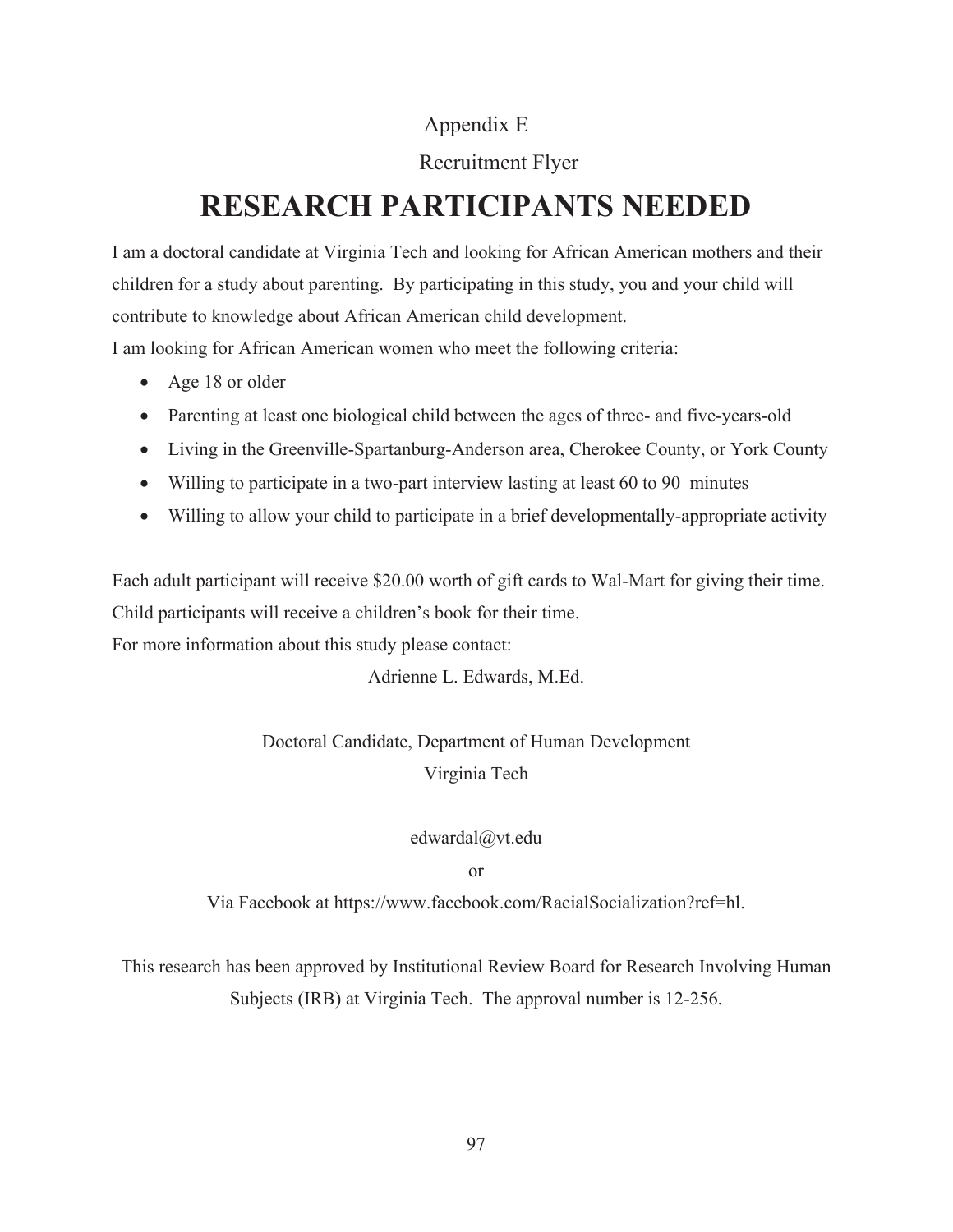Appendix E

Recruitment Flyer

# RESEARCH PARTICIPANTS NEEDED

I am a doctoral candidate at Virginia Tech and looking for African American mothers and their children for a study about parenting. By participating in this study, you and your child will contribute to knowledge about African American child development.

I am looking for African American women who meet the following criteria:

- Age 18 or older
- Parenting at least one biological child between the ages of three- and five-years-old
- Living in the Greenville-Spartanburg-Anderson area, Cherokee County, or York County
- Willing to participate in a two-part interview lasting at least 60 to 90 minutes
- Willing to allow your child to participate in a brief developmentally-appropriate activity

Each adult participant will receive $20.00 worth of gift cards to Wal-Mart for giving their time. Child participants will receive a children's book for their time.

For more information about this study please contact:

Adrienne L. Edwards, M.Ed.

Doctoral Candidate, Department of Human Development

Virginia Tech

edwardal@vt.edu

or

Via Facebook at https://www.facebook.com/RacialSocialization?ref=hl.

This research has been approved by Institutional Review Board for Research Involving Human Subjects (IRB) at Virginia Tech. The approval number is 12-256.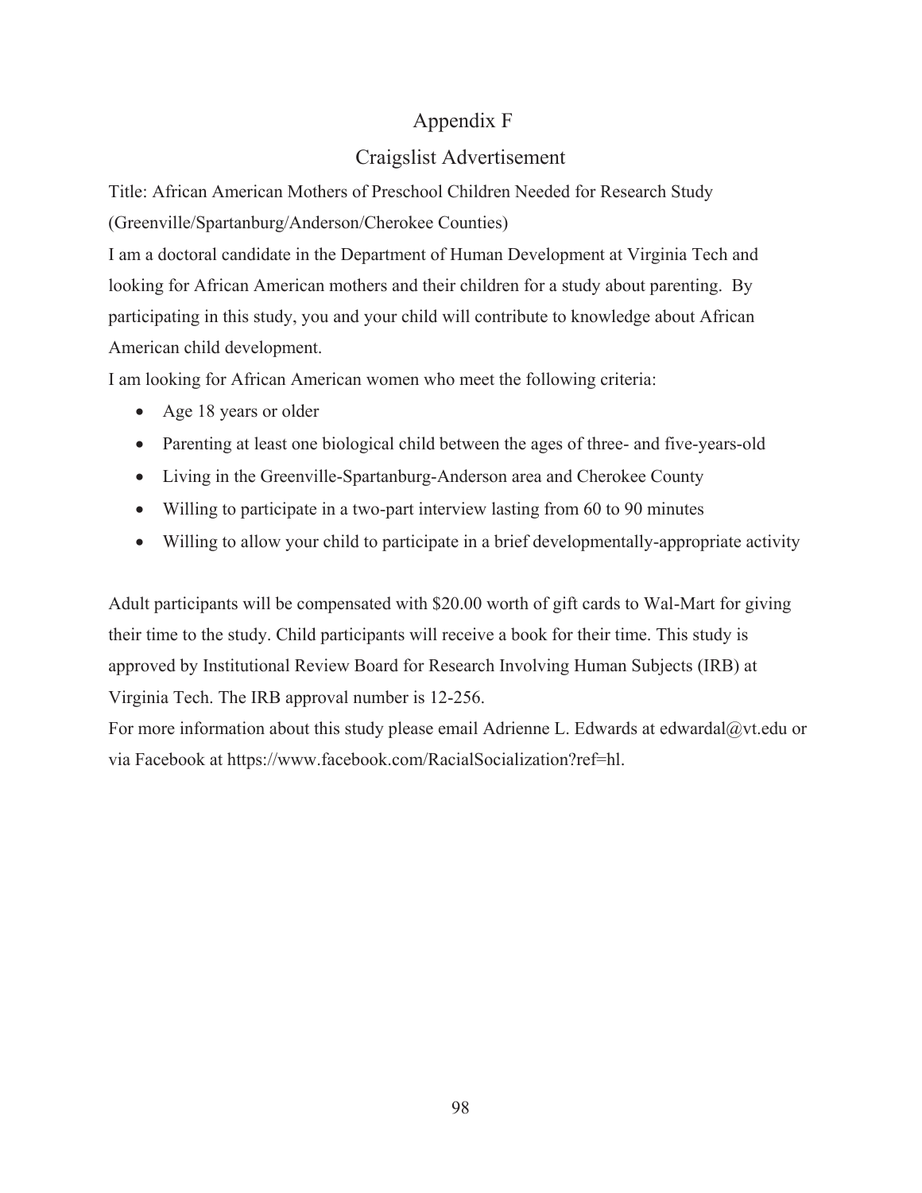# Appendix F

## Craigslist Advertisement

Title: African American Mothers of Preschool Children Needed for Research Study (Greenville/Spartanburg/Anderson/Cherokee Counties)

I am a doctoral candidate in the Department of Human Development at Virginia Tech and looking for African American mothers and their children for a study about parenting. By participating in this study, you and your child will contribute to knowledge about African American child development.

I am looking for African American women who meet the following criteria:

- Age 18 years or older
- Parenting at least one biological child between the ages of three- and five-years-old
- Living in the Greenville-Spartanburg-Anderson area and Cherokee County
- Willing to participate in a two-part interview lasting from 60 to 90 minutes
- Willing to allow your child to participate in a brief developmentally-appropriate activity

Adult participants will be compensated with $20.00 worth of gift cards to Wal-Mart for giving their time to the study. Child participants will receive a book for their time. This study is approved by Institutional Review Board for Research Involving Human Subjects (IRB) at Virginia Tech. The IRB approval number is 12-256.

For more information about this study please email Adrienne L. Edwards at edwardal@vt.edu or via Facebook at https://www.facebook.com/RacialSocialization?ref=hl.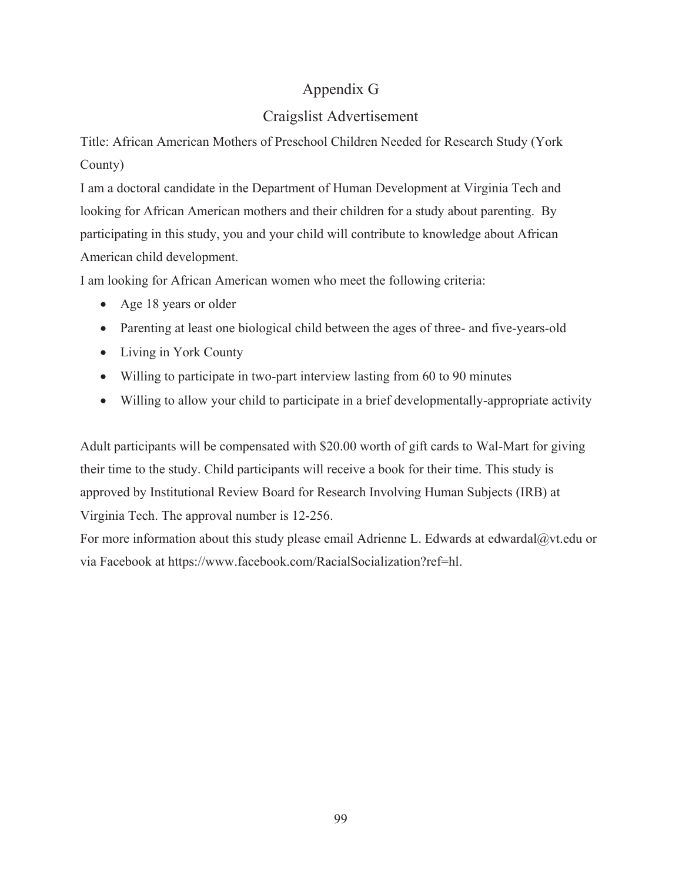# Appendix G

## Craigslist Advertisement

Title: African American Mothers of Preschool Children Needed for Research Study (York County)

I am a doctoral candidate in the Department of Human Development at Virginia Tech and looking for African American mothers and their children for a study about parenting. By participating in this study, you and your child will contribute to knowledge about African American child development.

I am looking for African American women who meet the following criteria:

- Age 18 years or older
- Parenting at least one biological child between the ages of three- and five-years-old
- Living in York County
- Willing to participate in two-part interview lasting from 60 to 90 minutes
- Willing to allow your child to participate in a brief developmentally-appropriate activity

Adult participants will be compensated with $20.00 worth of gift cards to Wal-Mart for giving their time to the study. Child participants will receive a book for their time. This study is approved by Institutional Review Board for Research Involving Human Subjects (IRB) at Virginia Tech. The approval number is 12-256.

For more information about this study please email Adrienne L. Edwards at edwardal@vt.edu or via Facebook at https://www.facebook.com/RacialSocialization?ref=hl.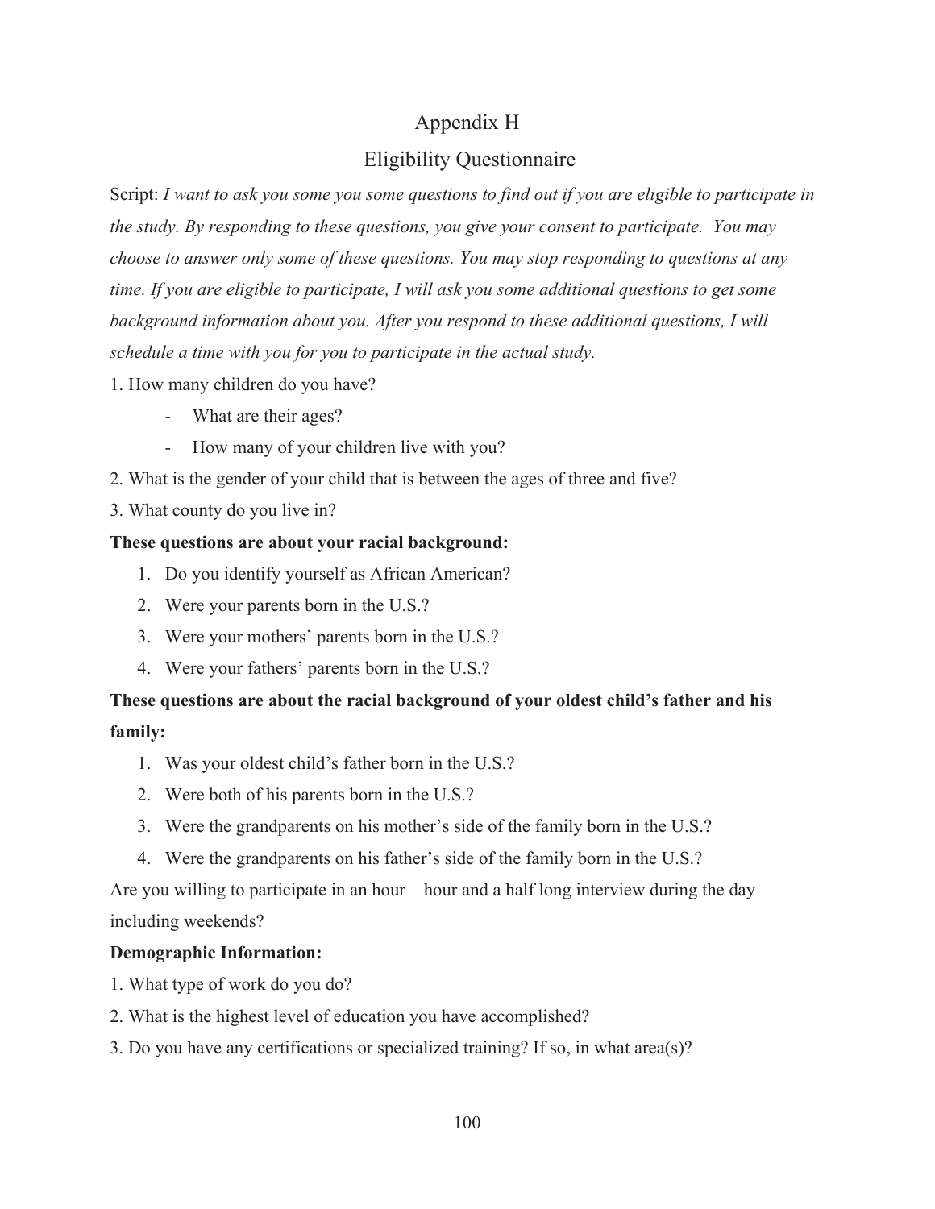# Appendix H

## Eligibility Questionnaire

Script: *I want to ask you some you some questions to find out if you are eligible to participate in the study. By responding to these questions, you give your consent to participate. You may choose to answer only some of these questions. You may stop responding to questions at any time. If you are eligible to participate, I will ask you some additional questions to get some background information about you. After you respond to these additional questions, I will schedule a time with you for you to participate in the actual study.*

1. How many children do you have?
   - What are their ages?
   - How many of your children live with you?
2. What is the gender of your child that is between the ages of three and five?
3. What county do you live in?

**These questions are about your racial background:**

1. Do you identify yourself as African American?
2. Were your parents born in the U.S.?
3. Were your mothers' parents born in the U.S.?
4. Were your fathers' parents born in the U.S.?

**These questions are about the racial background of your oldest child's father and his family:**

1. Was your oldest child's father born in the U.S.?
2. Were both of his parents born in the U.S.?
3. Were the grandparents on his mother's side of the family born in the U.S.?
4. Were the grandparents on his father's side of the family born in the U.S.?

Are you willing to participate in an hour – hour and a half long interview during the day including weekends?

**Demographic Information:**

1. What type of work do you do?
2. What is the highest level of education you have accomplished?
3. Do you have any certifications or specialized training? If so, in what area(s)?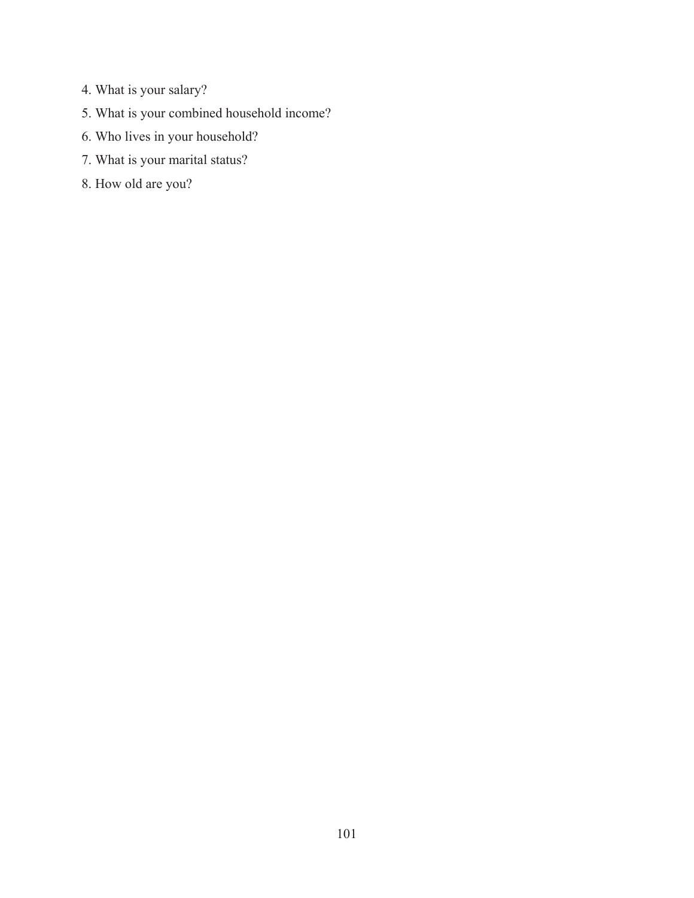4. What is your salary?
5. What is your combined household income?
6. Who lives in your household?
7. What is your marital status?
8. How old are you?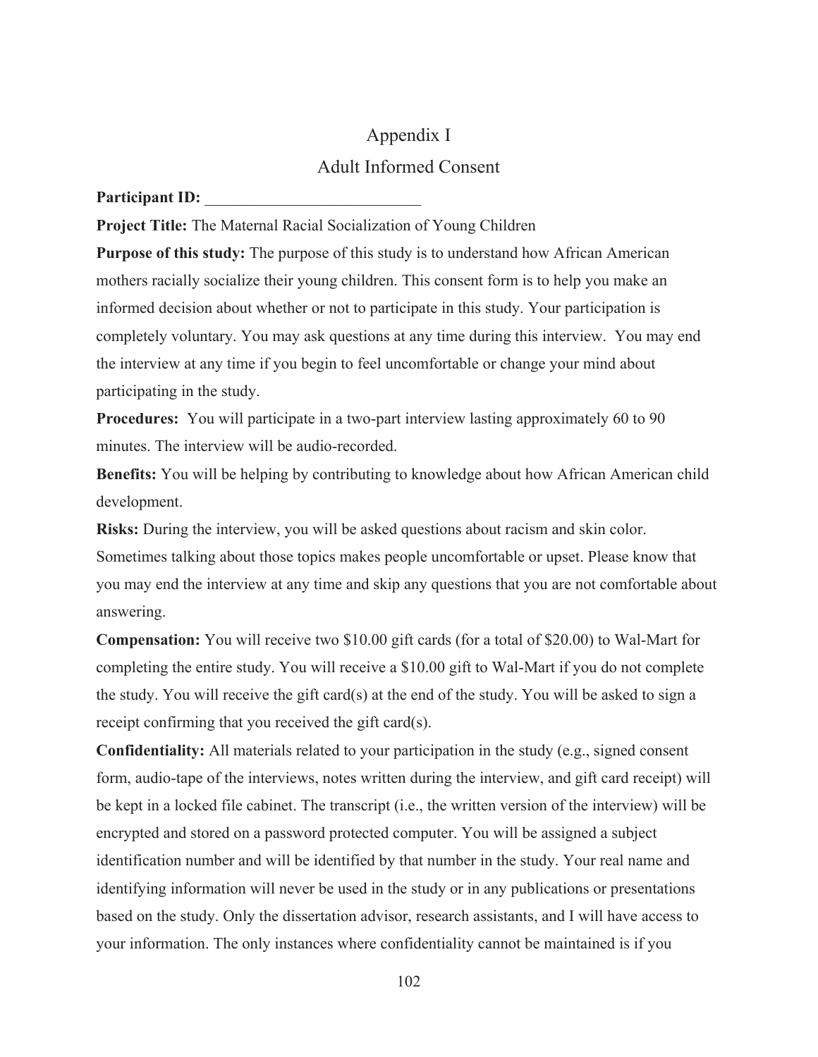# Appendix I

## Adult Informed Consent

**Participant ID:** ___________________________

**Project Title:** The Maternal Racial Socialization of Young Children

**Purpose of this study:** The purpose of this study is to understand how African American mothers racially socialize their young children. This consent form is to help you make an informed decision about whether or not to participate in this study. Your participation is completely voluntary. You may ask questions at any time during this interview. You may end the interview at any time if you begin to feel uncomfortable or change your mind about participating in the study.

**Procedures:** You will participate in a two-part interview lasting approximately 60 to 90 minutes. The interview will be audio-recorded.

**Benefits:** You will be helping by contributing to knowledge about how African American child development.

**Risks:** During the interview, you will be asked questions about racism and skin color. Sometimes talking about those topics makes people uncomfortable or upset. Please know that you may end the interview at any time and skip any questions that you are not comfortable about answering.

**Compensation:** You will receive two $10.00 gift cards (for a total of $20.00) to Wal-Mart for completing the entire study. You will receive a $10.00 gift to Wal-Mart if you do not complete the study. You will receive the gift card(s) at the end of the study. You will be asked to sign a receipt confirming that you received the gift card(s).

**Confidentiality:** All materials related to your participation in the study (e.g., signed consent form, audio-tape of the interviews, notes written during the interview, and gift card receipt) will be kept in a locked file cabinet. The transcript (i.e., the written version of the interview) will be encrypted and stored on a password protected computer. You will be assigned a subject identification number and will be identified by that number in the study. Your real name and identifying information will never be used in the study or in any publications or presentations based on the study. Only the dissertation advisor, research assistants, and I will have access to your information. The only instances where confidentiality cannot be maintained is if you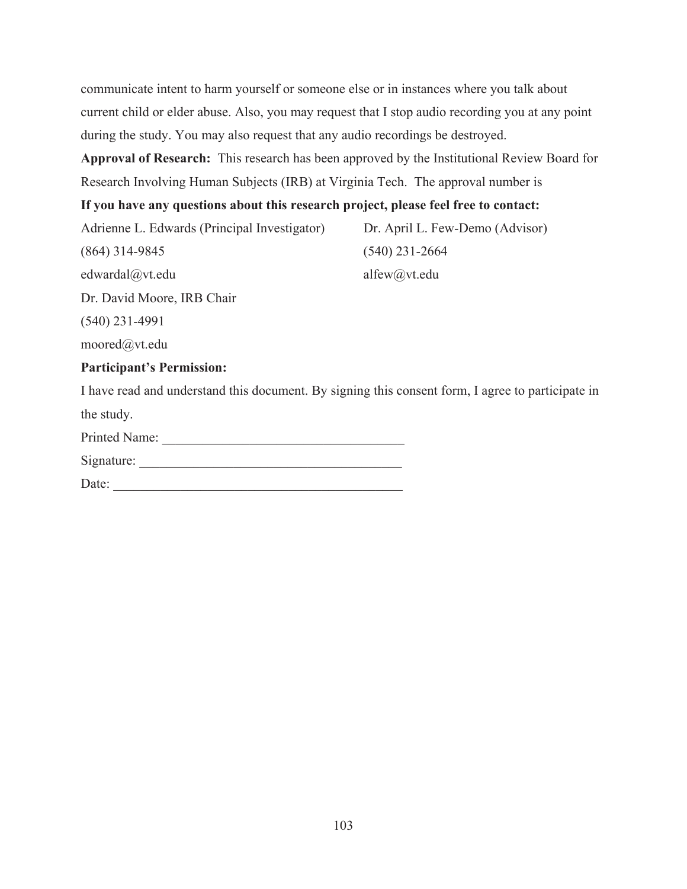communicate intent to harm yourself or someone else or in instances where you talk about current child or elder abuse. Also, you may request that I stop audio recording you at any point during the study. You may also request that any audio recordings be destroyed.

**Approval of Research:** This research has been approved by the Institutional Review Board for Research Involving Human Subjects (IRB) at Virginia Tech. The approval number is

**If you have any questions about this research project, please feel free to contact:**

Adrienne L. Edwards (Principal Investigator)
(864) 314-9845
edwardal@vt.edu

Dr. April L. Few-Demo (Advisor)
(540) 231-2664
alfew@vt.edu

Dr. David Moore, IRB Chair
(540) 231-4991
moored@vt.edu

**Participant's Permission:**

I have read and understand this document. By signing this consent form, I agree to participate in the study.

Printed Name: ___________________________________

Signature: ______________________________________

Date: __________________________________________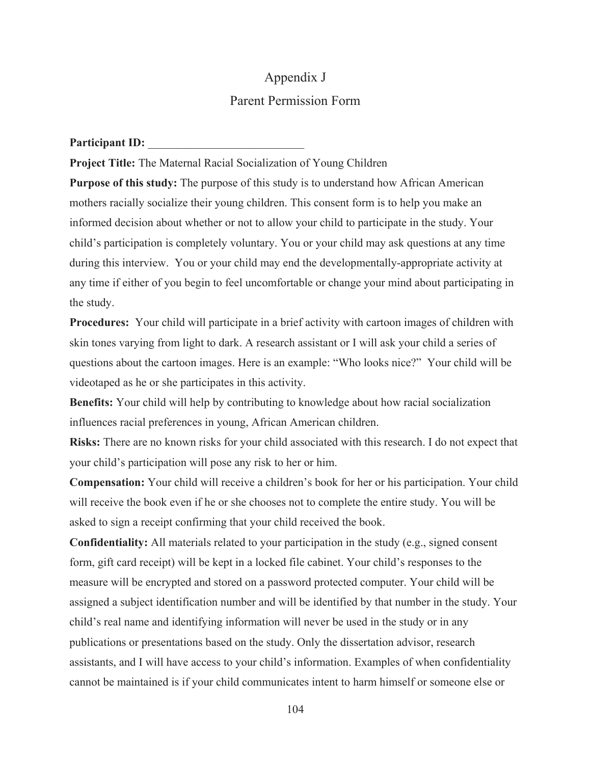# Appendix J

## Parent Permission Form

**Participant ID:** ___________________________

**Project Title:** The Maternal Racial Socialization of Young Children

**Purpose of this study:** The purpose of this study is to understand how African American mothers racially socialize their young children. This consent form is to help you make an informed decision about whether or not to allow your child to participate in the study. Your child's participation is completely voluntary. You or your child may ask questions at any time during this interview. You or your child may end the developmentally-appropriate activity at any time if either of you begin to feel uncomfortable or change your mind about participating in the study.

**Procedures:** Your child will participate in a brief activity with cartoon images of children with skin tones varying from light to dark. A research assistant or I will ask your child a series of questions about the cartoon images. Here is an example: "Who looks nice?" Your child will be videotaped as he or she participates in this activity.

**Benefits:** Your child will help by contributing to knowledge about how racial socialization influences racial preferences in young, African American children.

**Risks:** There are no known risks for your child associated with this research. I do not expect that your child's participation will pose any risk to her or him.

**Compensation:** Your child will receive a children's book for her or his participation. Your child will receive the book even if he or she chooses not to complete the entire study. You will be asked to sign a receipt confirming that your child received the book.

**Confidentiality:** All materials related to your participation in the study (e.g., signed consent form, gift card receipt) will be kept in a locked file cabinet. Your child's responses to the measure will be encrypted and stored on a password protected computer. Your child will be assigned a subject identification number and will be identified by that number in the study. Your child's real name and identifying information will never be used in the study or in any publications or presentations based on the study. Only the dissertation advisor, research assistants, and I will have access to your child's information. Examples of when confidentiality cannot be maintained is if your child communicates intent to harm himself or someone else or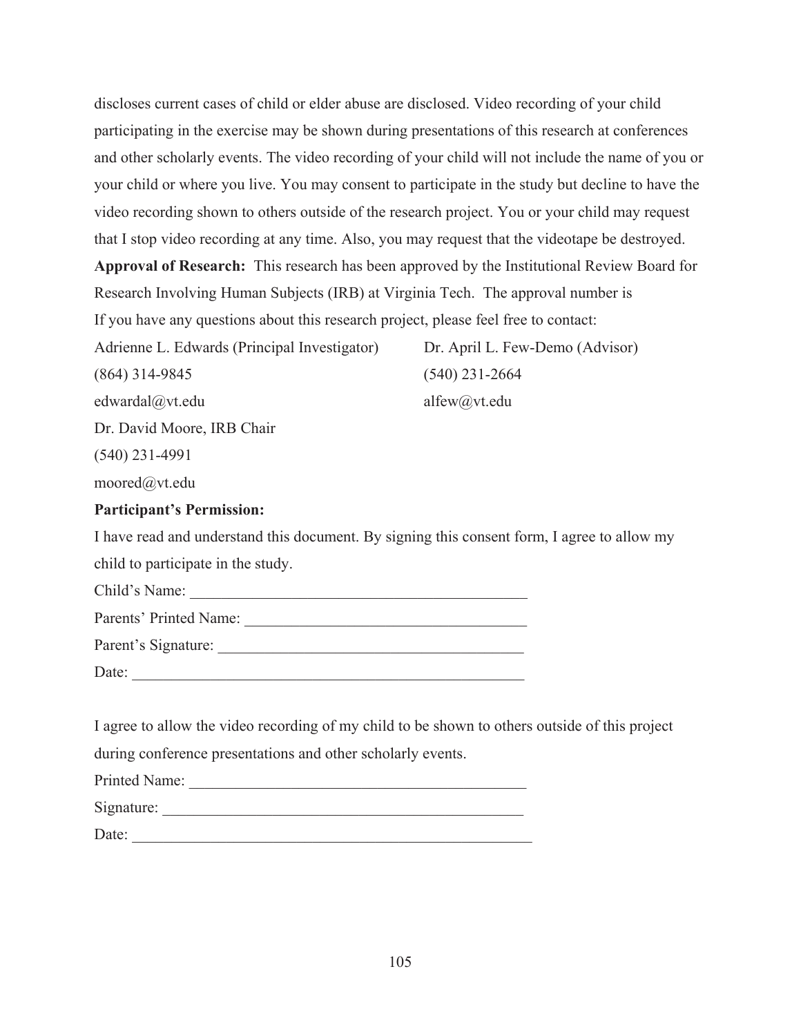discloses current cases of child or elder abuse are disclosed. Video recording of your child participating in the exercise may be shown during presentations of this research at conferences and other scholarly events. The video recording of your child will not include the name of you or your child or where you live. You may consent to participate in the study but decline to have the video recording shown to others outside of the research project. You or your child may request that I stop video recording at any time. Also, you may request that the videotape be destroyed.

**Approval of Research:** This research has been approved by the Institutional Review Board for Research Involving Human Subjects (IRB) at Virginia Tech. The approval number is

If you have any questions about this research project, please feel free to contact:

Adrienne L. Edwards (Principal Investigator)
(864) 314-9845
edwardal@vt.edu

Dr. April L. Few-Demo (Advisor)
(540) 231-2664
alfew@vt.edu

Dr. David Moore, IRB Chair
(540) 231-4991
moored@vt.edu

**Participant's Permission:**

I have read and understand this document. By signing this consent form, I agree to allow my child to participate in the study.

Child's Name: ____________________________________________

Parents' Printed Name: ____________________________________

Parent's Signature: _______________________________________

Date: ___________________________________________________

I agree to allow the video recording of my child to be shown to others outside of this project during conference presentations and other scholarly events.

Printed Name: ____________________________________________

Signature: _______________________________________________

Date: ____________________________________________________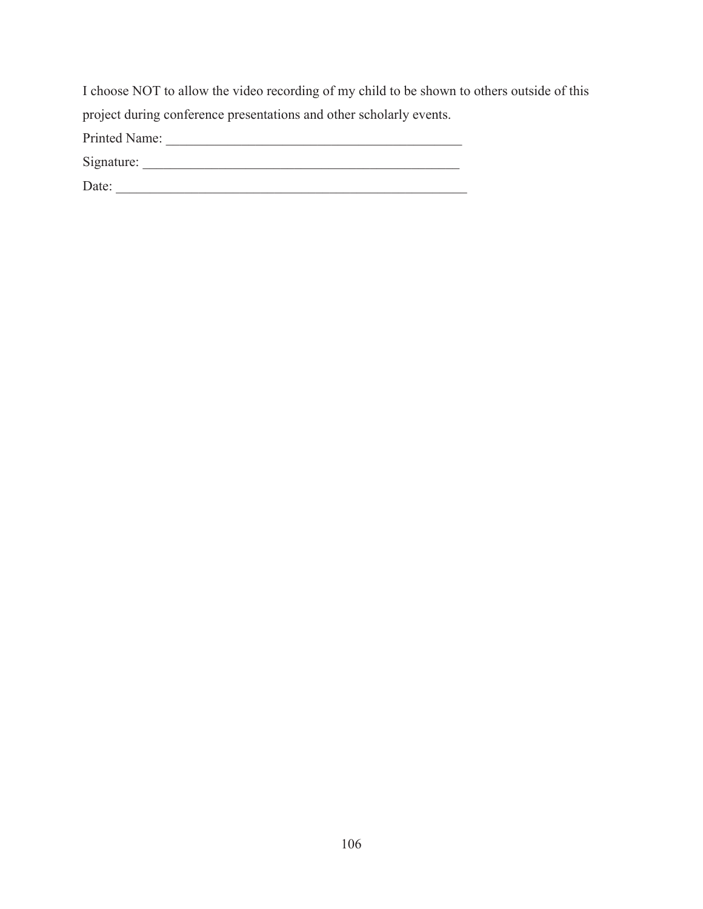I choose NOT to allow the video recording of my child to be shown to others outside of this project during conference presentations and other scholarly events.

Printed Name: ____________________________________________

Signature: _______________________________________________

Date: ____________________________________________________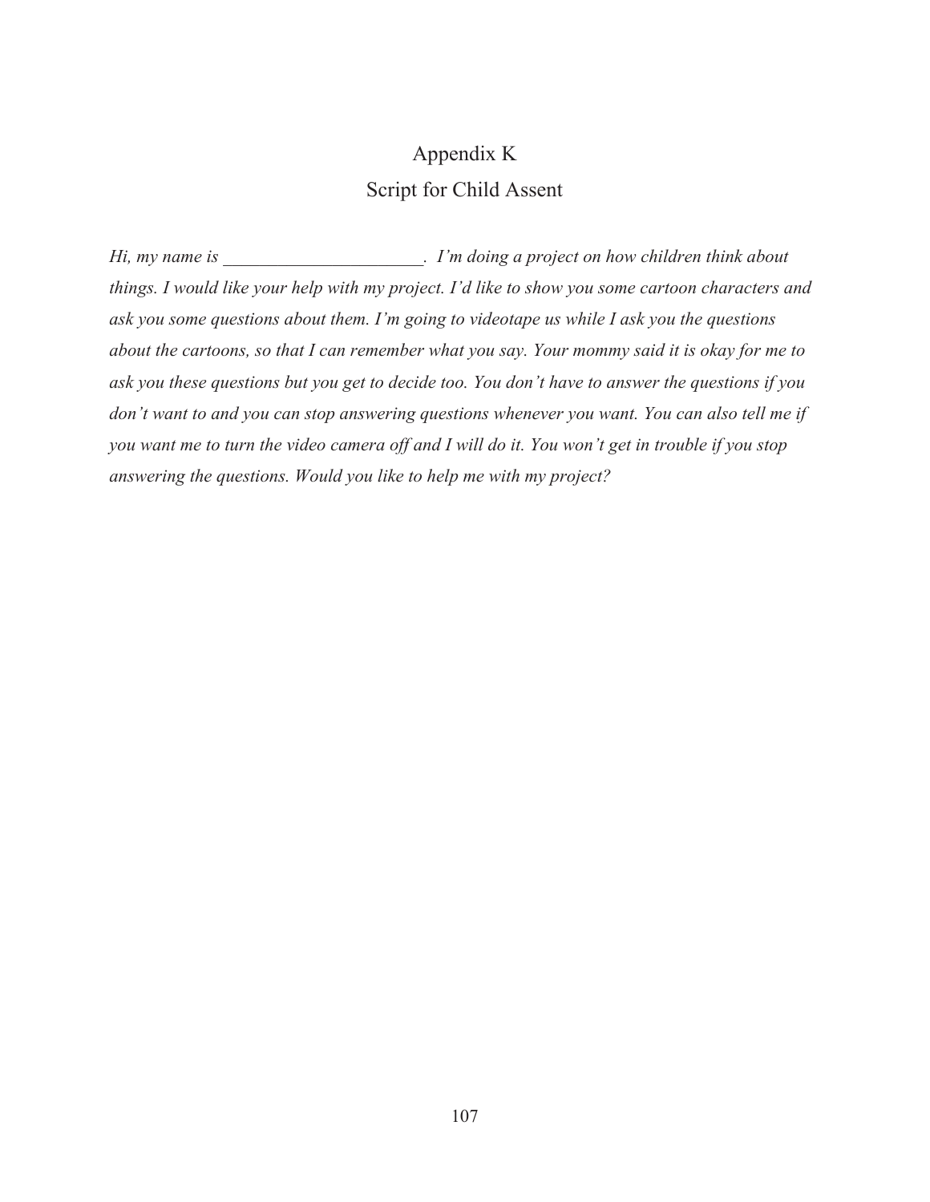# Appendix K

## Script for Child Assent

*Hi, my name is ______________________. I'm doing a project on how children think about things. I would like your help with my project. I'd like to show you some cartoon characters and ask you some questions about them. I'm going to videotape us while I ask you the questions about the cartoons, so that I can remember what you say. Your mommy said it is okay for me to ask you these questions but you get to decide too. You don't have to answer the questions if you don't want to and you can stop answering questions whenever you want. You can also tell me if you want me to turn the video camera off and I will do it. You won't get in trouble if you stop answering the questions. Would you like to help me with my project?*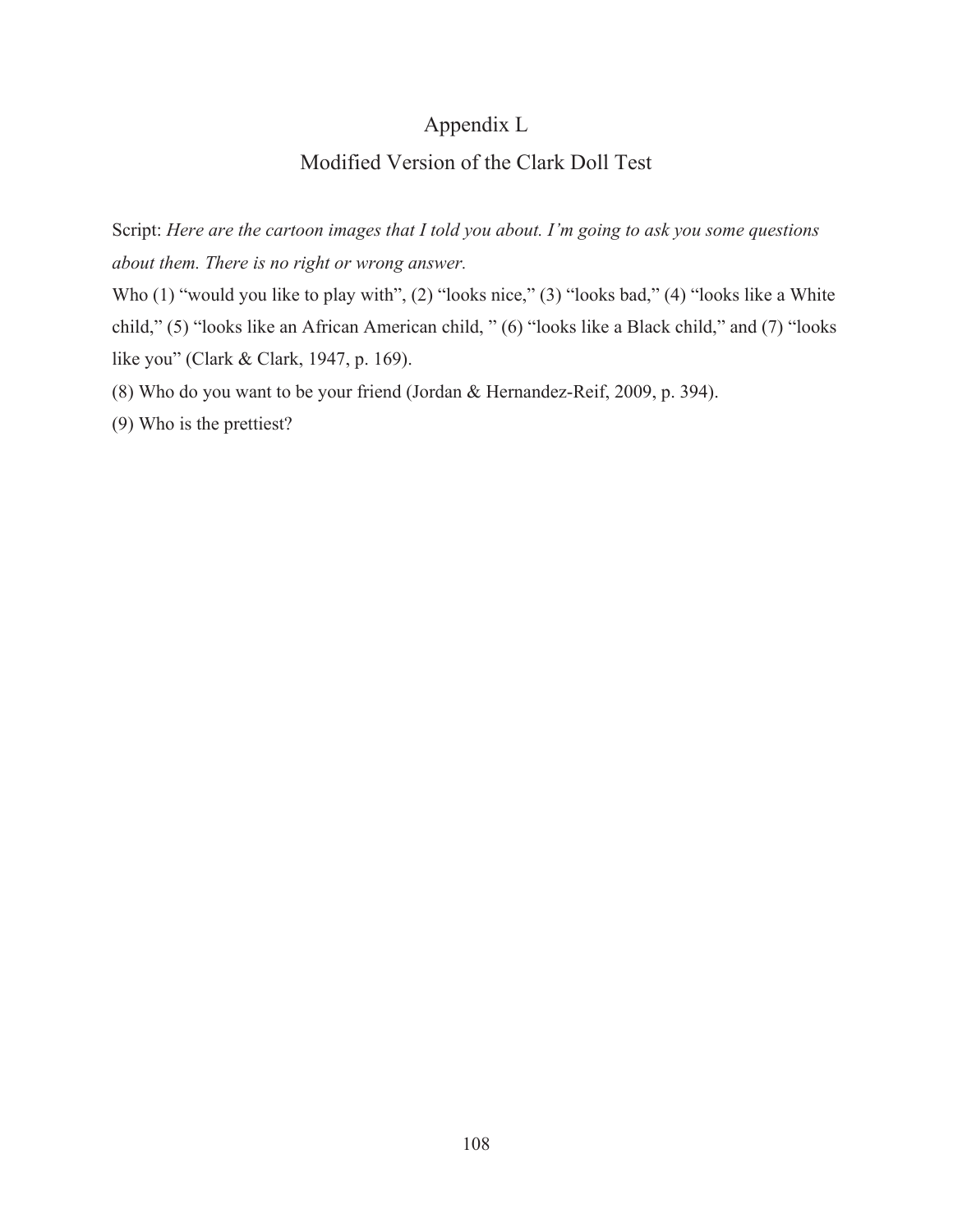# Appendix L

## Modified Version of the Clark Doll Test

Script: *Here are the cartoon images that I told you about. I'm going to ask you some questions about them. There is no right or wrong answer.*

Who (1) "would you like to play with", (2) "looks nice," (3) "looks bad," (4) "looks like a White child," (5) "looks like an African American child, " (6) "looks like a Black child," and (7) "looks like you" (Clark & Clark, 1947, p. 169).

(8) Who do you want to be your friend (Jordan & Hernandez-Reif, 2009, p. 394).

(9) Who is the prettiest?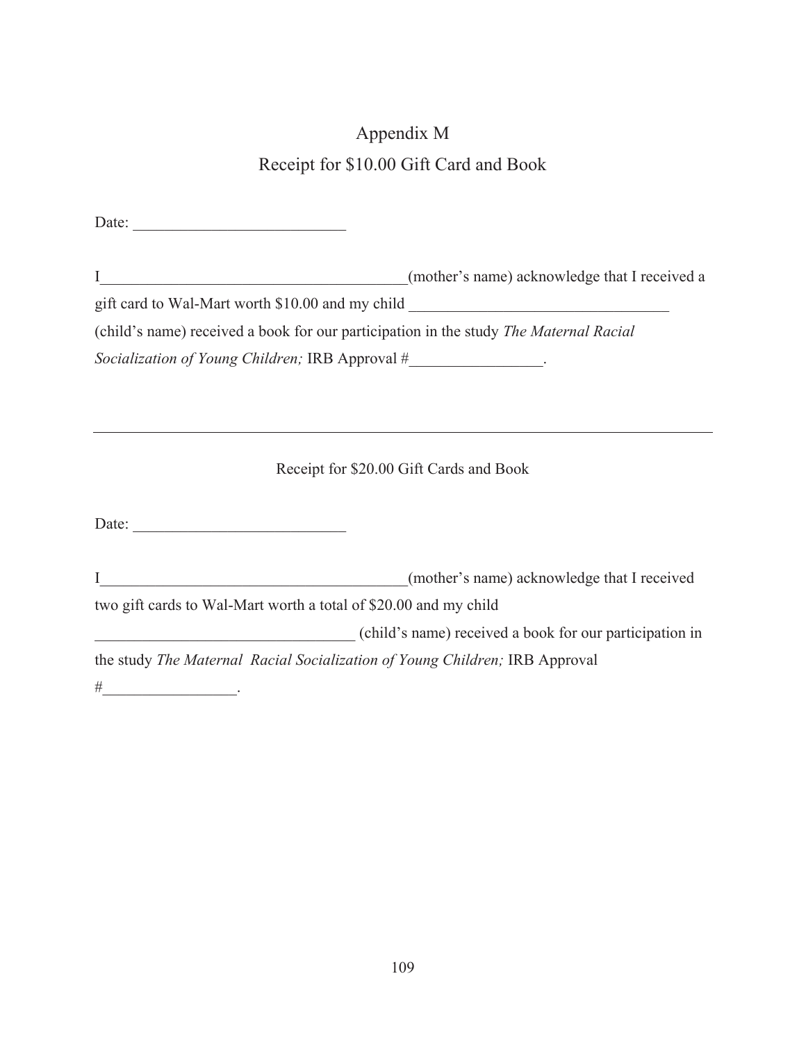# Appendix M

## Receipt for $10.00 Gift Card and Book

Date: ___________________________

I________________________________________(mother's name) acknowledge that I received a gift card to Wal-Mart worth $10.00 and my child __________________________________ (child's name) received a book for our participation in the study *The Maternal Racial Socialization of Young Children;* IRB Approval #_________________.

---

## Receipt for $20.00 Gift Cards and Book

Date: ___________________________

I________________________________________(mother's name) acknowledge that I received two gift cards to Wal-Mart worth a total of $20.00 and my child _________________________________ (child's name) received a book for our participation in the study *The Maternal Racial Socialization of Young Children;* IRB Approval #_________________.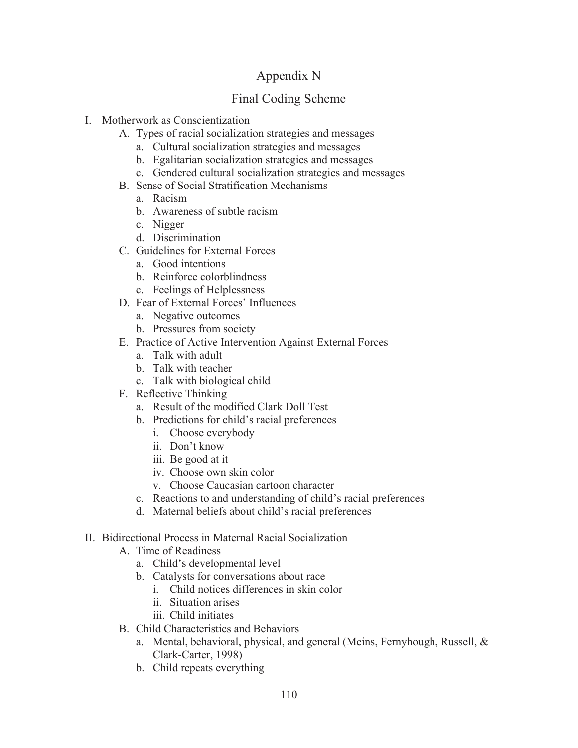# Appendix N

## Final Coding Scheme

I. Motherwork as Conscientization
   A. Types of racial socialization strategies and messages
      a. Cultural socialization strategies and messages
      b. Egalitarian socialization strategies and messages
      c. Gendered cultural socialization strategies and messages
   B. Sense of Social Stratification Mechanisms
      a. Racism
      b. Awareness of subtle racism
      c. Nigger
      d. Discrimination
   C. Guidelines for External Forces
      a. Good intentions
      b. Reinforce colorblindness
      c. Feelings of Helplessness
   D. Fear of External Forces' Influences
      a. Negative outcomes
      b. Pressures from society
   E. Practice of Active Intervention Against External Forces
      a. Talk with adult
      b. Talk with teacher
      c. Talk with biological child
   F. Reflective Thinking
      a. Result of the modified Clark Doll Test
      b. Predictions for child's racial preferences
         i. Choose everybody
         ii. Don't know
         iii. Be good at it
         iv. Choose own skin color
         v. Choose Caucasian cartoon character
      c. Reactions to and understanding of child's racial preferences
      d. Maternal beliefs about child's racial preferences

II. Bidirectional Process in Maternal Racial Socialization
   A. Time of Readiness
      a. Child's developmental level
      b. Catalysts for conversations about race
         i. Child notices differences in skin color
         ii. Situation arises
         iii. Child initiates
   B. Child Characteristics and Behaviors
      a. Mental, behavioral, physical, and general (Meins, Fernyhough, Russell, & Clark-Carter, 1998)
      b. Child repeats everything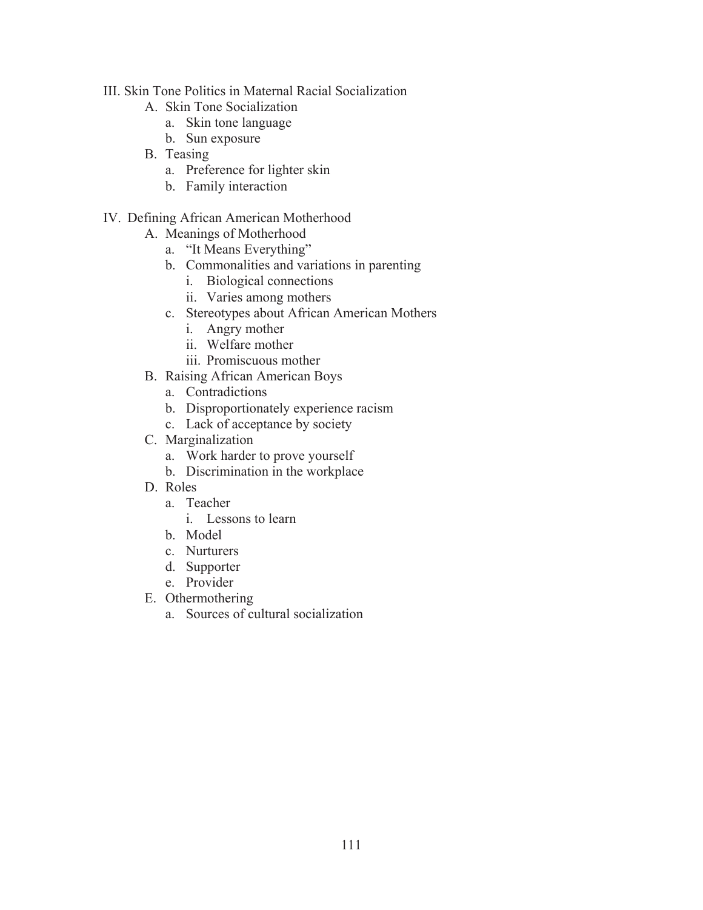III. Skin Tone Politics in Maternal Racial Socialization
   - A. Skin Tone Socialization
      - a. Skin tone language
      - b. Sun exposure
   - B. Teasing
      - a. Preference for lighter skin
      - b. Family interaction

IV. Defining African American Motherhood
   - A. Meanings of Motherhood
      - a. "It Means Everything"
      - b. Commonalities and variations in parenting
         - i. Biological connections
         - ii. Varies among mothers
      - c. Stereotypes about African American Mothers
         - i. Angry mother
         - ii. Welfare mother
         - iii. Promiscuous mother
   - B. Raising African American Boys
      - a. Contradictions
      - b. Disproportionately experience racism
      - c. Lack of acceptance by society
   - C. Marginalization
      - a. Work harder to prove yourself
      - b. Discrimination in the workplace
   - D. Roles
      - a. Teacher
         - i. Lessons to learn
      - b. Model
      - c. Nurturers
      - d. Supporter
      - e. Provider
   - E. Othermothering
      - a. Sources of cultural socialization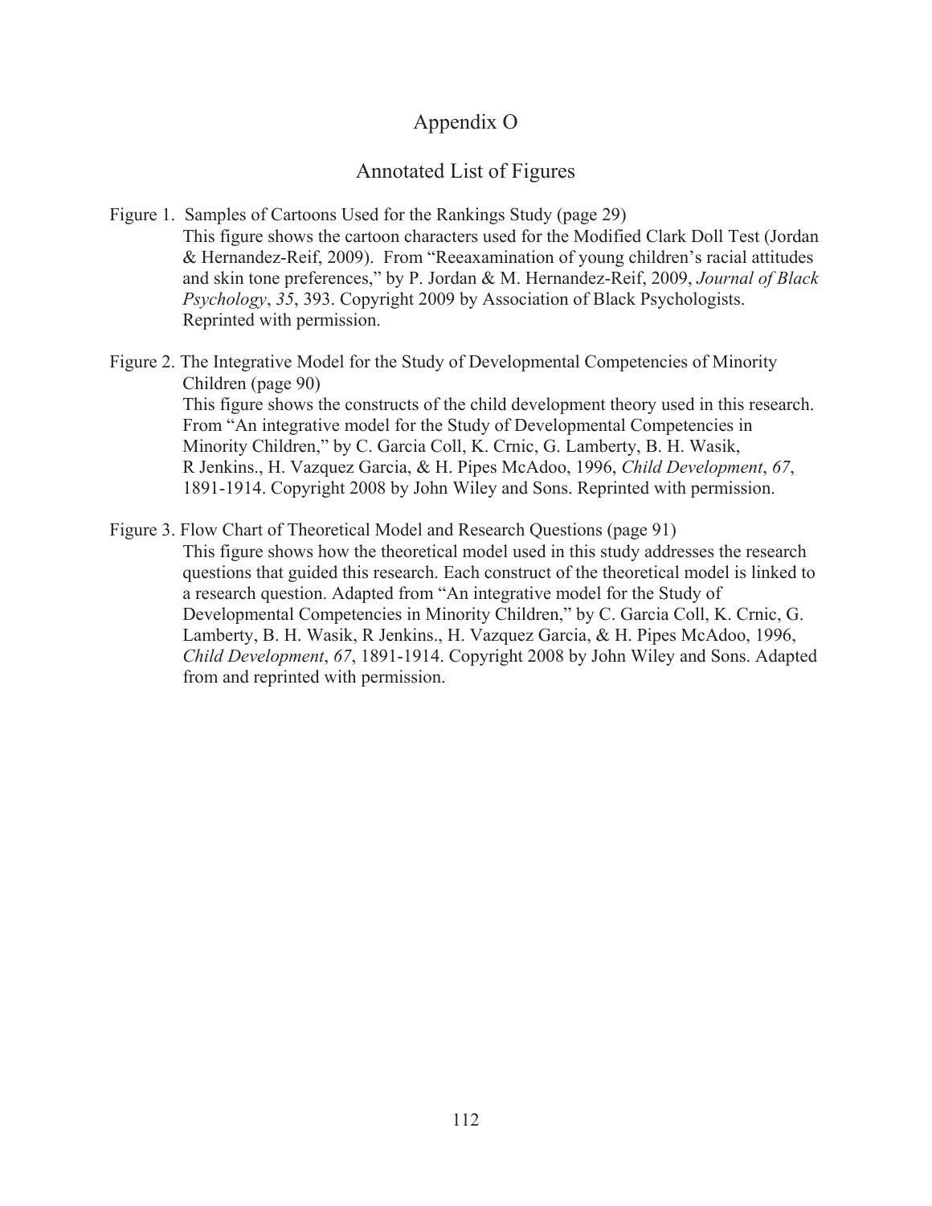# Appendix O

## Annotated List of Figures

Figure 1. Samples of Cartoons Used for the Rankings Study (page 29)

This figure shows the cartoon characters used for the Modified Clark Doll Test (Jordan & Hernandez-Reif, 2009). From "Reeaxamination of young children's racial attitudes and skin tone preferences," by P. Jordan & M. Hernandez-Reif, 2009, *Journal of Black Psychology*, *35*, 393. Copyright 2009 by Association of Black Psychologists. Reprinted with permission.

Figure 2. The Integrative Model for the Study of Developmental Competencies of Minority Children (page 90)

This figure shows the constructs of the child development theory used in this research. From "An integrative model for the Study of Developmental Competencies in Minority Children," by C. Garcia Coll, K. Crnic, G. Lamberty, B. H. Wasik, R Jenkins., H. Vazquez Garcia, & H. Pipes McAdoo, 1996, *Child Development*, *67*, 1891-1914. Copyright 2008 by John Wiley and Sons. Reprinted with permission.

Figure 3. Flow Chart of Theoretical Model and Research Questions (page 91)

This figure shows how the theoretical model used in this study addresses the research questions that guided this research. Each construct of the theoretical model is linked to a research question. Adapted from "An integrative model for the Study of Developmental Competencies in Minority Children," by C. Garcia Coll, K. Crnic, G. Lamberty, B. H. Wasik, R Jenkins., H. Vazquez Garcia, & H. Pipes McAdoo, 1996, *Child Development*, *67*, 1891-1914. Copyright 2008 by John Wiley and Sons. Adapted from and reprinted with permission.